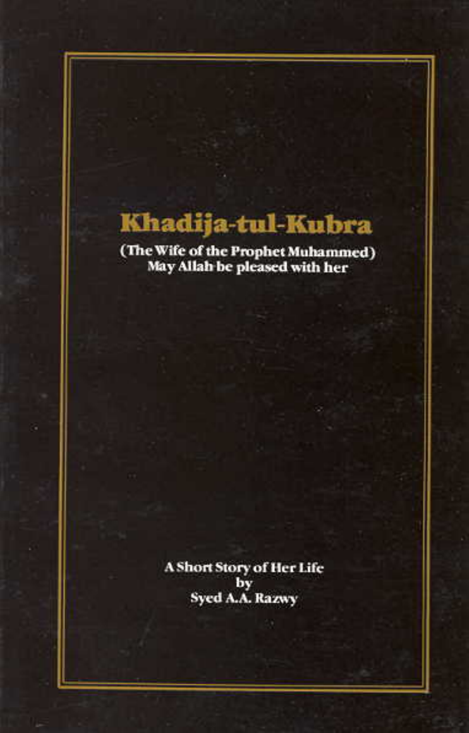# Khadija-tul-Kubra

(The Wife of the Prophet Muhammed)
May Allah be pleased with her

A Short Story of Her Life
by
Syed A.A. Razwy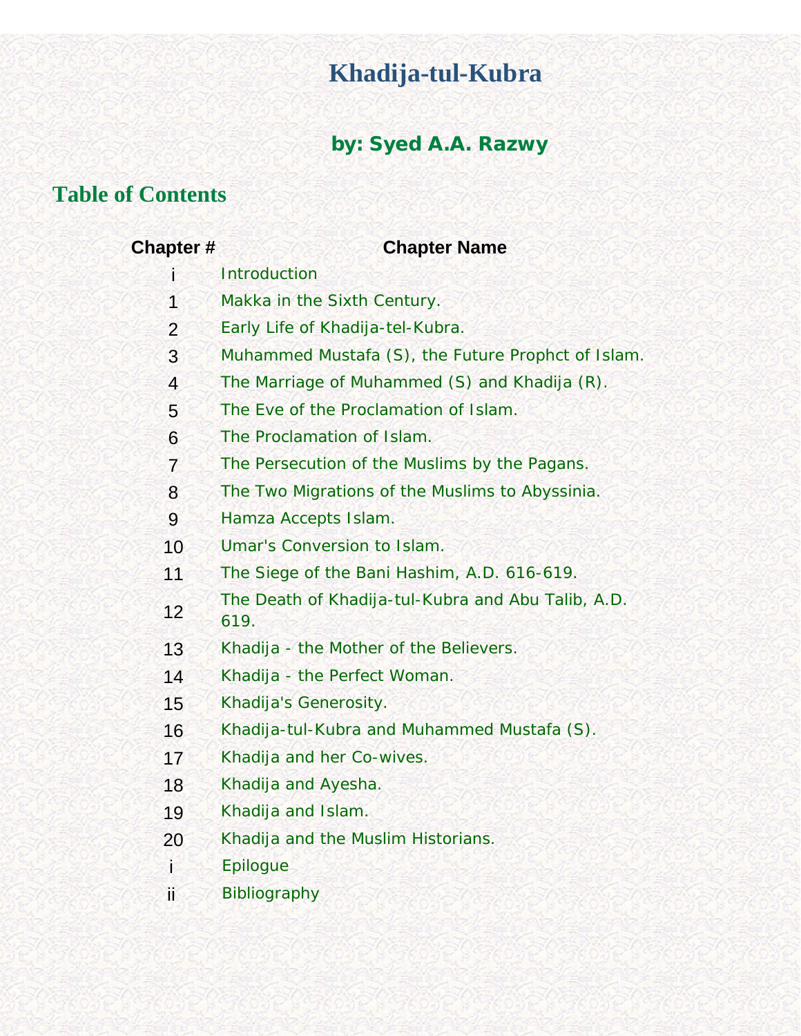# Khadija-tul-Kubra

## by: Syed A.A. Razwy

## Table of Contents

| Chapter # | Chapter Name |
|---|---|
| i | Introduction |
| 1 | Makka in the Sixth Century. |
| 2 | Early Life of Khadija-tel-Kubra. |
| 3 | Muhammed Mustafa (S), the Future Prophct of Islam. |
| 4 | The Marriage of Muhammed (S) and Khadija (R). |
| 5 | The Eve of the Proclamation of Islam. |
| 6 | The Proclamation of Islam. |
| 7 | The Persecution of the Muslims by the Pagans. |
| 8 | The Two Migrations of the Muslims to Abyssinia. |
| 9 | Hamza Accepts Islam. |
| 10 | Umar's Conversion to Islam. |
| 11 | The Siege of the Bani Hashim, A.D. 616-619. |
| 12 | The Death of Khadija-tul-Kubra and Abu Talib, A.D. 619. |
| 13 | Khadija - the Mother of the Believers. |
| 14 | Khadija - the Perfect Woman. |
| 15 | Khadija's Generosity. |
| 16 | Khadija-tul-Kubra and Muhammed Mustafa (S). |
| 17 | Khadija and her Co-wives. |
| 18 | Khadija and Ayesha. |
| 19 | Khadija and Islam. |
| 20 | Khadija and the Muslim Historians. |
| i | Epilogue |
| ii | Bibliography |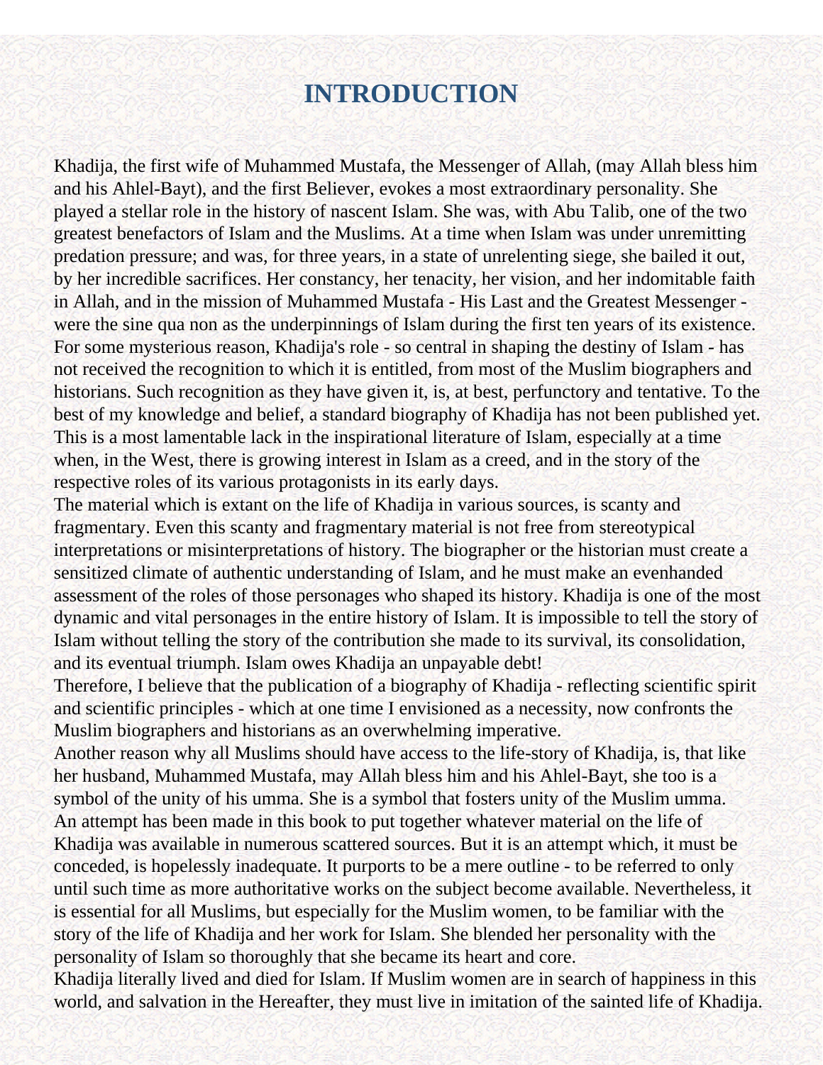# INTRODUCTION

Khadija, the first wife of Muhammed Mustafa, the Messenger of Allah, (may Allah bless him and his Ahlel-Bayt), and the first Believer, evokes a most extraordinary personality. She played a stellar role in the history of nascent Islam. She was, with Abu Talib, one of the two greatest benefactors of Islam and the Muslims. At a time when Islam was under unremitting predation pressure; and was, for three years, in a state of unrelenting siege, she bailed it out, by her incredible sacrifices. Her constancy, her tenacity, her vision, and her indomitable faith in Allah, and in the mission of Muhammed Mustafa - His Last and the Greatest Messenger - were the sine qua non as the underpinnings of Islam during the first ten years of its existence. For some mysterious reason, Khadija's role - so central in shaping the destiny of Islam - has not received the recognition to which it is entitled, from most of the Muslim biographers and historians. Such recognition as they have given it, is, at best, perfunctory and tentative. To the best of my knowledge and belief, a standard biography of Khadija has not been published yet. This is a most lamentable lack in the inspirational literature of Islam, especially at a time when, in the West, there is growing interest in Islam as a creed, and in the story of the respective roles of its various protagonists in its early days.

The material which is extant on the life of Khadija in various sources, is scanty and fragmentary. Even this scanty and fragmentary material is not free from stereotypical interpretations or misinterpretations of history. The biographer or the historian must create a sensitized climate of authentic understanding of Islam, and he must make an evenhanded assessment of the roles of those personages who shaped its history. Khadija is one of the most dynamic and vital personages in the entire history of Islam. It is impossible to tell the story of Islam without telling the story of the contribution she made to its survival, its consolidation, and its eventual triumph. Islam owes Khadija an unpayable debt!

Therefore, I believe that the publication of a biography of Khadija - reflecting scientific spirit and scientific principles - which at one time I envisioned as a necessity, now confronts the Muslim biographers and historians as an overwhelming imperative.

Another reason why all Muslims should have access to the life-story of Khadija, is, that like her husband, Muhammed Mustafa, may Allah bless him and his Ahlel-Bayt, she too is a symbol of the unity of his umma. She is a symbol that fosters unity of the Muslim umma.

An attempt has been made in this book to put together whatever material on the life of Khadija was available in numerous scattered sources. But it is an attempt which, it must be conceded, is hopelessly inadequate. It purports to be a mere outline - to be referred to only until such time as more authoritative works on the subject become available. Nevertheless, it is essential for all Muslims, but especially for the Muslim women, to be familiar with the story of the life of Khadija and her work for Islam. She blended her personality with the personality of Islam so thoroughly that she became its heart and core.

Khadija literally lived and died for Islam. If Muslim women are in search of happiness in this world, and salvation in the Hereafter, they must live in imitation of the sainted life of Khadija.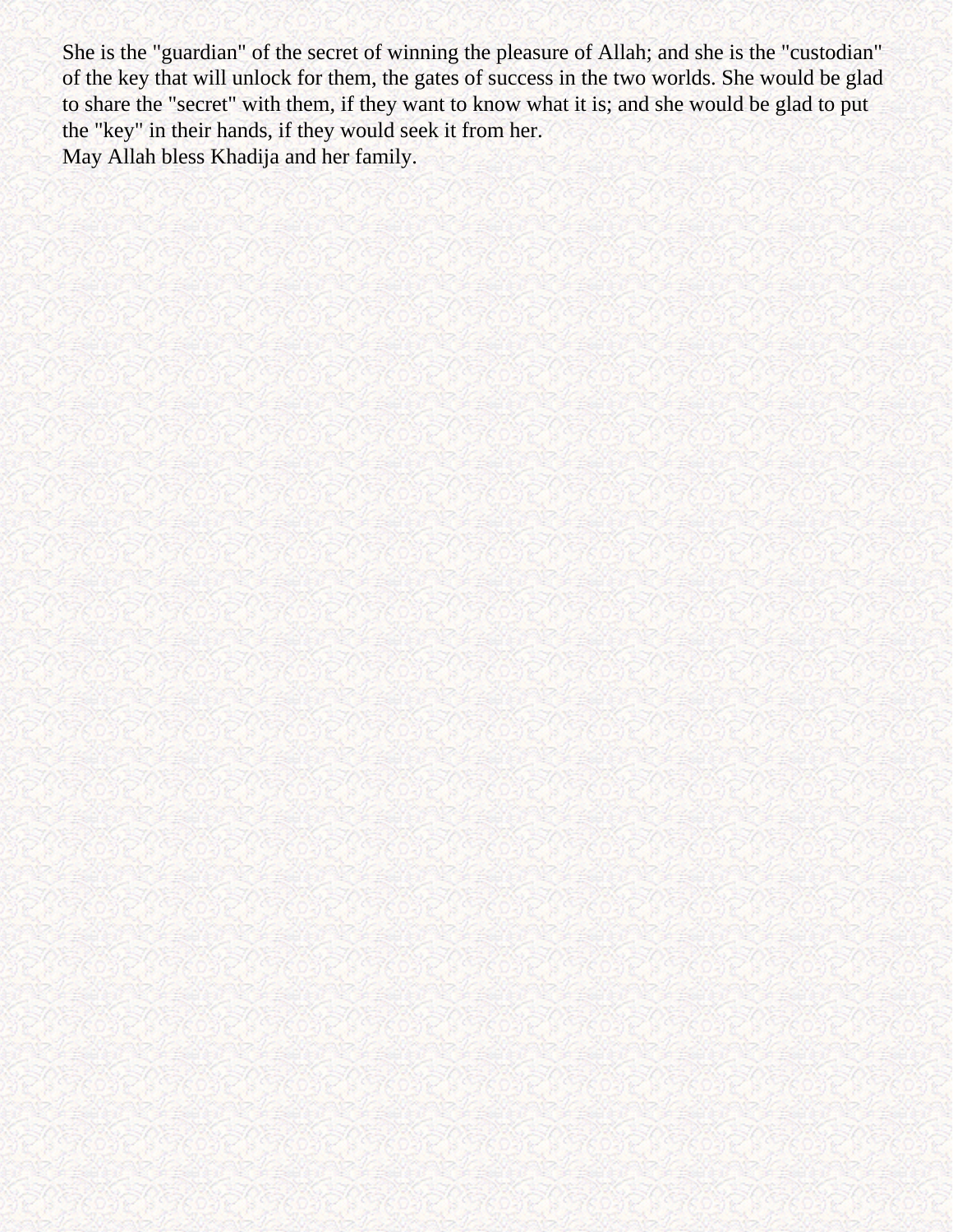She is the "guardian" of the secret of winning the pleasure of Allah; and she is the "custodian" of the key that will unlock for them, the gates of success in the two worlds. She would be glad to share the "secret" with them, if they want to know what it is; and she would be glad to put the "key" in their hands, if they would seek it from her.

May Allah bless Khadija and her family.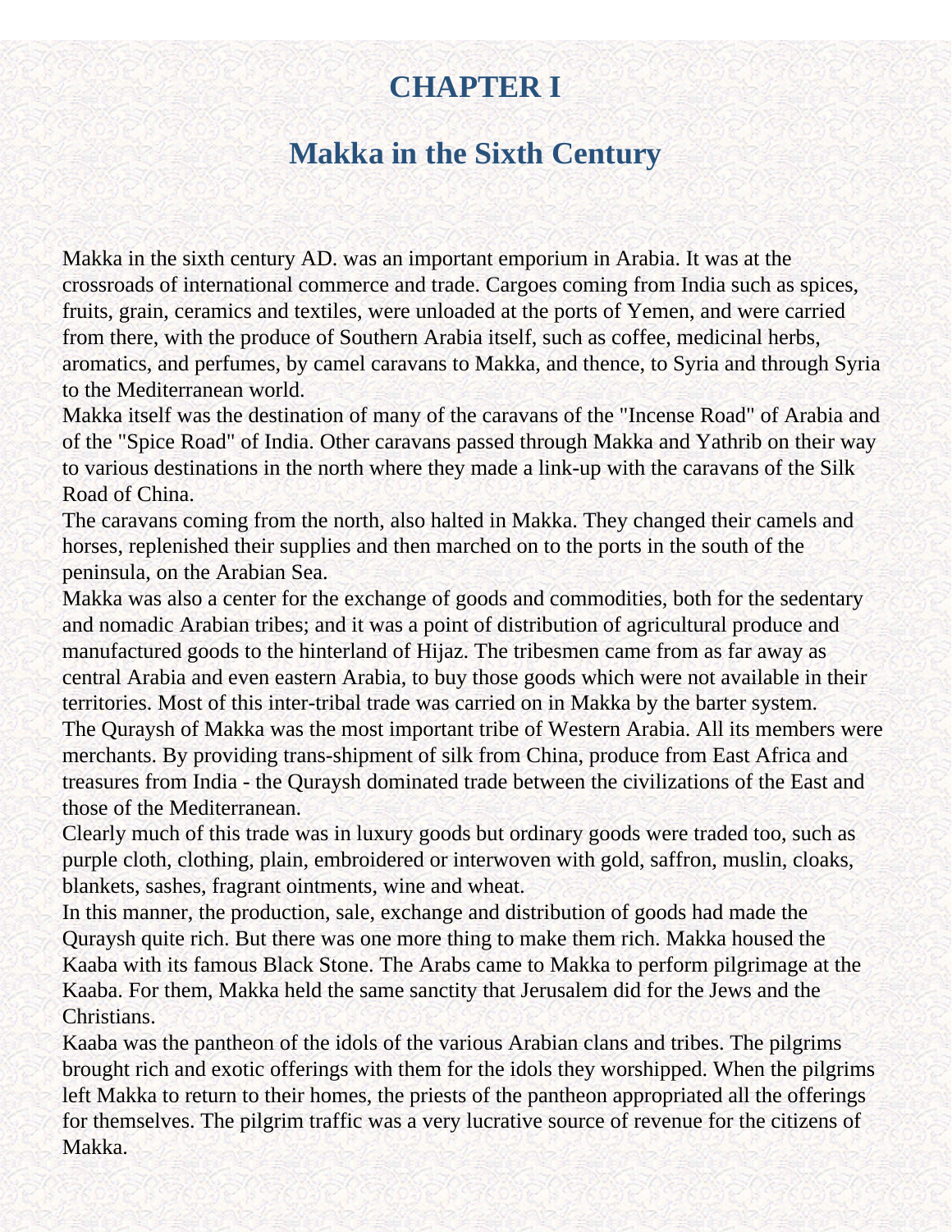# CHAPTER I

## Makka in the Sixth Century

Makka in the sixth century AD. was an important emporium in Arabia. It was at the crossroads of international commerce and trade. Cargoes coming from India such as spices, fruits, grain, ceramics and textiles, were unloaded at the ports of Yemen, and were carried from there, with the produce of Southern Arabia itself, such as coffee, medicinal herbs, aromatics, and perfumes, by camel caravans to Makka, and thence, to Syria and through Syria to the Mediterranean world.

Makka itself was the destination of many of the caravans of the "Incense Road" of Arabia and of the "Spice Road" of India. Other caravans passed through Makka and Yathrib on their way to various destinations in the north where they made a link-up with the caravans of the Silk Road of China.

The caravans coming from the north, also halted in Makka. They changed their camels and horses, replenished their supplies and then marched on to the ports in the south of the peninsula, on the Arabian Sea.

Makka was also a center for the exchange of goods and commodities, both for the sedentary and nomadic Arabian tribes; and it was a point of distribution of agricultural produce and manufactured goods to the hinterland of Hijaz. The tribesmen came from as far away as central Arabia and even eastern Arabia, to buy those goods which were not available in their territories. Most of this inter-tribal trade was carried on in Makka by the barter system.

The Quraysh of Makka was the most important tribe of Western Arabia. All its members were merchants. By providing trans-shipment of silk from China, produce from East Africa and treasures from India - the Quraysh dominated trade between the civilizations of the East and those of the Mediterranean.

Clearly much of this trade was in luxury goods but ordinary goods were traded too, such as purple cloth, clothing, plain, embroidered or interwoven with gold, saffron, muslin, cloaks, blankets, sashes, fragrant ointments, wine and wheat.

In this manner, the production, sale, exchange and distribution of goods had made the Quraysh quite rich. But there was one more thing to make them rich. Makka housed the Kaaba with its famous Black Stone. The Arabs came to Makka to perform pilgrimage at the Kaaba. For them, Makka held the same sanctity that Jerusalem did for the Jews and the Christians.

Kaaba was the pantheon of the idols of the various Arabian clans and tribes. The pilgrims brought rich and exotic offerings with them for the idols they worshipped. When the pilgrims left Makka to return to their homes, the priests of the pantheon appropriated all the offerings for themselves. The pilgrim traffic was a very lucrative source of revenue for the citizens of Makka.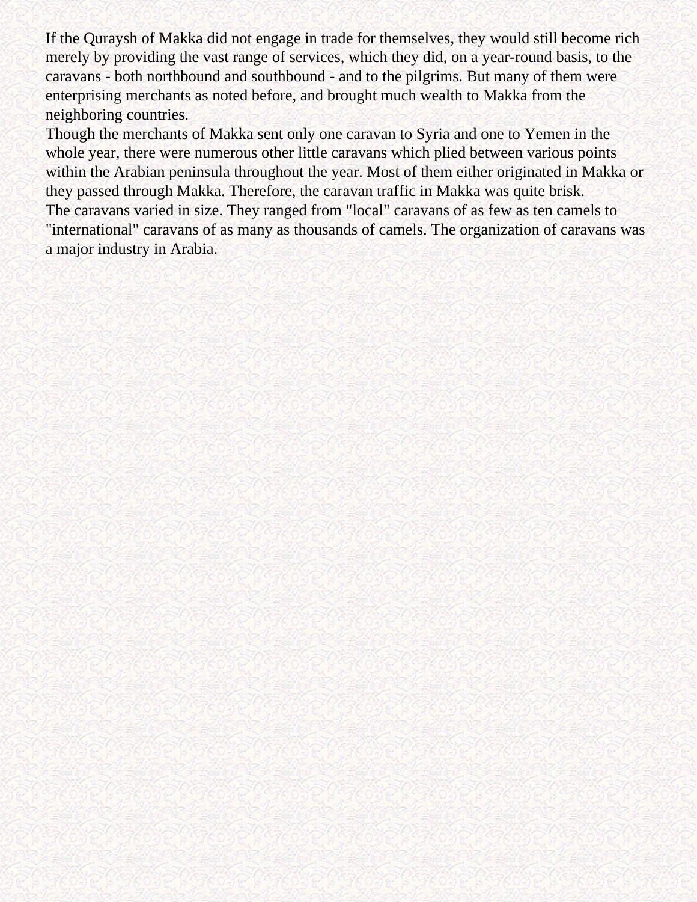If the Quraysh of Makka did not engage in trade for themselves, they would still become rich merely by providing the vast range of services, which they did, on a year-round basis, to the caravans - both northbound and southbound - and to the pilgrims. But many of them were enterprising merchants as noted before, and brought much wealth to Makka from the neighboring countries.

Though the merchants of Makka sent only one caravan to Syria and one to Yemen in the whole year, there were numerous other little caravans which plied between various points within the Arabian peninsula throughout the year. Most of them either originated in Makka or they passed through Makka. Therefore, the caravan traffic in Makka was quite brisk.

The caravans varied in size. They ranged from "local" caravans of as few as ten camels to "international" caravans of as many as thousands of camels. The organization of caravans was a major industry in Arabia.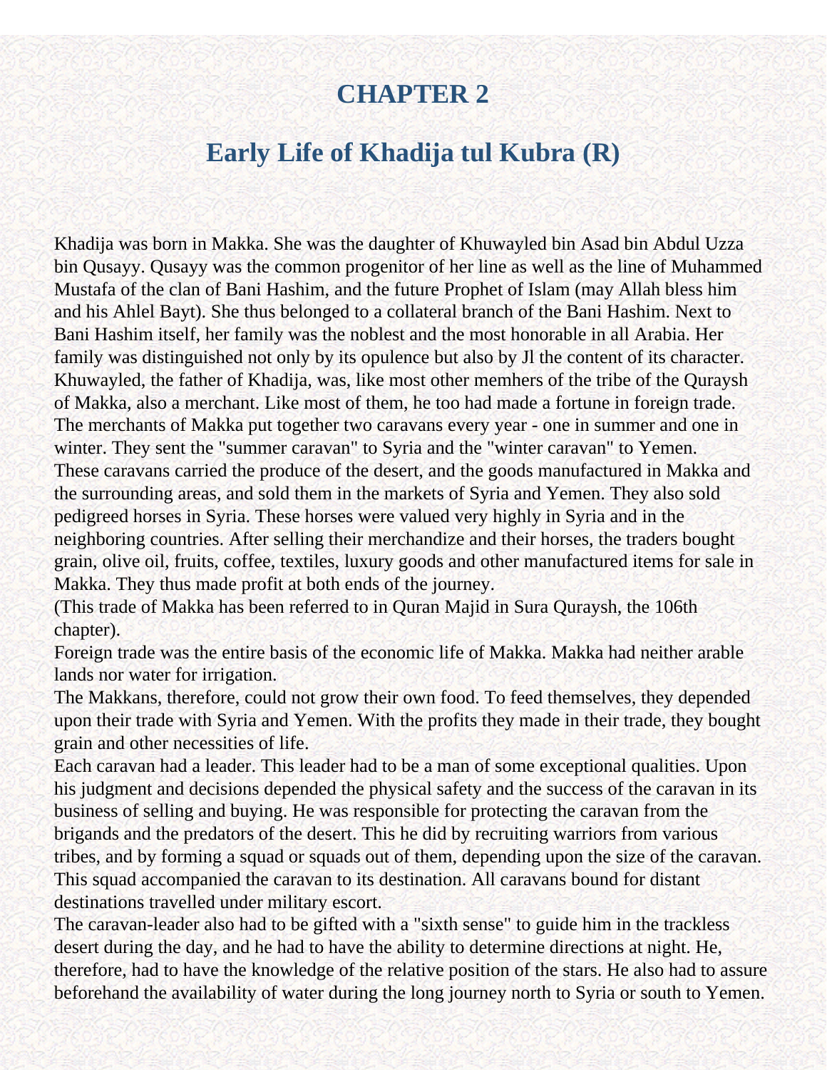# CHAPTER 2

## Early Life of Khadija tul Kubra (R)

Khadija was born in Makka. She was the daughter of Khuwayled bin Asad bin Abdul Uzza bin Qusayy. Qusayy was the common progenitor of her line as well as the line of Muhammed Mustafa of the clan of Bani Hashim, and the future Prophet of Islam (may Allah bless him and his Ahlel Bayt). She thus belonged to a collateral branch of the Bani Hashim. Next to Bani Hashim itself, her family was the noblest and the most honorable in all Arabia. Her family was distinguished not only by its opulence but also by Jl the content of its character. Khuwayled, the father of Khadija, was, like most other memhers of the tribe of the Quraysh of Makka, also a merchant. Like most of them, he too had made a fortune in foreign trade.
The merchants of Makka put together two caravans every year - one in summer and one in winter. They sent the "summer caravan" to Syria and the "winter caravan" to Yemen.
These caravans carried the produce of the desert, and the goods manufactured in Makka and the surrounding areas, and sold them in the markets of Syria and Yemen. They also sold pedigreed horses in Syria. These horses were valued very highly in Syria and in the neighboring countries. After selling their merchandize and their horses, the traders bought grain, olive oil, fruits, coffee, textiles, luxury goods and other manufactured items for sale in Makka. They thus made profit at both ends of the journey.
(This trade of Makka has been referred to in Quran Majid in Sura Quraysh, the 106th chapter).
Foreign trade was the entire basis of the economic life of Makka. Makka had neither arable lands nor water for irrigation.
The Makkans, therefore, could not grow their own food. To feed themselves, they depended upon their trade with Syria and Yemen. With the profits they made in their trade, they bought grain and other necessities of life.
Each caravan had a leader. This leader had to be a man of some exceptional qualities. Upon his judgment and decisions depended the physical safety and the success of the caravan in its business of selling and buying. He was responsible for protecting the caravan from the brigands and the predators of the desert. This he did by recruiting warriors from various tribes, and by forming a squad or squads out of them, depending upon the size of the caravan. This squad accompanied the caravan to its destination. All caravans bound for distant destinations travelled under military escort.
The caravan-leader also had to be gifted with a "sixth sense" to guide him in the trackless desert during the day, and he had to have the ability to determine directions at night. He, therefore, had to have the knowledge of the relative position of the stars. He also had to assure beforehand the availability of water during the long journey north to Syria or south to Yemen.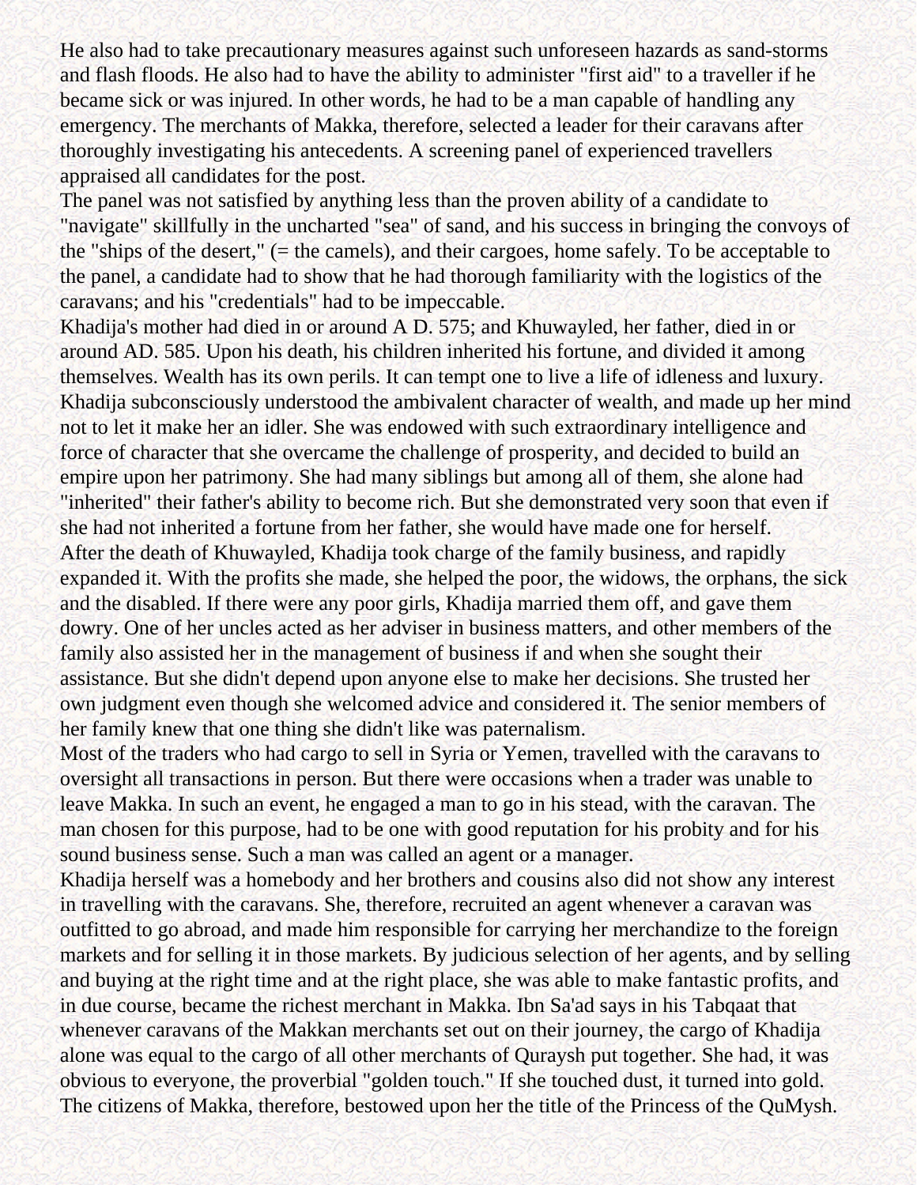He also had to take precautionary measures against such unforeseen hazards as sand-storms and flash floods. He also had to have the ability to administer "first aid" to a traveller if he became sick or was injured. In other words, he had to be a man capable of handling any emergency. The merchants of Makka, therefore, selected a leader for their caravans after thoroughly investigating his antecedents. A screening panel of experienced travellers appraised all candidates for the post.

The panel was not satisfied by anything less than the proven ability of a candidate to "navigate" skillfully in the uncharted "sea" of sand, and his success in bringing the convoys of the "ships of the desert," (= the camels), and their cargoes, home safely. To be acceptable to the panel, a candidate had to show that he had thorough familiarity with the logistics of the caravans; and his "credentials" had to be impeccable.

Khadija's mother had died in or around A D. 575; and Khuwayled, her father, died in or around AD. 585. Upon his death, his children inherited his fortune, and divided it among themselves. Wealth has its own perils. It can tempt one to live a life of idleness and luxury. Khadija subconsciously understood the ambivalent character of wealth, and made up her mind not to let it make her an idler. She was endowed with such extraordinary intelligence and force of character that she overcame the challenge of prosperity, and decided to build an empire upon her patrimony. She had many siblings but among all of them, she alone had "inherited" their father's ability to become rich. But she demonstrated very soon that even if she had not inherited a fortune from her father, she would have made one for herself.

After the death of Khuwayled, Khadija took charge of the family business, and rapidly expanded it. With the profits she made, she helped the poor, the widows, the orphans, the sick and the disabled. If there were any poor girls, Khadija married them off, and gave them dowry. One of her uncles acted as her adviser in business matters, and other members of the family also assisted her in the management of business if and when she sought their assistance. But she didn't depend upon anyone else to make her decisions. She trusted her own judgment even though she welcomed advice and considered it. The senior members of her family knew that one thing she didn't like was paternalism.

Most of the traders who had cargo to sell in Syria or Yemen, travelled with the caravans to oversight all transactions in person. But there were occasions when a trader was unable to leave Makka. In such an event, he engaged a man to go in his stead, with the caravan. The man chosen for this purpose, had to be one with good reputation for his probity and for his sound business sense. Such a man was called an agent or a manager.

Khadija herself was a homebody and her brothers and cousins also did not show any interest in travelling with the caravans. She, therefore, recruited an agent whenever a caravan was outfitted to go abroad, and made him responsible for carrying her merchandize to the foreign markets and for selling it in those markets. By judicious selection of her agents, and by selling and buying at the right time and at the right place, she was able to make fantastic profits, and in due course, became the richest merchant in Makka. Ibn Sa'ad says in his Tabqaat that whenever caravans of the Makkan merchants set out on their journey, the cargo of Khadija alone was equal to the cargo of all other merchants of Quraysh put together. She had, it was obvious to everyone, the proverbial "golden touch." If she touched dust, it turned into gold. The citizens of Makka, therefore, bestowed upon her the title of the Princess of the QuMysh.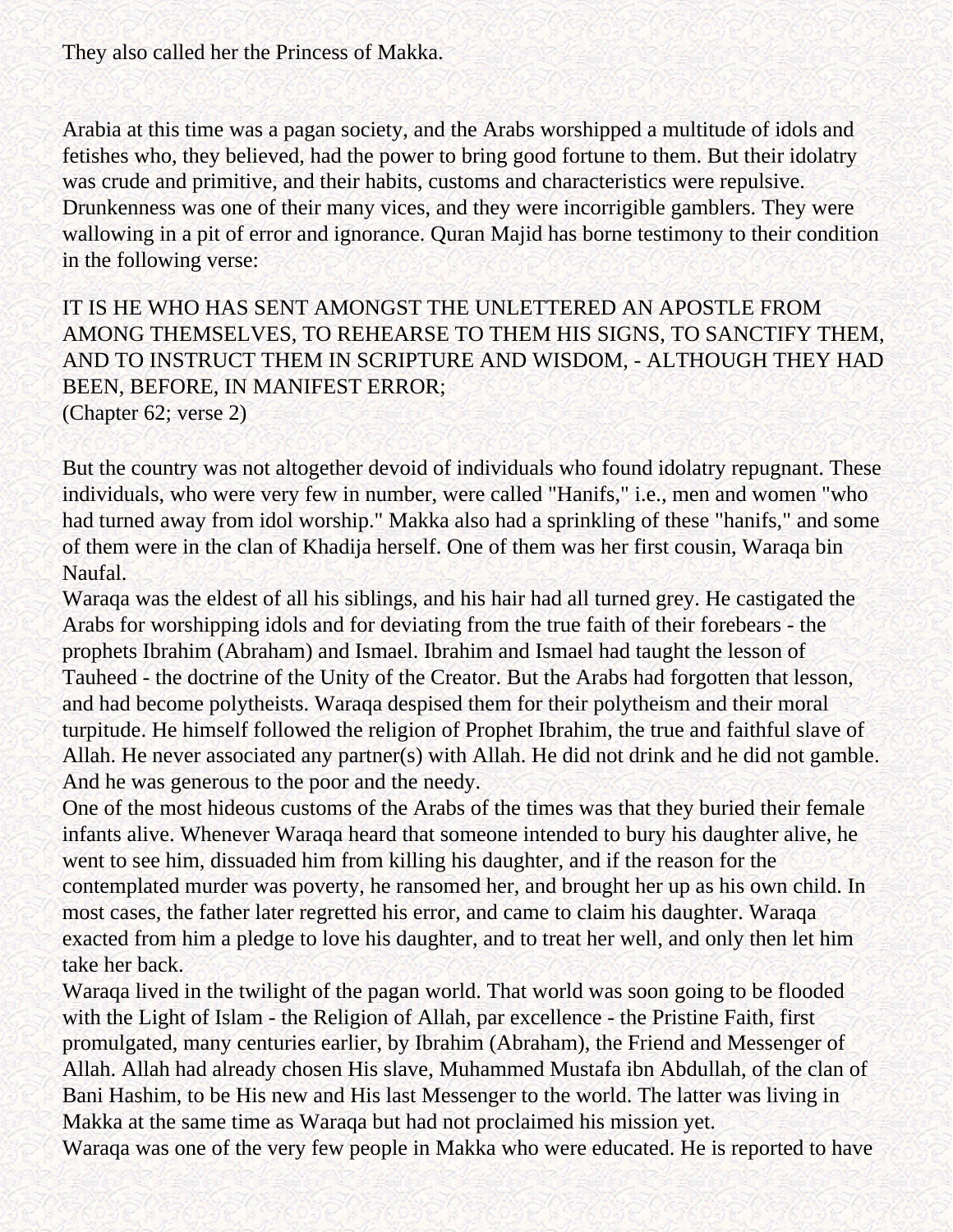They also called her the Princess of Makka.

Arabia at this time was a pagan society, and the Arabs worshipped a multitude of idols and fetishes who, they believed, had the power to bring good fortune to them. But their idolatry was crude and primitive, and their habits, customs and characteristics were repulsive. Drunkenness was one of their many vices, and they were incorrigible gamblers. They were wallowing in a pit of error and ignorance. Quran Majid has borne testimony to their condition in the following verse:

IT IS HE WHO HAS SENT AMONGST THE UNLETTERED AN APOSTLE FROM AMONG THEMSELVES, TO REHEARSE TO THEM HIS SIGNS, TO SANCTIFY THEM, AND TO INSTRUCT THEM IN SCRIPTURE AND WISDOM, - ALTHOUGH THEY HAD BEEN, BEFORE, IN MANIFEST ERROR;
(Chapter 62; verse 2)

But the country was not altogether devoid of individuals who found idolatry repugnant. These individuals, who were very few in number, were called "Hanifs," i.e., men and women "who had turned away from idol worship." Makka also had a sprinkling of these "hanifs," and some of them were in the clan of Khadija herself. One of them was her first cousin, Waraqa bin Naufal.

Waraqa was the eldest of all his siblings, and his hair had all turned grey. He castigated the Arabs for worshipping idols and for deviating from the true faith of their forebears - the prophets Ibrahim (Abraham) and Ismael. Ibrahim and Ismael had taught the lesson of Tauheed - the doctrine of the Unity of the Creator. But the Arabs had forgotten that lesson, and had become polytheists. Waraqa despised them for their polytheism and their moral turpitude. He himself followed the religion of Prophet Ibrahim, the true and faithful slave of Allah. He never associated any partner(s) with Allah. He did not drink and he did not gamble. And he was generous to the poor and the needy.

One of the most hideous customs of the Arabs of the times was that they buried their female infants alive. Whenever Waraqa heard that someone intended to bury his daughter alive, he went to see him, dissuaded him from killing his daughter, and if the reason for the contemplated murder was poverty, he ransomed her, and brought her up as his own child. In most cases, the father later regretted his error, and came to claim his daughter. Waraqa exacted from him a pledge to love his daughter, and to treat her well, and only then let him take her back.

Waraqa lived in the twilight of the pagan world. That world was soon going to be flooded with the Light of Islam - the Religion of Allah, par excellence - the Pristine Faith, first promulgated, many centuries earlier, by Ibrahim (Abraham), the Friend and Messenger of Allah. Allah had already chosen His slave, Muhammed Mustafa ibn Abdullah, of the clan of Bani Hashim, to be His new and His last Messenger to the world. The latter was living in Makka at the same time as Waraqa but had not proclaimed his mission yet.

Waraqa was one of the very few people in Makka who were educated. He is reported to have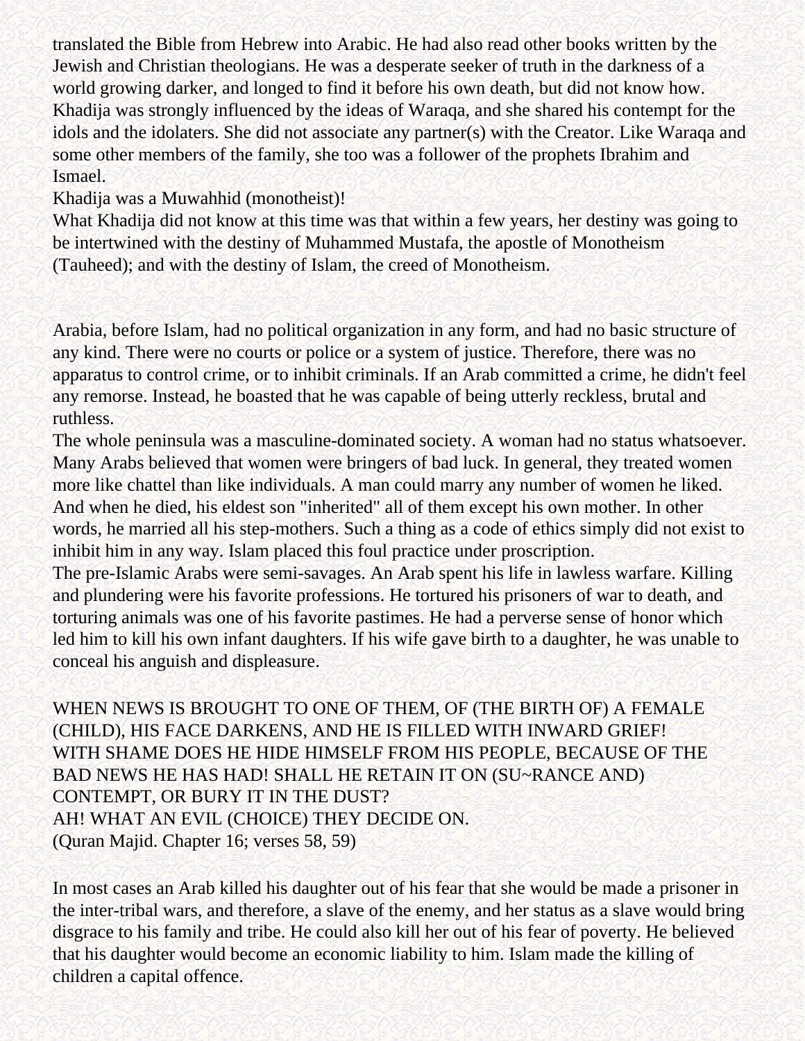translated the Bible from Hebrew into Arabic. He had also read other books written by the Jewish and Christian theologians. He was a desperate seeker of truth in the darkness of a world growing darker, and longed to find it before his own death, but did not know how. Khadija was strongly influenced by the ideas of Waraqa, and she shared his contempt for the idols and the idolaters. She did not associate any partner(s) with the Creator. Like Waraqa and some other members of the family, she too was a follower of the prophets Ibrahim and Ismael.

Khadija was a Muwahhid (monotheist)!

What Khadija did not know at this time was that within a few years, her destiny was going to be intertwined with the destiny of Muhammed Mustafa, the apostle of Monotheism (Tauheed); and with the destiny of Islam, the creed of Monotheism.

Arabia, before Islam, had no political organization in any form, and had no basic structure of any kind. There were no courts or police or a system of justice. Therefore, there was no apparatus to control crime, or to inhibit criminals. If an Arab committed a crime, he didn't feel any remorse. Instead, he boasted that he was capable of being utterly reckless, brutal and ruthless.

The whole peninsula was a masculine-dominated society. A woman had no status whatsoever. Many Arabs believed that women were bringers of bad luck. In general, they treated women more like chattel than like individuals. A man could marry any number of women he liked. And when he died, his eldest son "inherited" all of them except his own mother. In other words, he married all his step-mothers. Such a thing as a code of ethics simply did not exist to inhibit him in any way. Islam placed this foul practice under proscription.

The pre-Islamic Arabs were semi-savages. An Arab spent his life in lawless warfare. Killing and plundering were his favorite professions. He tortured his prisoners of war to death, and torturing animals was one of his favorite pastimes. He had a perverse sense of honor which led him to kill his own infant daughters. If his wife gave birth to a daughter, he was unable to conceal his anguish and displeasure.

WHEN NEWS IS BROUGHT TO ONE OF THEM, OF (THE BIRTH OF) A FEMALE (CHILD), HIS FACE DARKENS, AND HE IS FILLED WITH INWARD GRIEF!
WITH SHAME DOES HE HIDE HIMSELF FROM HIS PEOPLE, BECAUSE OF THE BAD NEWS HE HAS HAD! SHALL HE RETAIN IT ON (SU~RANCE AND) CONTEMPT, OR BURY IT IN THE DUST?
AH! WHAT AN EVIL (CHOICE) THEY DECIDE ON.
(Quran Majid. Chapter 16; verses 58, 59)

In most cases an Arab killed his daughter out of his fear that she would be made a prisoner in the inter-tribal wars, and therefore, a slave of the enemy, and her status as a slave would bring disgrace to his family and tribe. He could also kill her out of his fear of poverty. He believed that his daughter would become an economic liability to him. Islam made the killing of children a capital offence.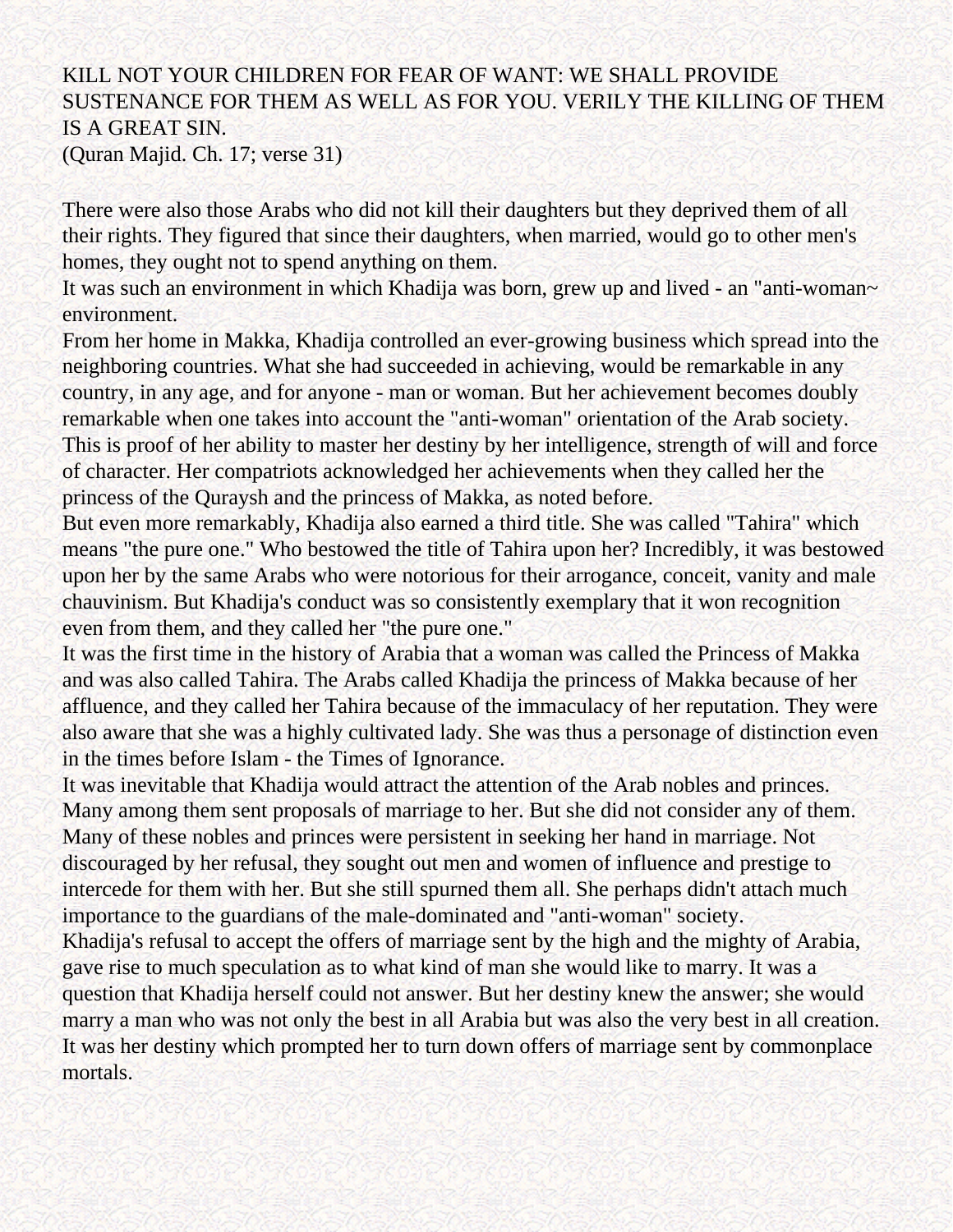KILL NOT YOUR CHILDREN FOR FEAR OF WANT: WE SHALL PROVIDE SUSTENANCE FOR THEM AS WELL AS FOR YOU. VERILY THE KILLING OF THEM IS A GREAT SIN.
(Quran Majid. Ch. 17; verse 31)

There were also those Arabs who did not kill their daughters but they deprived them of all their rights. They figured that since their daughters, when married, would go to other men's homes, they ought not to spend anything on them.
It was such an environment in which Khadija was born, grew up and lived - an "anti-woman~ environment.
From her home in Makka, Khadija controlled an ever-growing business which spread into the neighboring countries. What she had succeeded in achieving, would be remarkable in any country, in any age, and for anyone - man or woman. But her achievement becomes doubly remarkable when one takes into account the "anti-woman" orientation of the Arab society. This is proof of her ability to master her destiny by her intelligence, strength of will and force of character. Her compatriots acknowledged her achievements when they called her the princess of the Quraysh and the princess of Makka, as noted before.
But even more remarkably, Khadija also earned a third title. She was called "Tahira" which means "the pure one." Who bestowed the title of Tahira upon her? Incredibly, it was bestowed upon her by the same Arabs who were notorious for their arrogance, conceit, vanity and male chauvinism. But Khadija's conduct was so consistently exemplary that it won recognition even from them, and they called her "the pure one."
It was the first time in the history of Arabia that a woman was called the Princess of Makka and was also called Tahira. The Arabs called Khadija the princess of Makka because of her affluence, and they called her Tahira because of the immaculacy of her reputation. They were also aware that she was a highly cultivated lady. She was thus a personage of distinction even in the times before Islam - the Times of Ignorance.
It was inevitable that Khadija would attract the attention of the Arab nobles and princes. Many among them sent proposals of marriage to her. But she did not consider any of them. Many of these nobles and princes were persistent in seeking her hand in marriage. Not discouraged by her refusal, they sought out men and women of influence and prestige to intercede for them with her. But she still spurned them all. She perhaps didn't attach much importance to the guardians of the male-dominated and "anti-woman" society.
Khadija's refusal to accept the offers of marriage sent by the high and the mighty of Arabia, gave rise to much speculation as to what kind of man she would like to marry. It was a question that Khadija herself could not answer. But her destiny knew the answer; she would marry a man who was not only the best in all Arabia but was also the very best in all creation. It was her destiny which prompted her to turn down offers of marriage sent by commonplace mortals.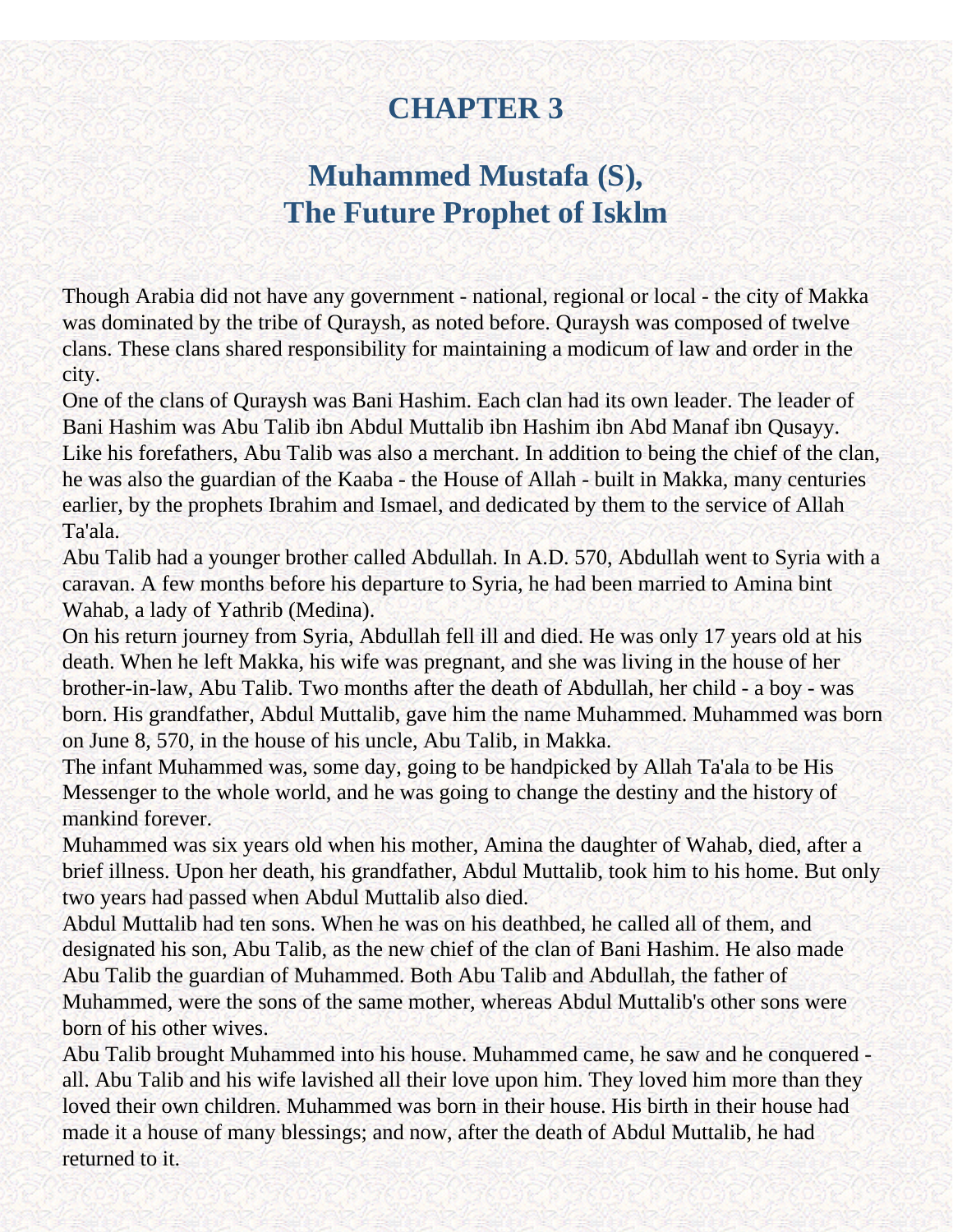# CHAPTER 3

## Muhammed Mustafa (S), The Future Prophet of Isklm

Though Arabia did not have any government - national, regional or local - the city of Makka was dominated by the tribe of Quraysh, as noted before. Quraysh was composed of twelve clans. These clans shared responsibility for maintaining a modicum of law and order in the city.

One of the clans of Quraysh was Bani Hashim. Each clan had its own leader. The leader of Bani Hashim was Abu Talib ibn Abdul Muttalib ibn Hashim ibn Abd Manaf ibn Qusayy. Like his forefathers, Abu Talib was also a merchant. In addition to being the chief of the clan, he was also the guardian of the Kaaba - the House of Allah - built in Makka, many centuries earlier, by the prophets Ibrahim and Ismael, and dedicated by them to the service of Allah Ta'ala.

Abu Talib had a younger brother called Abdullah. In A.D. 570, Abdullah went to Syria with a caravan. A few months before his departure to Syria, he had been married to Amina bint Wahab, a lady of Yathrib (Medina).

On his return journey from Syria, Abdullah fell ill and died. He was only 17 years old at his death. When he left Makka, his wife was pregnant, and she was living in the house of her brother-in-law, Abu Talib. Two months after the death of Abdullah, her child - a boy - was born. His grandfather, Abdul Muttalib, gave him the name Muhammed. Muhammed was born on June 8, 570, in the house of his uncle, Abu Talib, in Makka.

The infant Muhammed was, some day, going to be handpicked by Allah Ta'ala to be His Messenger to the whole world, and he was going to change the destiny and the history of mankind forever.

Muhammed was six years old when his mother, Amina the daughter of Wahab, died, after a brief illness. Upon her death, his grandfather, Abdul Muttalib, took him to his home. But only two years had passed when Abdul Muttalib also died.

Abdul Muttalib had ten sons. When he was on his deathbed, he called all of them, and designated his son, Abu Talib, as the new chief of the clan of Bani Hashim. He also made Abu Talib the guardian of Muhammed. Both Abu Talib and Abdullah, the father of Muhammed, were the sons of the same mother, whereas Abdul Muttalib's other sons were born of his other wives.

Abu Talib brought Muhammed into his house. Muhammed came, he saw and he conquered - all. Abu Talib and his wife lavished all their love upon him. They loved him more than they loved their own children. Muhammed was born in their house. His birth in their house had made it a house of many blessings; and now, after the death of Abdul Muttalib, he had returned to it.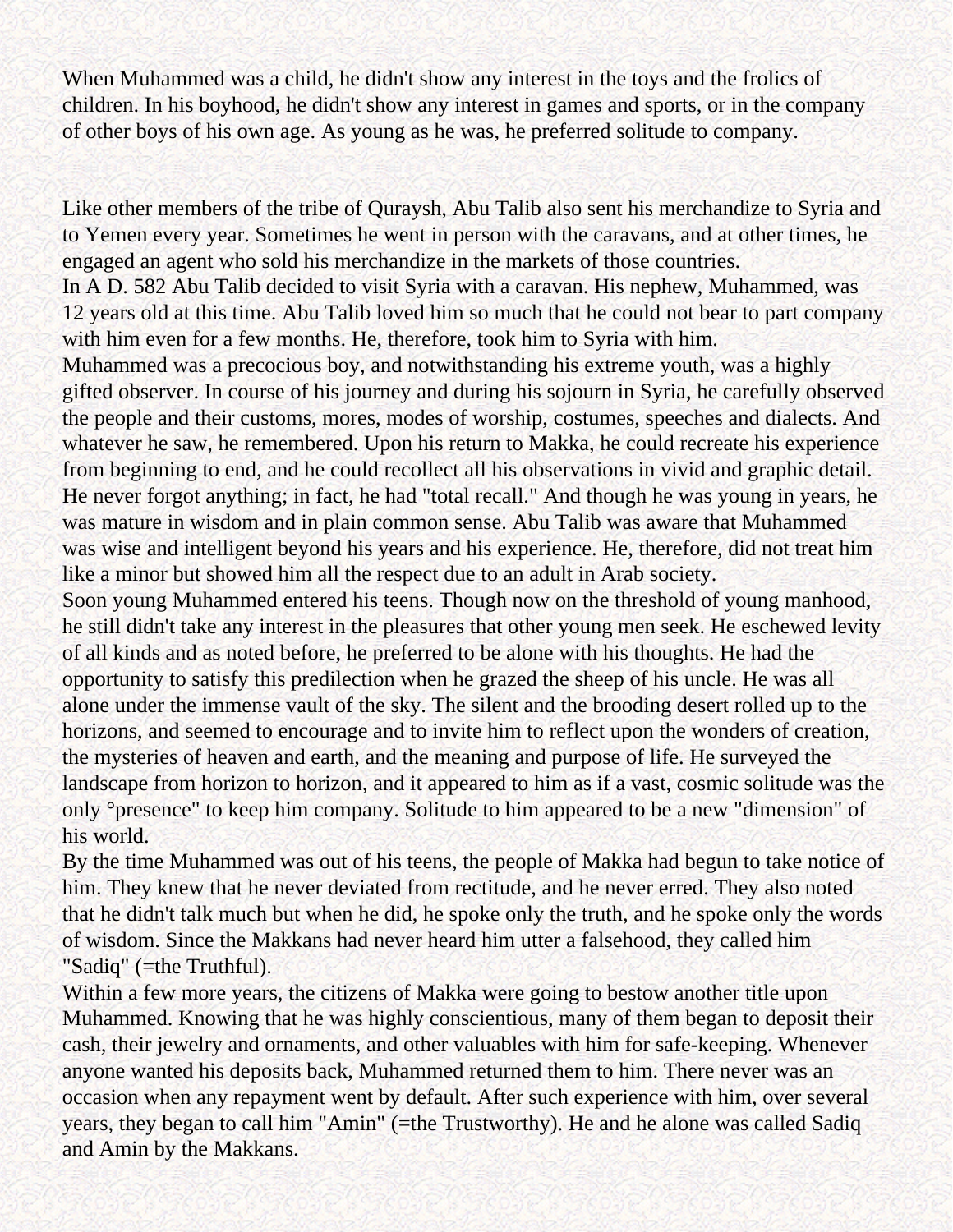When Muhammed was a child, he didn't show any interest in the toys and the frolics of children. In his boyhood, he didn't show any interest in games and sports, or in the company of other boys of his own age. As young as he was, he preferred solitude to company.

Like other members of the tribe of Quraysh, Abu Talib also sent his merchandize to Syria and to Yemen every year. Sometimes he went in person with the caravans, and at other times, he engaged an agent who sold his merchandize in the markets of those countries.

In A D. 582 Abu Talib decided to visit Syria with a caravan. His nephew, Muhammed, was 12 years old at this time. Abu Talib loved him so much that he could not bear to part company with him even for a few months. He, therefore, took him to Syria with him.

Muhammed was a precocious boy, and notwithstanding his extreme youth, was a highly gifted observer. In course of his journey and during his sojourn in Syria, he carefully observed the people and their customs, mores, modes of worship, costumes, speeches and dialects. And whatever he saw, he remembered. Upon his return to Makka, he could recreate his experience from beginning to end, and he could recollect all his observations in vivid and graphic detail. He never forgot anything; in fact, he had "total recall." And though he was young in years, he was mature in wisdom and in plain common sense. Abu Talib was aware that Muhammed was wise and intelligent beyond his years and his experience. He, therefore, did not treat him like a minor but showed him all the respect due to an adult in Arab society.

Soon young Muhammed entered his teens. Though now on the threshold of young manhood, he still didn't take any interest in the pleasures that other young men seek. He eschewed levity of all kinds and as noted before, he preferred to be alone with his thoughts. He had the opportunity to satisfy this predilection when he grazed the sheep of his uncle. He was all alone under the immense vault of the sky. The silent and the brooding desert rolled up to the horizons, and seemed to encourage and to invite him to reflect upon the wonders of creation, the mysteries of heaven and earth, and the meaning and purpose of life. He surveyed the landscape from horizon to horizon, and it appeared to him as if a vast, cosmic solitude was the only °presence" to keep him company. Solitude to him appeared to be a new "dimension" of his world.

By the time Muhammed was out of his teens, the people of Makka had begun to take notice of him. They knew that he never deviated from rectitude, and he never erred. They also noted that he didn't talk much but when he did, he spoke only the truth, and he spoke only the words of wisdom. Since the Makkans had never heard him utter a falsehood, they called him "Sadiq" (=the Truthful).

Within a few more years, the citizens of Makka were going to bestow another title upon Muhammed. Knowing that he was highly conscientious, many of them began to deposit their cash, their jewelry and ornaments, and other valuables with him for safe-keeping. Whenever anyone wanted his deposits back, Muhammed returned them to him. There never was an occasion when any repayment went by default. After such experience with him, over several years, they began to call him "Amin" (=the Trustworthy). He and he alone was called Sadiq and Amin by the Makkans.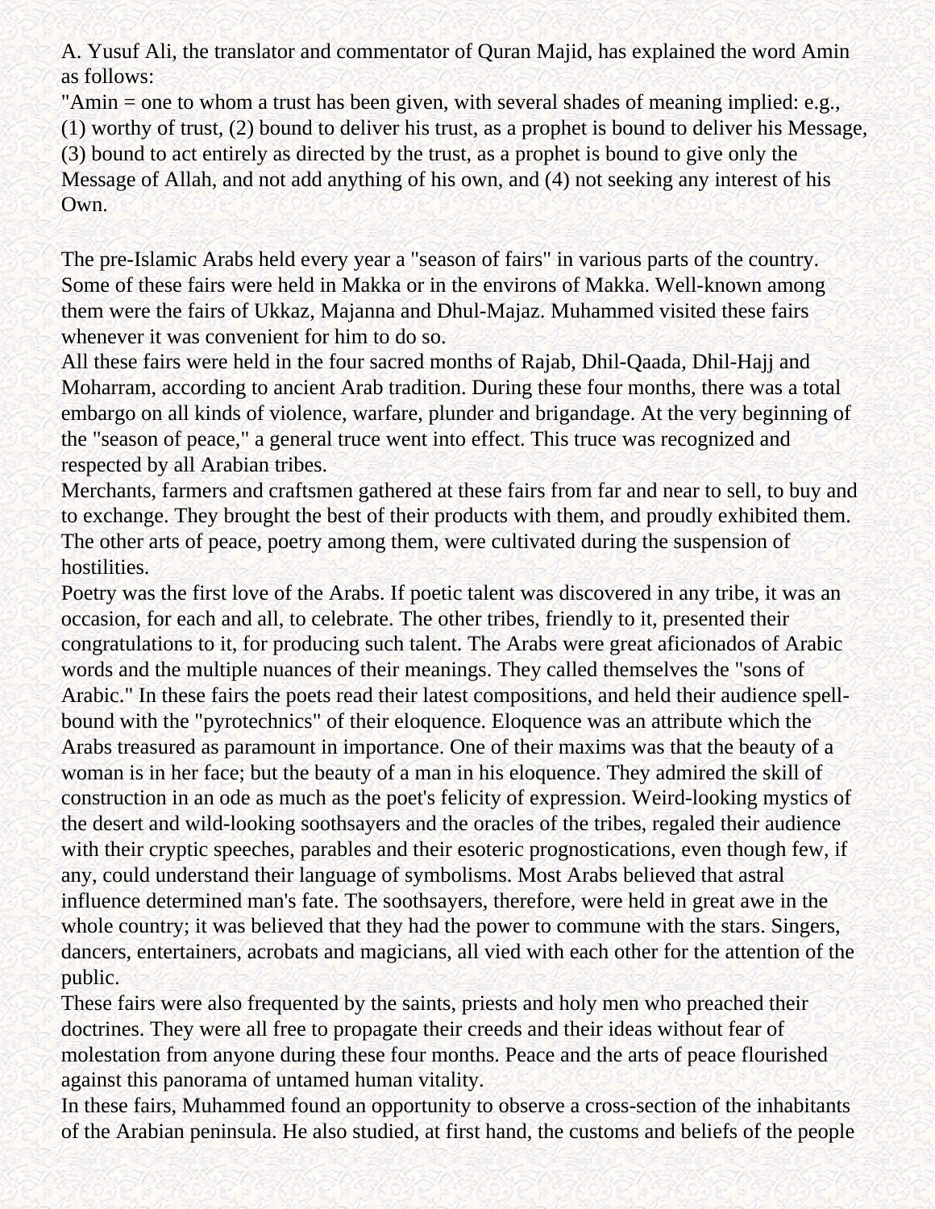A. Yusuf Ali, the translator and commentator of Quran Majid, has explained the word Amin as follows:

"Amin = one to whom a trust has been given, with several shades of meaning implied: e.g., (1) worthy of trust, (2) bound to deliver his trust, as a prophet is bound to deliver his Message, (3) bound to act entirely as directed by the trust, as a prophet is bound to give only the Message of Allah, and not add anything of his own, and (4) not seeking any interest of his Own.

The pre-Islamic Arabs held every year a "season of fairs" in various parts of the country. Some of these fairs were held in Makka or in the environs of Makka. Well-known among them were the fairs of Ukkaz, Majanna and Dhul-Majaz. Muhammed visited these fairs whenever it was convenient for him to do so.

All these fairs were held in the four sacred months of Rajab, Dhil-Qaada, Dhil-Hajj and Moharram, according to ancient Arab tradition. During these four months, there was a total embargo on all kinds of violence, warfare, plunder and brigandage. At the very beginning of the "season of peace," a general truce went into effect. This truce was recognized and respected by all Arabian tribes.

Merchants, farmers and craftsmen gathered at these fairs from far and near to sell, to buy and to exchange. They brought the best of their products with them, and proudly exhibited them. The other arts of peace, poetry among them, were cultivated during the suspension of hostilities.

Poetry was the first love of the Arabs. If poetic talent was discovered in any tribe, it was an occasion, for each and all, to celebrate. The other tribes, friendly to it, presented their congratulations to it, for producing such talent. The Arabs were great aficionados of Arabic words and the multiple nuances of their meanings. They called themselves the "sons of Arabic." In these fairs the poets read their latest compositions, and held their audience spell-bound with the "pyrotechnics" of their eloquence. Eloquence was an attribute which the Arabs treasured as paramount in importance. One of their maxims was that the beauty of a woman is in her face; but the beauty of a man in his eloquence. They admired the skill of construction in an ode as much as the poet's felicity of expression. Weird-looking mystics of the desert and wild-looking soothsayers and the oracles of the tribes, regaled their audience with their cryptic speeches, parables and their esoteric prognostications, even though few, if any, could understand their language of symbolisms. Most Arabs believed that astral influence determined man's fate. The soothsayers, therefore, were held in great awe in the whole country; it was believed that they had the power to commune with the stars. Singers, dancers, entertainers, acrobats and magicians, all vied with each other for the attention of the public.

These fairs were also frequented by the saints, priests and holy men who preached their doctrines. They were all free to propagate their creeds and their ideas without fear of molestation from anyone during these four months. Peace and the arts of peace flourished against this panorama of untamed human vitality.

In these fairs, Muhammed found an opportunity to observe a cross-section of the inhabitants of the Arabian peninsula. He also studied, at first hand, the customs and beliefs of the people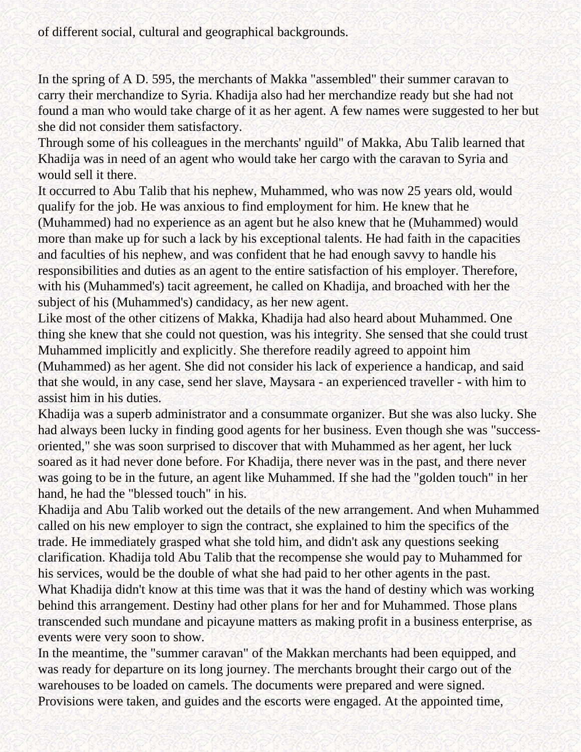of different social, cultural and geographical backgrounds.

In the spring of A D. 595, the merchants of Makka "assembled" their summer caravan to carry their merchandize to Syria. Khadija also had her merchandize ready but she had not found a man who would take charge of it as her agent. A few names were suggested to her but she did not consider them satisfactory.

Through some of his colleagues in the merchants' nguild" of Makka, Abu Talib learned that Khadija was in need of an agent who would take her cargo with the caravan to Syria and would sell it there.

It occurred to Abu Talib that his nephew, Muhammed, who was now 25 years old, would qualify for the job. He was anxious to find employment for him. He knew that he (Muhammed) had no experience as an agent but he also knew that he (Muhammed) would more than make up for such a lack by his exceptional talents. He had faith in the capacities and faculties of his nephew, and was confident that he had enough savvy to handle his responsibilities and duties as an agent to the entire satisfaction of his employer. Therefore, with his (Muhammed's) tacit agreement, he called on Khadija, and broached with her the subject of his (Muhammed's) candidacy, as her new agent.

Like most of the other citizens of Makka, Khadija had also heard about Muhammed. One thing she knew that she could not question, was his integrity. She sensed that she could trust Muhammed implicitly and explicitly. She therefore readily agreed to appoint him (Muhammed) as her agent. She did not consider his lack of experience a handicap, and said that she would, in any case, send her slave, Maysara - an experienced traveller - with him to assist him in his duties.

Khadija was a superb administrator and a consummate organizer. But she was also lucky. She had always been lucky in finding good agents for her business. Even though she was "success-oriented," she was soon surprised to discover that with Muhammed as her agent, her luck soared as it had never done before. For Khadija, there never was in the past, and there never was going to be in the future, an agent like Muhammed. If she had the "golden touch" in her hand, he had the "blessed touch" in his.

Khadija and Abu Talib worked out the details of the new arrangement. And when Muhammed called on his new employer to sign the contract, she explained to him the specifics of the trade. He immediately grasped what she told him, and didn't ask any questions seeking clarification. Khadija told Abu Talib that the recompense she would pay to Muhammed for his services, would be the double of what she had paid to her other agents in the past.

What Khadija didn't know at this time was that it was the hand of destiny which was working behind this arrangement. Destiny had other plans for her and for Muhammed. Those plans transcended such mundane and picayune matters as making profit in a business enterprise, as events were very soon to show.

In the meantime, the "summer caravan" of the Makkan merchants had been equipped, and was ready for departure on its long journey. The merchants brought their cargo out of the warehouses to be loaded on camels. The documents were prepared and were signed. Provisions were taken, and guides and the escorts were engaged. At the appointed time,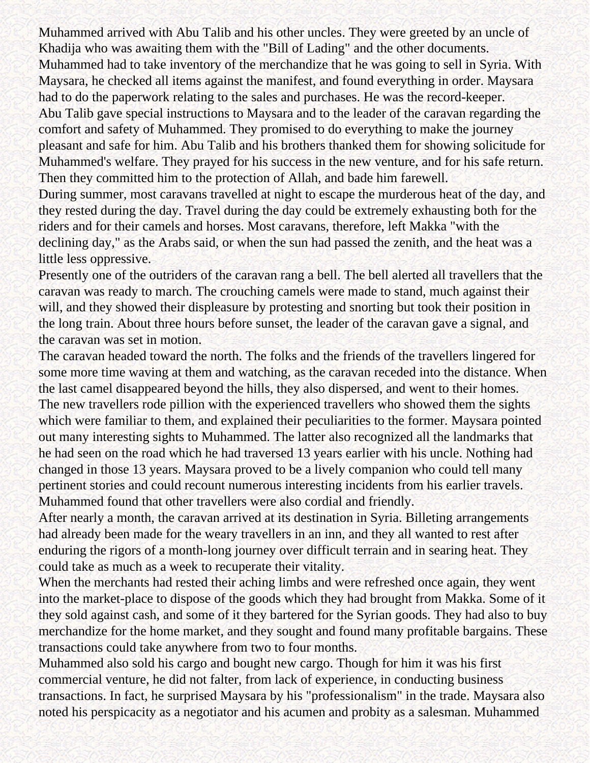Muhammed arrived with Abu Talib and his other uncles. They were greeted by an uncle of Khadija who was awaiting them with the "Bill of Lading" and the other documents. Muhammed had to take inventory of the merchandize that he was going to sell in Syria. With Maysara, he checked all items against the manifest, and found everything in order. Maysara had to do the paperwork relating to the sales and purchases. He was the record-keeper.

Abu Talib gave special instructions to Maysara and to the leader of the caravan regarding the comfort and safety of Muhammed. They promised to do everything to make the journey pleasant and safe for him. Abu Talib and his brothers thanked them for showing solicitude for Muhammed's welfare. They prayed for his success in the new venture, and for his safe return. Then they committed him to the protection of Allah, and bade him farewell.

During summer, most caravans travelled at night to escape the murderous heat of the day, and they rested during the day. Travel during the day could be extremely exhausting both for the riders and for their camels and horses. Most caravans, therefore, left Makka "with the declining day," as the Arabs said, or when the sun had passed the zenith, and the heat was a little less oppressive.

Presently one of the outriders of the caravan rang a bell. The bell alerted all travellers that the caravan was ready to march. The crouching camels were made to stand, much against their will, and they showed their displeasure by protesting and snorting but took their position in the long train. About three hours before sunset, the leader of the caravan gave a signal, and the caravan was set in motion.

The caravan headed toward the north. The folks and the friends of the travellers lingered for some more time waving at them and watching, as the caravan receded into the distance. When the last camel disappeared beyond the hills, they also dispersed, and went to their homes.

The new travellers rode pillion with the experienced travellers who showed them the sights which were familiar to them, and explained their peculiarities to the former. Maysara pointed out many interesting sights to Muhammed. The latter also recognized all the landmarks that he had seen on the road which he had traversed 13 years earlier with his uncle. Nothing had changed in those 13 years. Maysara proved to be a lively companion who could tell many pertinent stories and could recount numerous interesting incidents from his earlier travels. Muhammed found that other travellers were also cordial and friendly.

After nearly a month, the caravan arrived at its destination in Syria. Billeting arrangements had already been made for the weary travellers in an inn, and they all wanted to rest after enduring the rigors of a month-long journey over difficult terrain and in searing heat. They could take as much as a week to recuperate their vitality.

When the merchants had rested their aching limbs and were refreshed once again, they went into the market-place to dispose of the goods which they had brought from Makka. Some of it they sold against cash, and some of it they bartered for the Syrian goods. They had also to buy merchandize for the home market, and they sought and found many profitable bargains. These transactions could take anywhere from two to four months.

Muhammed also sold his cargo and bought new cargo. Though for him it was his first commercial venture, he did not falter, from lack of experience, in conducting business transactions. In fact, he surprised Maysara by his "professionalism" in the trade. Maysara also noted his perspicacity as a negotiator and his acumen and probity as a salesman. Muhammed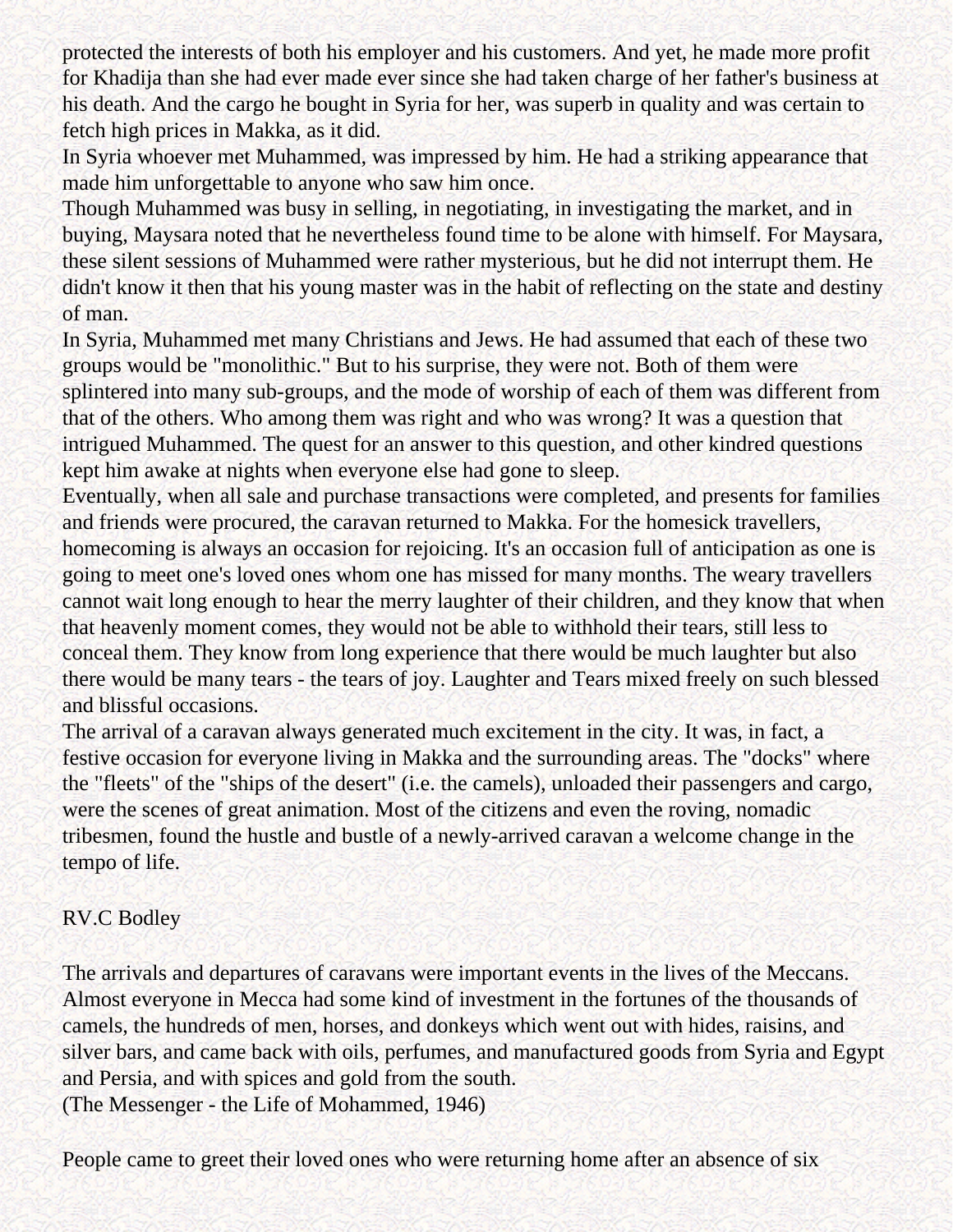protected the interests of both his employer and his customers. And yet, he made more profit for Khadija than she had ever made ever since she had taken charge of her father's business at his death. And the cargo he bought in Syria for her, was superb in quality and was certain to fetch high prices in Makka, as it did.

In Syria whoever met Muhammed, was impressed by him. He had a striking appearance that made him unforgettable to anyone who saw him once.

Though Muhammed was busy in selling, in negotiating, in investigating the market, and in buying, Maysara noted that he nevertheless found time to be alone with himself. For Maysara, these silent sessions of Muhammed were rather mysterious, but he did not interrupt them. He didn't know it then that his young master was in the habit of reflecting on the state and destiny of man.

In Syria, Muhammed met many Christians and Jews. He had assumed that each of these two groups would be "monolithic." But to his surprise, they were not. Both of them were splintered into many sub-groups, and the mode of worship of each of them was different from that of the others. Who among them was right and who was wrong? It was a question that intrigued Muhammed. The quest for an answer to this question, and other kindred questions kept him awake at nights when everyone else had gone to sleep.

Eventually, when all sale and purchase transactions were completed, and presents for families and friends were procured, the caravan returned to Makka. For the homesick travellers, homecoming is always an occasion for rejoicing. It's an occasion full of anticipation as one is going to meet one's loved ones whom one has missed for many months. The weary travellers cannot wait long enough to hear the merry laughter of their children, and they know that when that heavenly moment comes, they would not be able to withhold their tears, still less to conceal them. They know from long experience that there would be much laughter but also there would be many tears - the tears of joy. Laughter and Tears mixed freely on such blessed and blissful occasions.

The arrival of a caravan always generated much excitement in the city. It was, in fact, a festive occasion for everyone living in Makka and the surrounding areas. The "docks" where the "fleets" of the "ships of the desert" (i.e. the camels), unloaded their passengers and cargo, were the scenes of great animation. Most of the citizens and even the roving, nomadic tribesmen, found the hustle and bustle of a newly-arrived caravan a welcome change in the tempo of life.

RV.C Bodley

The arrivals and departures of caravans were important events in the lives of the Meccans. Almost everyone in Mecca had some kind of investment in the fortunes of the thousands of camels, the hundreds of men, horses, and donkeys which went out with hides, raisins, and silver bars, and came back with oils, perfumes, and manufactured goods from Syria and Egypt and Persia, and with spices and gold from the south.
(The Messenger - the Life of Mohammed, 1946)

People came to greet their loved ones who were returning home after an absence of six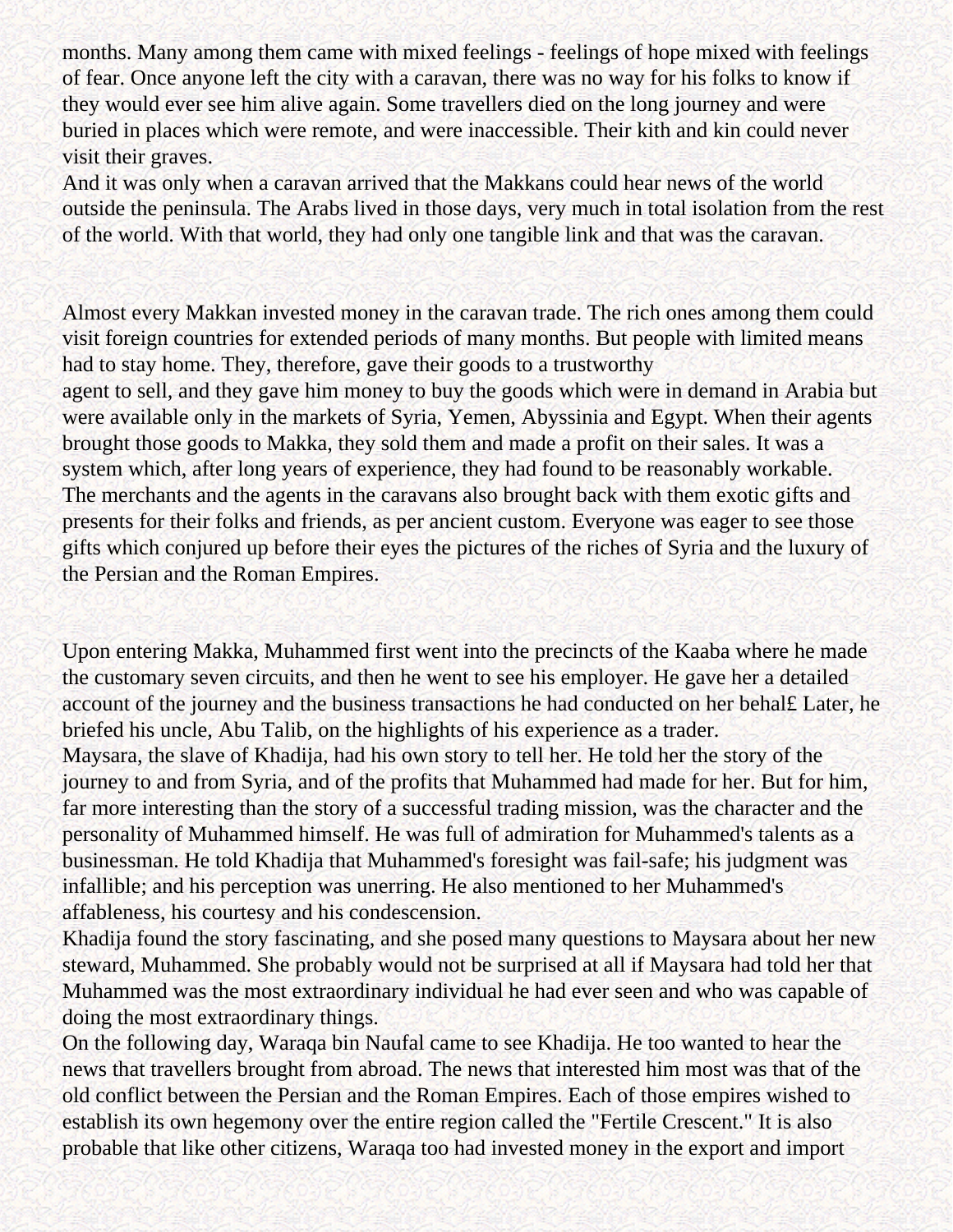months. Many among them came with mixed feelings - feelings of hope mixed with feelings of fear. Once anyone left the city with a caravan, there was no way for his folks to know if they would ever see him alive again. Some travellers died on the long journey and were buried in places which were remote, and were inaccessible. Their kith and kin could never visit their graves.
And it was only when a caravan arrived that the Makkans could hear news of the world outside the peninsula. The Arabs lived in those days, very much in total isolation from the rest of the world. With that world, they had only one tangible link and that was the caravan.

Almost every Makkan invested money in the caravan trade. The rich ones among them could visit foreign countries for extended periods of many months. But people with limited means had to stay home. They, therefore, gave their goods to a trustworthy agent to sell, and they gave him money to buy the goods which were in demand in Arabia but were available only in the markets of Syria, Yemen, Abyssinia and Egypt. When their agents brought those goods to Makka, they sold them and made a profit on their sales. It was a system which, after long years of experience, they had found to be reasonably workable.
The merchants and the agents in the caravans also brought back with them exotic gifts and presents for their folks and friends, as per ancient custom. Everyone was eager to see those gifts which conjured up before their eyes the pictures of the riches of Syria and the luxury of the Persian and the Roman Empires.

Upon entering Makka, Muhammed first went into the precincts of the Kaaba where he made the customary seven circuits, and then he went to see his employer. He gave her a detailed account of the journey and the business transactions he had conducted on her behal£ Later, he briefed his uncle, Abu Talib, on the highlights of his experience as a trader.
Maysara, the slave of Khadija, had his own story to tell her. He told her the story of the journey to and from Syria, and of the profits that Muhammed had made for her. But for him, far more interesting than the story of a successful trading mission, was the character and the personality of Muhammed himself. He was full of admiration for Muhammed's talents as a businessman. He told Khadija that Muhammed's foresight was fail-safe; his judgment was infallible; and his perception was unerring. He also mentioned to her Muhammed's affableness, his courtesy and his condescension.
Khadija found the story fascinating, and she posed many questions to Maysara about her new steward, Muhammed. She probably would not be surprised at all if Maysara had told her that Muhammed was the most extraordinary individual he had ever seen and who was capable of doing the most extraordinary things.
On the following day, Waraqa bin Naufal came to see Khadija. He too wanted to hear the news that travellers brought from abroad. The news that interested him most was that of the old conflict between the Persian and the Roman Empires. Each of those empires wished to establish its own hegemony over the entire region called the "Fertile Crescent." It is also probable that like other citizens, Waraqa too had invested money in the export and import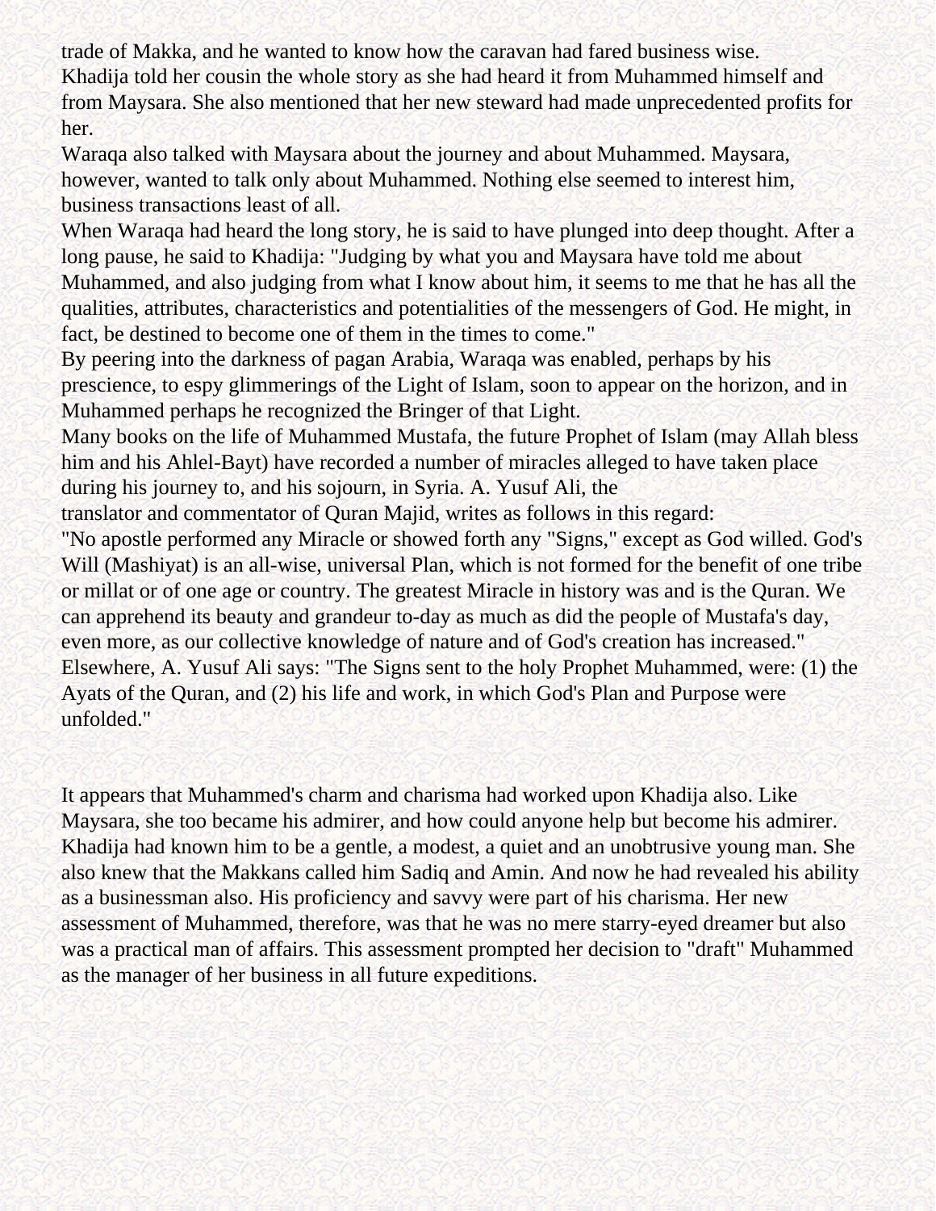trade of Makka, and he wanted to know how the caravan had fared business wise.

Khadija told her cousin the whole story as she had heard it from Muhammed himself and from Maysara. She also mentioned that her new steward had made unprecedented profits for her.

Waraqa also talked with Maysara about the journey and about Muhammed. Maysara, however, wanted to talk only about Muhammed. Nothing else seemed to interest him, business transactions least of all.

When Waraqa had heard the long story, he is said to have plunged into deep thought. After a long pause, he said to Khadija: "Judging by what you and Maysara have told me about Muhammed, and also judging from what I know about him, it seems to me that he has all the qualities, attributes, characteristics and potentialities of the messengers of God. He might, in fact, be destined to become one of them in the times to come."

By peering into the darkness of pagan Arabia, Waraqa was enabled, perhaps by his prescience, to espy glimmerings of the Light of Islam, soon to appear on the horizon, and in Muhammed perhaps he recognized the Bringer of that Light.

Many books on the life of Muhammed Mustafa, the future Prophet of Islam (may Allah bless him and his Ahlel-Bayt) have recorded a number of miracles alleged to have taken place during his journey to, and his sojourn, in Syria. A. Yusuf Ali, the translator and commentator of Quran Majid, writes as follows in this regard:

"No apostle performed any Miracle or showed forth any "Signs," except as God willed. God's Will (Mashiyat) is an all-wise, universal Plan, which is not formed for the benefit of one tribe or millat or of one age or country. The greatest Miracle in history was and is the Quran. We can apprehend its beauty and grandeur to-day as much as did the people of Mustafa's day, even more, as our collective knowledge of nature and of God's creation has increased."

Elsewhere, A. Yusuf Ali says: "The Signs sent to the holy Prophet Muhammed, were: (1) the Ayats of the Quran, and (2) his life and work, in which God's Plan and Purpose were unfolded."

It appears that Muhammed's charm and charisma had worked upon Khadija also. Like Maysara, she too became his admirer, and how could anyone help but become his admirer. Khadija had known him to be a gentle, a modest, a quiet and an unobtrusive young man. She also knew that the Makkans called him Sadiq and Amin. And now he had revealed his ability as a businessman also. His proficiency and savvy were part of his charisma. Her new assessment of Muhammed, therefore, was that he was no mere starry-eyed dreamer but also was a practical man of affairs. This assessment prompted her decision to "draft" Muhammed as the manager of her business in all future expeditions.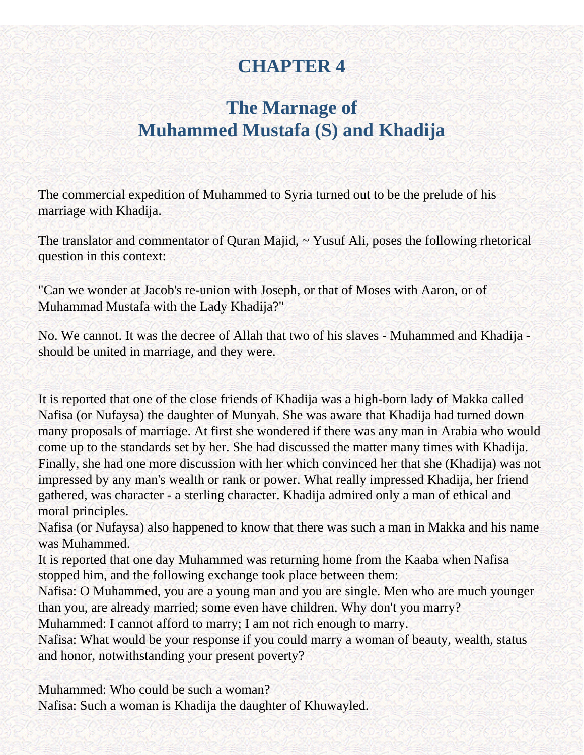# CHAPTER 4

## The Marnage of Muhammed Mustafa (S) and Khadija

The commercial expedition of Muhammed to Syria turned out to be the prelude of his marriage with Khadija.

The translator and commentator of Quran Majid, ~ Yusuf Ali, poses the following rhetorical question in this context:

"Can we wonder at Jacob's re-union with Joseph, or that of Moses with Aaron, or of Muhammad Mustafa with the Lady Khadija?"

No. We cannot. It was the decree of Allah that two of his slaves - Muhammed and Khadija - should be united in marriage, and they were.

It is reported that one of the close friends of Khadija was a high-born lady of Makka called Nafisa (or Nufaysa) the daughter of Munyah. She was aware that Khadija had turned down many proposals of marriage. At first she wondered if there was any man in Arabia who would come up to the standards set by her. She had discussed the matter many times with Khadija. Finally, she had one more discussion with her which convinced her that she (Khadija) was not impressed by any man's wealth or rank or power. What really impressed Khadija, her friend gathered, was character - a sterling character. Khadija admired only a man of ethical and moral principles.

Nafisa (or Nufaysa) also happened to know that there was such a man in Makka and his name was Muhammed.

It is reported that one day Muhammed was returning home from the Kaaba when Nafisa stopped him, and the following exchange took place between them:

Nafisa: O Muhammed, you are a young man and you are single. Men who are much younger than you, are already married; some even have children. Why don't you marry?

Muhammed: I cannot afford to marry; I am not rich enough to marry.

Nafisa: What would be your response if you could marry a woman of beauty, wealth, status and honor, notwithstanding your present poverty?

Muhammed: Who could be such a woman?

Nafisa: Such a woman is Khadija the daughter of Khuwayled.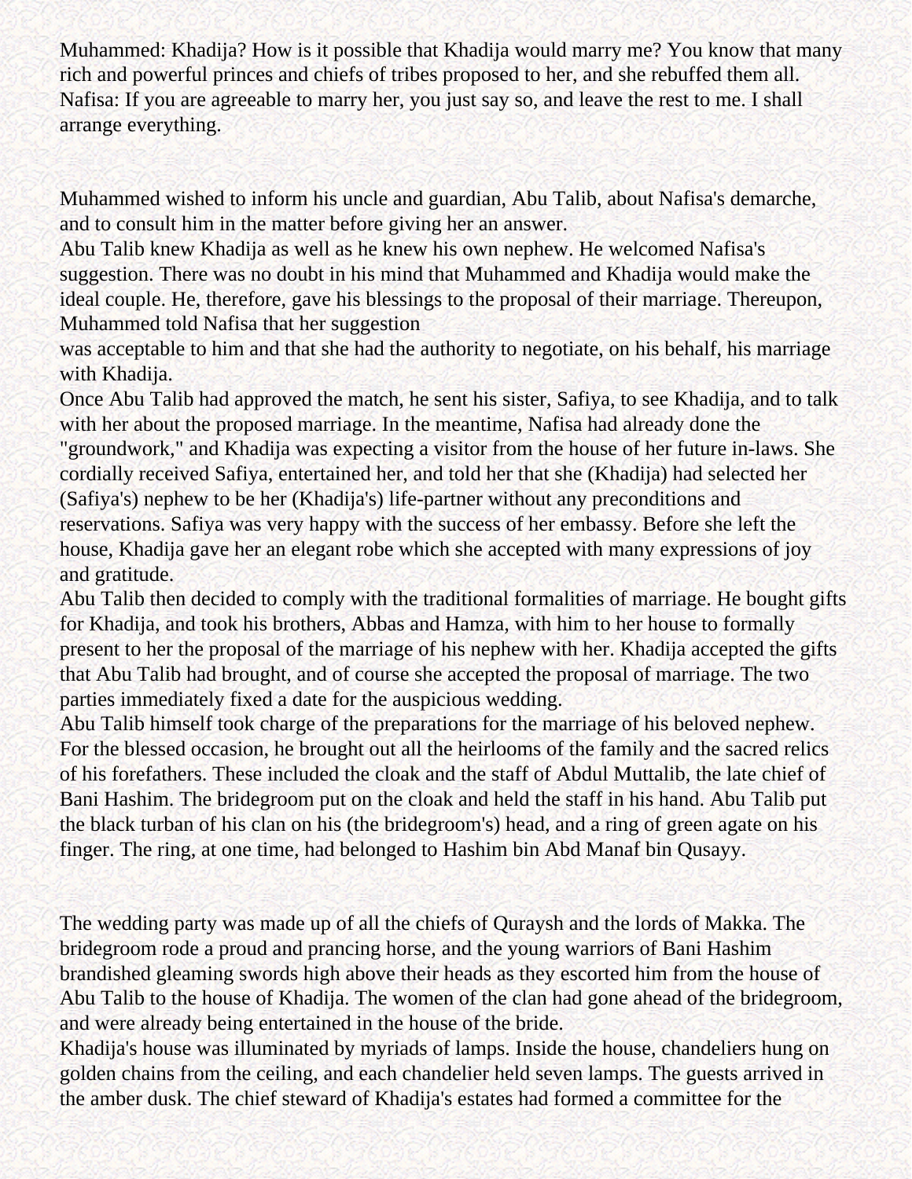Muhammed: Khadija? How is it possible that Khadija would marry me? You know that many rich and powerful princes and chiefs of tribes proposed to her, and she rebuffed them all.
Nafisa: If you are agreeable to marry her, you just say so, and leave the rest to me. I shall arrange everything.

Muhammed wished to inform his uncle and guardian, Abu Talib, about Nafisa's demarche, and to consult him in the matter before giving her an answer.

Abu Talib knew Khadija as well as he knew his own nephew. He welcomed Nafisa's suggestion. There was no doubt in his mind that Muhammed and Khadija would make the ideal couple. He, therefore, gave his blessings to the proposal of their marriage. Thereupon, Muhammed told Nafisa that her suggestion was acceptable to him and that she had the authority to negotiate, on his behalf, his marriage with Khadija.

Once Abu Talib had approved the match, he sent his sister, Safiya, to see Khadija, and to talk with her about the proposed marriage. In the meantime, Nafisa had already done the "groundwork," and Khadija was expecting a visitor from the house of her future in-laws. She cordially received Safiya, entertained her, and told her that she (Khadija) had selected her (Safiya's) nephew to be her (Khadija's) life-partner without any preconditions and reservations. Safiya was very happy with the success of her embassy. Before she left the house, Khadija gave her an elegant robe which she accepted with many expressions of joy and gratitude.

Abu Talib then decided to comply with the traditional formalities of marriage. He bought gifts for Khadija, and took his brothers, Abbas and Hamza, with him to her house to formally present to her the proposal of the marriage of his nephew with her. Khadija accepted the gifts that Abu Talib had brought, and of course she accepted the proposal of marriage. The two parties immediately fixed a date for the auspicious wedding.

Abu Talib himself took charge of the preparations for the marriage of his beloved nephew. For the blessed occasion, he brought out all the heirlooms of the family and the sacred relics of his forefathers. These included the cloak and the staff of Abdul Muttalib, the late chief of Bani Hashim. The bridegroom put on the cloak and held the staff in his hand. Abu Talib put the black turban of his clan on his (the bridegroom's) head, and a ring of green agate on his finger. The ring, at one time, had belonged to Hashim bin Abd Manaf bin Qusayy.

The wedding party was made up of all the chiefs of Quraysh and the lords of Makka. The bridegroom rode a proud and prancing horse, and the young warriors of Bani Hashim brandished gleaming swords high above their heads as they escorted him from the house of Abu Talib to the house of Khadija. The women of the clan had gone ahead of the bridegroom, and were already being entertained in the house of the bride.

Khadija's house was illuminated by myriads of lamps. Inside the house, chandeliers hung on golden chains from the ceiling, and each chandelier held seven lamps. The guests arrived in the amber dusk. The chief steward of Khadija's estates had formed a committee for the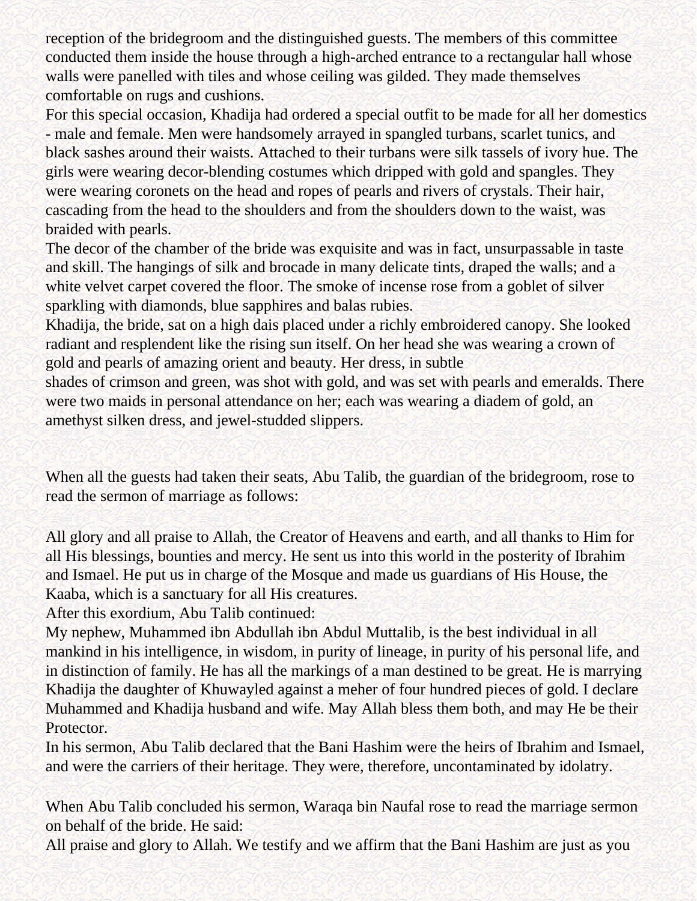reception of the bridegroom and the distinguished guests. The members of this committee conducted them inside the house through a high-arched entrance to a rectangular hall whose walls were panelled with tiles and whose ceiling was gilded. They made themselves comfortable on rugs and cushions.

For this special occasion, Khadija had ordered a special outfit to be made for all her domestics - male and female. Men were handsomely arrayed in spangled turbans, scarlet tunics, and black sashes around their waists. Attached to their turbans were silk tassels of ivory hue. The girls were wearing decor-blending costumes which dripped with gold and spangles. They were wearing coronets on the head and ropes of pearls and rivers of crystals. Their hair, cascading from the head to the shoulders and from the shoulders down to the waist, was braided with pearls.

The decor of the chamber of the bride was exquisite and was in fact, unsurpassable in taste and skill. The hangings of silk and brocade in many delicate tints, draped the walls; and a white velvet carpet covered the floor. The smoke of incense rose from a goblet of silver sparkling with diamonds, blue sapphires and balas rubies.

Khadija, the bride, sat on a high dais placed under a richly embroidered canopy. She looked radiant and resplendent like the rising sun itself. On her head she was wearing a crown of gold and pearls of amazing orient and beauty. Her dress, in subtle shades of crimson and green, was shot with gold, and was set with pearls and emeralds. There were two maids in personal attendance on her; each was wearing a diadem of gold, an amethyst silken dress, and jewel-studded slippers.

When all the guests had taken their seats, Abu Talib, the guardian of the bridegroom, rose to read the sermon of marriage as follows:

All glory and all praise to Allah, the Creator of Heavens and earth, and all thanks to Him for all His blessings, bounties and mercy. He sent us into this world in the posterity of Ibrahim and Ismael. He put us in charge of the Mosque and made us guardians of His House, the Kaaba, which is a sanctuary for all His creatures.

After this exordium, Abu Talib continued:

My nephew, Muhammed ibn Abdullah ibn Abdul Muttalib, is the best individual in all mankind in his intelligence, in wisdom, in purity of lineage, in purity of his personal life, and in distinction of family. He has all the markings of a man destined to be great. He is marrying Khadija the daughter of Khuwayled against a meher of four hundred pieces of gold. I declare Muhammed and Khadija husband and wife. May Allah bless them both, and may He be their Protector.

In his sermon, Abu Talib declared that the Bani Hashim were the heirs of Ibrahim and Ismael, and were the carriers of their heritage. They were, therefore, uncontaminated by idolatry.

When Abu Talib concluded his sermon, Waraqa bin Naufal rose to read the marriage sermon on behalf of the bride. He said:

All praise and glory to Allah. We testify and we affirm that the Bani Hashim are just as you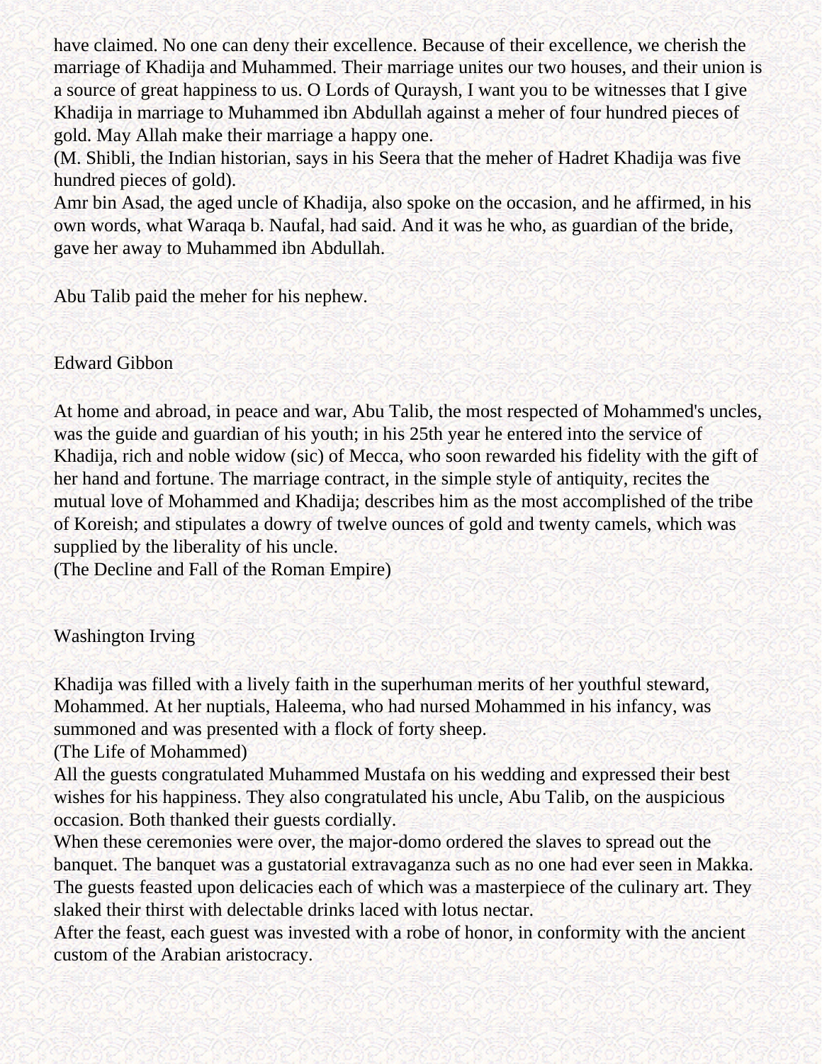have claimed. No one can deny their excellence. Because of their excellence, we cherish the marriage of Khadija and Muhammed. Their marriage unites our two houses, and their union is a source of great happiness to us. O Lords of Quraysh, I want you to be witnesses that I give Khadija in marriage to Muhammed ibn Abdullah against a meher of four hundred pieces of gold. May Allah make their marriage a happy one.

(M. Shibli, the Indian historian, says in his Seera that the meher of Hadret Khadija was five hundred pieces of gold).

Amr bin Asad, the aged uncle of Khadija, also spoke on the occasion, and he affirmed, in his own words, what Waraqa b. Naufal, had said. And it was he who, as guardian of the bride, gave her away to Muhammed ibn Abdullah.

Abu Talib paid the meher for his nephew.

Edward Gibbon

At home and abroad, in peace and war, Abu Talib, the most respected of Mohammed's uncles, was the guide and guardian of his youth; in his 25th year he entered into the service of Khadija, rich and noble widow (sic) of Mecca, who soon rewarded his fidelity with the gift of her hand and fortune. The marriage contract, in the simple style of antiquity, recites the mutual love of Mohammed and Khadija; describes him as the most accomplished of the tribe of Koreish; and stipulates a dowry of twelve ounces of gold and twenty camels, which was supplied by the liberality of his uncle.

(The Decline and Fall of the Roman Empire)

Washington Irving

Khadija was filled with a lively faith in the superhuman merits of her youthful steward, Mohammed. At her nuptials, Haleema, who had nursed Mohammed in his infancy, was summoned and was presented with a flock of forty sheep.

(The Life of Mohammed)

All the guests congratulated Muhammed Mustafa on his wedding and expressed their best wishes for his happiness. They also congratulated his uncle, Abu Talib, on the auspicious occasion. Both thanked their guests cordially.

When these ceremonies were over, the major-domo ordered the slaves to spread out the banquet. The banquet was a gustatorial extravaganza such as no one had ever seen in Makka. The guests feasted upon delicacies each of which was a masterpiece of the culinary art. They slaked their thirst with delectable drinks laced with lotus nectar.

After the feast, each guest was invested with a robe of honor, in conformity with the ancient custom of the Arabian aristocracy.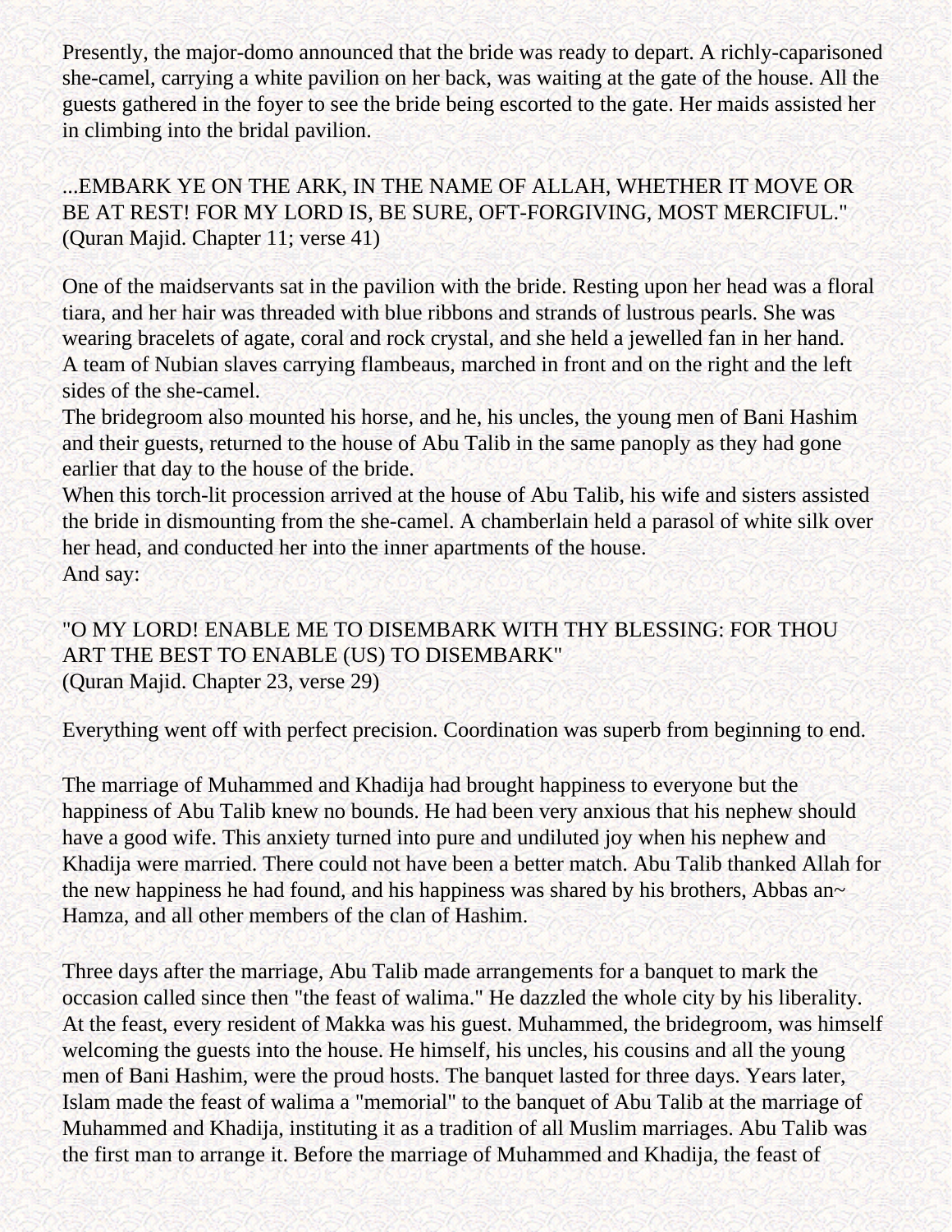Presently, the major-domo announced that the bride was ready to depart. A richly-caparisoned she-camel, carrying a white pavilion on her back, was waiting at the gate of the house. All the guests gathered in the foyer to see the bride being escorted to the gate. Her maids assisted her in climbing into the bridal pavilion.

...EMBARK YE ON THE ARK, IN THE NAME OF ALLAH, WHETHER IT MOVE OR BE AT REST! FOR MY LORD IS, BE SURE, OFT-FORGIVING, MOST MERCIFUL." (Quran Majid. Chapter 11; verse 41)

One of the maidservants sat in the pavilion with the bride. Resting upon her head was a floral tiara, and her hair was threaded with blue ribbons and strands of lustrous pearls. She was wearing bracelets of agate, coral and rock crystal, and she held a jewelled fan in her hand.
A team of Nubian slaves carrying flambeaus, marched in front and on the right and the left sides of the she-camel.
The bridegroom also mounted his horse, and he, his uncles, the young men of Bani Hashim and their guests, returned to the house of Abu Talib in the same panoply as they had gone earlier that day to the house of the bride.
When this torch-lit procession arrived at the house of Abu Talib, his wife and sisters assisted the bride in dismounting from the she-camel. A chamberlain held a parasol of white silk over her head, and conducted her into the inner apartments of the house.
And say:

"O MY LORD! ENABLE ME TO DISEMBARK WITH THY BLESSING: FOR THOU ART THE BEST TO ENABLE (US) TO DISEMBARK"
(Quran Majid. Chapter 23, verse 29)

Everything went off with perfect precision. Coordination was superb from beginning to end.

The marriage of Muhammed and Khadija had brought happiness to everyone but the happiness of Abu Talib knew no bounds. He had been very anxious that his nephew should have a good wife. This anxiety turned into pure and undiluted joy when his nephew and Khadija were married. There could not have been a better match. Abu Talib thanked Allah for the new happiness he had found, and his happiness was shared by his brothers, Abbas an~ Hamza, and all other members of the clan of Hashim.

Three days after the marriage, Abu Talib made arrangements for a banquet to mark the occasion called since then "the feast of walima." He dazzled the whole city by his liberality. At the feast, every resident of Makka was his guest. Muhammed, the bridegroom, was himself welcoming the guests into the house. He himself, his uncles, his cousins and all the young men of Bani Hashim, were the proud hosts. The banquet lasted for three days. Years later, Islam made the feast of walima a "memorial" to the banquet of Abu Talib at the marriage of Muhammed and Khadija, instituting it as a tradition of all Muslim marriages. Abu Talib was the first man to arrange it. Before the marriage of Muhammed and Khadija, the feast of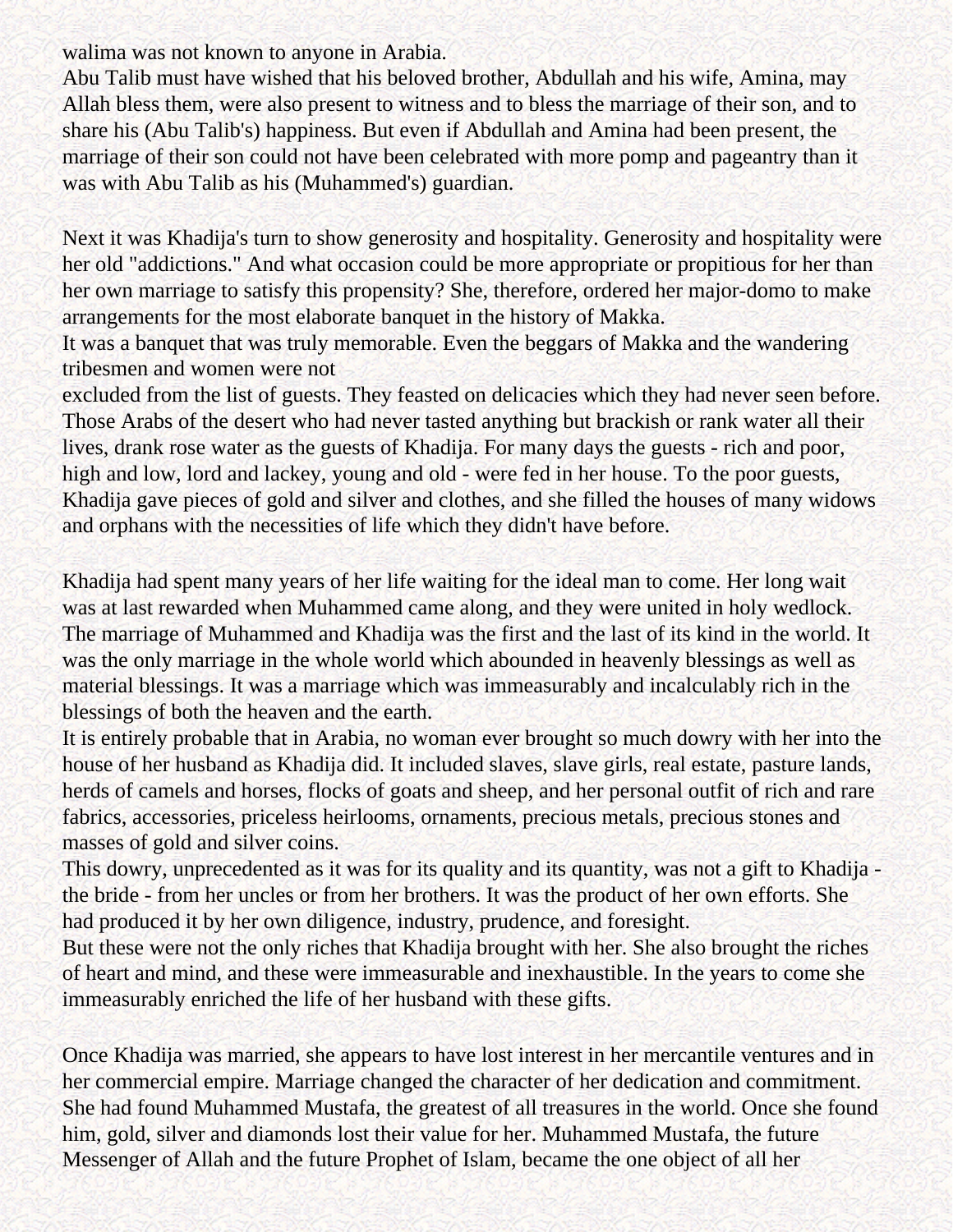walima was not known to anyone in Arabia.
Abu Talib must have wished that his beloved brother, Abdullah and his wife, Amina, may Allah bless them, were also present to witness and to bless the marriage of their son, and to share his (Abu Talib's) happiness. But even if Abdullah and Amina had been present, the marriage of their son could not have been celebrated with more pomp and pageantry than it was with Abu Talib as his (Muhammed's) guardian.

Next it was Khadija's turn to show generosity and hospitality. Generosity and hospitality were her old "addictions." And what occasion could be more appropriate or propitious for her than her own marriage to satisfy this propensity? She, therefore, ordered her major-domo to make arrangements for the most elaborate banquet in the history of Makka.
It was a banquet that was truly memorable. Even the beggars of Makka and the wandering tribesmen and women were not excluded from the list of guests. They feasted on delicacies which they had never seen before. Those Arabs of the desert who had never tasted anything but brackish or rank water all their lives, drank rose water as the guests of Khadija. For many days the guests - rich and poor, high and low, lord and lackey, young and old - were fed in her house. To the poor guests, Khadija gave pieces of gold and silver and clothes, and she filled the houses of many widows and orphans with the necessities of life which they didn't have before.

Khadija had spent many years of her life waiting for the ideal man to come. Her long wait was at last rewarded when Muhammed came along, and they were united in holy wedlock. The marriage of Muhammed and Khadija was the first and the last of its kind in the world. It was the only marriage in the whole world which abounded in heavenly blessings as well as material blessings. It was a marriage which was immeasurably and incalculably rich in the blessings of both the heaven and the earth.
It is entirely probable that in Arabia, no woman ever brought so much dowry with her into the house of her husband as Khadija did. It included slaves, slave girls, real estate, pasture lands, herds of camels and horses, flocks of goats and sheep, and her personal outfit of rich and rare fabrics, accessories, priceless heirlooms, ornaments, precious metals, precious stones and masses of gold and silver coins.
This dowry, unprecedented as it was for its quality and its quantity, was not a gift to Khadija - the bride - from her uncles or from her brothers. It was the product of her own efforts. She had produced it by her own diligence, industry, prudence, and foresight.
But these were not the only riches that Khadija brought with her. She also brought the riches of heart and mind, and these were immeasurable and inexhaustible. In the years to come she immeasurably enriched the life of her husband with these gifts.

Once Khadija was married, she appears to have lost interest in her mercantile ventures and in her commercial empire. Marriage changed the character of her dedication and commitment. She had found Muhammed Mustafa, the greatest of all treasures in the world. Once she found him, gold, silver and diamonds lost their value for her. Muhammed Mustafa, the future Messenger of Allah and the future Prophet of Islam, became the one object of all her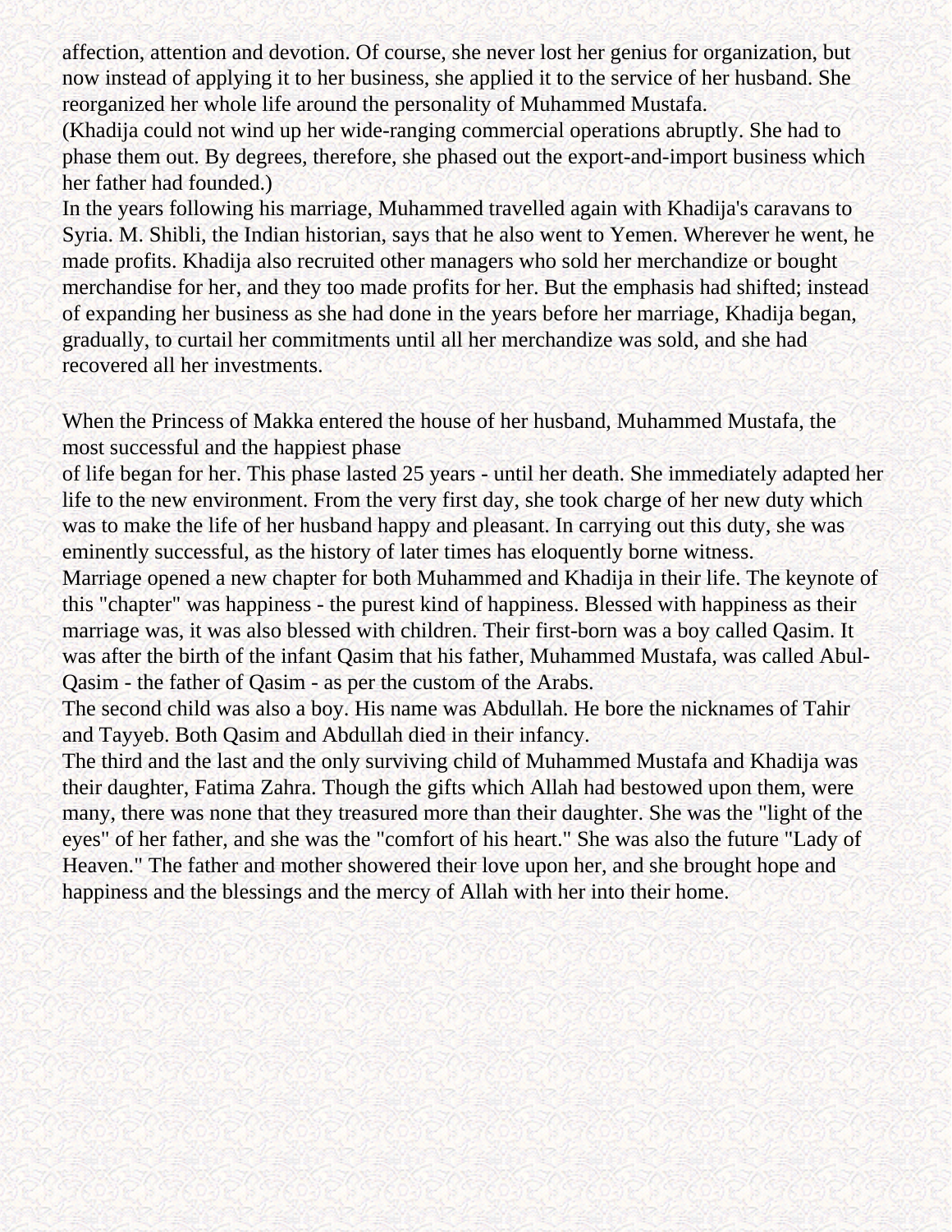affection, attention and devotion. Of course, she never lost her genius for organization, but now instead of applying it to her business, she applied it to the service of her husband. She reorganized her whole life around the personality of Muhammed Mustafa.

(Khadija could not wind up her wide-ranging commercial operations abruptly. She had to phase them out. By degrees, therefore, she phased out the export-and-import business which her father had founded.)

In the years following his marriage, Muhammed travelled again with Khadija's caravans to Syria. M. Shibli, the Indian historian, says that he also went to Yemen. Wherever he went, he made profits. Khadija also recruited other managers who sold her merchandize or bought merchandise for her, and they too made profits for her. But the emphasis had shifted; instead of expanding her business as she had done in the years before her marriage, Khadija began, gradually, to curtail her commitments until all her merchandize was sold, and she had recovered all her investments.

When the Princess of Makka entered the house of her husband, Muhammed Mustafa, the most successful and the happiest phase of life began for her. This phase lasted 25 years - until her death. She immediately adapted her life to the new environment. From the very first day, she took charge of her new duty which was to make the life of her husband happy and pleasant. In carrying out this duty, she was eminently successful, as the history of later times has eloquently borne witness.

Marriage opened a new chapter for both Muhammed and Khadija in their life. The keynote of this "chapter" was happiness - the purest kind of happiness. Blessed with happiness as their marriage was, it was also blessed with children. Their first-born was a boy called Qasim. It was after the birth of the infant Qasim that his father, Muhammed Mustafa, was called Abul-Qasim - the father of Qasim - as per the custom of the Arabs.

The second child was also a boy. His name was Abdullah. He bore the nicknames of Tahir and Tayyeb. Both Qasim and Abdullah died in their infancy.

The third and the last and the only surviving child of Muhammed Mustafa and Khadija was their daughter, Fatima Zahra. Though the gifts which Allah had bestowed upon them, were many, there was none that they treasured more than their daughter. She was the "light of the eyes" of her father, and she was the "comfort of his heart." She was also the future "Lady of Heaven." The father and mother showered their love upon her, and she brought hope and happiness and the blessings and the mercy of Allah with her into their home.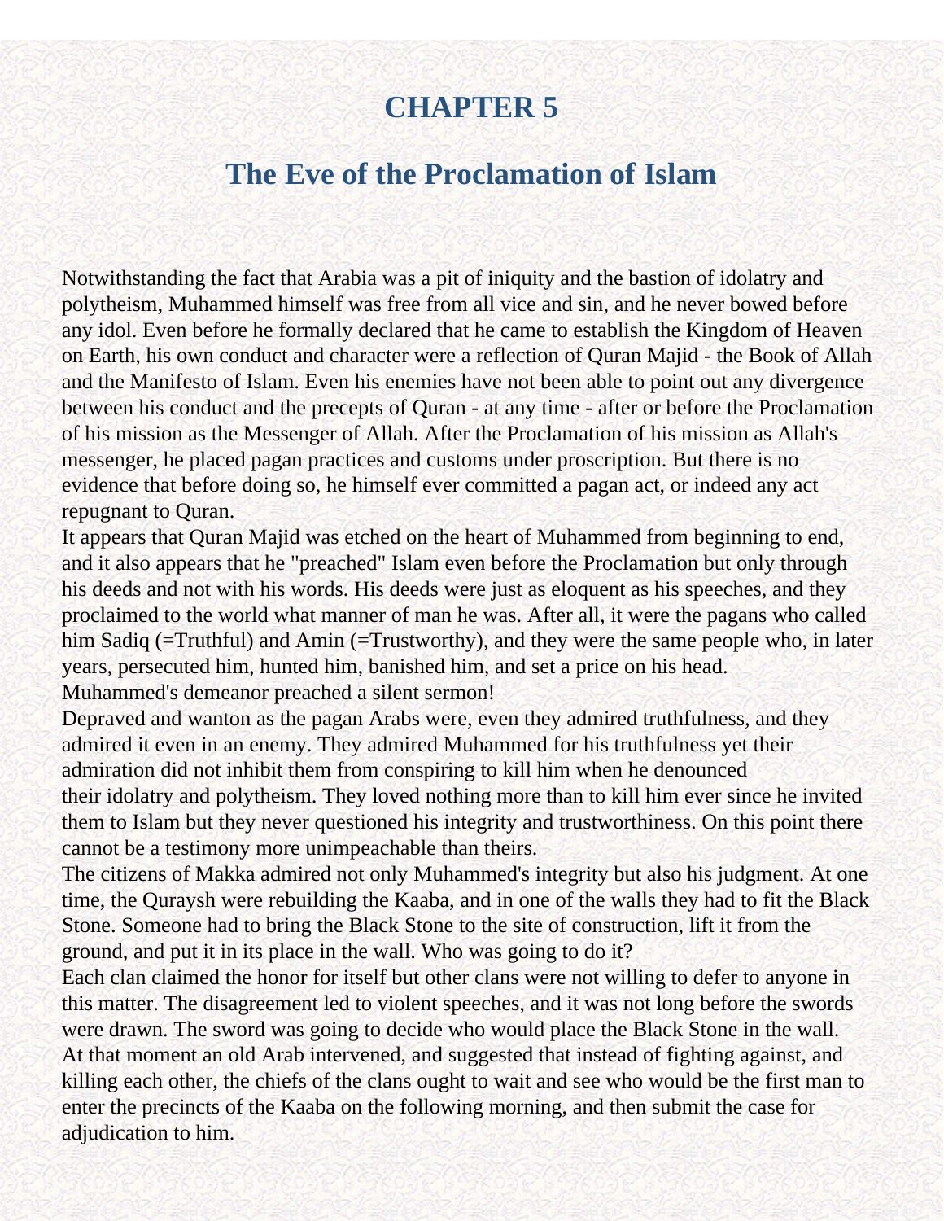# CHAPTER 5

## The Eve of the Proclamation of Islam

Notwithstanding the fact that Arabia was a pit of iniquity and the bastion of idolatry and polytheism, Muhammed himself was free from all vice and sin, and he never bowed before any idol. Even before he formally declared that he came to establish the Kingdom of Heaven on Earth, his own conduct and character were a reflection of Quran Majid - the Book of Allah and the Manifesto of Islam. Even his enemies have not been able to point out any divergence between his conduct and the precepts of Quran - at any time - after or before the Proclamation of his mission as the Messenger of Allah. After the Proclamation of his mission as Allah's messenger, he placed pagan practices and customs under proscription. But there is no evidence that before doing so, he himself ever committed a pagan act, or indeed any act repugnant to Quran.

It appears that Quran Majid was etched on the heart of Muhammed from beginning to end, and it also appears that he "preached" Islam even before the Proclamation but only through his deeds and not with his words. His deeds were just as eloquent as his speeches, and they proclaimed to the world what manner of man he was. After all, it were the pagans who called him Sadiq (=Truthful) and Amin (=Trustworthy), and they were the same people who, in later years, persecuted him, hunted him, banished him, and set a price on his head.

Muhammed's demeanor preached a silent sermon!

Depraved and wanton as the pagan Arabs were, even they admired truthfulness, and they admired it even in an enemy. They admired Muhammed for his truthfulness yet their admiration did not inhibit them from conspiring to kill him when he denounced their idolatry and polytheism. They loved nothing more than to kill him ever since he invited them to Islam but they never questioned his integrity and trustworthiness. On this point there cannot be a testimony more unimpeachable than theirs.

The citizens of Makka admired not only Muhammed's integrity but also his judgment. At one time, the Quraysh were rebuilding the Kaaba, and in one of the walls they had to fit the Black Stone. Someone had to bring the Black Stone to the site of construction, lift it from the ground, and put it in its place in the wall. Who was going to do it?

Each clan claimed the honor for itself but other clans were not willing to defer to anyone in this matter. The disagreement led to violent speeches, and it was not long before the swords were drawn. The sword was going to decide who would place the Black Stone in the wall.

At that moment an old Arab intervened, and suggested that instead of fighting against, and killing each other, the chiefs of the clans ought to wait and see who would be the first man to enter the precincts of the Kaaba on the following morning, and then submit the case for adjudication to him.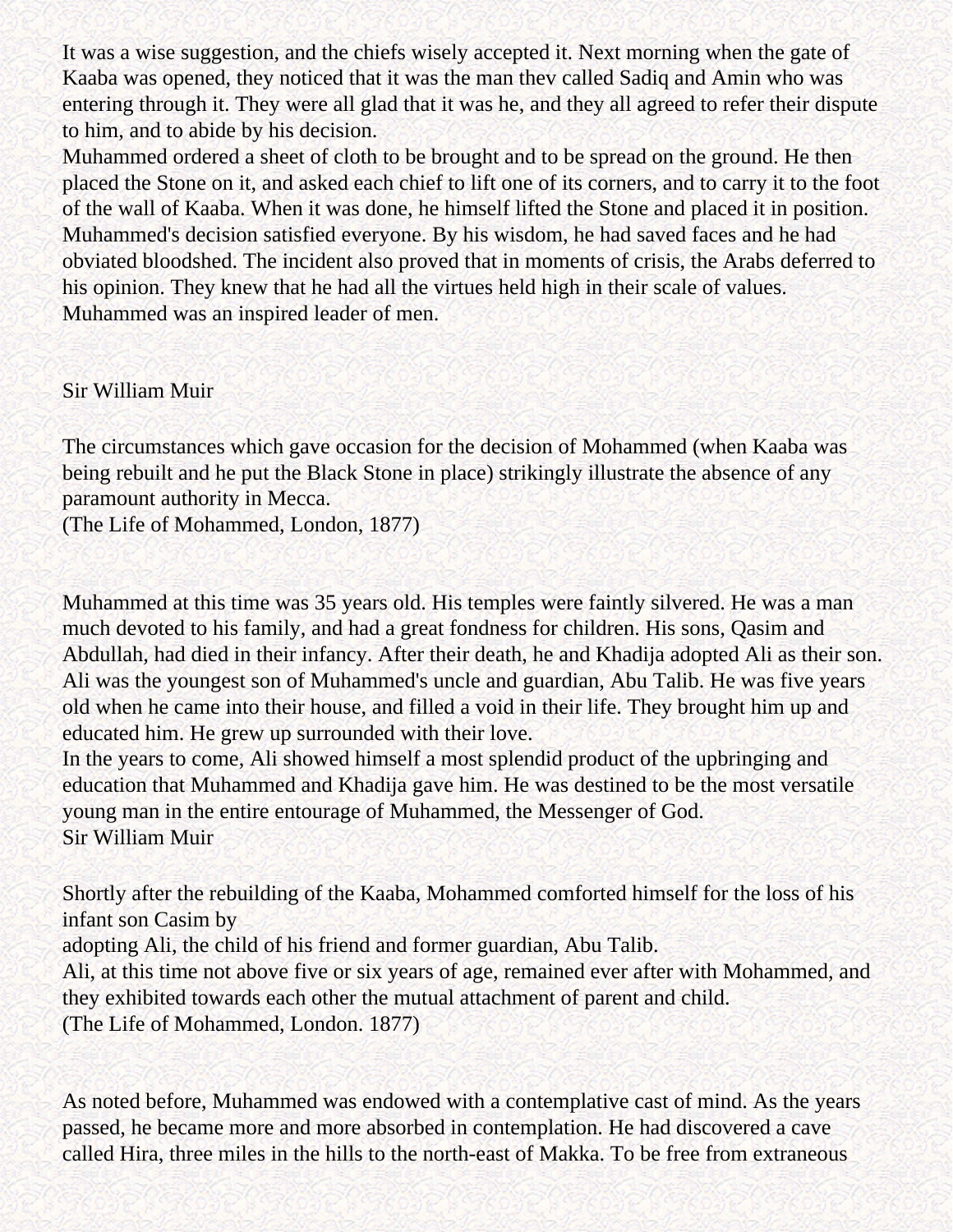It was a wise suggestion, and the chiefs wisely accepted it. Next morning when the gate of Kaaba was opened, they noticed that it was the man thev called Sadiq and Amin who was entering through it. They were all glad that it was he, and they all agreed to refer their dispute to him, and to abide by his decision.
Muhammed ordered a sheet of cloth to be brought and to be spread on the ground. He then placed the Stone on it, and asked each chief to lift one of its corners, and to carry it to the foot of the wall of Kaaba. When it was done, he himself lifted the Stone and placed it in position. Muhammed's decision satisfied everyone. By his wisdom, he had saved faces and he had obviated bloodshed. The incident also proved that in moments of crisis, the Arabs deferred to his opinion. They knew that he had all the virtues held high in their scale of values. Muhammed was an inspired leader of men.

Sir William Muir

The circumstances which gave occasion for the decision of Mohammed (when Kaaba was being rebuilt and he put the Black Stone in place) strikingly illustrate the absence of any paramount authority in Mecca.
(The Life of Mohammed, London, 1877)

Muhammed at this time was 35 years old. His temples were faintly silvered. He was a man much devoted to his family, and had a great fondness for children. His sons, Qasim and Abdullah, had died in their infancy. After their death, he and Khadija adopted Ali as their son. Ali was the youngest son of Muhammed's uncle and guardian, Abu Talib. He was five years old when he came into their house, and filled a void in their life. They brought him up and educated him. He grew up surrounded with their love.
In the years to come, Ali showed himself a most splendid product of the upbringing and education that Muhammed and Khadija gave him. He was destined to be the most versatile young man in the entire entourage of Muhammed, the Messenger of God.
Sir William Muir

Shortly after the rebuilding of the Kaaba, Mohammed comforted himself for the loss of his infant son Casim by
adopting Ali, the child of his friend and former guardian, Abu Talib.
Ali, at this time not above five or six years of age, remained ever after with Mohammed, and they exhibited towards each other the mutual attachment of parent and child.
(The Life of Mohammed, London. 1877)

As noted before, Muhammed was endowed with a contemplative cast of mind. As the years passed, he became more and more absorbed in contemplation. He had discovered a cave called Hira, three miles in the hills to the north-east of Makka. To be free from extraneous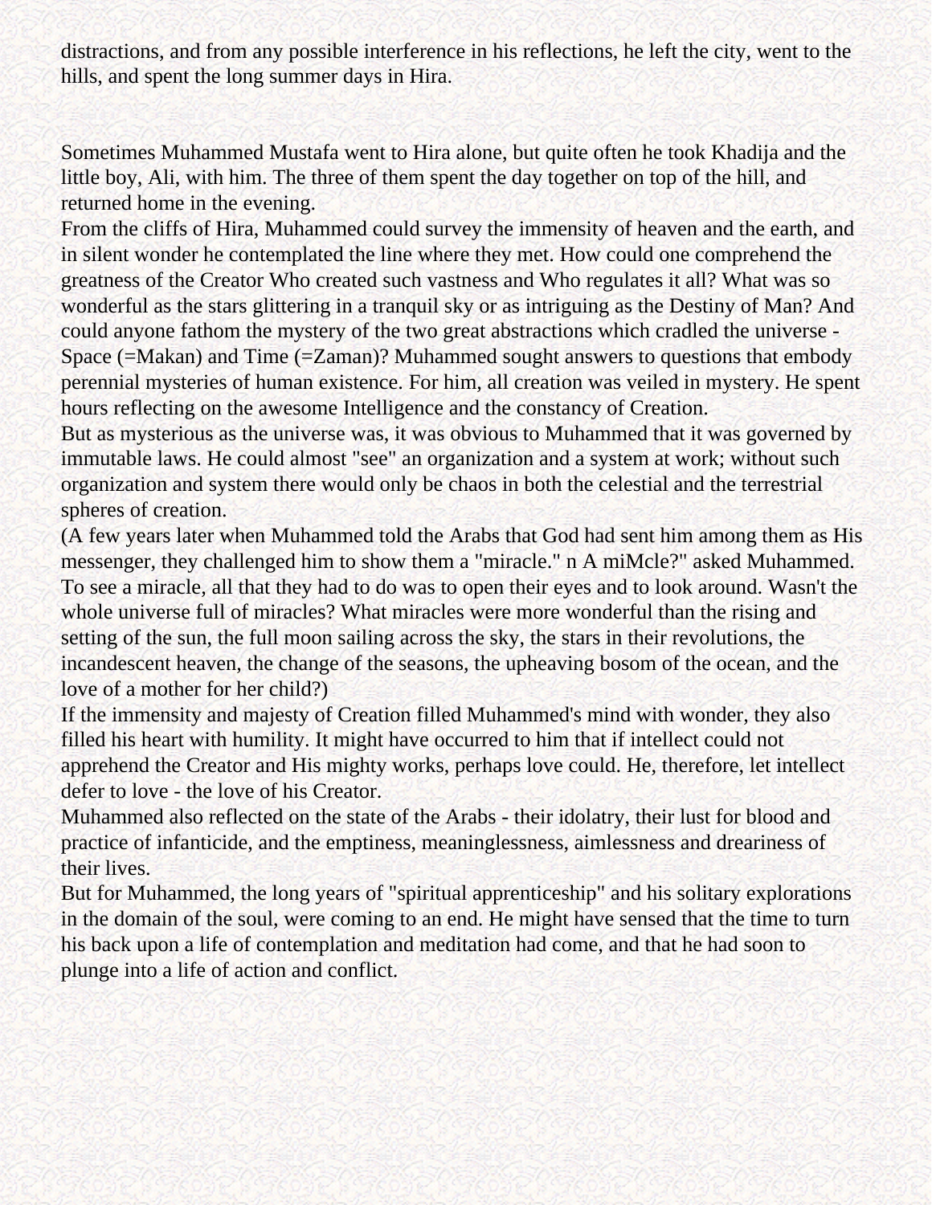distractions, and from any possible interference in his reflections, he left the city, went to the hills, and spent the long summer days in Hira.

Sometimes Muhammed Mustafa went to Hira alone, but quite often he took Khadija and the little boy, Ali, with him. The three of them spent the day together on top of the hill, and returned home in the evening.

From the cliffs of Hira, Muhammed could survey the immensity of heaven and the earth, and in silent wonder he contemplated the line where they met. How could one comprehend the greatness of the Creator Who created such vastness and Who regulates it all? What was so wonderful as the stars glittering in a tranquil sky or as intriguing as the Destiny of Man? And could anyone fathom the mystery of the two great abstractions which cradled the universe - Space (=Makan) and Time (=Zaman)? Muhammed sought answers to questions that embody perennial mysteries of human existence. For him, all creation was veiled in mystery. He spent hours reflecting on the awesome Intelligence and the constancy of Creation.

But as mysterious as the universe was, it was obvious to Muhammed that it was governed by immutable laws. He could almost "see" an organization and a system at work; without such organization and system there would only be chaos in both the celestial and the terrestrial spheres of creation.

(A few years later when Muhammed told the Arabs that God had sent him among them as His messenger, they challenged him to show them a "miracle." n A miMcle?" asked Muhammed. To see a miracle, all that they had to do was to open their eyes and to look around. Wasn't the whole universe full of miracles? What miracles were more wonderful than the rising and setting of the sun, the full moon sailing across the sky, the stars in their revolutions, the incandescent heaven, the change of the seasons, the upheaving bosom of the ocean, and the love of a mother for her child?)

If the immensity and majesty of Creation filled Muhammed's mind with wonder, they also filled his heart with humility. It might have occurred to him that if intellect could not apprehend the Creator and His mighty works, perhaps love could. He, therefore, let intellect defer to love - the love of his Creator.

Muhammed also reflected on the state of the Arabs - their idolatry, their lust for blood and practice of infanticide, and the emptiness, meaninglessness, aimlessness and dreariness of their lives.

But for Muhammed, the long years of "spiritual apprenticeship" and his solitary explorations in the domain of the soul, were coming to an end. He might have sensed that the time to turn his back upon a life of contemplation and meditation had come, and that he had soon to plunge into a life of action and conflict.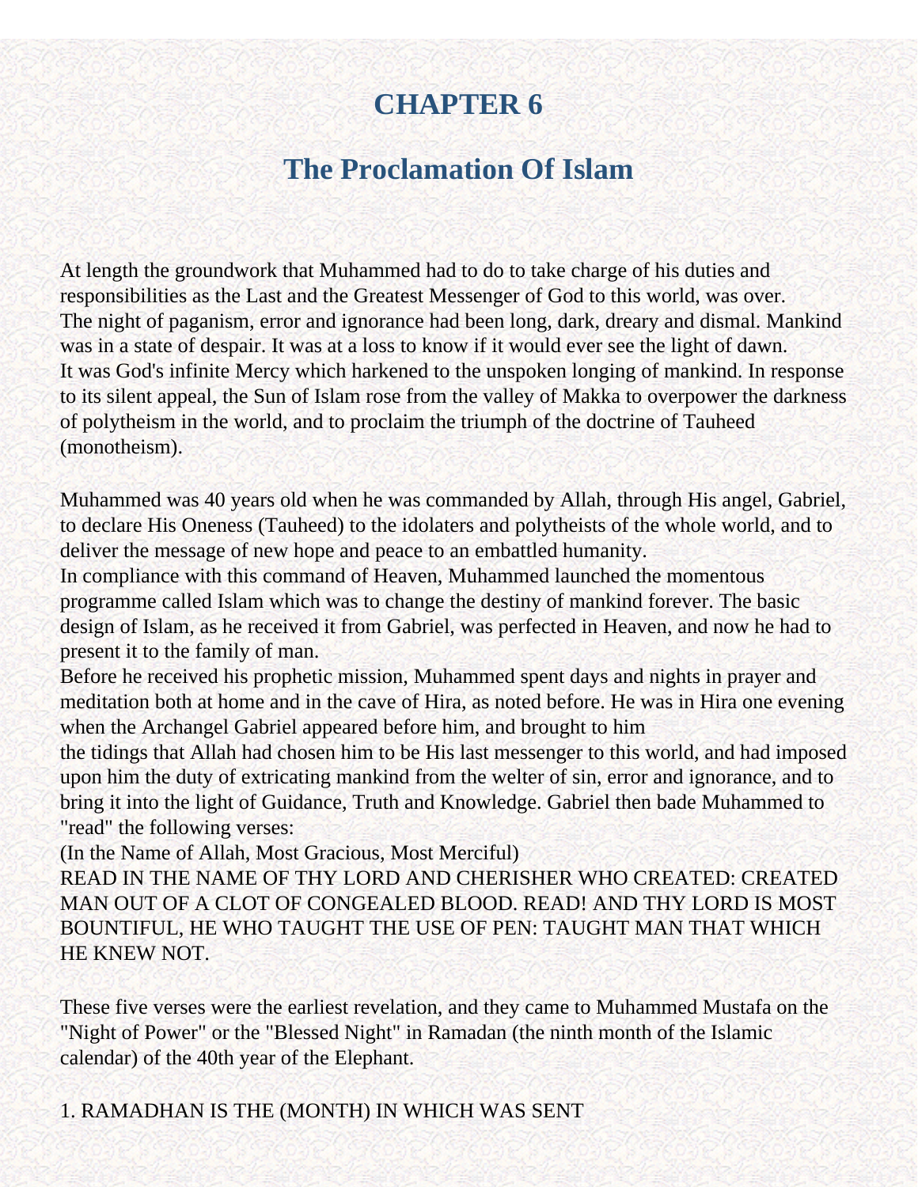# CHAPTER 6

## The Proclamation Of Islam

At length the groundwork that Muhammed had to do to take charge of his duties and responsibilities as the Last and the Greatest Messenger of God to this world, was over.
The night of paganism, error and ignorance had been long, dark, dreary and dismal. Mankind was in a state of despair. It was at a loss to know if it would ever see the light of dawn.
It was God's infinite Mercy which harkened to the unspoken longing of mankind. In response to its silent appeal, the Sun of Islam rose from the valley of Makka to overpower the darkness of polytheism in the world, and to proclaim the triumph of the doctrine of Tauheed (monotheism).

Muhammed was 40 years old when he was commanded by Allah, through His angel, Gabriel, to declare His Oneness (Tauheed) to the idolaters and polytheists of the whole world, and to deliver the message of new hope and peace to an embattled humanity.
In compliance with this command of Heaven, Muhammed launched the momentous programme called Islam which was to change the destiny of mankind forever. The basic design of Islam, as he received it from Gabriel, was perfected in Heaven, and now he had to present it to the family of man.
Before he received his prophetic mission, Muhammed spent days and nights in prayer and meditation both at home and in the cave of Hira, as noted before. He was in Hira one evening when the Archangel Gabriel appeared before him, and brought to him
the tidings that Allah had chosen him to be His last messenger to this world, and had imposed upon him the duty of extricating mankind from the welter of sin, error and ignorance, and to bring it into the light of Guidance, Truth and Knowledge. Gabriel then bade Muhammed to "read" the following verses:
(In the Name of Allah, Most Gracious, Most Merciful)
READ IN THE NAME OF THY LORD AND CHERISHER WHO CREATED: CREATED MAN OUT OF A CLOT OF CONGEALED BLOOD. READ! AND THY LORD IS MOST BOUNTIFUL, HE WHO TAUGHT THE USE OF PEN: TAUGHT MAN THAT WHICH HE KNEW NOT.

These five verses were the earliest revelation, and they came to Muhammed Mustafa on the "Night of Power" or the "Blessed Night" in Ramadan (the ninth month of the Islamic calendar) of the 40th year of the Elephant.

1. RAMADHAN IS THE (MONTH) IN WHICH WAS SENT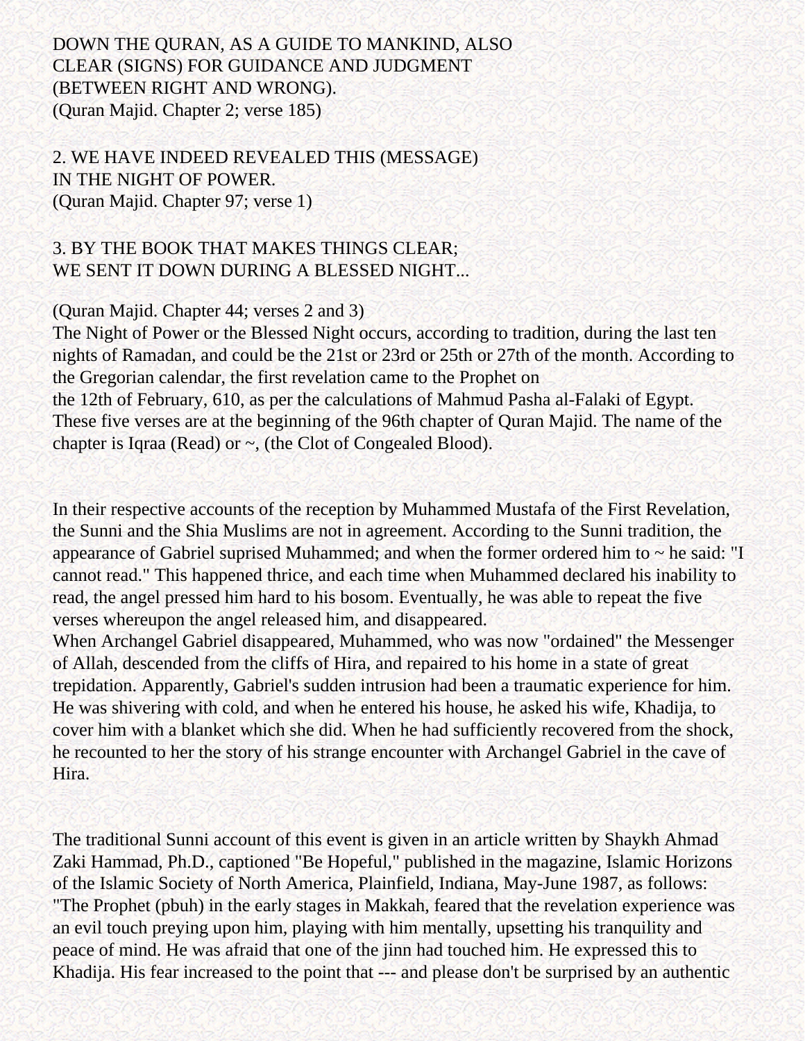DOWN THE QURAN, AS A GUIDE TO MANKIND, ALSO CLEAR (SIGNS) FOR GUIDANCE AND JUDGMENT (BETWEEN RIGHT AND WRONG).
(Quran Majid. Chapter 2; verse 185)

2. WE HAVE INDEED REVEALED THIS (MESSAGE) IN THE NIGHT OF POWER.
(Quran Majid. Chapter 97; verse 1)

3. BY THE BOOK THAT MAKES THINGS CLEAR; WE SENT IT DOWN DURING A BLESSED NIGHT...

(Quran Majid. Chapter 44; verses 2 and 3)
The Night of Power or the Blessed Night occurs, according to tradition, during the last ten nights of Ramadan, and could be the 21st or 23rd or 25th or 27th of the month. According to the Gregorian calendar, the first revelation came to the Prophet on the 12th of February, 610, as per the calculations of Mahmud Pasha al-Falaki of Egypt. These five verses are at the beginning of the 96th chapter of Quran Majid. The name of the chapter is Iqraa (Read) or ~, (the Clot of Congealed Blood).

In their respective accounts of the reception by Muhammed Mustafa of the First Revelation, the Sunni and the Shia Muslims are not in agreement. According to the Sunni tradition, the appearance of Gabriel suprised Muhammed; and when the former ordered him to ~ he said: "I cannot read." This happened thrice, and each time when Muhammed declared his inability to read, the angel pressed him hard to his bosom. Eventually, he was able to repeat the five verses whereupon the angel released him, and disappeared.
When Archangel Gabriel disappeared, Muhammed, who was now "ordained" the Messenger of Allah, descended from the cliffs of Hira, and repaired to his home in a state of great trepidation. Apparently, Gabriel's sudden intrusion had been a traumatic experience for him. He was shivering with cold, and when he entered his house, he asked his wife, Khadija, to cover him with a blanket which she did. When he had sufficiently recovered from the shock, he recounted to her the story of his strange encounter with Archangel Gabriel in the cave of Hira.

The traditional Sunni account of this event is given in an article written by Shaykh Ahmad Zaki Hammad, Ph.D., captioned "Be Hopeful," published in the magazine, Islamic Horizons of the Islamic Society of North America, Plainfield, Indiana, May-June 1987, as follows: "The Prophet (pbuh) in the early stages in Makkah, feared that the revelation experience was an evil touch preying upon him, playing with him mentally, upsetting his tranquility and peace of mind. He was afraid that one of the jinn had touched him. He expressed this to Khadija. His fear increased to the point that --- and please don't be surprised by an authentic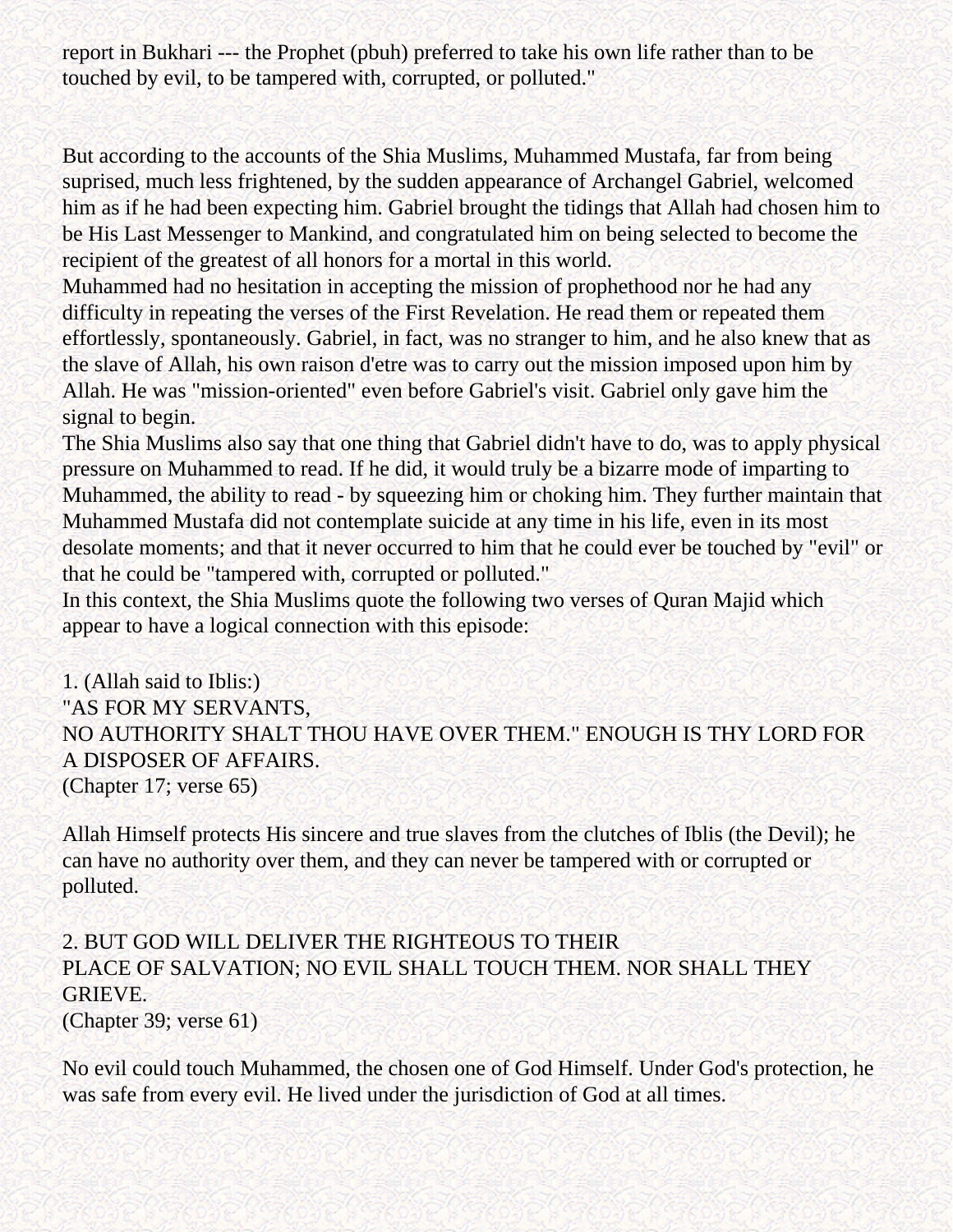report in Bukhari --- the Prophet (pbuh) preferred to take his own life rather than to be touched by evil, to be tampered with, corrupted, or polluted."

But according to the accounts of the Shia Muslims, Muhammed Mustafa, far from being suprised, much less frightened, by the sudden appearance of Archangel Gabriel, welcomed him as if he had been expecting him. Gabriel brought the tidings that Allah had chosen him to be His Last Messenger to Mankind, and congratulated him on being selected to become the recipient of the greatest of all honors for a mortal in this world.

Muhammed had no hesitation in accepting the mission of prophethood nor he had any difficulty in repeating the verses of the First Revelation. He read them or repeated them effortlessly, spontaneously. Gabriel, in fact, was no stranger to him, and he also knew that as the slave of Allah, his own raison d'etre was to carry out the mission imposed upon him by Allah. He was "mission-oriented" even before Gabriel's visit. Gabriel only gave him the signal to begin.

The Shia Muslims also say that one thing that Gabriel didn't have to do, was to apply physical pressure on Muhammed to read. If he did, it would truly be a bizarre mode of imparting to Muhammed, the ability to read - by squeezing him or choking him. They further maintain that Muhammed Mustafa did not contemplate suicide at any time in his life, even in its most desolate moments; and that it never occurred to him that he could ever be touched by "evil" or that he could be "tampered with, corrupted or polluted."

In this context, the Shia Muslims quote the following two verses of Quran Majid which appear to have a logical connection with this episode:

1. (Allah said to Iblis:)
"AS FOR MY SERVANTS,
NO AUTHORITY SHALT THOU HAVE OVER THEM." ENOUGH IS THY LORD FOR A DISPOSER OF AFFAIRS.
(Chapter 17; verse 65)

Allah Himself protects His sincere and true slaves from the clutches of Iblis (the Devil); he can have no authority over them, and they can never be tampered with or corrupted or polluted.

2. BUT GOD WILL DELIVER THE RIGHTEOUS TO THEIR
PLACE OF SALVATION; NO EVIL SHALL TOUCH THEM. NOR SHALL THEY GRIEVE.
(Chapter 39; verse 61)

No evil could touch Muhammed, the chosen one of God Himself. Under God's protection, he was safe from every evil. He lived under the jurisdiction of God at all times.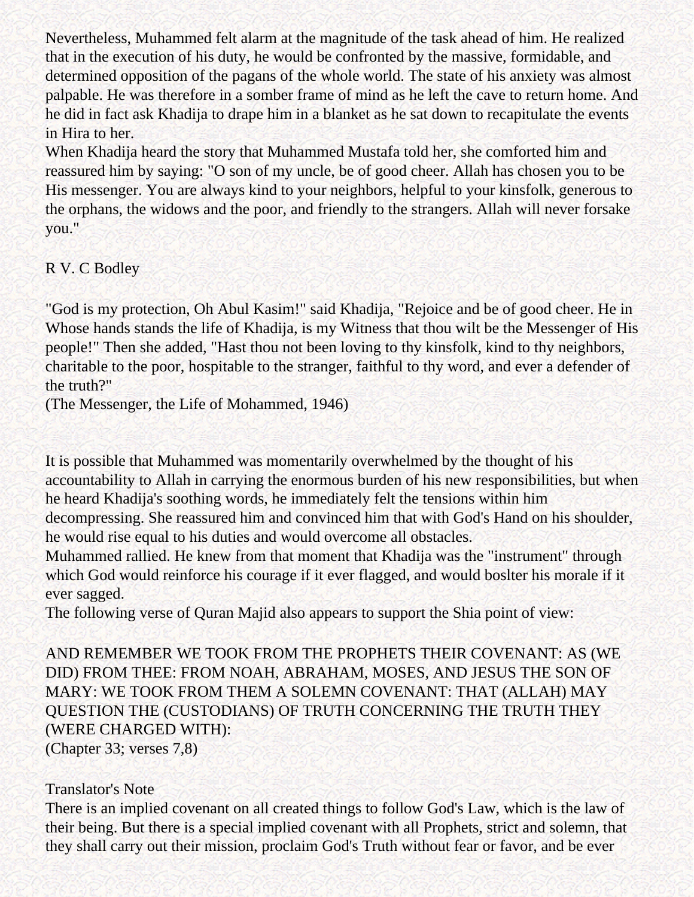Nevertheless, Muhammed felt alarm at the magnitude of the task ahead of him. He realized that in the execution of his duty, he would be confronted by the massive, formidable, and determined opposition of the pagans of the whole world. The state of his anxiety was almost palpable. He was therefore in a somber frame of mind as he left the cave to return home. And he did in fact ask Khadija to drape him in a blanket as he sat down to recapitulate the events in Hira to her.

When Khadija heard the story that Muhammed Mustafa told her, she comforted him and reassured him by saying: "O son of my uncle, be of good cheer. Allah has chosen you to be His messenger. You are always kind to your neighbors, helpful to your kinsfolk, generous to the orphans, the widows and the poor, and friendly to the strangers. Allah will never forsake you."

R V. C Bodley

"God is my protection, Oh Abul Kasim!" said Khadija, "Rejoice and be of good cheer. He in Whose hands stands the life of Khadija, is my Witness that thou wilt be the Messenger of His people!" Then she added, "Hast thou not been loving to thy kinsfolk, kind to thy neighbors, charitable to the poor, hospitable to the stranger, faithful to thy word, and ever a defender of the truth?"
(The Messenger, the Life of Mohammed, 1946)

It is possible that Muhammed was momentarily overwhelmed by the thought of his accountability to Allah in carrying the enormous burden of his new responsibilities, but when he heard Khadija's soothing words, he immediately felt the tensions within him decompressing. She reassured him and convinced him that with God's Hand on his shoulder, he would rise equal to his duties and would overcome all obstacles.

Muhammed rallied. He knew from that moment that Khadija was the "instrument" through which God would reinforce his courage if it ever flagged, and would boslter his morale if it ever sagged.

The following verse of Quran Majid also appears to support the Shia point of view:

AND REMEMBER WE TOOK FROM THE PROPHETS THEIR COVENANT: AS (WE DID) FROM THEE: FROM NOAH, ABRAHAM, MOSES, AND JESUS THE SON OF MARY: WE TOOK FROM THEM A SOLEMN COVENANT: THAT (ALLAH) MAY QUESTION THE (CUSTODIANS) OF TRUTH CONCERNING THE TRUTH THEY (WERE CHARGED WITH):
(Chapter 33; verses 7,8)

Translator's Note

There is an implied covenant on all created things to follow God's Law, which is the law of their being. But there is a special implied covenant with all Prophets, strict and solemn, that they shall carry out their mission, proclaim God's Truth without fear or favor, and be ever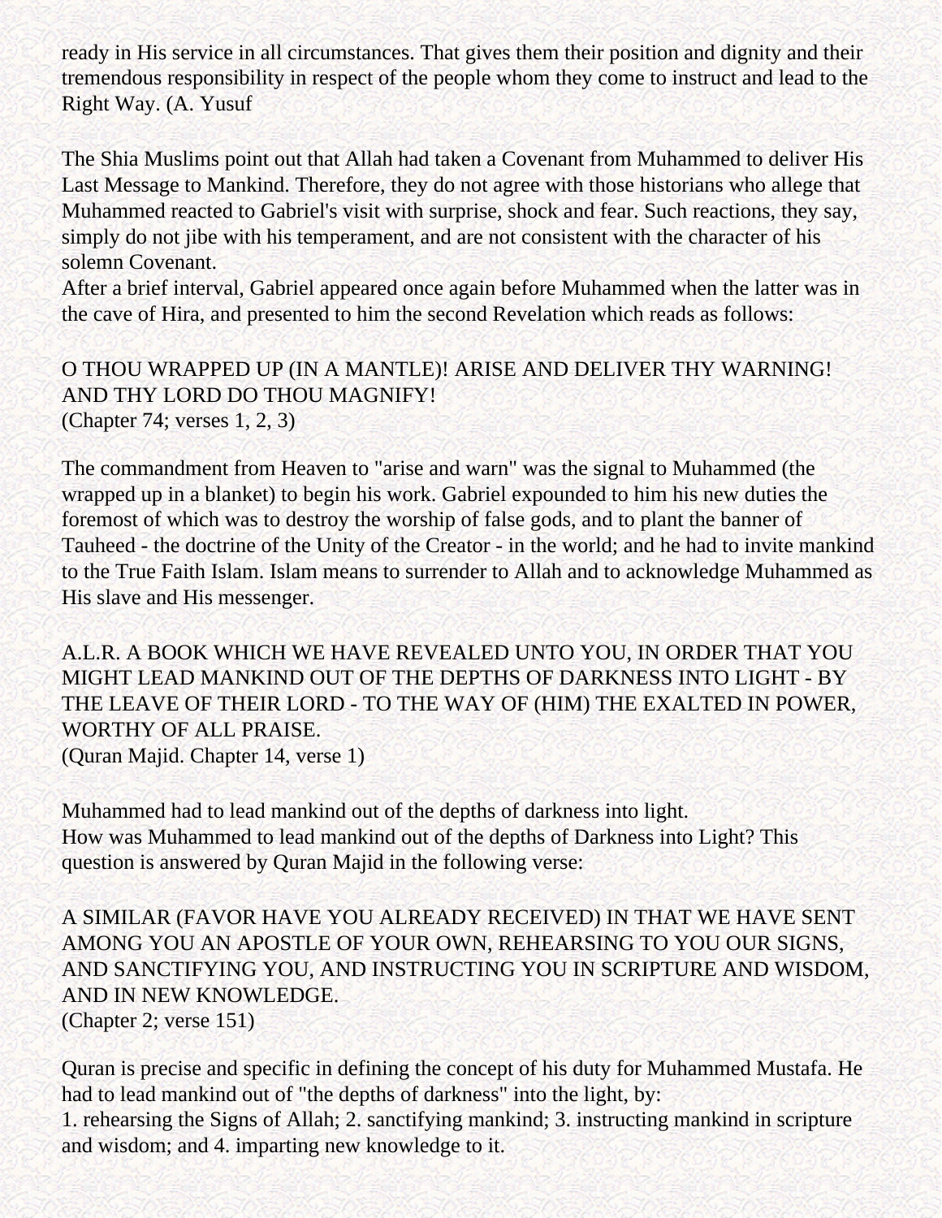ready in His service in all circumstances. That gives them their position and dignity and their tremendous responsibility in respect of the people whom they come to instruct and lead to the Right Way. (A. Yusuf

The Shia Muslims point out that Allah had taken a Covenant from Muhammed to deliver His Last Message to Mankind. Therefore, they do not agree with those historians who allege that Muhammed reacted to Gabriel's visit with surprise, shock and fear. Such reactions, they say, simply do not jibe with his temperament, and are not consistent with the character of his solemn Covenant.
After a brief interval, Gabriel appeared once again before Muhammed when the latter was in the cave of Hira, and presented to him the second Revelation which reads as follows:

O THOU WRAPPED UP (IN A MANTLE)! ARISE AND DELIVER THY WARNING! AND THY LORD DO THOU MAGNIFY!
(Chapter 74; verses 1, 2, 3)

The commandment from Heaven to "arise and warn" was the signal to Muhammed (the wrapped up in a blanket) to begin his work. Gabriel expounded to him his new duties the foremost of which was to destroy the worship of false gods, and to plant the banner of Tauheed - the doctrine of the Unity of the Creator - in the world; and he had to invite mankind to the True Faith Islam. Islam means to surrender to Allah and to acknowledge Muhammed as His slave and His messenger.

A.L.R. A BOOK WHICH WE HAVE REVEALED UNTO YOU, IN ORDER THAT YOU MIGHT LEAD MANKIND OUT OF THE DEPTHS OF DARKNESS INTO LIGHT - BY THE LEAVE OF THEIR LORD - TO THE WAY OF (HIM) THE EXALTED IN POWER, WORTHY OF ALL PRAISE.
(Quran Majid. Chapter 14, verse 1)

Muhammed had to lead mankind out of the depths of darkness into light.
How was Muhammed to lead mankind out of the depths of Darkness into Light? This question is answered by Quran Majid in the following verse:

A SIMILAR (FAVOR HAVE YOU ALREADY RECEIVED) IN THAT WE HAVE SENT AMONG YOU AN APOSTLE OF YOUR OWN, REHEARSING TO YOU OUR SIGNS, AND SANCTIFYING YOU, AND INSTRUCTING YOU IN SCRIPTURE AND WISDOM, AND IN NEW KNOWLEDGE.
(Chapter 2; verse 151)

Quran is precise and specific in defining the concept of his duty for Muhammed Mustafa. He had to lead mankind out of "the depths of darkness" into the light, by:
1. rehearsing the Signs of Allah; 2. sanctifying mankind; 3. instructing mankind in scripture and wisdom; and 4. imparting new knowledge to it.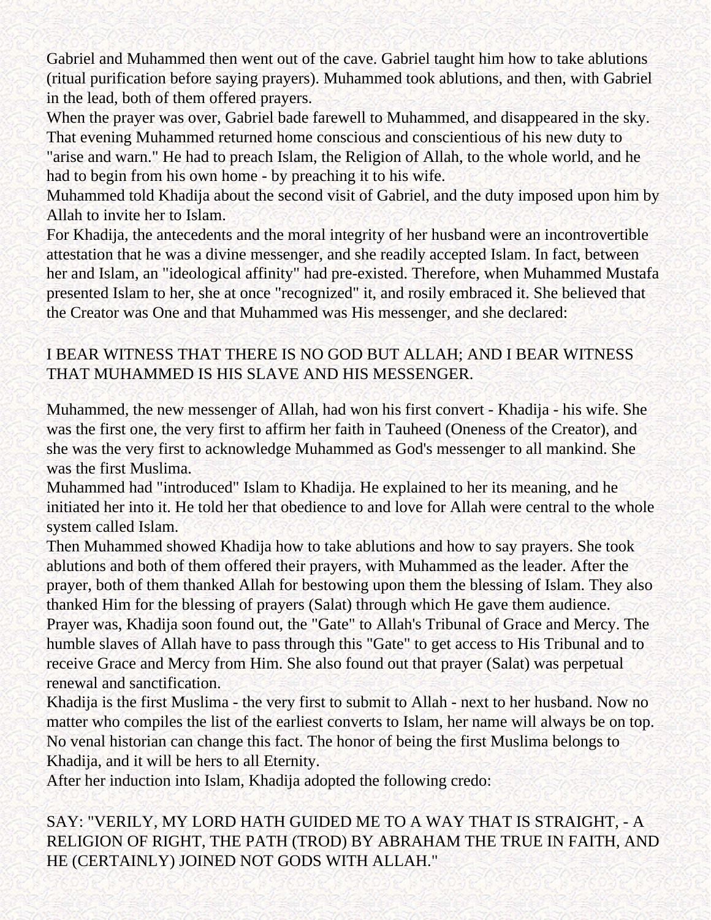Gabriel and Muhammed then went out of the cave. Gabriel taught him how to take ablutions (ritual purification before saying prayers). Muhammed took ablutions, and then, with Gabriel in the lead, both of them offered prayers.

When the prayer was over, Gabriel bade farewell to Muhammed, and disappeared in the sky. That evening Muhammed returned home conscious and conscientious of his new duty to "arise and warn." He had to preach Islam, the Religion of Allah, to the whole world, and he had to begin from his own home - by preaching it to his wife.

Muhammed told Khadija about the second visit of Gabriel, and the duty imposed upon him by Allah to invite her to Islam.

For Khadija, the antecedents and the moral integrity of her husband were an incontrovertible attestation that he was a divine messenger, and she readily accepted Islam. In fact, between her and Islam, an "ideological affinity" had pre-existed. Therefore, when Muhammed Mustafa presented Islam to her, she at once "recognized" it, and rosily embraced it. She believed that the Creator was One and that Muhammed was His messenger, and she declared:

I BEAR WITNESS THAT THERE IS NO GOD BUT ALLAH; AND I BEAR WITNESS THAT MUHAMMED IS HIS SLAVE AND HIS MESSENGER.

Muhammed, the new messenger of Allah, had won his first convert - Khadija - his wife. She was the first one, the very first to affirm her faith in Tauheed (Oneness of the Creator), and she was the very first to acknowledge Muhammed as God's messenger to all mankind. She was the first Muslima.

Muhammed had "introduced" Islam to Khadija. He explained to her its meaning, and he initiated her into it. He told her that obedience to and love for Allah were central to the whole system called Islam.

Then Muhammed showed Khadija how to take ablutions and how to say prayers. She took ablutions and both of them offered their prayers, with Muhammed as the leader. After the prayer, both of them thanked Allah for bestowing upon them the blessing of Islam. They also thanked Him for the blessing of prayers (Salat) through which He gave them audience.

Prayer was, Khadija soon found out, the "Gate" to Allah's Tribunal of Grace and Mercy. The humble slaves of Allah have to pass through this "Gate" to get access to His Tribunal and to receive Grace and Mercy from Him. She also found out that prayer (Salat) was perpetual renewal and sanctification.

Khadija is the first Muslima - the very first to submit to Allah - next to her husband. Now no matter who compiles the list of the earliest converts to Islam, her name will always be on top. No venal historian can change this fact. The honor of being the first Muslima belongs to Khadija, and it will be hers to all Eternity.

After her induction into Islam, Khadija adopted the following credo:

SAY: "VERILY, MY LORD HATH GUIDED ME TO A WAY THAT IS STRAIGHT, - A RELIGION OF RIGHT, THE PATH (TROD) BY ABRAHAM THE TRUE IN FAITH, AND HE (CERTAINLY) JOINED NOT GODS WITH ALLAH."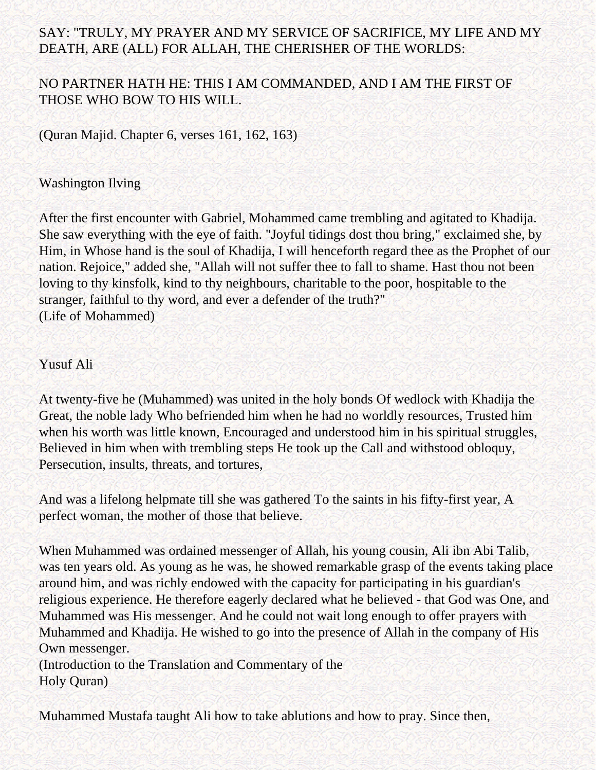SAY: "TRULY, MY PRAYER AND MY SERVICE OF SACRIFICE, MY LIFE AND MY DEATH, ARE (ALL) FOR ALLAH, THE CHERISHER OF THE WORLDS:

NO PARTNER HATH HE: THIS I AM COMMANDED, AND I AM THE FIRST OF THOSE WHO BOW TO HIS WILL.

(Quran Majid. Chapter 6, verses 161, 162, 163)

Washington Ilving

After the first encounter with Gabriel, Mohammed came trembling and agitated to Khadija. She saw everything with the eye of faith. "Joyful tidings dost thou bring," exclaimed she, by Him, in Whose hand is the soul of Khadija, I will henceforth regard thee as the Prophet of our nation. Rejoice," added she, "Allah will not suffer thee to fall to shame. Hast thou not been loving to thy kinsfolk, kind to thy neighbours, charitable to the poor, hospitable to the stranger, faithful to thy word, and ever a defender of the truth?"
(Life of Mohammed)

Yusuf Ali

At twenty-five he (Muhammed) was united in the holy bonds Of wedlock with Khadija the Great, the noble lady Who befriended him when he had no worldly resources, Trusted him when his worth was little known, Encouraged and understood him in his spiritual struggles, Believed in him when with trembling steps He took up the Call and withstood obloquy, Persecution, insults, threats, and tortures,

And was a lifelong helpmate till she was gathered To the saints in his fifty-first year, A perfect woman, the mother of those that believe.

When Muhammed was ordained messenger of Allah, his young cousin, Ali ibn Abi Talib, was ten years old. As young as he was, he showed remarkable grasp of the events taking place around him, and was richly endowed with the capacity for participating in his guardian's religious experience. He therefore eagerly declared what he believed - that God was One, and Muhammed was His messenger. And he could not wait long enough to offer prayers with Muhammed and Khadija. He wished to go into the presence of Allah in the company of His Own messenger.
(Introduction to the Translation and Commentary of the
Holy Quran)

Muhammed Mustafa taught Ali how to take ablutions and how to pray. Since then,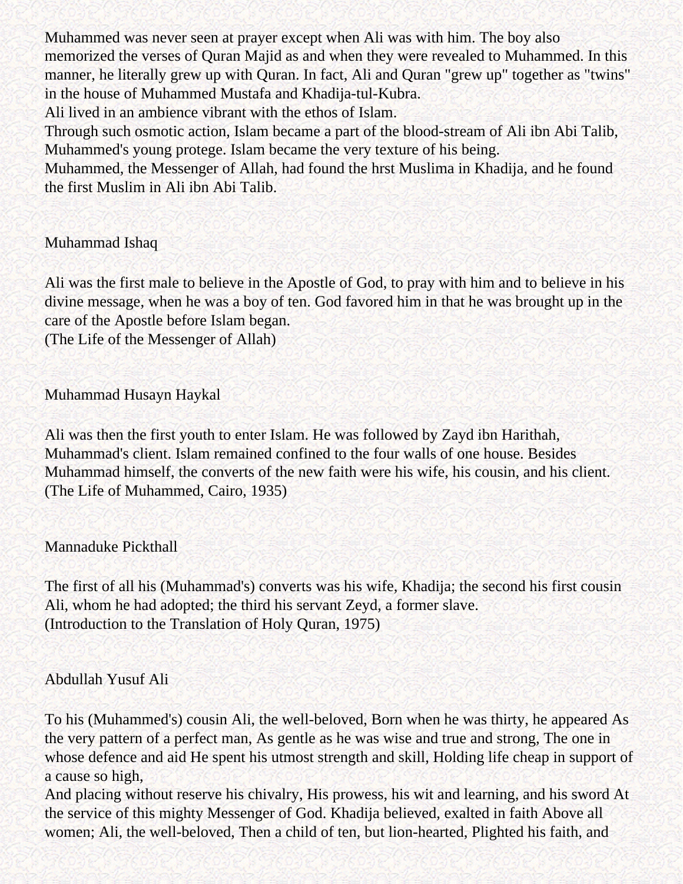Muhammed was never seen at prayer except when Ali was with him. The boy also memorized the verses of Quran Majid as and when they were revealed to Muhammed. In this manner, he literally grew up with Quran. In fact, Ali and Quran "grew up" together as "twins" in the house of Muhammed Mustafa and Khadija-tul-Kubra.

Ali lived in an ambience vibrant with the ethos of Islam.

Through such osmotic action, Islam became a part of the blood-stream of Ali ibn Abi Talib, Muhammed's young protege. Islam became the very texture of his being.

Muhammed, the Messenger of Allah, had found the hrst Muslima in Khadija, and he found the first Muslim in Ali ibn Abi Talib.

Muhammad Ishaq

Ali was the first male to believe in the Apostle of God, to pray with him and to believe in his divine message, when he was a boy of ten. God favored him in that he was brought up in the care of the Apostle before Islam began.
(The Life of the Messenger of Allah)

Muhammad Husayn Haykal

Ali was then the first youth to enter Islam. He was followed by Zayd ibn Harithah, Muhammad's client. Islam remained confined to the four walls of one house. Besides Muhammad himself, the converts of the new faith were his wife, his cousin, and his client.
(The Life of Muhammed, Cairo, 1935)

Mannaduke Pickthall

The first of all his (Muhammad's) converts was his wife, Khadija; the second his first cousin Ali, whom he had adopted; the third his servant Zeyd, a former slave.
(Introduction to the Translation of Holy Quran, 1975)

Abdullah Yusuf Ali

To his (Muhammed's) cousin Ali, the well-beloved, Born when he was thirty, he appeared As the very pattern of a perfect man, As gentle as he was wise and true and strong, The one in whose defence and aid He spent his utmost strength and skill, Holding life cheap in support of a cause so high,

And placing without reserve his chivalry, His prowess, his wit and learning, and his sword At the service of this mighty Messenger of God. Khadija believed, exalted in faith Above all women; Ali, the well-beloved, Then a child of ten, but lion-hearted, Plighted his faith, and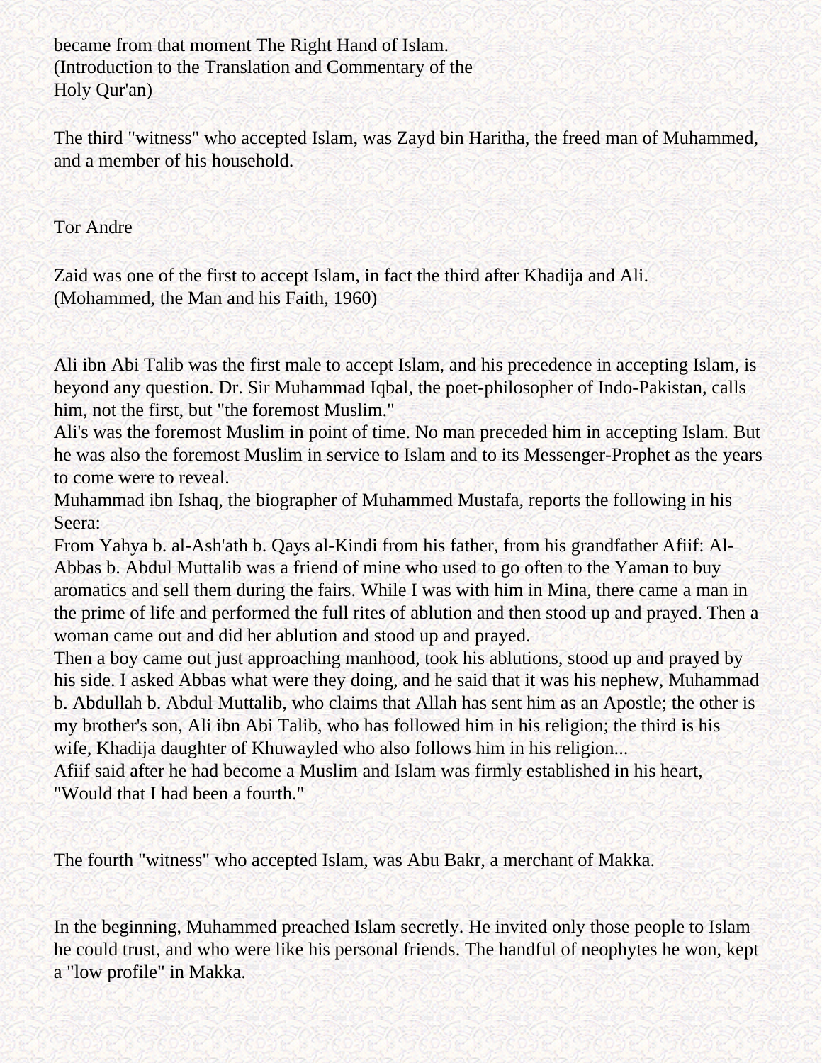became from that moment The Right Hand of Islam.
(Introduction to the Translation and Commentary of the Holy Qur'an)

The third "witness" who accepted Islam, was Zayd bin Haritha, the freed man of Muhammed, and a member of his household.

Tor Andre

Zaid was one of the first to accept Islam, in fact the third after Khadija and Ali.
(Mohammed, the Man and his Faith, 1960)

Ali ibn Abi Talib was the first male to accept Islam, and his precedence in accepting Islam, is beyond any question. Dr. Sir Muhammad Iqbal, the poet-philosopher of Indo-Pakistan, calls him, not the first, but "the foremost Muslim."
Ali's was the foremost Muslim in point of time. No man preceded him in accepting Islam. But he was also the foremost Muslim in service to Islam and to its Messenger-Prophet as the years to come were to reveal.
Muhammad ibn Ishaq, the biographer of Muhammed Mustafa, reports the following in his Seera:
From Yahya b. al-Ash'ath b. Qays al-Kindi from his father, from his grandfather Afiif: Al-Abbas b. Abdul Muttalib was a friend of mine who used to go often to the Yaman to buy aromatics and sell them during the fairs. While I was with him in Mina, there came a man in the prime of life and performed the full rites of ablution and then stood up and prayed. Then a woman came out and did her ablution and stood up and prayed.
Then a boy came out just approaching manhood, took his ablutions, stood up and prayed by his side. I asked Abbas what were they doing, and he said that it was his nephew, Muhammad b. Abdullah b. Abdul Muttalib, who claims that Allah has sent him as an Apostle; the other is my brother's son, Ali ibn Abi Talib, who has followed him in his religion; the third is his wife, Khadija daughter of Khuwayled who also follows him in his religion...
Afiif said after he had become a Muslim and Islam was firmly established in his heart, "Would that I had been a fourth."

The fourth "witness" who accepted Islam, was Abu Bakr, a merchant of Makka.

In the beginning, Muhammed preached Islam secretly. He invited only those people to Islam he could trust, and who were like his personal friends. The handful of neophytes he won, kept a "low profile" in Makka.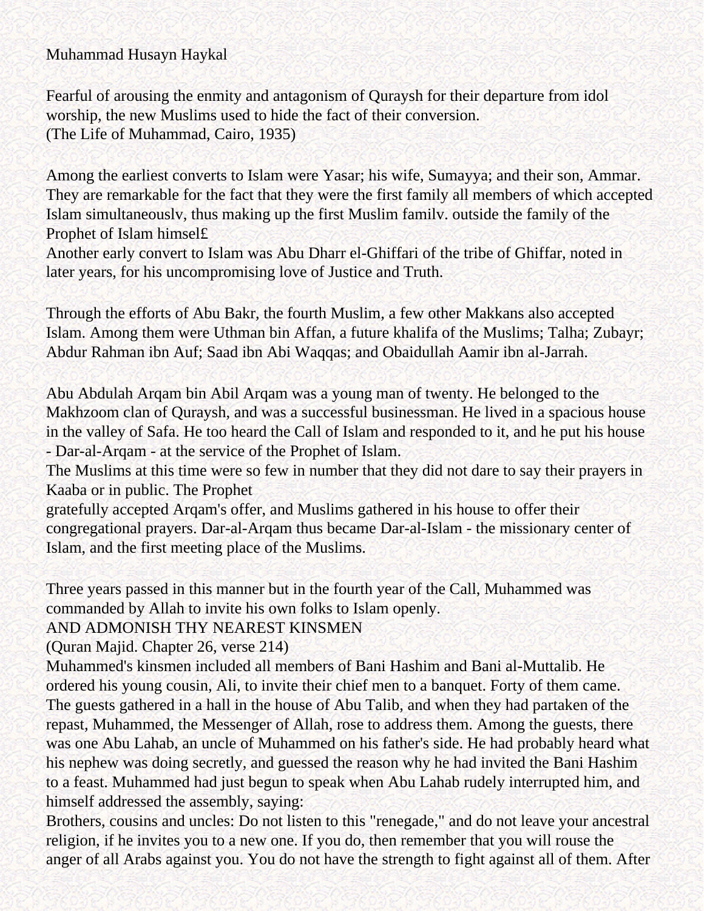Muhammad Husayn Haykal

Fearful of arousing the enmity and antagonism of Quraysh for their departure from idol worship, the new Muslims used to hide the fact of their conversion.
(The Life of Muhammad, Cairo, 1935)

Among the earliest converts to Islam were Yasar; his wife, Sumayya; and their son, Ammar. They are remarkable for the fact that they were the first family all members of which accepted Islam simultaneouslv, thus making up the first Muslim familv. outside the family of the Prophet of Islam himsel£
Another early convert to Islam was Abu Dharr el-Ghiffari of the tribe of Ghiffar, noted in later years, for his uncompromising love of Justice and Truth.

Through the efforts of Abu Bakr, the fourth Muslim, a few other Makkans also accepted Islam. Among them were Uthman bin Affan, a future khalifa of the Muslims; Talha; Zubayr; Abdur Rahman ibn Auf; Saad ibn Abi Waqqas; and Obaidullah Aamir ibn al-Jarrah.

Abu Abdulah Arqam bin Abil Arqam was a young man of twenty. He belonged to the Makhzoom clan of Quraysh, and was a successful businessman. He lived in a spacious house in the valley of Safa. He too heard the Call of Islam and responded to it, and he put his house - Dar-al-Arqam - at the service of the Prophet of Islam.
The Muslims at this time were so few in number that they did not dare to say their prayers in Kaaba or in public. The Prophet
gratefully accepted Arqam's offer, and Muslims gathered in his house to offer their congregational prayers. Dar-al-Arqam thus became Dar-al-Islam - the missionary center of Islam, and the first meeting place of the Muslims.

Three years passed in this manner but in the fourth year of the Call, Muhammed was commanded by Allah to invite his own folks to Islam openly.
AND ADMONISH THY NEAREST KINSMEN
(Quran Majid. Chapter 26, verse 214)
Muhammed's kinsmen included all members of Bani Hashim and Bani al-Muttalib. He ordered his young cousin, Ali, to invite their chief men to a banquet. Forty of them came. The guests gathered in a hall in the house of Abu Talib, and when they had partaken of the repast, Muhammed, the Messenger of Allah, rose to address them. Among the guests, there was one Abu Lahab, an uncle of Muhammed on his father's side. He had probably heard what his nephew was doing secretly, and guessed the reason why he had invited the Bani Hashim to a feast. Muhammed had just begun to speak when Abu Lahab rudely interrupted him, and himself addressed the assembly, saying:
Brothers, cousins and uncles: Do not listen to this "renegade," and do not leave your ancestral religion, if he invites you to a new one. If you do, then remember that you will rouse the anger of all Arabs against you. You do not have the strength to fight against all of them. After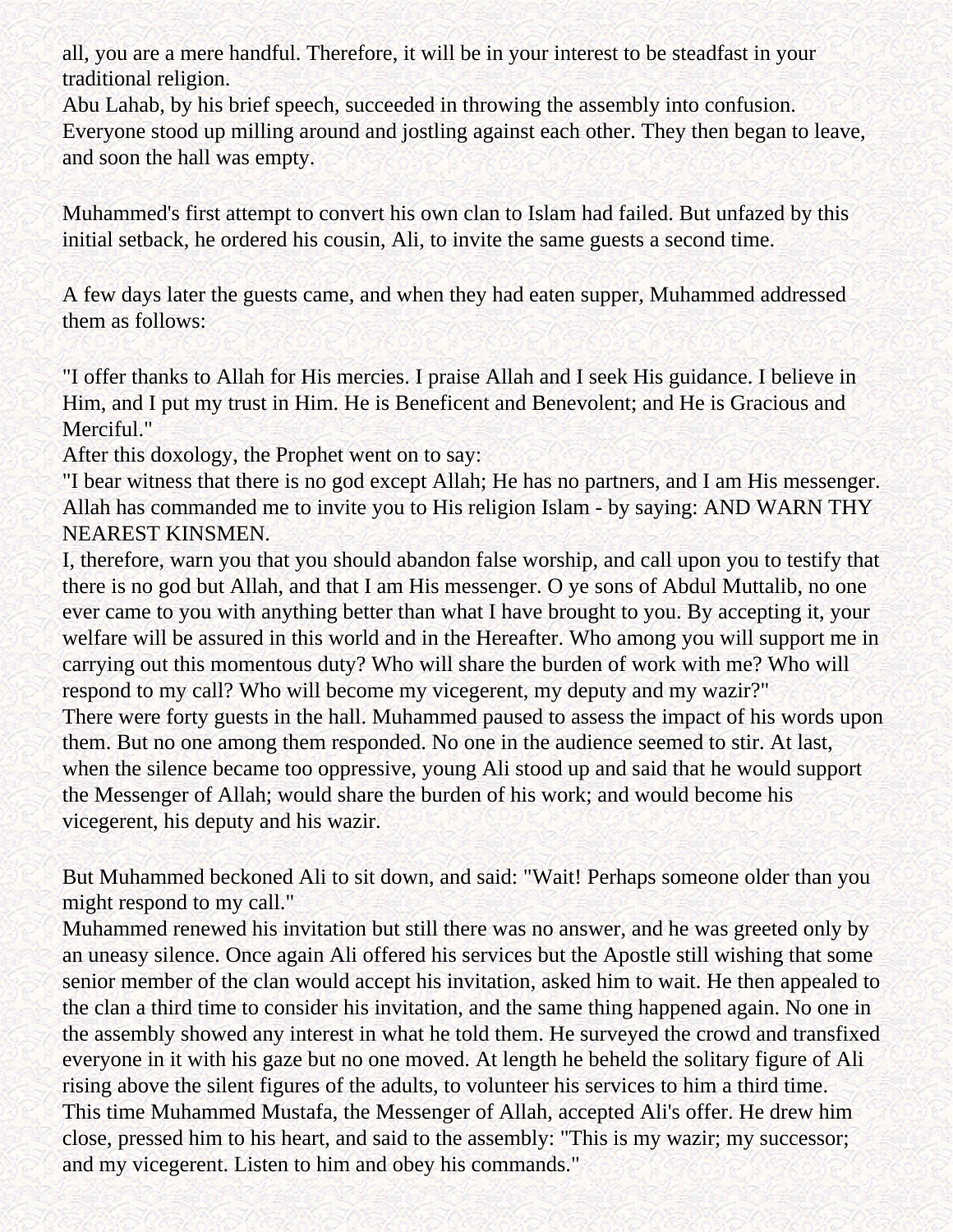all, you are a mere handful. Therefore, it will be in your interest to be steadfast in your traditional religion.
Abu Lahab, by his brief speech, succeeded in throwing the assembly into confusion. Everyone stood up milling around and jostling against each other. They then began to leave, and soon the hall was empty.

Muhammed's first attempt to convert his own clan to Islam had failed. But unfazed by this initial setback, he ordered his cousin, Ali, to invite the same guests a second time.

A few days later the guests came, and when they had eaten supper, Muhammed addressed them as follows:

"I offer thanks to Allah for His mercies. I praise Allah and I seek His guidance. I believe in Him, and I put my trust in Him. He is Beneficent and Benevolent; and He is Gracious and Merciful."
After this doxology, the Prophet went on to say:
"I bear witness that there is no god except Allah; He has no partners, and I am His messenger. Allah has commanded me to invite you to His religion Islam - by saying: AND WARN THY NEAREST KINSMEN.
I, therefore, warn you that you should abandon false worship, and call upon you to testify that there is no god but Allah, and that I am His messenger. O ye sons of Abdul Muttalib, no one ever came to you with anything better than what I have brought to you. By accepting it, your welfare will be assured in this world and in the Hereafter. Who among you will support me in carrying out this momentous duty? Who will share the burden of work with me? Who will respond to my call? Who will become my vicegerent, my deputy and my wazir?"
There were forty guests in the hall. Muhammed paused to assess the impact of his words upon them. But no one among them responded. No one in the audience seemed to stir. At last, when the silence became too oppressive, young Ali stood up and said that he would support the Messenger of Allah; would share the burden of his work; and would become his vicegerent, his deputy and his wazir.

But Muhammed beckoned Ali to sit down, and said: "Wait! Perhaps someone older than you might respond to my call."
Muhammed renewed his invitation but still there was no answer, and he was greeted only by an uneasy silence. Once again Ali offered his services but the Apostle still wishing that some senior member of the clan would accept his invitation, asked him to wait. He then appealed to the clan a third time to consider his invitation, and the same thing happened again. No one in the assembly showed any interest in what he told them. He surveyed the crowd and transfixed everyone in it with his gaze but no one moved. At length he beheld the solitary figure of Ali rising above the silent figures of the adults, to volunteer his services to him a third time.
This time Muhammed Mustafa, the Messenger of Allah, accepted Ali's offer. He drew him close, pressed him to his heart, and said to the assembly: "This is my wazir; my successor; and my vicegerent. Listen to him and obey his commands."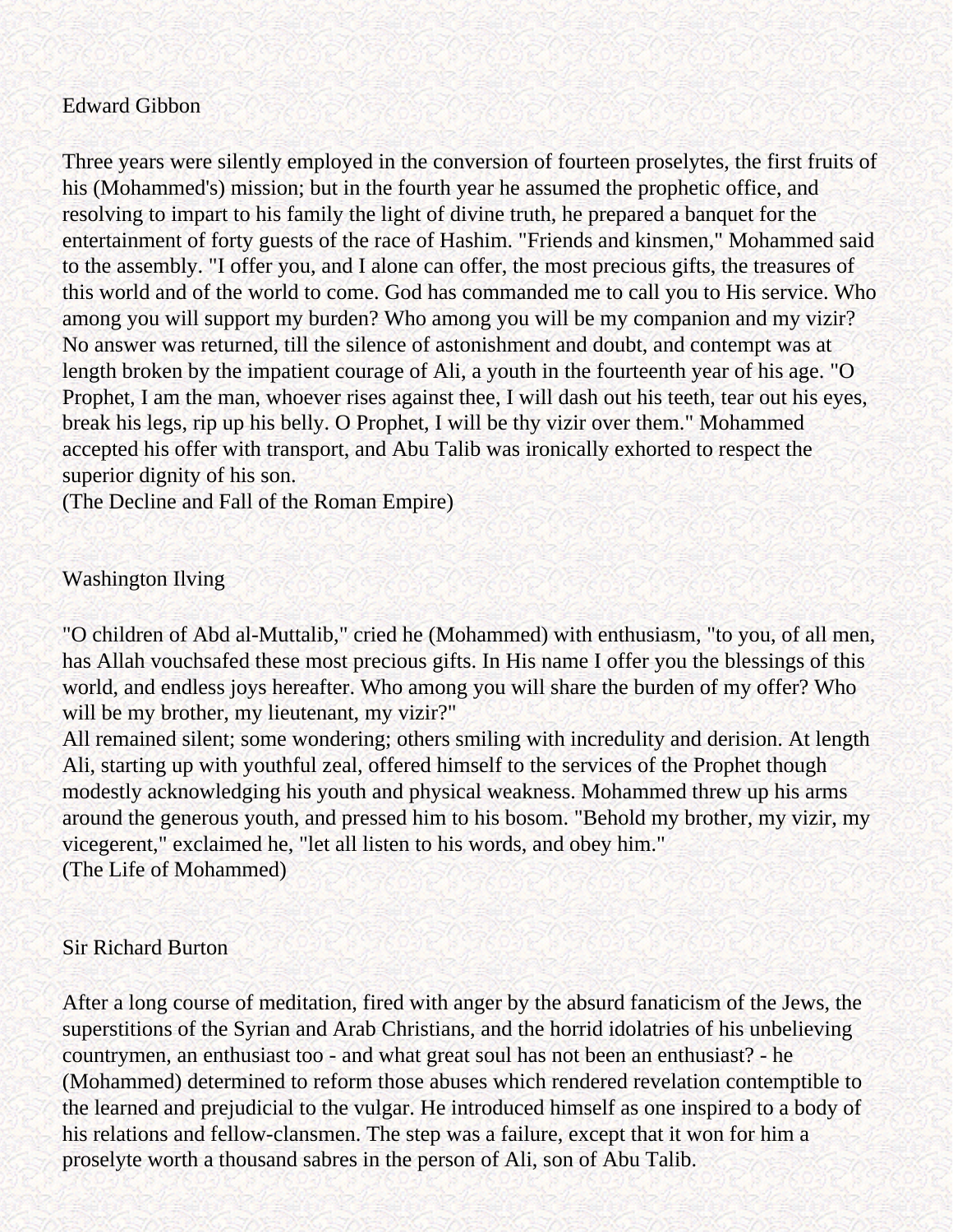Edward Gibbon

Three years were silently employed in the conversion of fourteen proselytes, the first fruits of his (Mohammed's) mission; but in the fourth year he assumed the prophetic office, and resolving to impart to his family the light of divine truth, he prepared a banquet for the entertainment of forty guests of the race of Hashim. "Friends and kinsmen," Mohammed said to the assembly. "I offer you, and I alone can offer, the most precious gifts, the treasures of this world and of the world to come. God has commanded me to call you to His service. Who among you will support my burden? Who among you will be my companion and my vizir? No answer was returned, till the silence of astonishment and doubt, and contempt was at length broken by the impatient courage of Ali, a youth in the fourteenth year of his age. "O Prophet, I am the man, whoever rises against thee, I will dash out his teeth, tear out his eyes, break his legs, rip up his belly. O Prophet, I will be thy vizir over them." Mohammed accepted his offer with transport, and Abu Talib was ironically exhorted to respect the superior dignity of his son.
(The Decline and Fall of the Roman Empire)

Washington Ilving

"O children of Abd al-Muttalib," cried he (Mohammed) with enthusiasm, "to you, of all men, has Allah vouchsafed these most precious gifts. In His name I offer you the blessings of this world, and endless joys hereafter. Who among you will share the burden of my offer? Who will be my brother, my lieutenant, my vizir?"
All remained silent; some wondering; others smiling with incredulity and derision. At length Ali, starting up with youthful zeal, offered himself to the services of the Prophet though modestly acknowledging his youth and physical weakness. Mohammed threw up his arms around the generous youth, and pressed him to his bosom. "Behold my brother, my vizir, my vicegerent," exclaimed he, "let all listen to his words, and obey him."
(The Life of Mohammed)

Sir Richard Burton

After a long course of meditation, fired with anger by the absurd fanaticism of the Jews, the superstitions of the Syrian and Arab Christians, and the horrid idolatries of his unbelieving countrymen, an enthusiast too - and what great soul has not been an enthusiast? - he (Mohammed) determined to reform those abuses which rendered revelation contemptible to the learned and prejudicial to the vulgar. He introduced himself as one inspired to a body of his relations and fellow-clansmen. The step was a failure, except that it won for him a proselyte worth a thousand sabres in the person of Ali, son of Abu Talib.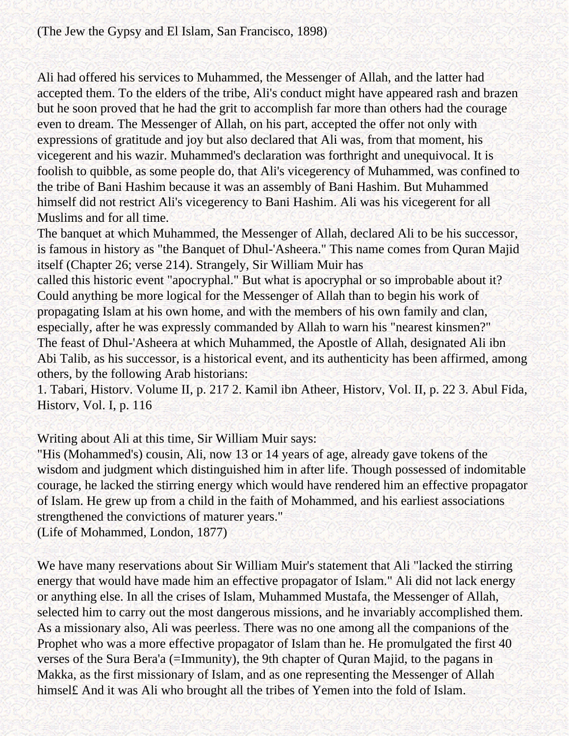(The Jew the Gypsy and El Islam, San Francisco, 1898)

Ali had offered his services to Muhammed, the Messenger of Allah, and the latter had accepted them. To the elders of the tribe, Ali's conduct might have appeared rash and brazen but he soon proved that he had the grit to accomplish far more than others had the courage even to dream. The Messenger of Allah, on his part, accepted the offer not only with expressions of gratitude and joy but also declared that Ali was, from that moment, his vicegerent and his wazir. Muhammed's declaration was forthright and unequivocal. It is foolish to quibble, as some people do, that Ali's vicegerency of Muhammed, was confined to the tribe of Bani Hashim because it was an assembly of Bani Hashim. But Muhammed himself did not restrict Ali's vicegerency to Bani Hashim. Ali was his vicegerent for all Muslims and for all time.

The banquet at which Muhammed, the Messenger of Allah, declared Ali to be his successor, is famous in history as "the Banquet of Dhul-'Asheera." This name comes from Quran Majid itself (Chapter 26; verse 214). Strangely, Sir William Muir has called this historic event "apocryphal." But what is apocryphal or so improbable about it? Could anything be more logical for the Messenger of Allah than to begin his work of propagating Islam at his own home, and with the members of his own family and clan, especially, after he was expressly commanded by Allah to warn his "nearest kinsmen?"

The feast of Dhul-'Asheera at which Muhammed, the Apostle of Allah, designated Ali ibn Abi Talib, as his successor, is a historical event, and its authenticity has been affirmed, among others, by the following Arab historians:

1. Tabari, Historv. Volume II, p. 217 2. Kamil ibn Atheer, Historv, Vol. II, p. 22 3. Abul Fida, Historv, Vol. I, p. 116

Writing about Ali at this time, Sir William Muir says:

"His (Mohammed's) cousin, Ali, now 13 or 14 years of age, already gave tokens of the wisdom and judgment which distinguished him in after life. Though possessed of indomitable courage, he lacked the stirring energy which would have rendered him an effective propagator of Islam. He grew up from a child in the faith of Mohammed, and his earliest associations strengthened the convictions of maturer years."
(Life of Mohammed, London, 1877)

We have many reservations about Sir William Muir's statement that Ali "lacked the stirring energy that would have made him an effective propagator of Islam." Ali did not lack energy or anything else. In all the crises of Islam, Muhammed Mustafa, the Messenger of Allah, selected him to carry out the most dangerous missions, and he invariably accomplished them. As a missionary also, Ali was peerless. There was no one among all the companions of the Prophet who was a more effective propagator of Islam than he. He promulgated the first 40 verses of the Sura Bera'a (=Immunity), the 9th chapter of Quran Majid, to the pagans in Makka, as the first missionary of Islam, and as one representing the Messenger of Allah himsel£ And it was Ali who brought all the tribes of Yemen into the fold of Islam.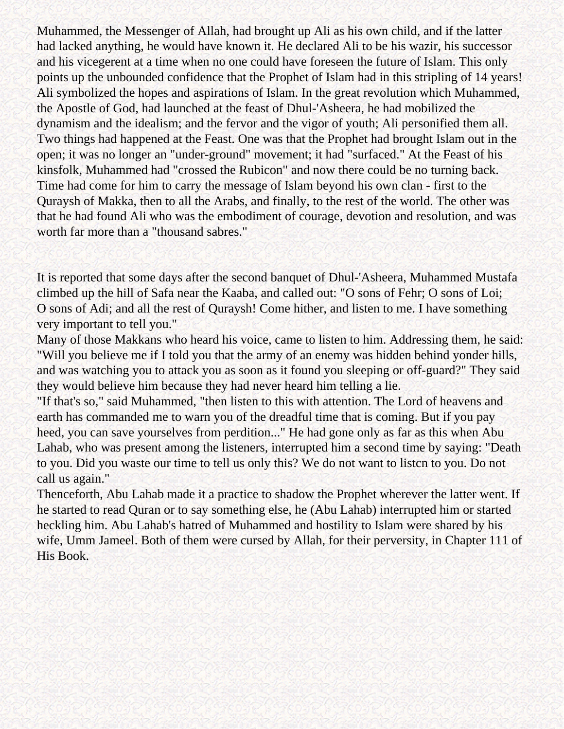Muhammed, the Messenger of Allah, had brought up Ali as his own child, and if the latter had lacked anything, he would have known it. He declared Ali to be his wazir, his successor and his vicegerent at a time when no one could have foreseen the future of Islam. This only points up the unbounded confidence that the Prophet of Islam had in this stripling of 14 years! Ali symbolized the hopes and aspirations of Islam. In the great revolution which Muhammed, the Apostle of God, had launched at the feast of Dhul-'Asheera, he had mobilized the dynamism and the idealism; and the fervor and the vigor of youth; Ali personified them all. Two things had happened at the Feast. One was that the Prophet had brought Islam out in the open; it was no longer an "under-ground" movement; it had "surfaced." At the Feast of his kinsfolk, Muhammed had "crossed the Rubicon" and now there could be no turning back. Time had come for him to carry the message of Islam beyond his own clan - first to the Quraysh of Makka, then to all the Arabs, and finally, to the rest of the world. The other was that he had found Ali who was the embodiment of courage, devotion and resolution, and was worth far more than a "thousand sabres."

It is reported that some days after the second banquet of Dhul-'Asheera, Muhammed Mustafa climbed up the hill of Safa near the Kaaba, and called out: "O sons of Fehr; O sons of Loi; O sons of Adi; and all the rest of Quraysh! Come hither, and listen to me. I have something very important to tell you."

Many of those Makkans who heard his voice, came to listen to him. Addressing them, he said: "Will you believe me if I told you that the army of an enemy was hidden behind yonder hills, and was watching you to attack you as soon as it found you sleeping or off-guard?" They said they would believe him because they had never heard him telling a lie.

"If that's so," said Muhammed, "then listen to this with attention. The Lord of heavens and earth has commanded me to warn you of the dreadful time that is coming. But if you pay heed, you can save yourselves from perdition..." He had gone only as far as this when Abu Lahab, who was present among the listeners, interrupted him a second time by saying: "Death to you. Did you waste our time to tell us only this? We do not want to listcn to you. Do not call us again."

Thenceforth, Abu Lahab made it a practice to shadow the Prophet wherever the latter went. If he started to read Quran or to say something else, he (Abu Lahab) interrupted him or started heckling him. Abu Lahab's hatred of Muhammed and hostility to Islam were shared by his wife, Umm Jameel. Both of them were cursed by Allah, for their perversity, in Chapter 111 of His Book.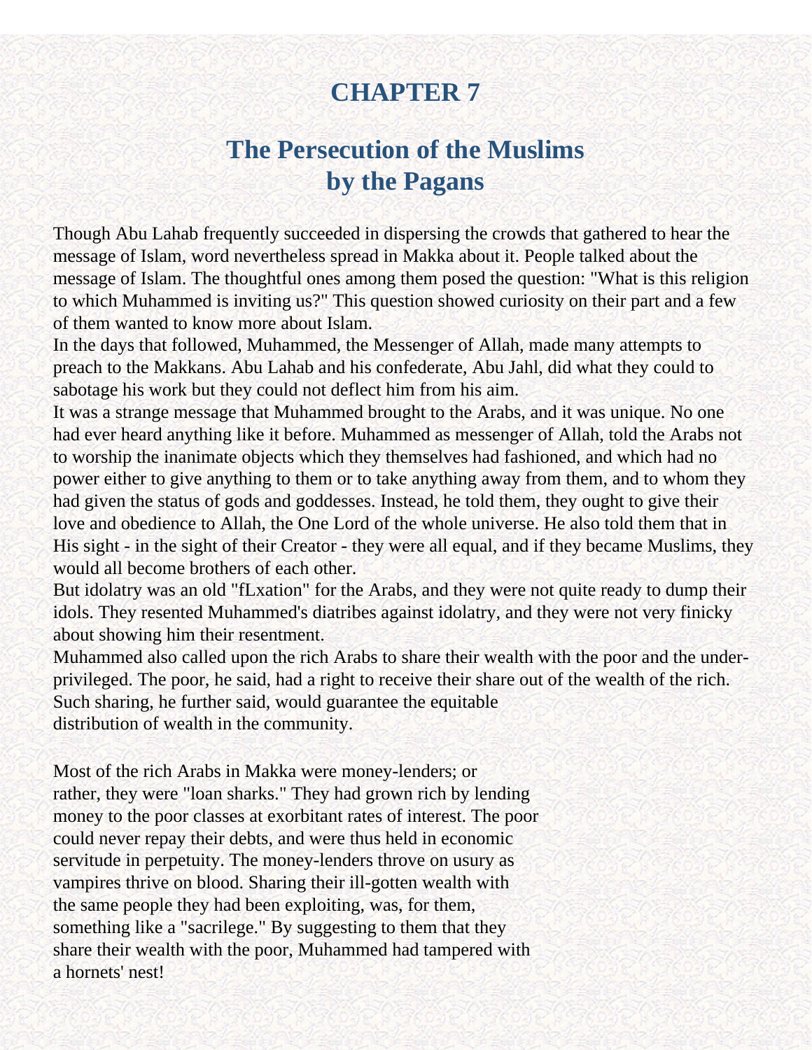# CHAPTER 7

## The Persecution of the Muslims by the Pagans

Though Abu Lahab frequently succeeded in dispersing the crowds that gathered to hear the message of Islam, word nevertheless spread in Makka about it. People talked about the message of Islam. The thoughtful ones among them posed the question: "What is this religion to which Muhammed is inviting us?" This question showed curiosity on their part and a few of them wanted to know more about Islam.

In the days that followed, Muhammed, the Messenger of Allah, made many attempts to preach to the Makkans. Abu Lahab and his confederate, Abu Jahl, did what they could to sabotage his work but they could not deflect him from his aim.

It was a strange message that Muhammed brought to the Arabs, and it was unique. No one had ever heard anything like it before. Muhammed as messenger of Allah, told the Arabs not to worship the inanimate objects which they themselves had fashioned, and which had no power either to give anything to them or to take anything away from them, and to whom they had given the status of gods and goddesses. Instead, he told them, they ought to give their love and obedience to Allah, the One Lord of the whole universe. He also told them that in His sight - in the sight of their Creator - they were all equal, and if they became Muslims, they would all become brothers of each other.

But idolatry was an old "fLxation" for the Arabs, and they were not quite ready to dump their idols. They resented Muhammed's diatribes against idolatry, and they were not very finicky about showing him their resentment.

Muhammed also called upon the rich Arabs to share their wealth with the poor and the under-privileged. The poor, he said, had a right to receive their share out of the wealth of the rich. Such sharing, he further said, would guarantee the equitable distribution of wealth in the community.

Most of the rich Arabs in Makka were money-lenders; or rather, they were "loan sharks." They had grown rich by lending money to the poor classes at exorbitant rates of interest. The poor could never repay their debts, and were thus held in economic servitude in perpetuity. The money-lenders throve on usury as vampires thrive on blood. Sharing their ill-gotten wealth with the same people they had been exploiting, was, for them, something like a "sacrilege." By suggesting to them that they share their wealth with the poor, Muhammed had tampered with a hornets' nest!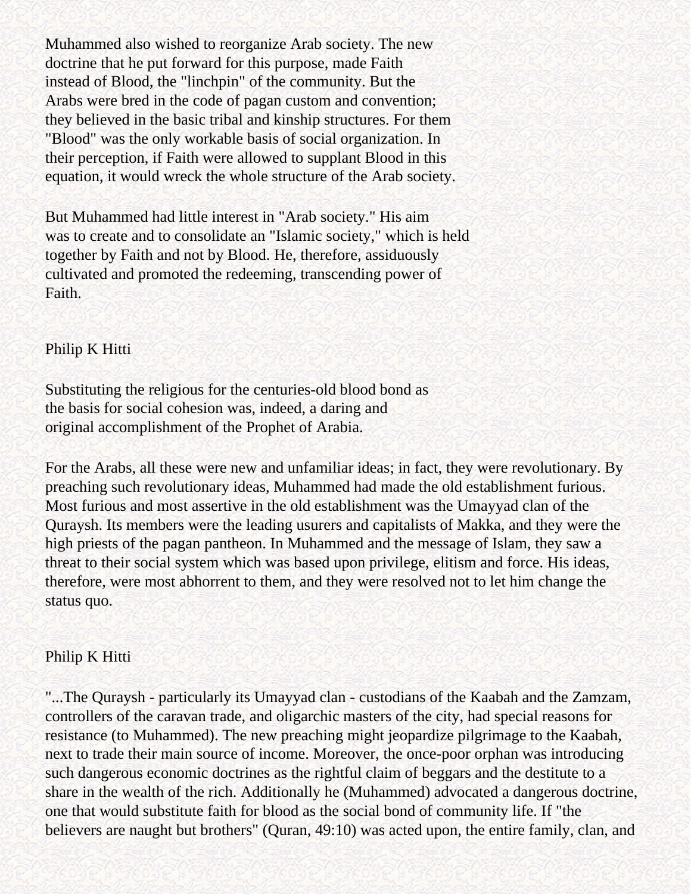Muhammed also wished to reorganize Arab society. The new doctrine that he put forward for this purpose, made Faith instead of Blood, the "linchpin" of the community. But the Arabs were bred in the code of pagan custom and convention; they believed in the basic tribal and kinship structures. For them "Blood" was the only workable basis of social organization. In their perception, if Faith were allowed to supplant Blood in this equation, it would wreck the whole structure of the Arab society.

But Muhammed had little interest in "Arab society." His aim was to create and to consolidate an "Islamic society," which is held together by Faith and not by Blood. He, therefore, assiduously cultivated and promoted the redeeming, transcending power of Faith.

Philip K Hitti

Substituting the religious for the centuries-old blood bond as the basis for social cohesion was, indeed, a daring and original accomplishment of the Prophet of Arabia.

For the Arabs, all these were new and unfamiliar ideas; in fact, they were revolutionary. By preaching such revolutionary ideas, Muhammed had made the old establishment furious. Most furious and most assertive in the old establishment was the Umayyad clan of the Quraysh. Its members were the leading usurers and capitalists of Makka, and they were the high priests of the pagan pantheon. In Muhammed and the message of Islam, they saw a threat to their social system which was based upon privilege, elitism and force. His ideas, therefore, were most abhorrent to them, and they were resolved not to let him change the status quo.

Philip K Hitti

"...The Quraysh - particularly its Umayyad clan - custodians of the Kaabah and the Zamzam, controllers of the caravan trade, and oligarchic masters of the city, had special reasons for resistance (to Muhammed). The new preaching might jeopardize pilgrimage to the Kaabah, next to trade their main source of income. Moreover, the once-poor orphan was introducing such dangerous economic doctrines as the rightful claim of beggars and the destitute to a share in the wealth of the rich. Additionally he (Muhammed) advocated a dangerous doctrine, one that would substitute faith for blood as the social bond of community life. If "the believers are naught but brothers" (Quran, 49:10) was acted upon, the entire family, clan, and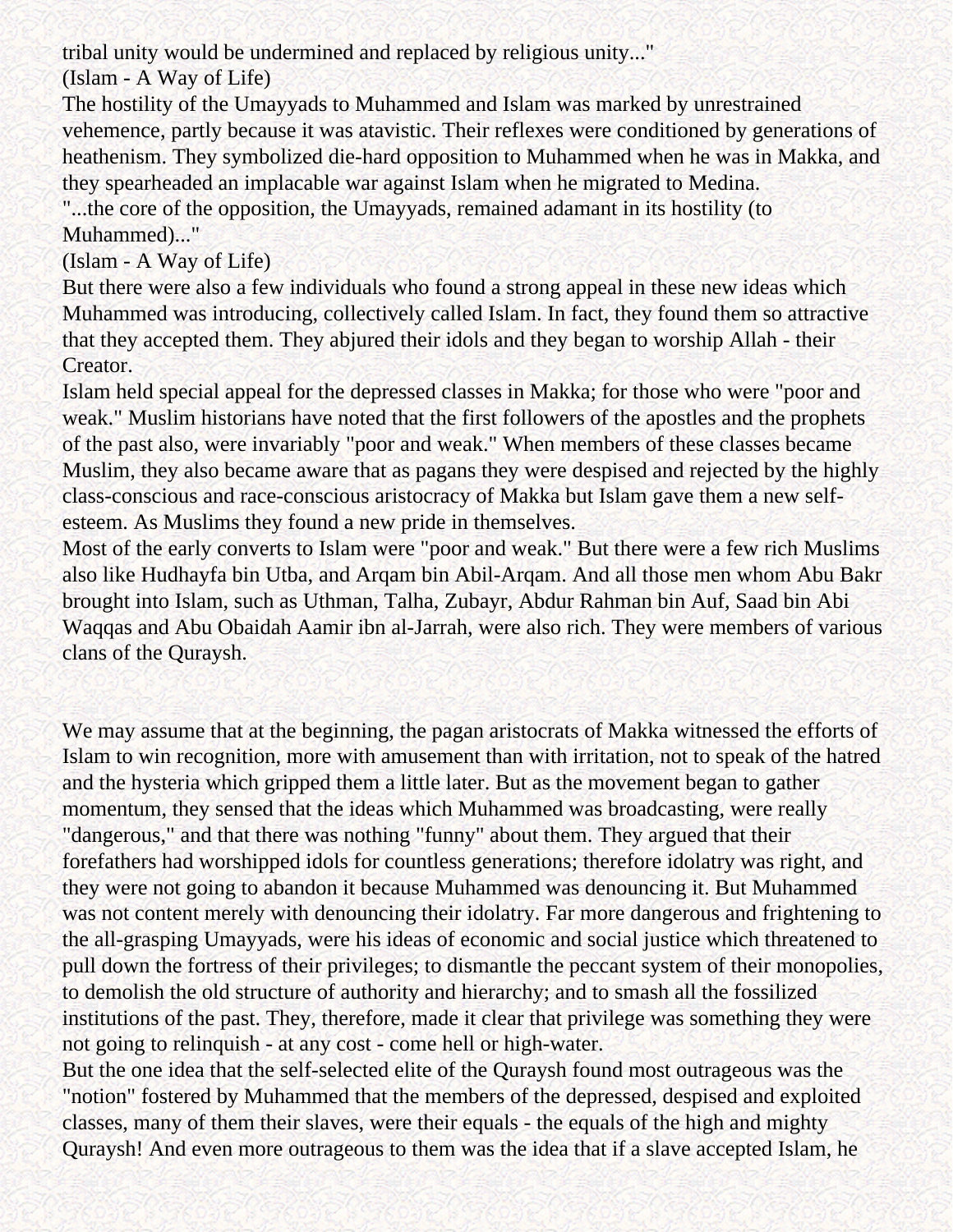tribal unity would be undermined and replaced by religious unity..."

(Islam - A Way of Life)

The hostility of the Umayyads to Muhammed and Islam was marked by unrestrained vehemence, partly because it was atavistic. Their reflexes were conditioned by generations of heathenism. They symbolized die-hard opposition to Muhammed when he was in Makka, and they spearheaded an implacable war against Islam when he migrated to Medina.

"...the core of the opposition, the Umayyads, remained adamant in its hostility (to Muhammed)..."

(Islam - A Way of Life)

But there were also a few individuals who found a strong appeal in these new ideas which Muhammed was introducing, collectively called Islam. In fact, they found them so attractive that they accepted them. They abjured their idols and they began to worship Allah - their Creator.

Islam held special appeal for the depressed classes in Makka; for those who were "poor and weak." Muslim historians have noted that the first followers of the apostles and the prophets of the past also, were invariably "poor and weak." When members of these classes became Muslim, they also became aware that as pagans they were despised and rejected by the highly class-conscious and race-conscious aristocracy of Makka but Islam gave them a new self-esteem. As Muslims they found a new pride in themselves.

Most of the early converts to Islam were "poor and weak." But there were a few rich Muslims also like Hudhayfa bin Utba, and Arqam bin Abil-Arqam. And all those men whom Abu Bakr brought into Islam, such as Uthman, Talha, Zubayr, Abdur Rahman bin Auf, Saad bin Abi Waqqas and Abu Obaidah Aamir ibn al-Jarrah, were also rich. They were members of various clans of the Quraysh.

We may assume that at the beginning, the pagan aristocrats of Makka witnessed the efforts of Islam to win recognition, more with amusement than with irritation, not to speak of the hatred and the hysteria which gripped them a little later. But as the movement began to gather momentum, they sensed that the ideas which Muhammed was broadcasting, were really "dangerous," and that there was nothing "funny" about them. They argued that their forefathers had worshipped idols for countless generations; therefore idolatry was right, and they were not going to abandon it because Muhammed was denouncing it. But Muhammed was not content merely with denouncing their idolatry. Far more dangerous and frightening to the all-grasping Umayyads, were his ideas of economic and social justice which threatened to pull down the fortress of their privileges; to dismantle the peccant system of their monopolies, to demolish the old structure of authority and hierarchy; and to smash all the fossilized institutions of the past. They, therefore, made it clear that privilege was something they were not going to relinquish - at any cost - come hell or high-water.

But the one idea that the self-selected elite of the Quraysh found most outrageous was the "notion" fostered by Muhammed that the members of the depressed, despised and exploited classes, many of them their slaves, were their equals - the equals of the high and mighty Quraysh! And even more outrageous to them was the idea that if a slave accepted Islam, he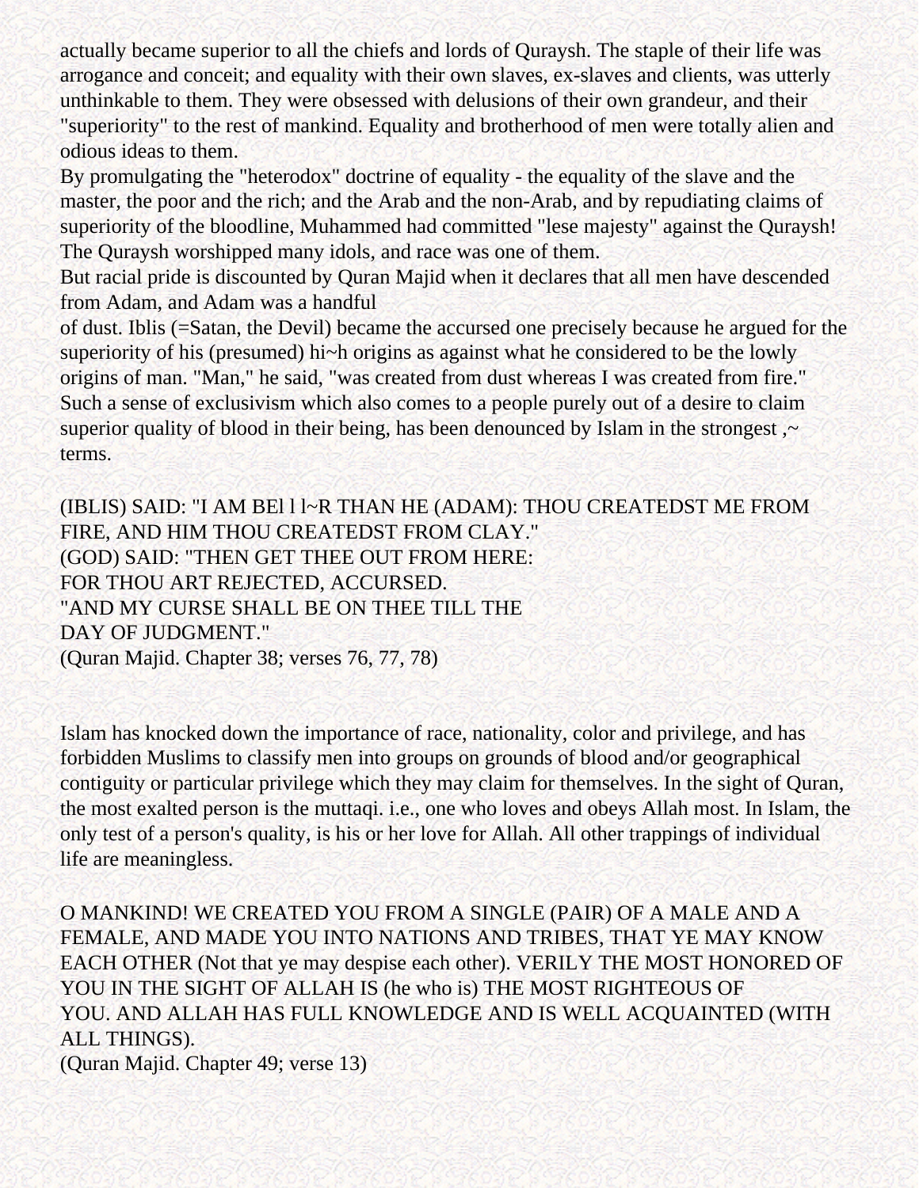actually became superior to all the chiefs and lords of Quraysh. The staple of their life was arrogance and conceit; and equality with their own slaves, ex-slaves and clients, was utterly unthinkable to them. They were obsessed with delusions of their own grandeur, and their "superiority" to the rest of mankind. Equality and brotherhood of men were totally alien and odious ideas to them.

By promulgating the "heterodox" doctrine of equality - the equality of the slave and the master, the poor and the rich; and the Arab and the non-Arab, and by repudiating claims of superiority of the bloodline, Muhammed had committed "lese majesty" against the Quraysh! The Quraysh worshipped many idols, and race was one of them.

But racial pride is discounted by Quran Majid when it declares that all men have descended from Adam, and Adam was a handful of dust. Iblis (=Satan, the Devil) became the accursed one precisely because he argued for the superiority of his (presumed) hi~h origins as against what he considered to be the lowly origins of man. "Man," he said, "was created from dust whereas I was created from fire." Such a sense of exclusivism which also comes to a people purely out of a desire to claim superior quality of blood in their being, has been denounced by Islam in the strongest ,~ terms.

(IBLIS) SAID: "I AM BEl l l~R THAN HE (ADAM): THOU CREATEDST ME FROM FIRE, AND HIM THOU CREATEDST FROM CLAY."
(GOD) SAID: "THEN GET THEE OUT FROM HERE:
FOR THOU ART REJECTED, ACCURSED.
"AND MY CURSE SHALL BE ON THEE TILL THE
DAY OF JUDGMENT."
(Quran Majid. Chapter 38; verses 76, 77, 78)

Islam has knocked down the importance of race, nationality, color and privilege, and has forbidden Muslims to classify men into groups on grounds of blood and/or geographical contiguity or particular privilege which they may claim for themselves. In the sight of Quran, the most exalted person is the muttaqi. i.e., one who loves and obeys Allah most. In Islam, the only test of a person's quality, is his or her love for Allah. All other trappings of individual life are meaningless.

O MANKIND! WE CREATED YOU FROM A SINGLE (PAIR) OF A MALE AND A FEMALE, AND MADE YOU INTO NATIONS AND TRIBES, THAT YE MAY KNOW EACH OTHER (Not that ye may despise each other). VERILY THE MOST HONORED OF YOU IN THE SIGHT OF ALLAH IS (he who is) THE MOST RIGHTEOUS OF YOU. AND ALLAH HAS FULL KNOWLEDGE AND IS WELL ACQUAINTED (WITH ALL THINGS).
(Quran Majid. Chapter 49; verse 13)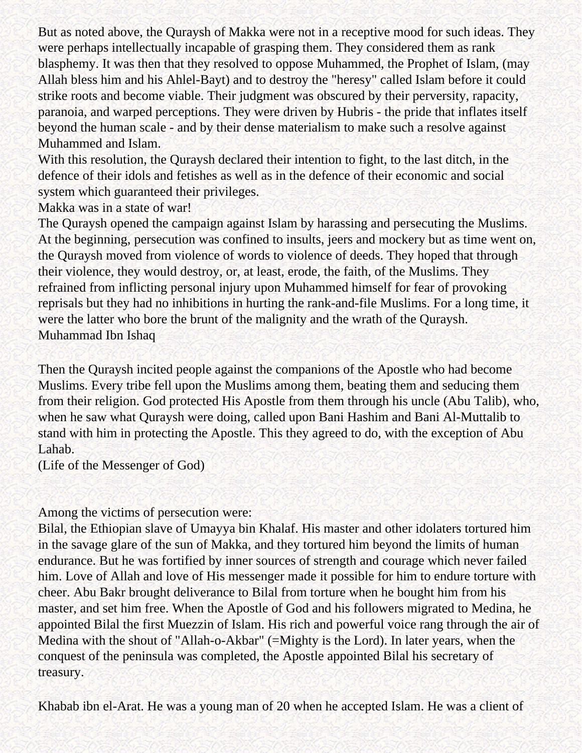But as noted above, the Quraysh of Makka were not in a receptive mood for such ideas. They were perhaps intellectually incapable of grasping them. They considered them as rank blasphemy. It was then that they resolved to oppose Muhammed, the Prophet of Islam, (may Allah bless him and his Ahlel-Bayt) and to destroy the "heresy" called Islam before it could strike roots and become viable. Their judgment was obscured by their perversity, rapacity, paranoia, and warped perceptions. They were driven by Hubris - the pride that inflates itself beyond the human scale - and by their dense materialism to make such a resolve against Muhammed and Islam.

With this resolution, the Quraysh declared their intention to fight, to the last ditch, in the defence of their idols and fetishes as well as in the defence of their economic and social system which guaranteed their privileges.

Makka was in a state of war!

The Quraysh opened the campaign against Islam by harassing and persecuting the Muslims. At the beginning, persecution was confined to insults, jeers and mockery but as time went on, the Quraysh moved from violence of words to violence of deeds. They hoped that through their violence, they would destroy, or, at least, erode, the faith, of the Muslims. They refrained from inflicting personal injury upon Muhammed himself for fear of provoking reprisals but they had no inhibitions in hurting the rank-and-file Muslims. For a long time, it were the latter who bore the brunt of the malignity and the wrath of the Quraysh.

Muhammad Ibn Ishaq

Then the Quraysh incited people against the companions of the Apostle who had become Muslims. Every tribe fell upon the Muslims among them, beating them and seducing them from their religion. God protected His Apostle from them through his uncle (Abu Talib), who, when he saw what Quraysh were doing, called upon Bani Hashim and Bani Al-Muttalib to stand with him in protecting the Apostle. This they agreed to do, with the exception of Abu Lahab.

(Life of the Messenger of God)

Among the victims of persecution were:

Bilal, the Ethiopian slave of Umayya bin Khalaf. His master and other idolaters tortured him in the savage glare of the sun of Makka, and they tortured him beyond the limits of human endurance. But he was fortified by inner sources of strength and courage which never failed him. Love of Allah and love of His messenger made it possible for him to endure torture with cheer. Abu Bakr brought deliverance to Bilal from torture when he bought him from his master, and set him free. When the Apostle of God and his followers migrated to Medina, he appointed Bilal the first Muezzin of Islam. His rich and powerful voice rang through the air of Medina with the shout of "Allah-o-Akbar" (=Mighty is the Lord). In later years, when the conquest of the peninsula was completed, the Apostle appointed Bilal his secretary of treasury.

Khabab ibn el-Arat. He was a young man of 20 when he accepted Islam. He was a client of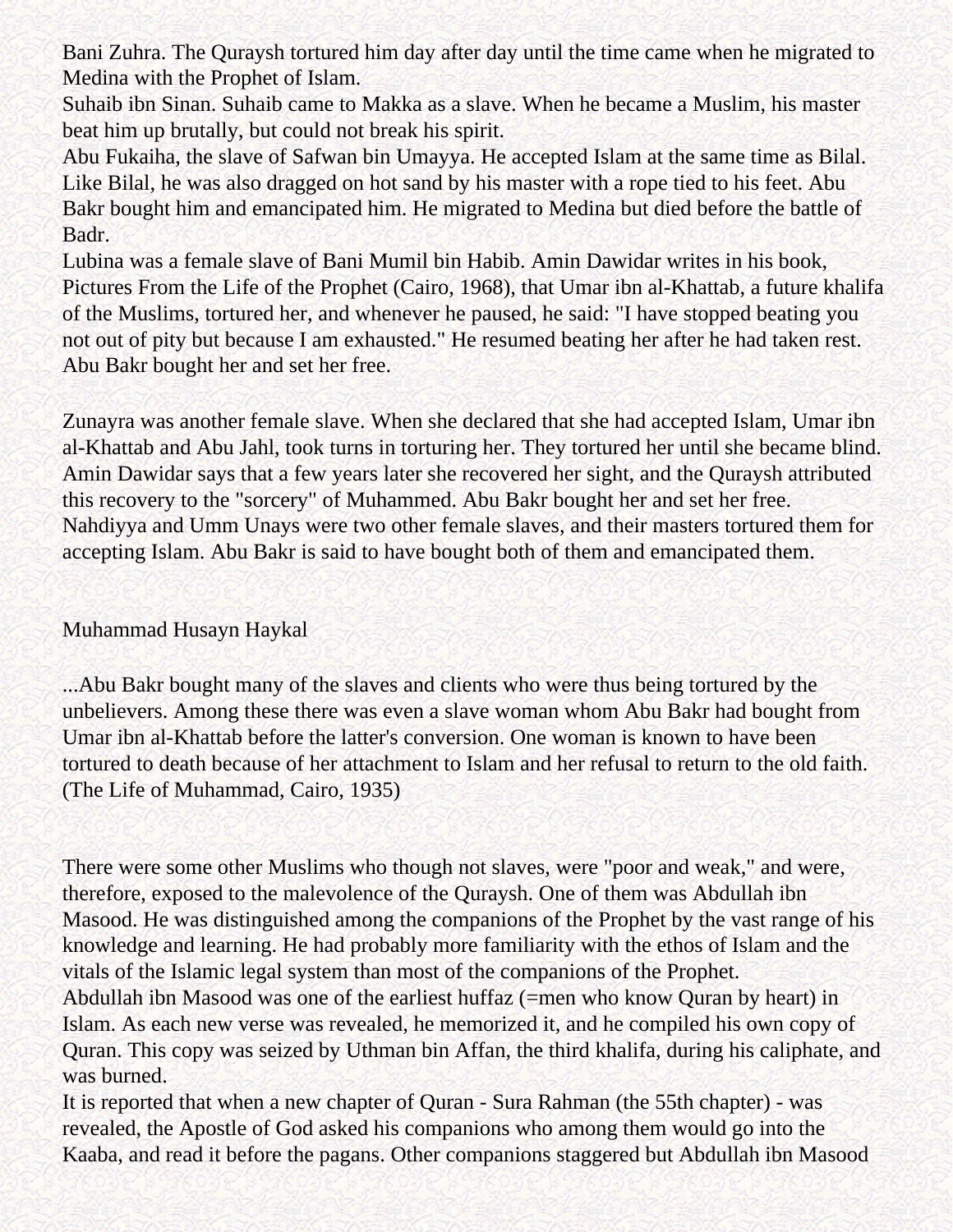Bani Zuhra. The Quraysh tortured him day after day until the time came when he migrated to Medina with the Prophet of Islam.

Suhaib ibn Sinan. Suhaib came to Makka as a slave. When he became a Muslim, his master beat him up brutally, but could not break his spirit.

Abu Fukaiha, the slave of Safwan bin Umayya. He accepted Islam at the same time as Bilal. Like Bilal, he was also dragged on hot sand by his master with a rope tied to his feet. Abu Bakr bought him and emancipated him. He migrated to Medina but died before the battle of Badr.

Lubina was a female slave of Bani Mumil bin Habib. Amin Dawidar writes in his book, Pictures From the Life of the Prophet (Cairo, 1968), that Umar ibn al-Khattab, a future khalifa of the Muslims, tortured her, and whenever he paused, he said: "I have stopped beating you not out of pity but because I am exhausted." He resumed beating her after he had taken rest. Abu Bakr bought her and set her free.

Zunayra was another female slave. When she declared that she had accepted Islam, Umar ibn al-Khattab and Abu Jahl, took turns in torturing her. They tortured her until she became blind. Amin Dawidar says that a few years later she recovered her sight, and the Quraysh attributed this recovery to the "sorcery" of Muhammed. Abu Bakr bought her and set her free.

Nahdiyya and Umm Unays were two other female slaves, and their masters tortured them for accepting Islam. Abu Bakr is said to have bought both of them and emancipated them.

Muhammad Husayn Haykal

...Abu Bakr bought many of the slaves and clients who were thus being tortured by the unbelievers. Among these there was even a slave woman whom Abu Bakr had bought from Umar ibn al-Khattab before the latter's conversion. One woman is known to have been tortured to death because of her attachment to Islam and her refusal to return to the old faith. (The Life of Muhammad, Cairo, 1935)

There were some other Muslims who though not slaves, were "poor and weak," and were, therefore, exposed to the malevolence of the Quraysh. One of them was Abdullah ibn Masood. He was distinguished among the companions of the Prophet by the vast range of his knowledge and learning. He had probably more familiarity with the ethos of Islam and the vitals of the Islamic legal system than most of the companions of the Prophet.

Abdullah ibn Masood was one of the earliest huffaz (=men who know Quran by heart) in Islam. As each new verse was revealed, he memorized it, and he compiled his own copy of Quran. This copy was seized by Uthman bin Affan, the third khalifa, during his caliphate, and was burned.

It is reported that when a new chapter of Quran - Sura Rahman (the 55th chapter) - was revealed, the Apostle of God asked his companions who among them would go into the Kaaba, and read it before the pagans. Other companions staggered but Abdullah ibn Masood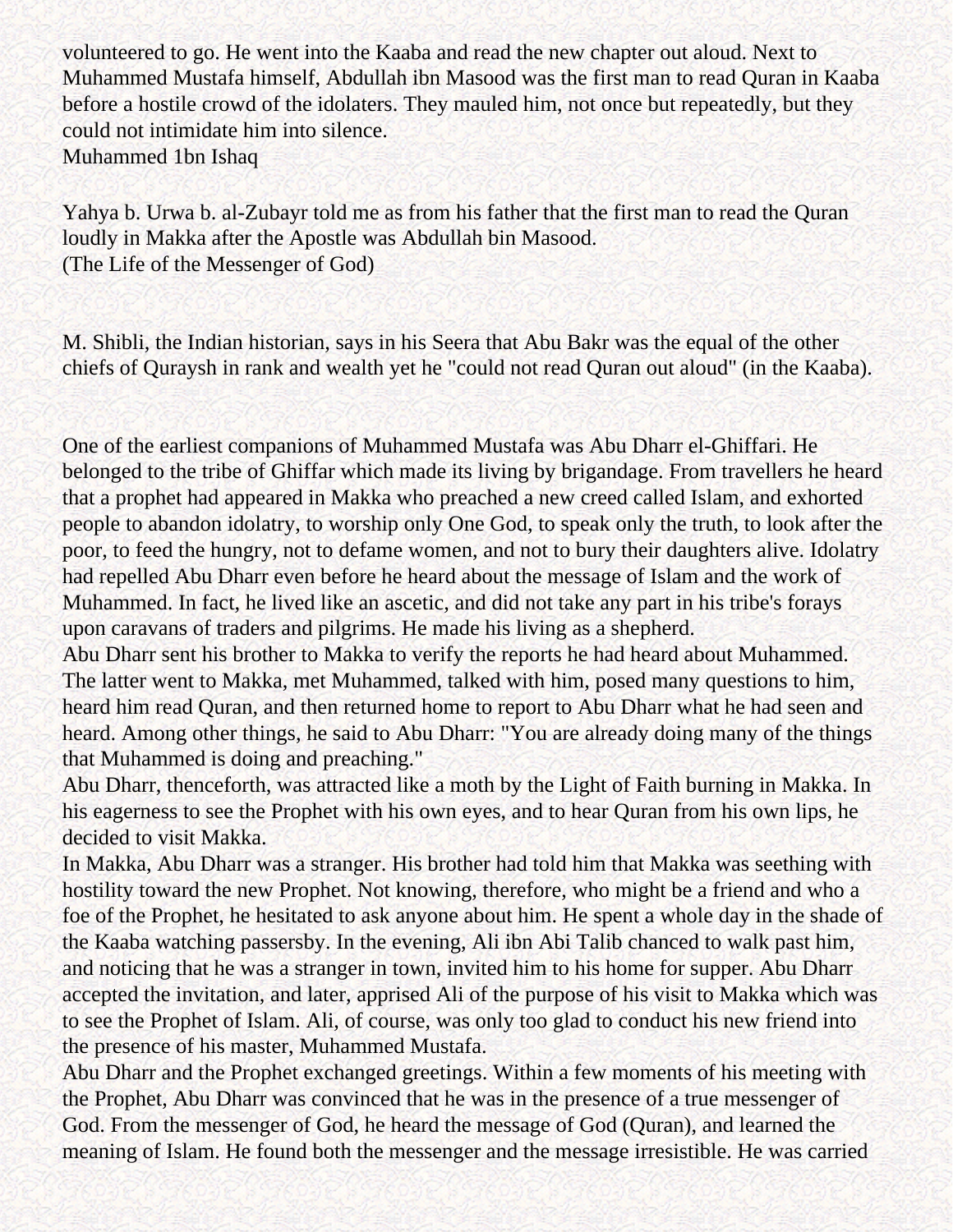volunteered to go. He went into the Kaaba and read the new chapter out aloud. Next to Muhammed Mustafa himself, Abdullah ibn Masood was the first man to read Quran in Kaaba before a hostile crowd of the idolaters. They mauled him, not once but repeatedly, but they could not intimidate him into silence.

Muhammed 1bn Ishaq

Yahya b. Urwa b. al-Zubayr told me as from his father that the first man to read the Quran loudly in Makka after the Apostle was Abdullah bin Masood.

(The Life of the Messenger of God)

M. Shibli, the Indian historian, says in his Seera that Abu Bakr was the equal of the other chiefs of Quraysh in rank and wealth yet he "could not read Quran out aloud" (in the Kaaba).

One of the earliest companions of Muhammed Mustafa was Abu Dharr el-Ghiffari. He belonged to the tribe of Ghiffar which made its living by brigandage. From travellers he heard that a prophet had appeared in Makka who preached a new creed called Islam, and exhorted people to abandon idolatry, to worship only One God, to speak only the truth, to look after the poor, to feed the hungry, not to defame women, and not to bury their daughters alive. Idolatry had repelled Abu Dharr even before he heard about the message of Islam and the work of Muhammed. In fact, he lived like an ascetic, and did not take any part in his tribe's forays upon caravans of traders and pilgrims. He made his living as a shepherd.

Abu Dharr sent his brother to Makka to verify the reports he had heard about Muhammed. The latter went to Makka, met Muhammed, talked with him, posed many questions to him, heard him read Quran, and then returned home to report to Abu Dharr what he had seen and heard. Among other things, he said to Abu Dharr: "You are already doing many of the things that Muhammed is doing and preaching."

Abu Dharr, thenceforth, was attracted like a moth by the Light of Faith burning in Makka. In his eagerness to see the Prophet with his own eyes, and to hear Quran from his own lips, he decided to visit Makka.

In Makka, Abu Dharr was a stranger. His brother had told him that Makka was seething with hostility toward the new Prophet. Not knowing, therefore, who might be a friend and who a foe of the Prophet, he hesitated to ask anyone about him. He spent a whole day in the shade of the Kaaba watching passersby. In the evening, Ali ibn Abi Talib chanced to walk past him, and noticing that he was a stranger in town, invited him to his home for supper. Abu Dharr accepted the invitation, and later, apprised Ali of the purpose of his visit to Makka which was to see the Prophet of Islam. Ali, of course, was only too glad to conduct his new friend into the presence of his master, Muhammed Mustafa.

Abu Dharr and the Prophet exchanged greetings. Within a few moments of his meeting with the Prophet, Abu Dharr was convinced that he was in the presence of a true messenger of God. From the messenger of God, he heard the message of God (Quran), and learned the meaning of Islam. He found both the messenger and the message irresistible. He was carried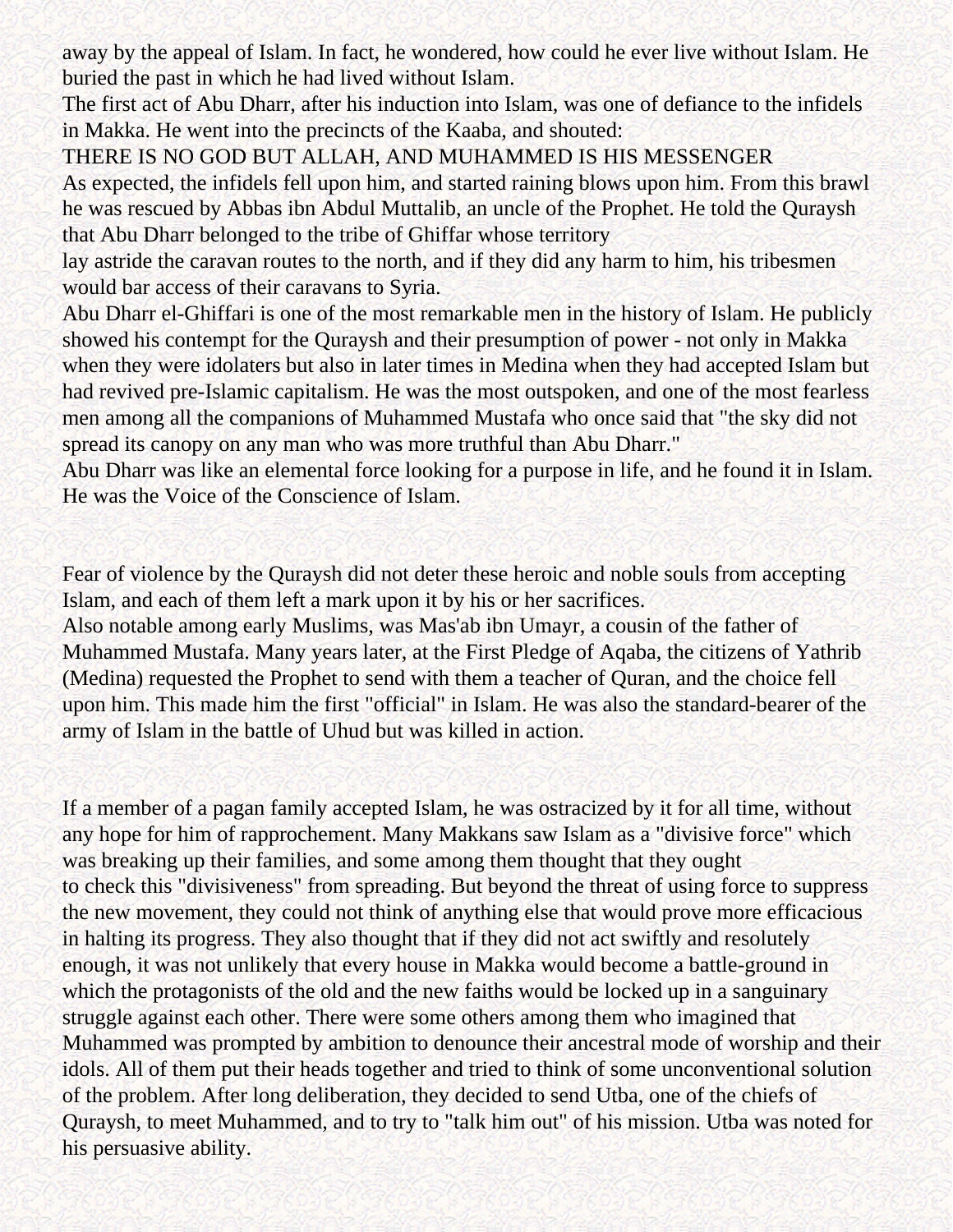away by the appeal of Islam. In fact, he wondered, how could he ever live without Islam. He buried the past in which he had lived without Islam.

The first act of Abu Dharr, after his induction into Islam, was one of defiance to the infidels in Makka. He went into the precincts of the Kaaba, and shouted:

THERE IS NO GOD BUT ALLAH, AND MUHAMMED IS HIS MESSENGER

As expected, the infidels fell upon him, and started raining blows upon him. From this brawl he was rescued by Abbas ibn Abdul Muttalib, an uncle of the Prophet. He told the Quraysh that Abu Dharr belonged to the tribe of Ghiffar whose territory lay astride the caravan routes to the north, and if they did any harm to him, his tribesmen would bar access of their caravans to Syria.

Abu Dharr el-Ghiffari is one of the most remarkable men in the history of Islam. He publicly showed his contempt for the Quraysh and their presumption of power - not only in Makka when they were idolaters but also in later times in Medina when they had accepted Islam but had revived pre-Islamic capitalism. He was the most outspoken, and one of the most fearless men among all the companions of Muhammed Mustafa who once said that "the sky did not spread its canopy on any man who was more truthful than Abu Dharr."

Abu Dharr was like an elemental force looking for a purpose in life, and he found it in Islam. He was the Voice of the Conscience of Islam.

Fear of violence by the Quraysh did not deter these heroic and noble souls from accepting Islam, and each of them left a mark upon it by his or her sacrifices.

Also notable among early Muslims, was Mas'ab ibn Umayr, a cousin of the father of Muhammed Mustafa. Many years later, at the First Pledge of Aqaba, the citizens of Yathrib (Medina) requested the Prophet to send with them a teacher of Quran, and the choice fell upon him. This made him the first "official" in Islam. He was also the standard-bearer of the army of Islam in the battle of Uhud but was killed in action.

If a member of a pagan family accepted Islam, he was ostracized by it for all time, without any hope for him of rapprochement. Many Makkans saw Islam as a "divisive force" which was breaking up their families, and some among them thought that they ought to check this "divisiveness" from spreading. But beyond the threat of using force to suppress the new movement, they could not think of anything else that would prove more efficacious in halting its progress. They also thought that if they did not act swiftly and resolutely enough, it was not unlikely that every house in Makka would become a battle-ground in which the protagonists of the old and the new faiths would be locked up in a sanguinary struggle against each other. There were some others among them who imagined that Muhammed was prompted by ambition to denounce their ancestral mode of worship and their idols. All of them put their heads together and tried to think of some unconventional solution of the problem. After long deliberation, they decided to send Utba, one of the chiefs of Quraysh, to meet Muhammed, and to try to "talk him out" of his mission. Utba was noted for his persuasive ability.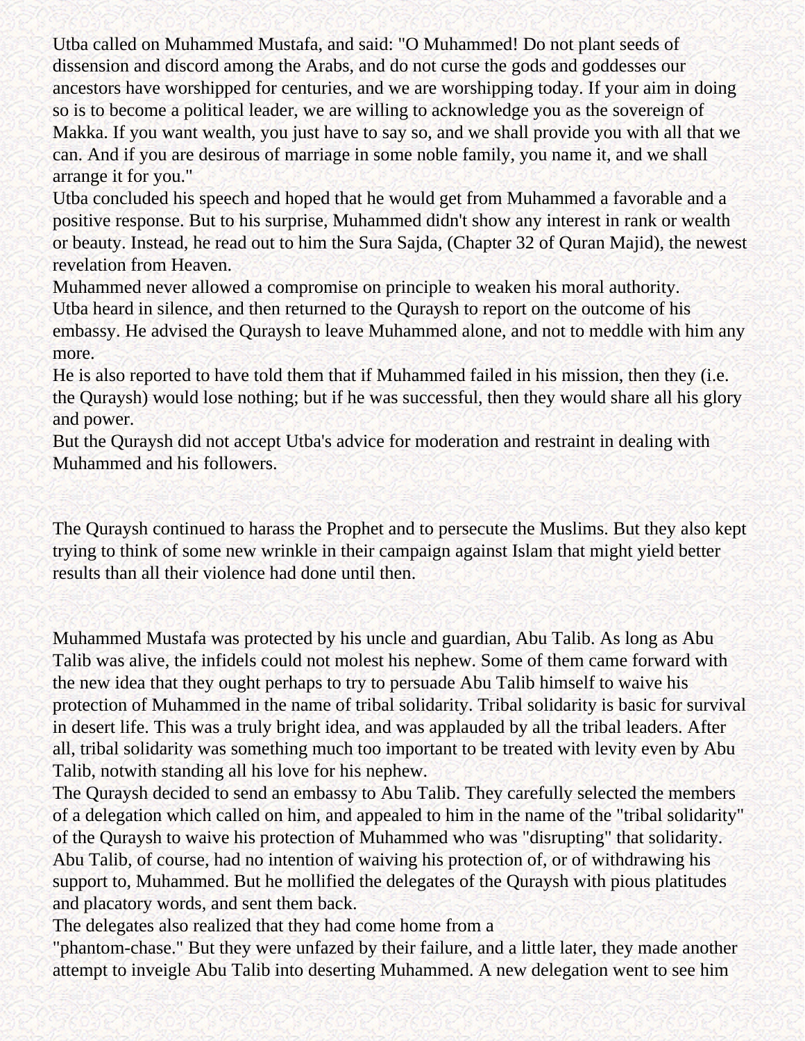Utba called on Muhammed Mustafa, and said: "O Muhammed! Do not plant seeds of dissension and discord among the Arabs, and do not curse the gods and goddesses our ancestors have worshipped for centuries, and we are worshipping today. If your aim in doing so is to become a political leader, we are willing to acknowledge you as the sovereign of Makka. If you want wealth, you just have to say so, and we shall provide you with all that we can. And if you are desirous of marriage in some noble family, you name it, and we shall arrange it for you."

Utba concluded his speech and hoped that he would get from Muhammed a favorable and a positive response. But to his surprise, Muhammed didn't show any interest in rank or wealth or beauty. Instead, he read out to him the Sura Sajda, (Chapter 32 of Quran Majid), the newest revelation from Heaven.

Muhammed never allowed a compromise on principle to weaken his moral authority.

Utba heard in silence, and then returned to the Quraysh to report on the outcome of his embassy. He advised the Quraysh to leave Muhammed alone, and not to meddle with him any more.

He is also reported to have told them that if Muhammed failed in his mission, then they (i.e. the Quraysh) would lose nothing; but if he was successful, then they would share all his glory and power.

But the Quraysh did not accept Utba's advice for moderation and restraint in dealing with Muhammed and his followers.

The Quraysh continued to harass the Prophet and to persecute the Muslims. But they also kept trying to think of some new wrinkle in their campaign against Islam that might yield better results than all their violence had done until then.

Muhammed Mustafa was protected by his uncle and guardian, Abu Talib. As long as Abu Talib was alive, the infidels could not molest his nephew. Some of them came forward with the new idea that they ought perhaps to try to persuade Abu Talib himself to waive his protection of Muhammed in the name of tribal solidarity. Tribal solidarity is basic for survival in desert life. This was a truly bright idea, and was applauded by all the tribal leaders. After all, tribal solidarity was something much too important to be treated with levity even by Abu Talib, notwith standing all his love for his nephew.

The Quraysh decided to send an embassy to Abu Talib. They carefully selected the members of a delegation which called on him, and appealed to him in the name of the "tribal solidarity" of the Quraysh to waive his protection of Muhammed who was "disrupting" that solidarity. Abu Talib, of course, had no intention of waiving his protection of, or of withdrawing his support to, Muhammed. But he mollified the delegates of the Quraysh with pious platitudes and placatory words, and sent them back.

The delegates also realized that they had come home from a "phantom-chase." But they were unfazed by their failure, and a little later, they made another attempt to inveigle Abu Talib into deserting Muhammed. A new delegation went to see him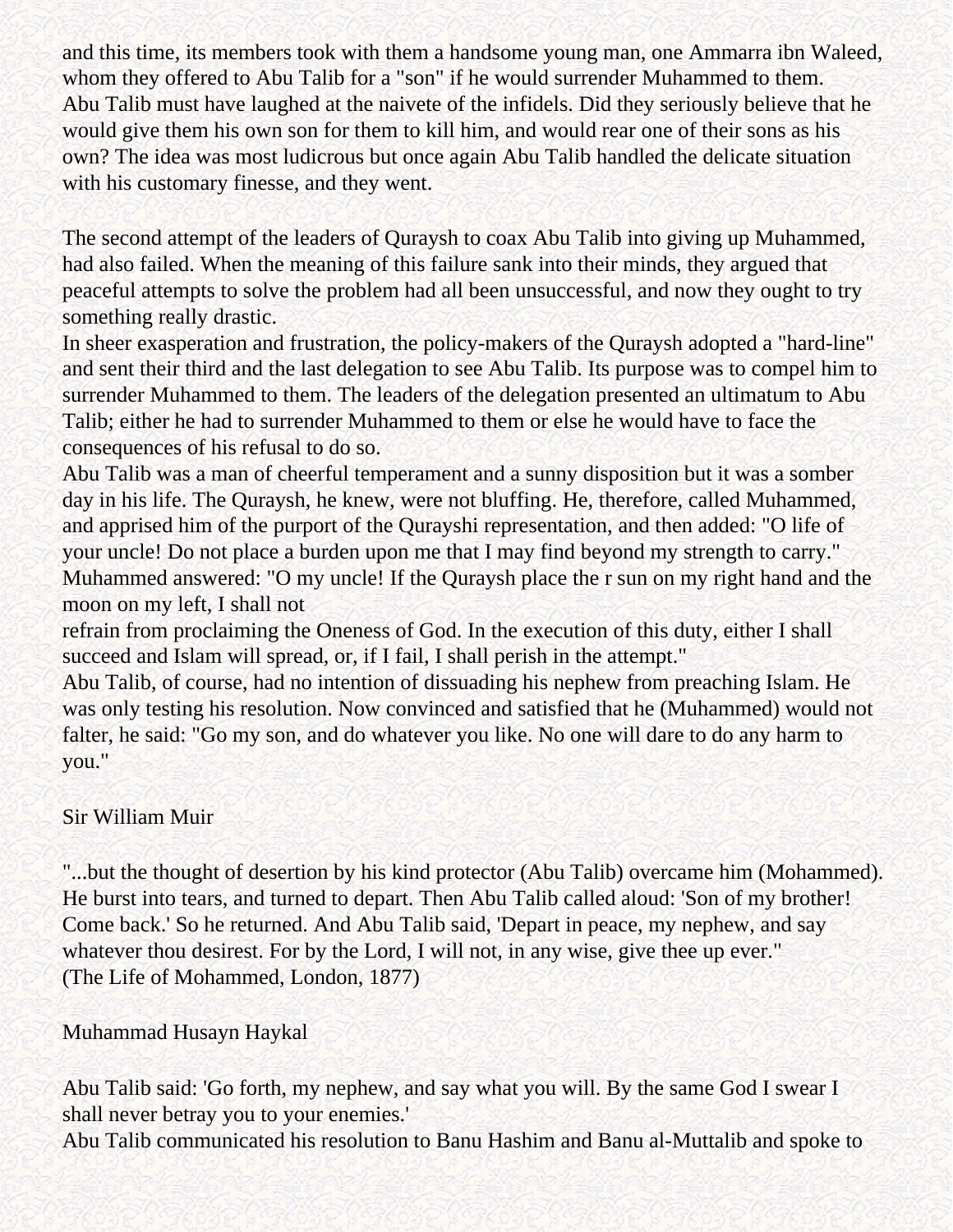and this time, its members took with them a handsome young man, one Ammarra ibn Waleed, whom they offered to Abu Talib for a "son" if he would surrender Muhammed to them.
Abu Talib must have laughed at the naivete of the infidels. Did they seriously believe that he would give them his own son for them to kill him, and would rear one of their sons as his own? The idea was most ludicrous but once again Abu Talib handled the delicate situation with his customary finesse, and they went.

The second attempt of the leaders of Quraysh to coax Abu Talib into giving up Muhammed, had also failed. When the meaning of this failure sank into their minds, they argued that peaceful attempts to solve the problem had all been unsuccessful, and now they ought to try something really drastic.
In sheer exasperation and frustration, the policy-makers of the Quraysh adopted a "hard-line" and sent their third and the last delegation to see Abu Talib. Its purpose was to compel him to surrender Muhammed to them. The leaders of the delegation presented an ultimatum to Abu Talib; either he had to surrender Muhammed to them or else he would have to face the consequences of his refusal to do so.
Abu Talib was a man of cheerful temperament and a sunny disposition but it was a somber day in his life. The Quraysh, he knew, were not bluffing. He, therefore, called Muhammed, and apprised him of the purport of the Qurayshi representation, and then added: "O life of your uncle! Do not place a burden upon me that I may find beyond my strength to carry."
Muhammed answered: "O my uncle! If the Quraysh place the r sun on my right hand and the moon on my left, I shall not
refrain from proclaiming the Oneness of God. In the execution of this duty, either I shall succeed and Islam will spread, or, if I fail, I shall perish in the attempt."
Abu Talib, of course, had no intention of dissuading his nephew from preaching Islam. He was only testing his resolution. Now convinced and satisfied that he (Muhammed) would not falter, he said: "Go my son, and do whatever you like. No one will dare to do any harm to you."

Sir William Muir

"...but the thought of desertion by his kind protector (Abu Talib) overcame him (Mohammed). He burst into tears, and turned to depart. Then Abu Talib called aloud: 'Son of my brother! Come back.' So he returned. And Abu Talib said, 'Depart in peace, my nephew, and say whatever thou desirest. For by the Lord, I will not, in any wise, give thee up ever."
(The Life of Mohammed, London, 1877)

Muhammad Husayn Haykal

Abu Talib said: 'Go forth, my nephew, and say what you will. By the same God I swear I shall never betray you to your enemies.'
Abu Talib communicated his resolution to Banu Hashim and Banu al-Muttalib and spoke to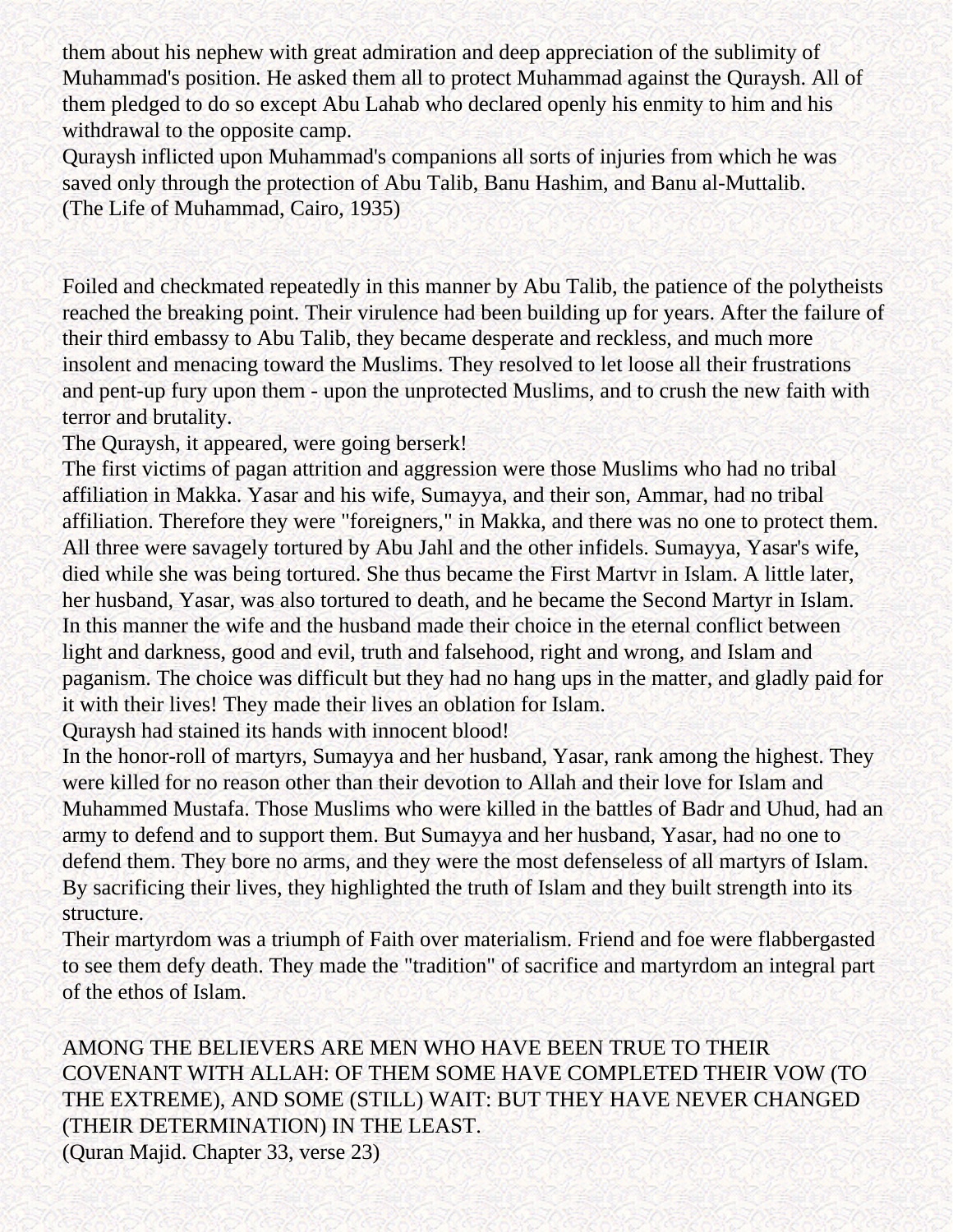them about his nephew with great admiration and deep appreciation of the sublimity of Muhammad's position. He asked them all to protect Muhammad against the Quraysh. All of them pledged to do so except Abu Lahab who declared openly his enmity to him and his withdrawal to the opposite camp.
Quraysh inflicted upon Muhammad's companions all sorts of injuries from which he was saved only through the protection of Abu Talib, Banu Hashim, and Banu al-Muttalib.
(The Life of Muhammad, Cairo, 1935)

Foiled and checkmated repeatedly in this manner by Abu Talib, the patience of the polytheists reached the breaking point. Their virulence had been building up for years. After the failure of their third embassy to Abu Talib, they became desperate and reckless, and much more insolent and menacing toward the Muslims. They resolved to let loose all their frustrations and pent-up fury upon them - upon the unprotected Muslims, and to crush the new faith with terror and brutality.
The Quraysh, it appeared, were going berserk!
The first victims of pagan attrition and aggression were those Muslims who had no tribal affiliation in Makka. Yasar and his wife, Sumayya, and their son, Ammar, had no tribal affiliation. Therefore they were "foreigners," in Makka, and there was no one to protect them. All three were savagely tortured by Abu Jahl and the other infidels. Sumayya, Yasar's wife, died while she was being tortured. She thus became the First Martvr in Islam. A little later, her husband, Yasar, was also tortured to death, and he became the Second Martyr in Islam.
In this manner the wife and the husband made their choice in the eternal conflict between light and darkness, good and evil, truth and falsehood, right and wrong, and Islam and paganism. The choice was difficult but they had no hang ups in the matter, and gladly paid for it with their lives! They made their lives an oblation for Islam.
Quraysh had stained its hands with innocent blood!
In the honor-roll of martyrs, Sumayya and her husband, Yasar, rank among the highest. They were killed for no reason other than their devotion to Allah and their love for Islam and Muhammed Mustafa. Those Muslims who were killed in the battles of Badr and Uhud, had an army to defend and to support them. But Sumayya and her husband, Yasar, had no one to defend them. They bore no arms, and they were the most defenseless of all martyrs of Islam. By sacrificing their lives, they highlighted the truth of Islam and they built strength into its structure.
Their martyrdom was a triumph of Faith over materialism. Friend and foe were flabbergasted to see them defy death. They made the "tradition" of sacrifice and martyrdom an integral part of the ethos of Islam.

AMONG THE BELIEVERS ARE MEN WHO HAVE BEEN TRUE TO THEIR COVENANT WITH ALLAH: OF THEM SOME HAVE COMPLETED THEIR VOW (TO THE EXTREME), AND SOME (STILL) WAIT: BUT THEY HAVE NEVER CHANGED (THEIR DETERMINATION) IN THE LEAST.
(Quran Majid. Chapter 33, verse 23)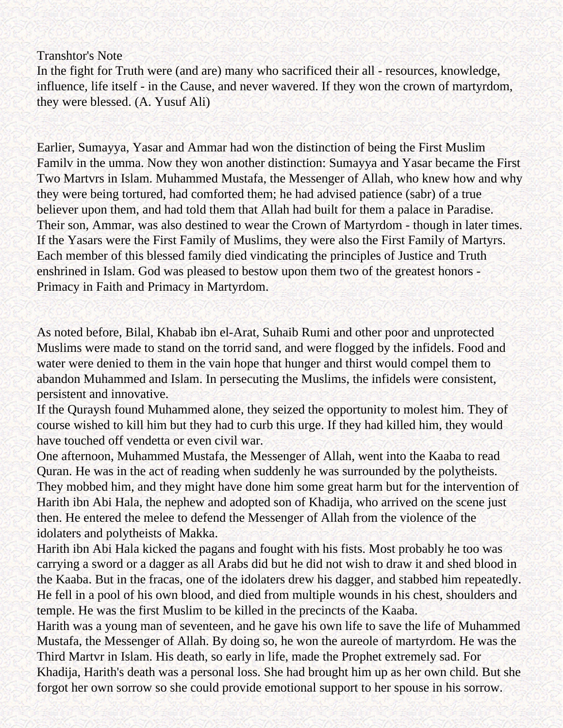Transhtor's Note
In the fight for Truth were (and are) many who sacrificed their all - resources, knowledge, influence, life itself - in the Cause, and never wavered. If they won the crown of martyrdom, they were blessed. (A. Yusuf Ali)

Earlier, Sumayya, Yasar and Ammar had won the distinction of being the First Muslim Familv in the umma. Now they won another distinction: Sumayya and Yasar became the First Two Martvrs in Islam. Muhammed Mustafa, the Messenger of Allah, who knew how and why they were being tortured, had comforted them; he had advised patience (sabr) of a true believer upon them, and had told them that Allah had built for them a palace in Paradise. Their son, Ammar, was also destined to wear the Crown of Martyrdom - though in later times. If the Yasars were the First Family of Muslims, they were also the First Family of Martyrs. Each member of this blessed family died vindicating the principles of Justice and Truth enshrined in Islam. God was pleased to bestow upon them two of the greatest honors - Primacy in Faith and Primacy in Martyrdom.

As noted before, Bilal, Khabab ibn el-Arat, Suhaib Rumi and other poor and unprotected Muslims were made to stand on the torrid sand, and were flogged by the infidels. Food and water were denied to them in the vain hope that hunger and thirst would compel them to abandon Muhammed and Islam. In persecuting the Muslims, the infidels were consistent, persistent and innovative.

If the Quraysh found Muhammed alone, they seized the opportunity to molest him. They of course wished to kill him but they had to curb this urge. If they had killed him, they would have touched off vendetta or even civil war.

One afternoon, Muhammed Mustafa, the Messenger of Allah, went into the Kaaba to read Quran. He was in the act of reading when suddenly he was surrounded by the polytheists. They mobbed him, and they might have done him some great harm but for the intervention of Harith ibn Abi Hala, the nephew and adopted son of Khadija, who arrived on the scene just then. He entered the melee to defend the Messenger of Allah from the violence of the idolaters and polytheists of Makka.

Harith ibn Abi Hala kicked the pagans and fought with his fists. Most probably he too was carrying a sword or a dagger as all Arabs did but he did not wish to draw it and shed blood in the Kaaba. But in the fracas, one of the idolaters drew his dagger, and stabbed him repeatedly. He fell in a pool of his own blood, and died from multiple wounds in his chest, shoulders and temple. He was the first Muslim to be killed in the precincts of the Kaaba.

Harith was a young man of seventeen, and he gave his own life to save the life of Muhammed Mustafa, the Messenger of Allah. By doing so, he won the aureole of martyrdom. He was the Third Martvr in Islam. His death, so early in life, made the Prophet extremely sad. For Khadija, Harith's death was a personal loss. She had brought him up as her own child. But she forgot her own sorrow so she could provide emotional support to her spouse in his sorrow.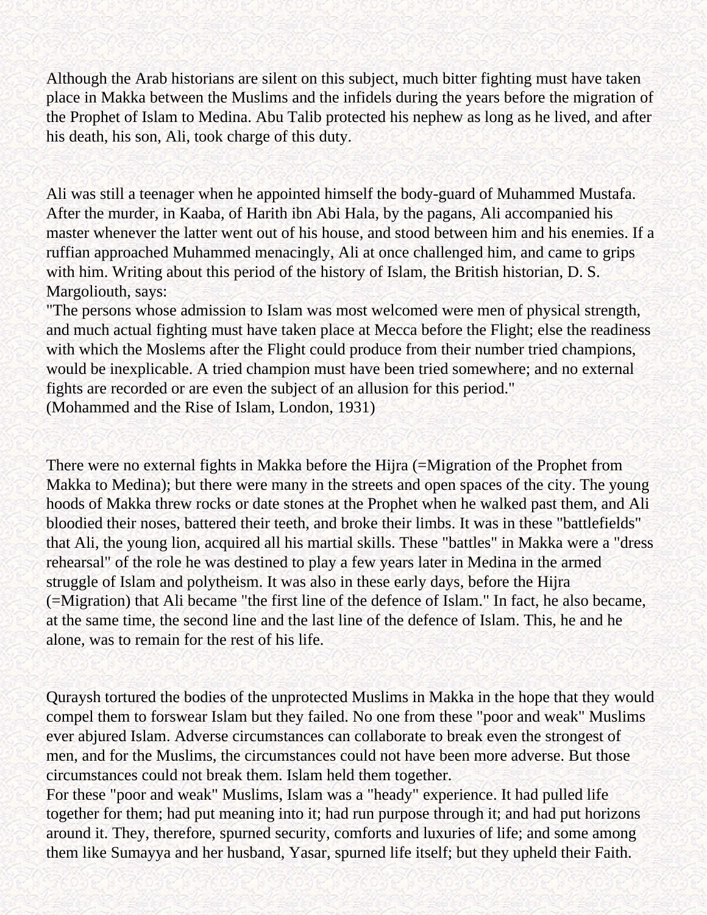Although the Arab historians are silent on this subject, much bitter fighting must have taken place in Makka between the Muslims and the infidels during the years before the migration of the Prophet of Islam to Medina. Abu Talib protected his nephew as long as he lived, and after his death, his son, Ali, took charge of this duty.

Ali was still a teenager when he appointed himself the body-guard of Muhammed Mustafa. After the murder, in Kaaba, of Harith ibn Abi Hala, by the pagans, Ali accompanied his master whenever the latter went out of his house, and stood between him and his enemies. If a ruffian approached Muhammed menacingly, Ali at once challenged him, and came to grips with him. Writing about this period of the history of Islam, the British historian, D. S. Margoliouth, says:

"The persons whose admission to Islam was most welcomed were men of physical strength, and much actual fighting must have taken place at Mecca before the Flight; else the readiness with which the Moslems after the Flight could produce from their number tried champions, would be inexplicable. A tried champion must have been tried somewhere; and no external fights are recorded or are even the subject of an allusion for this period."
(Mohammed and the Rise of Islam, London, 1931)

There were no external fights in Makka before the Hijra (=Migration of the Prophet from Makka to Medina); but there were many in the streets and open spaces of the city. The young hoods of Makka threw rocks or date stones at the Prophet when he walked past them, and Ali bloodied their noses, battered their teeth, and broke their limbs. It was in these "battlefields" that Ali, the young lion, acquired all his martial skills. These "battles" in Makka were a "dress rehearsal" of the role he was destined to play a few years later in Medina in the armed struggle of Islam and polytheism. It was also in these early days, before the Hijra (=Migration) that Ali became "the first line of the defence of Islam." In fact, he also became, at the same time, the second line and the last line of the defence of Islam. This, he and he alone, was to remain for the rest of his life.

Quraysh tortured the bodies of the unprotected Muslims in Makka in the hope that they would compel them to forswear Islam but they failed. No one from these "poor and weak" Muslims ever abjured Islam. Adverse circumstances can collaborate to break even the strongest of men, and for the Muslims, the circumstances could not have been more adverse. But those circumstances could not break them. Islam held them together.

For these "poor and weak" Muslims, Islam was a "heady" experience. It had pulled life together for them; had put meaning into it; had run purpose through it; and had put horizons around it. They, therefore, spurned security, comforts and luxuries of life; and some among them like Sumayya and her husband, Yasar, spurned life itself; but they upheld their Faith.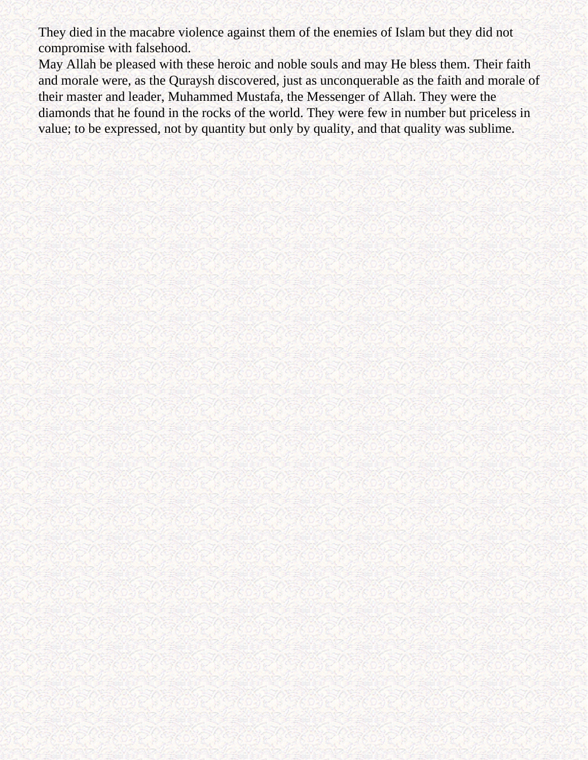They died in the macabre violence against them of the enemies of Islam but they did not compromise with falsehood.

May Allah be pleased with these heroic and noble souls and may He bless them. Their faith and morale were, as the Quraysh discovered, just as unconquerable as the faith and morale of their master and leader, Muhammed Mustafa, the Messenger of Allah. They were the diamonds that he found in the rocks of the world. They were few in number but priceless in value; to be expressed, not by quantity but only by quality, and that quality was sublime.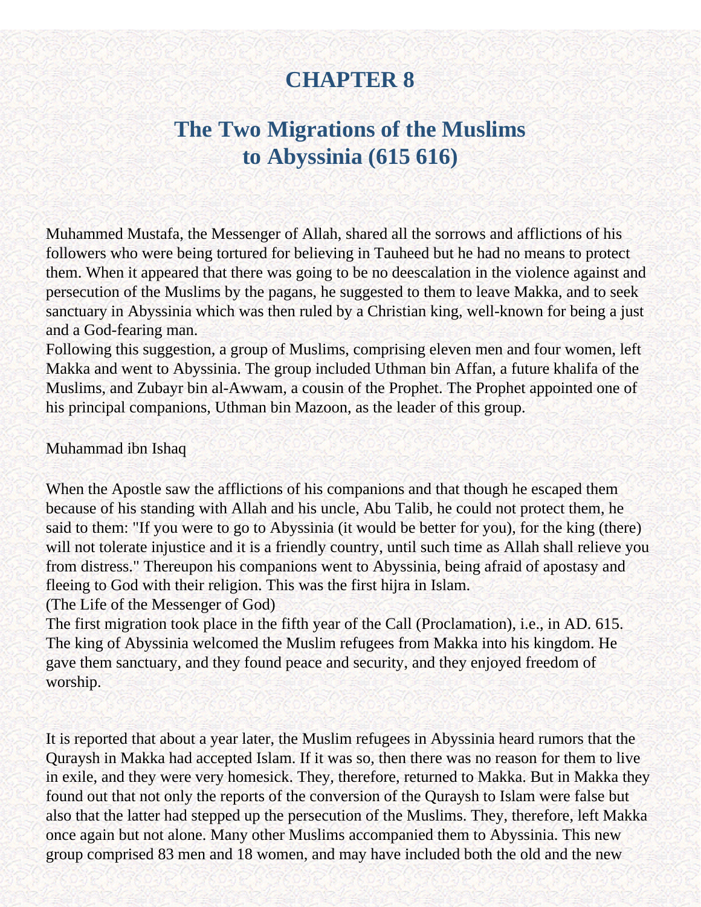# CHAPTER 8

## The Two Migrations of the Muslims to Abyssinia (615 616)

Muhammed Mustafa, the Messenger of Allah, shared all the sorrows and afflictions of his followers who were being tortured for believing in Tauheed but he had no means to protect them. When it appeared that there was going to be no deescalation in the violence against and persecution of the Muslims by the pagans, he suggested to them to leave Makka, and to seek sanctuary in Abyssinia which was then ruled by a Christian king, well-known for being a just and a God-fearing man.

Following this suggestion, a group of Muslims, comprising eleven men and four women, left Makka and went to Abyssinia. The group included Uthman bin Affan, a future khalifa of the Muslims, and Zubayr bin al-Awwam, a cousin of the Prophet. The Prophet appointed one of his principal companions, Uthman bin Mazoon, as the leader of this group.

Muhammad ibn Ishaq

When the Apostle saw the afflictions of his companions and that though he escaped them because of his standing with Allah and his uncle, Abu Talib, he could not protect them, he said to them: "If you were to go to Abyssinia (it would be better for you), for the king (there) will not tolerate injustice and it is a friendly country, until such time as Allah shall relieve you from distress." Thereupon his companions went to Abyssinia, being afraid of apostasy and fleeing to God with their religion. This was the first hijra in Islam.

(The Life of the Messenger of God)

The first migration took place in the fifth year of the Call (Proclamation), i.e., in AD. 615. The king of Abyssinia welcomed the Muslim refugees from Makka into his kingdom. He gave them sanctuary, and they found peace and security, and they enjoyed freedom of worship.

It is reported that about a year later, the Muslim refugees in Abyssinia heard rumors that the Quraysh in Makka had accepted Islam. If it was so, then there was no reason for them to live in exile, and they were very homesick. They, therefore, returned to Makka. But in Makka they found out that not only the reports of the conversion of the Quraysh to Islam were false but also that the latter had stepped up the persecution of the Muslims. They, therefore, left Makka once again but not alone. Many other Muslims accompanied them to Abyssinia. This new group comprised 83 men and 18 women, and may have included both the old and the new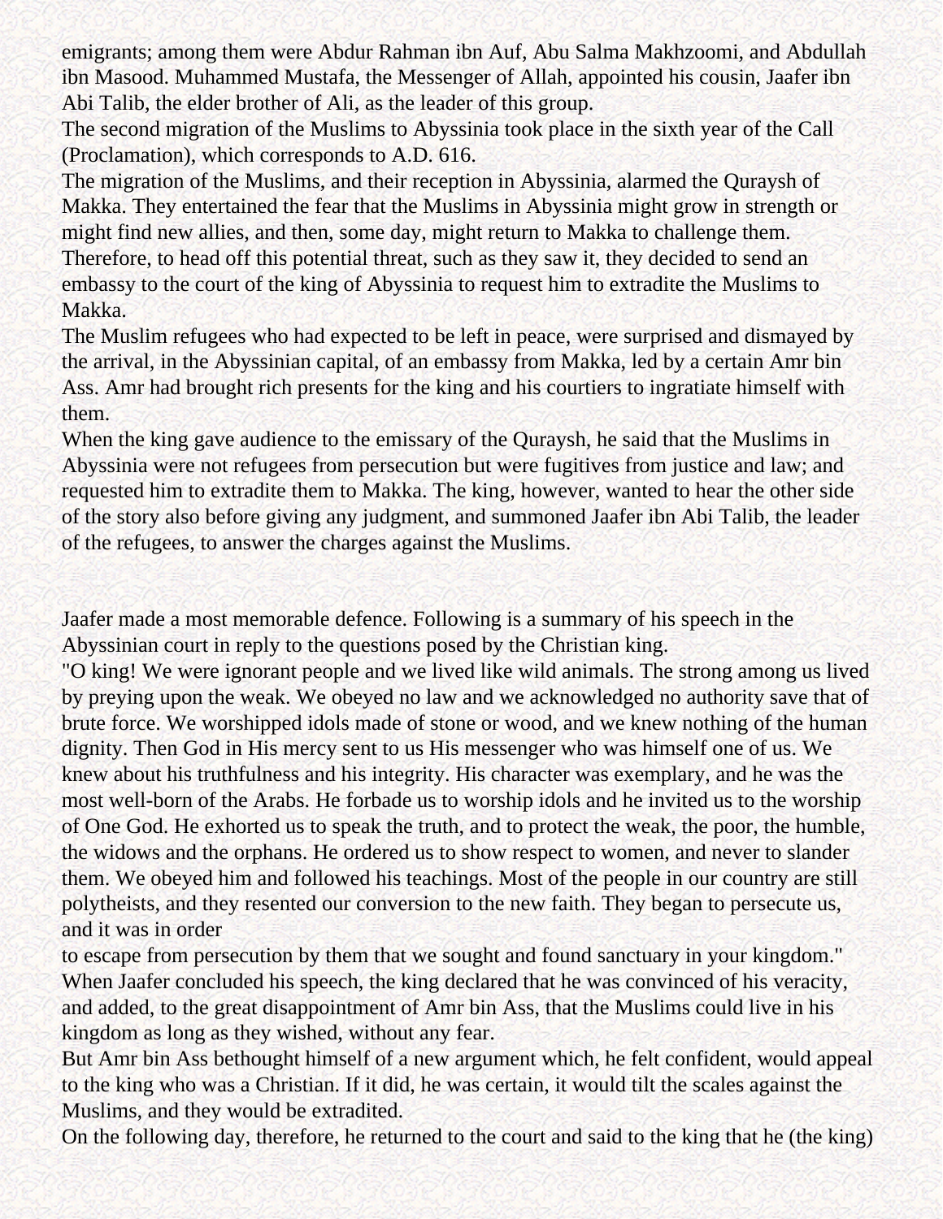emigrants; among them were Abdur Rahman ibn Auf, Abu Salma Makhzoomi, and Abdullah ibn Masood. Muhammed Mustafa, the Messenger of Allah, appointed his cousin, Jaafer ibn Abi Talib, the elder brother of Ali, as the leader of this group.

The second migration of the Muslims to Abyssinia took place in the sixth year of the Call (Proclamation), which corresponds to A.D. 616.

The migration of the Muslims, and their reception in Abyssinia, alarmed the Quraysh of Makka. They entertained the fear that the Muslims in Abyssinia might grow in strength or might find new allies, and then, some day, might return to Makka to challenge them. Therefore, to head off this potential threat, such as they saw it, they decided to send an embassy to the court of the king of Abyssinia to request him to extradite the Muslims to Makka.

The Muslim refugees who had expected to be left in peace, were surprised and dismayed by the arrival, in the Abyssinian capital, of an embassy from Makka, led by a certain Amr bin Ass. Amr had brought rich presents for the king and his courtiers to ingratiate himself with them.

When the king gave audience to the emissary of the Quraysh, he said that the Muslims in Abyssinia were not refugees from persecution but were fugitives from justice and law; and requested him to extradite them to Makka. The king, however, wanted to hear the other side of the story also before giving any judgment, and summoned Jaafer ibn Abi Talib, the leader of the refugees, to answer the charges against the Muslims.

Jaafer made a most memorable defence. Following is a summary of his speech in the Abyssinian court in reply to the questions posed by the Christian king.

"O king! We were ignorant people and we lived like wild animals. The strong among us lived by preying upon the weak. We obeyed no law and we acknowledged no authority save that of brute force. We worshipped idols made of stone or wood, and we knew nothing of the human dignity. Then God in His mercy sent to us His messenger who was himself one of us. We knew about his truthfulness and his integrity. His character was exemplary, and he was the most well-born of the Arabs. He forbade us to worship idols and he invited us to the worship of One God. He exhorted us to speak the truth, and to protect the weak, the poor, the humble, the widows and the orphans. He ordered us to show respect to women, and never to slander them. We obeyed him and followed his teachings. Most of the people in our country are still polytheists, and they resented our conversion to the new faith. They began to persecute us, and it was in order to escape from persecution by them that we sought and found sanctuary in your kingdom."

When Jaafer concluded his speech, the king declared that he was convinced of his veracity, and added, to the great disappointment of Amr bin Ass, that the Muslims could live in his kingdom as long as they wished, without any fear.

But Amr bin Ass bethought himself of a new argument which, he felt confident, would appeal to the king who was a Christian. If it did, he was certain, it would tilt the scales against the Muslims, and they would be extradited.

On the following day, therefore, he returned to the court and said to the king that he (the king)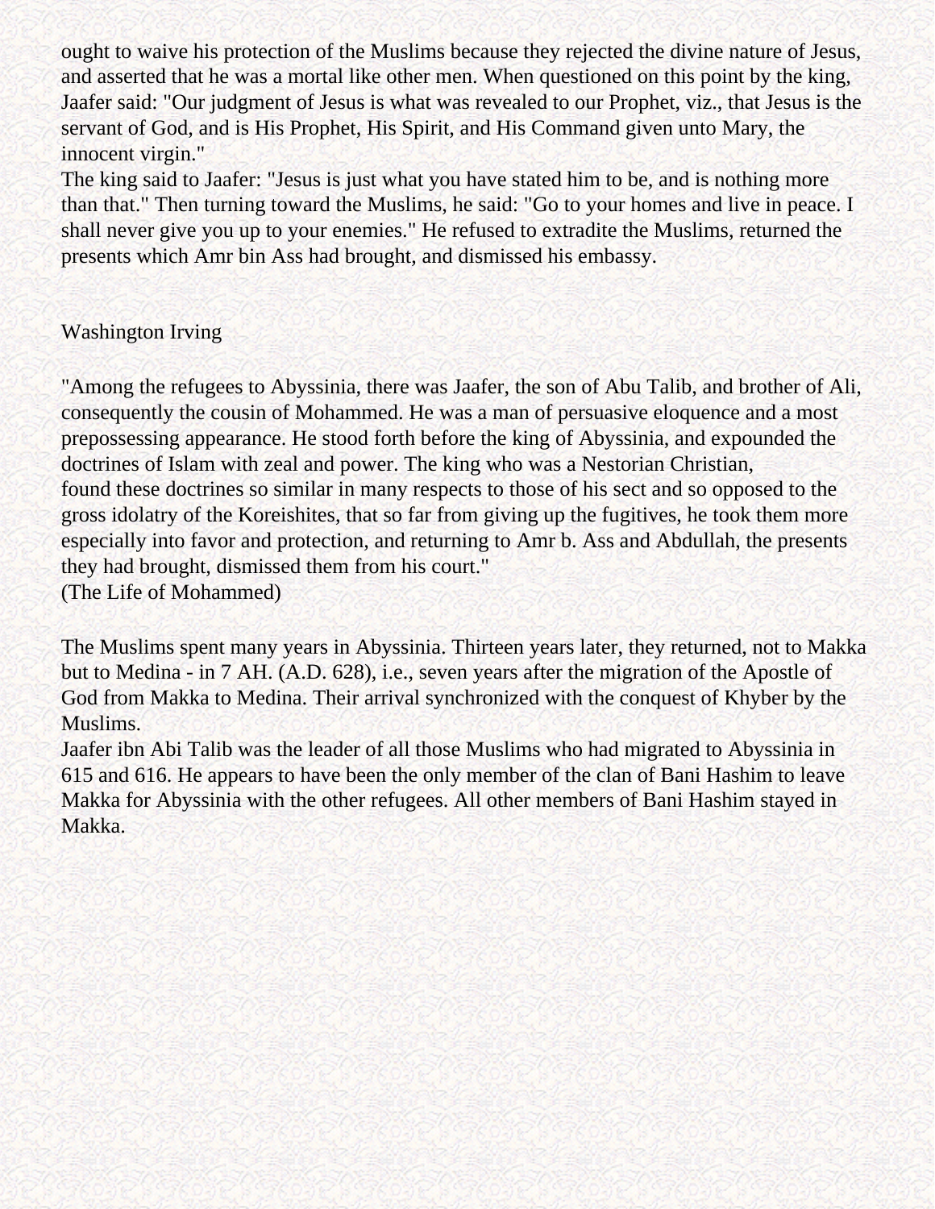ought to waive his protection of the Muslims because they rejected the divine nature of Jesus, and asserted that he was a mortal like other men. When questioned on this point by the king, Jaafer said: "Our judgment of Jesus is what was revealed to our Prophet, viz., that Jesus is the servant of God, and is His Prophet, His Spirit, and His Command given unto Mary, the innocent virgin."
The king said to Jaafer: "Jesus is just what you have stated him to be, and is nothing more than that." Then turning toward the Muslims, he said: "Go to your homes and live in peace. I shall never give you up to your enemies." He refused to extradite the Muslims, returned the presents which Amr bin Ass had brought, and dismissed his embassy.

Washington Irving

"Among the refugees to Abyssinia, there was Jaafer, the son of Abu Talib, and brother of Ali, consequently the cousin of Mohammed. He was a man of persuasive eloquence and a most prepossessing appearance. He stood forth before the king of Abyssinia, and expounded the doctrines of Islam with zeal and power. The king who was a Nestorian Christian, found these doctrines so similar in many respects to those of his sect and so opposed to the gross idolatry of the Koreishites, that so far from giving up the fugitives, he took them more especially into favor and protection, and returning to Amr b. Ass and Abdullah, the presents they had brought, dismissed them from his court."
(The Life of Mohammed)

The Muslims spent many years in Abyssinia. Thirteen years later, they returned, not to Makka but to Medina - in 7 AH. (A.D. 628), i.e., seven years after the migration of the Apostle of God from Makka to Medina. Their arrival synchronized with the conquest of Khyber by the Muslims.
Jaafer ibn Abi Talib was the leader of all those Muslims who had migrated to Abyssinia in 615 and 616. He appears to have been the only member of the clan of Bani Hashim to leave Makka for Abyssinia with the other refugees. All other members of Bani Hashim stayed in Makka.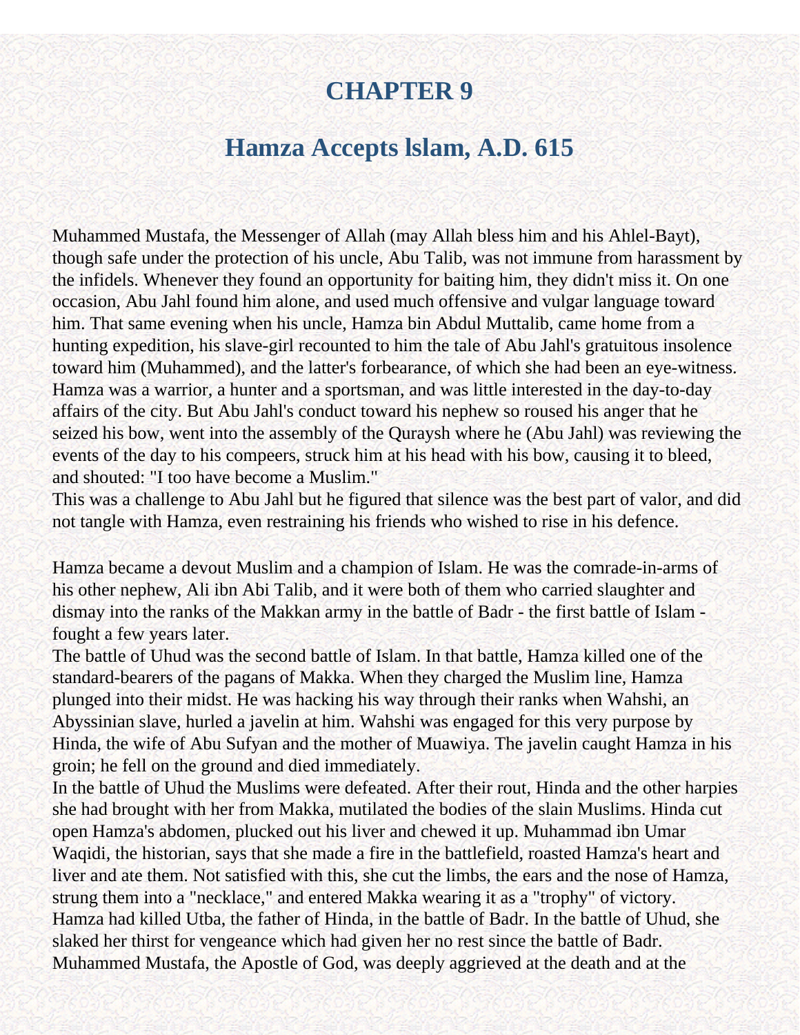# CHAPTER 9

## Hamza Accepts lslam, A.D. 615

Muhammed Mustafa, the Messenger of Allah (may Allah bless him and his Ahlel-Bayt), though safe under the protection of his uncle, Abu Talib, was not immune from harassment by the infidels. Whenever they found an opportunity for baiting him, they didn't miss it. On one occasion, Abu Jahl found him alone, and used much offensive and vulgar language toward him. That same evening when his uncle, Hamza bin Abdul Muttalib, came home from a hunting expedition, his slave-girl recounted to him the tale of Abu Jahl's gratuitous insolence toward him (Muhammed), and the latter's forbearance, of which she had been an eye-witness. Hamza was a warrior, a hunter and a sportsman, and was little interested in the day-to-day affairs of the city. But Abu Jahl's conduct toward his nephew so roused his anger that he seized his bow, went into the assembly of the Quraysh where he (Abu Jahl) was reviewing the events of the day to his compeers, struck him at his head with his bow, causing it to bleed, and shouted: "I too have become a Muslim."

This was a challenge to Abu Jahl but he figured that silence was the best part of valor, and did not tangle with Hamza, even restraining his friends who wished to rise in his defence.

Hamza became a devout Muslim and a champion of Islam. He was the comrade-in-arms of his other nephew, Ali ibn Abi Talib, and it were both of them who carried slaughter and dismay into the ranks of the Makkan army in the battle of Badr - the first battle of Islam - fought a few years later.

The battle of Uhud was the second battle of Islam. In that battle, Hamza killed one of the standard-bearers of the pagans of Makka. When they charged the Muslim line, Hamza plunged into their midst. He was hacking his way through their ranks when Wahshi, an Abyssinian slave, hurled a javelin at him. Wahshi was engaged for this very purpose by Hinda, the wife of Abu Sufyan and the mother of Muawiya. The javelin caught Hamza in his groin; he fell on the ground and died immediately.

In the battle of Uhud the Muslims were defeated. After their rout, Hinda and the other harpies she had brought with her from Makka, mutilated the bodies of the slain Muslims. Hinda cut open Hamza's abdomen, plucked out his liver and chewed it up. Muhammad ibn Umar Waqidi, the historian, says that she made a fire in the battlefield, roasted Hamza's heart and liver and ate them. Not satisfied with this, she cut the limbs, the ears and the nose of Hamza, strung them into a "necklace," and entered Makka wearing it as a "trophy" of victory.

Hamza had killed Utba, the father of Hinda, in the battle of Badr. In the battle of Uhud, she slaked her thirst for vengeance which had given her no rest since the battle of Badr.

Muhammed Mustafa, the Apostle of God, was deeply aggrieved at the death and at the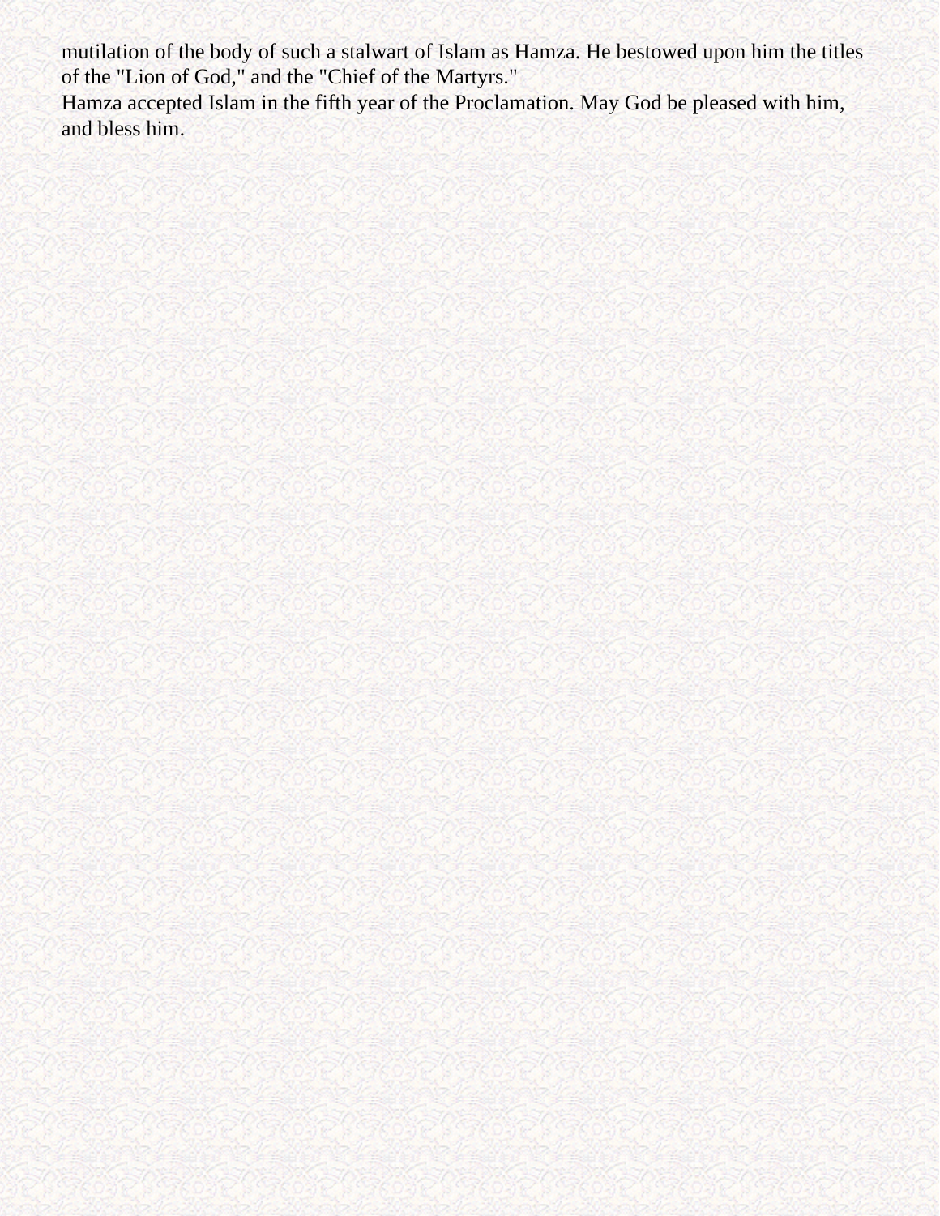mutilation of the body of such a stalwart of Islam as Hamza. He bestowed upon him the titles of the "Lion of God," and the "Chief of the Martyrs."

Hamza accepted Islam in the fifth year of the Proclamation. May God be pleased with him, and bless him.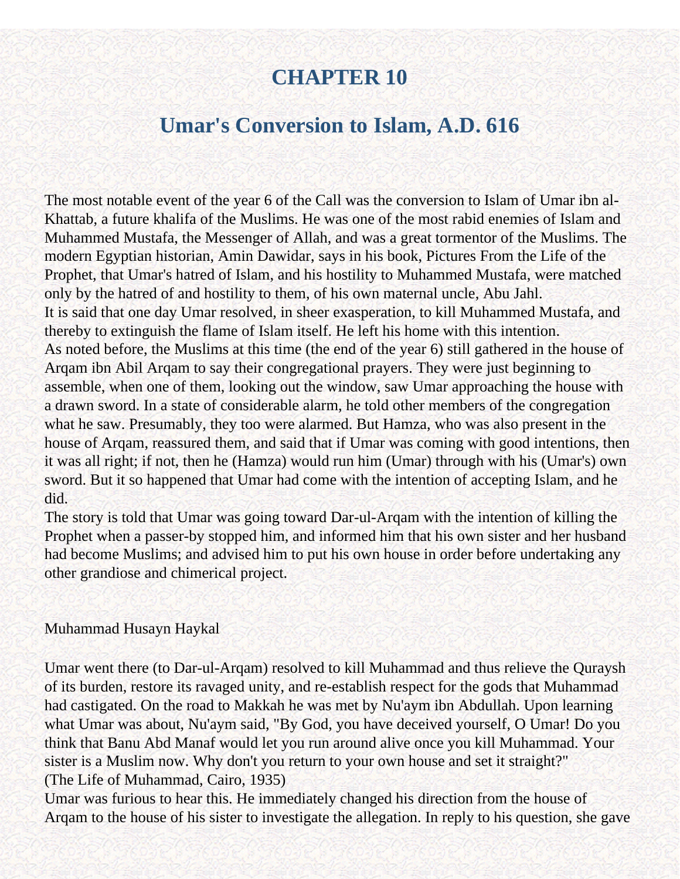# CHAPTER 10

## Umar's Conversion to Islam, A.D. 616

The most notable event of the year 6 of the Call was the conversion to Islam of Umar ibn al-Khattab, a future khalifa of the Muslims. He was one of the most rabid enemies of Islam and Muhammed Mustafa, the Messenger of Allah, and was a great tormentor of the Muslims. The modern Egyptian historian, Amin Dawidar, says in his book, Pictures From the Life of the Prophet, that Umar's hatred of Islam, and his hostility to Muhammed Mustafa, were matched only by the hatred of and hostility to them, of his own maternal uncle, Abu Jahl.

It is said that one day Umar resolved, in sheer exasperation, to kill Muhammed Mustafa, and thereby to extinguish the flame of Islam itself. He left his home with this intention.

As noted before, the Muslims at this time (the end of the year 6) still gathered in the house of Arqam ibn Abil Arqam to say their congregational prayers. They were just beginning to assemble, when one of them, looking out the window, saw Umar approaching the house with a drawn sword. In a state of considerable alarm, he told other members of the congregation what he saw. Presumably, they too were alarmed. But Hamza, who was also present in the house of Arqam, reassured them, and said that if Umar was coming with good intentions, then it was all right; if not, then he (Hamza) would run him (Umar) through with his (Umar's) own sword. But it so happened that Umar had come with the intention of accepting Islam, and he did.

The story is told that Umar was going toward Dar-ul-Arqam with the intention of killing the Prophet when a passer-by stopped him, and informed him that his own sister and her husband had become Muslims; and advised him to put his own house in order before undertaking any other grandiose and chimerical project.

Muhammad Husayn Haykal

Umar went there (to Dar-ul-Arqam) resolved to kill Muhammad and thus relieve the Quraysh of its burden, restore its ravaged unity, and re-establish respect for the gods that Muhammad had castigated. On the road to Makkah he was met by Nu'aym ibn Abdullah. Upon learning what Umar was about, Nu'aym said, "By God, you have deceived yourself, O Umar! Do you think that Banu Abd Manaf would let you run around alive once you kill Muhammad. Your sister is a Muslim now. Why don't you return to your own house and set it straight?"
(The Life of Muhammad, Cairo, 1935)

Umar was furious to hear this. He immediately changed his direction from the house of Arqam to the house of his sister to investigate the allegation. In reply to his question, she gave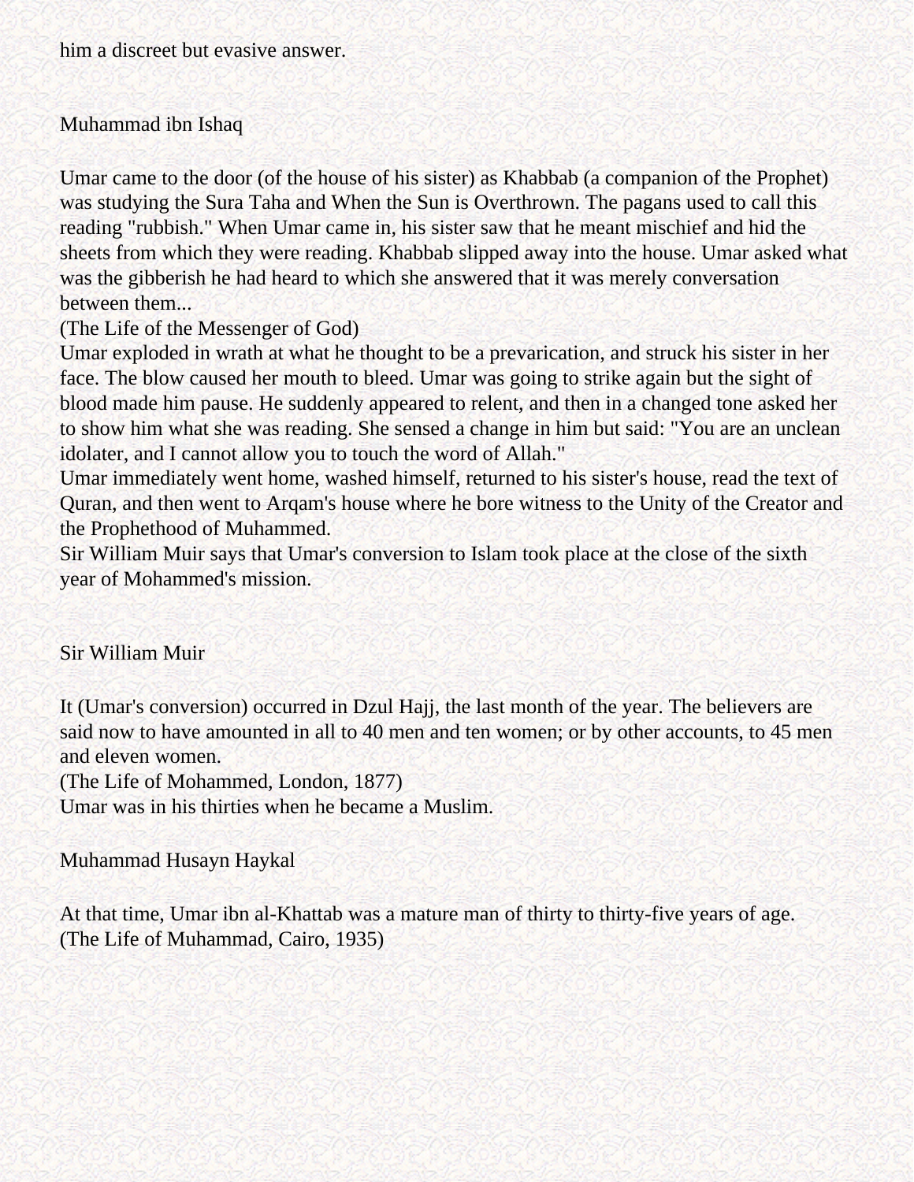him a discreet but evasive answer.

Muhammad ibn Ishaq

Umar came to the door (of the house of his sister) as Khabbab (a companion of the Prophet) was studying the Sura Taha and When the Sun is Overthrown. The pagans used to call this reading "rubbish." When Umar came in, his sister saw that he meant mischief and hid the sheets from which they were reading. Khabbab slipped away into the house. Umar asked what was the gibberish he had heard to which she answered that it was merely conversation between them...
(The Life of the Messenger of God)
Umar exploded in wrath at what he thought to be a prevarication, and struck his sister in her face. The blow caused her mouth to bleed. Umar was going to strike again but the sight of blood made him pause. He suddenly appeared to relent, and then in a changed tone asked her to show him what she was reading. She sensed a change in him but said: "You are an unclean idolater, and I cannot allow you to touch the word of Allah."
Umar immediately went home, washed himself, returned to his sister's house, read the text of Quran, and then went to Arqam's house where he bore witness to the Unity of the Creator and the Prophethood of Muhammed.
Sir William Muir says that Umar's conversion to Islam took place at the close of the sixth year of Mohammed's mission.

Sir William Muir

It (Umar's conversion) occurred in Dzul Hajj, the last month of the year. The believers are said now to have amounted in all to 40 men and ten women; or by other accounts, to 45 men and eleven women.
(The Life of Mohammed, London, 1877)
Umar was in his thirties when he became a Muslim.

Muhammad Husayn Haykal

At that time, Umar ibn al-Khattab was a mature man of thirty to thirty-five years of age.
(The Life of Muhammad, Cairo, 1935)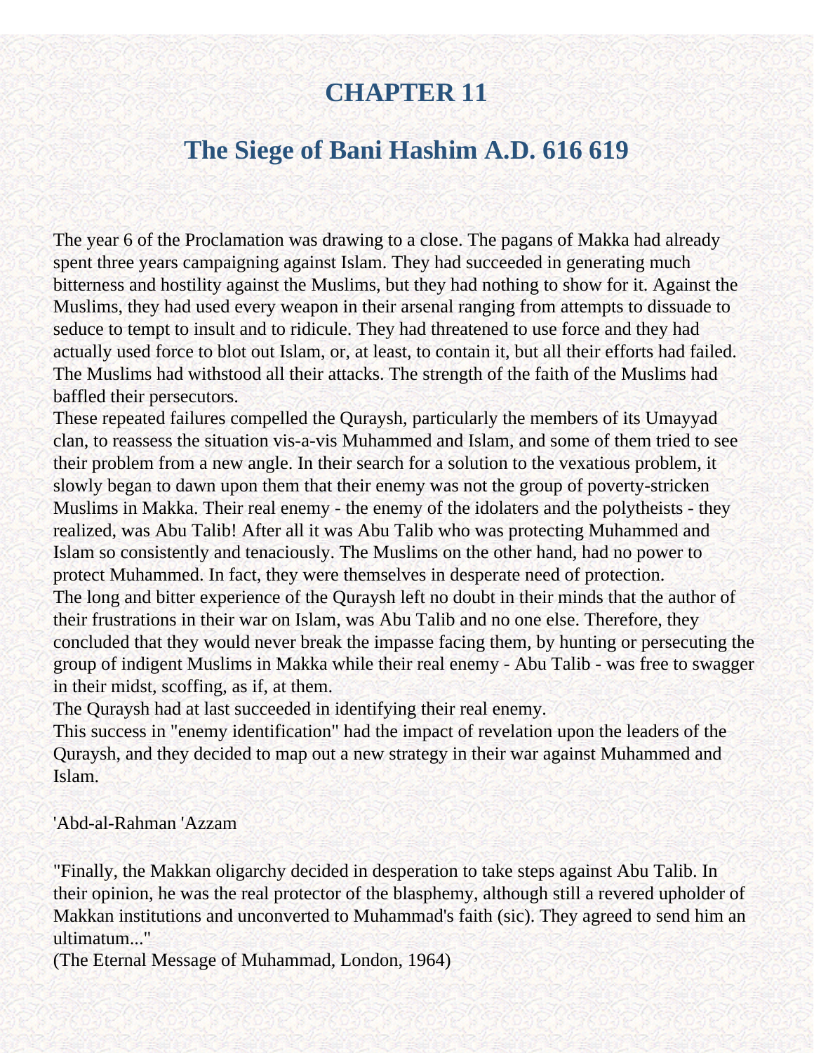# CHAPTER 11

## The Siege of Bani Hashim A.D. 616 619

The year 6 of the Proclamation was drawing to a close. The pagans of Makka had already spent three years campaigning against Islam. They had succeeded in generating much bitterness and hostility against the Muslims, but they had nothing to show for it. Against the Muslims, they had used every weapon in their arsenal ranging from attempts to dissuade to seduce to tempt to insult and to ridicule. They had threatened to use force and they had actually used force to blot out Islam, or, at least, to contain it, but all their efforts had failed. The Muslims had withstood all their attacks. The strength of the faith of the Muslims had baffled their persecutors.

These repeated failures compelled the Quraysh, particularly the members of its Umayyad clan, to reassess the situation vis-a-vis Muhammed and Islam, and some of them tried to see their problem from a new angle. In their search for a solution to the vexatious problem, it slowly began to dawn upon them that their enemy was not the group of poverty-stricken Muslims in Makka. Their real enemy - the enemy of the idolaters and the polytheists - they realized, was Abu Talib! After all it was Abu Talib who was protecting Muhammed and Islam so consistently and tenaciously. The Muslims on the other hand, had no power to protect Muhammed. In fact, they were themselves in desperate need of protection.

The long and bitter experience of the Quraysh left no doubt in their minds that the author of their frustrations in their war on Islam, was Abu Talib and no one else. Therefore, they concluded that they would never break the impasse facing them, by hunting or persecuting the group of indigent Muslims in Makka while their real enemy - Abu Talib - was free to swagger in their midst, scoffing, as if, at them.

The Quraysh had at last succeeded in identifying their real enemy.

This success in "enemy identification" had the impact of revelation upon the leaders of the Quraysh, and they decided to map out a new strategy in their war against Muhammed and Islam.

'Abd-al-Rahman 'Azzam

"Finally, the Makkan oligarchy decided in desperation to take steps against Abu Talib. In their opinion, he was the real protector of the blasphemy, although still a revered upholder of Makkan institutions and unconverted to Muhammad's faith (sic). They agreed to send him an ultimatum..."

(The Eternal Message of Muhammad, London, 1964)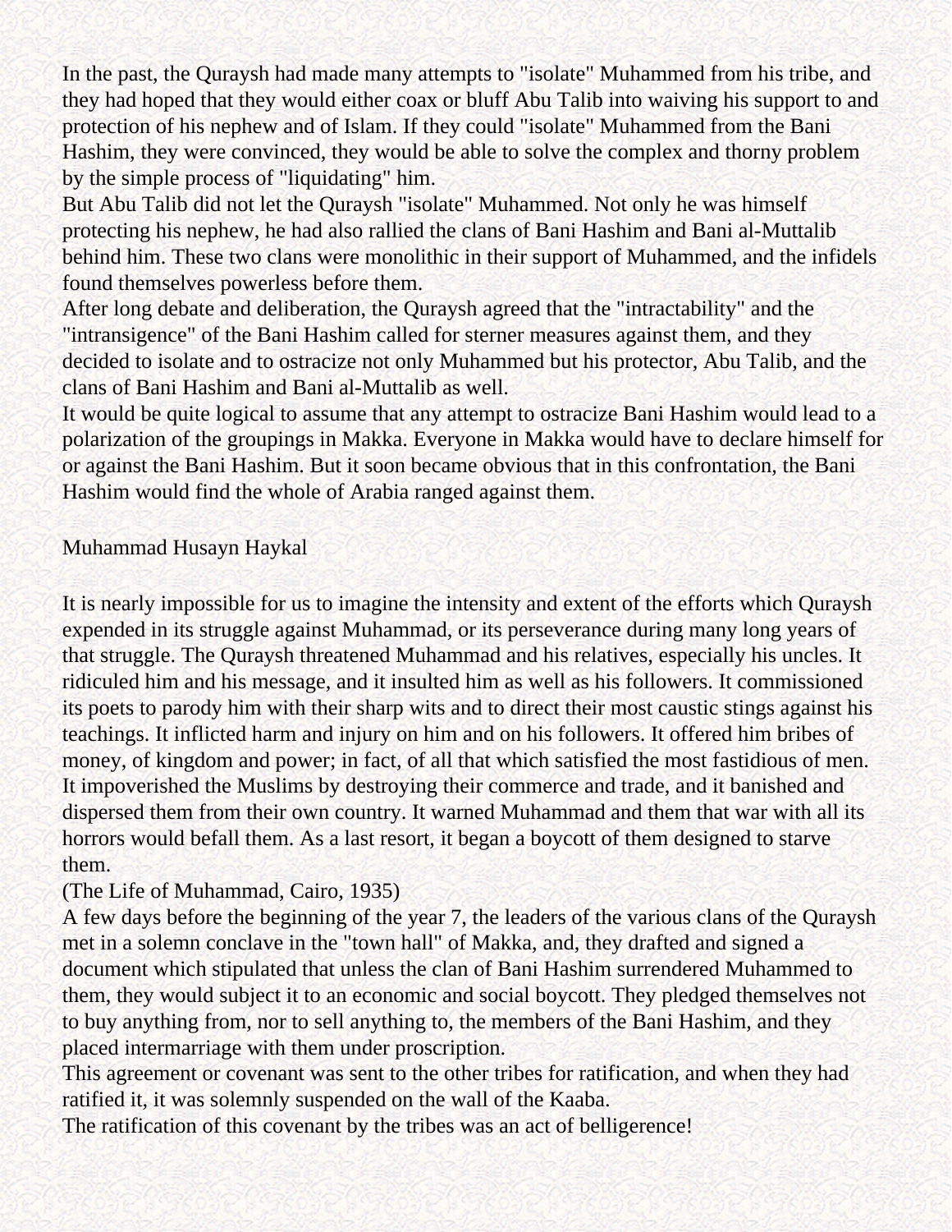In the past, the Quraysh had made many attempts to "isolate" Muhammed from his tribe, and they had hoped that they would either coax or bluff Abu Talib into waiving his support to and protection of his nephew and of Islam. If they could "isolate" Muhammed from the Bani Hashim, they were convinced, they would be able to solve the complex and thorny problem by the simple process of "liquidating" him.

But Abu Talib did not let the Quraysh "isolate" Muhammed. Not only he was himself protecting his nephew, he had also rallied the clans of Bani Hashim and Bani al-Muttalib behind him. These two clans were monolithic in their support of Muhammed, and the infidels found themselves powerless before them.

After long debate and deliberation, the Quraysh agreed that the "intractability" and the "intransigence" of the Bani Hashim called for sterner measures against them, and they decided to isolate and to ostracize not only Muhammed but his protector, Abu Talib, and the clans of Bani Hashim and Bani al-Muttalib as well.

It would be quite logical to assume that any attempt to ostracize Bani Hashim would lead to a polarization of the groupings in Makka. Everyone in Makka would have to declare himself for or against the Bani Hashim. But it soon became obvious that in this confrontation, the Bani Hashim would find the whole of Arabia ranged against them.

Muhammad Husayn Haykal

It is nearly impossible for us to imagine the intensity and extent of the efforts which Quraysh expended in its struggle against Muhammad, or its perseverance during many long years of that struggle. The Quraysh threatened Muhammad and his relatives, especially his uncles. It ridiculed him and his message, and it insulted him as well as his followers. It commissioned its poets to parody him with their sharp wits and to direct their most caustic stings against his teachings. It inflicted harm and injury on him and on his followers. It offered him bribes of money, of kingdom and power; in fact, of all that which satisfied the most fastidious of men. It impoverished the Muslims by destroying their commerce and trade, and it banished and dispersed them from their own country. It warned Muhammad and them that war with all its horrors would befall them. As a last resort, it began a boycott of them designed to starve them.

(The Life of Muhammad, Cairo, 1935)

A few days before the beginning of the year 7, the leaders of the various clans of the Quraysh met in a solemn conclave in the "town hall" of Makka, and, they drafted and signed a document which stipulated that unless the clan of Bani Hashim surrendered Muhammed to them, they would subject it to an economic and social boycott. They pledged themselves not to buy anything from, nor to sell anything to, the members of the Bani Hashim, and they placed intermarriage with them under proscription.

This agreement or covenant was sent to the other tribes for ratification, and when they had ratified it, it was solemnly suspended on the wall of the Kaaba.

The ratification of this covenant by the tribes was an act of belligerence!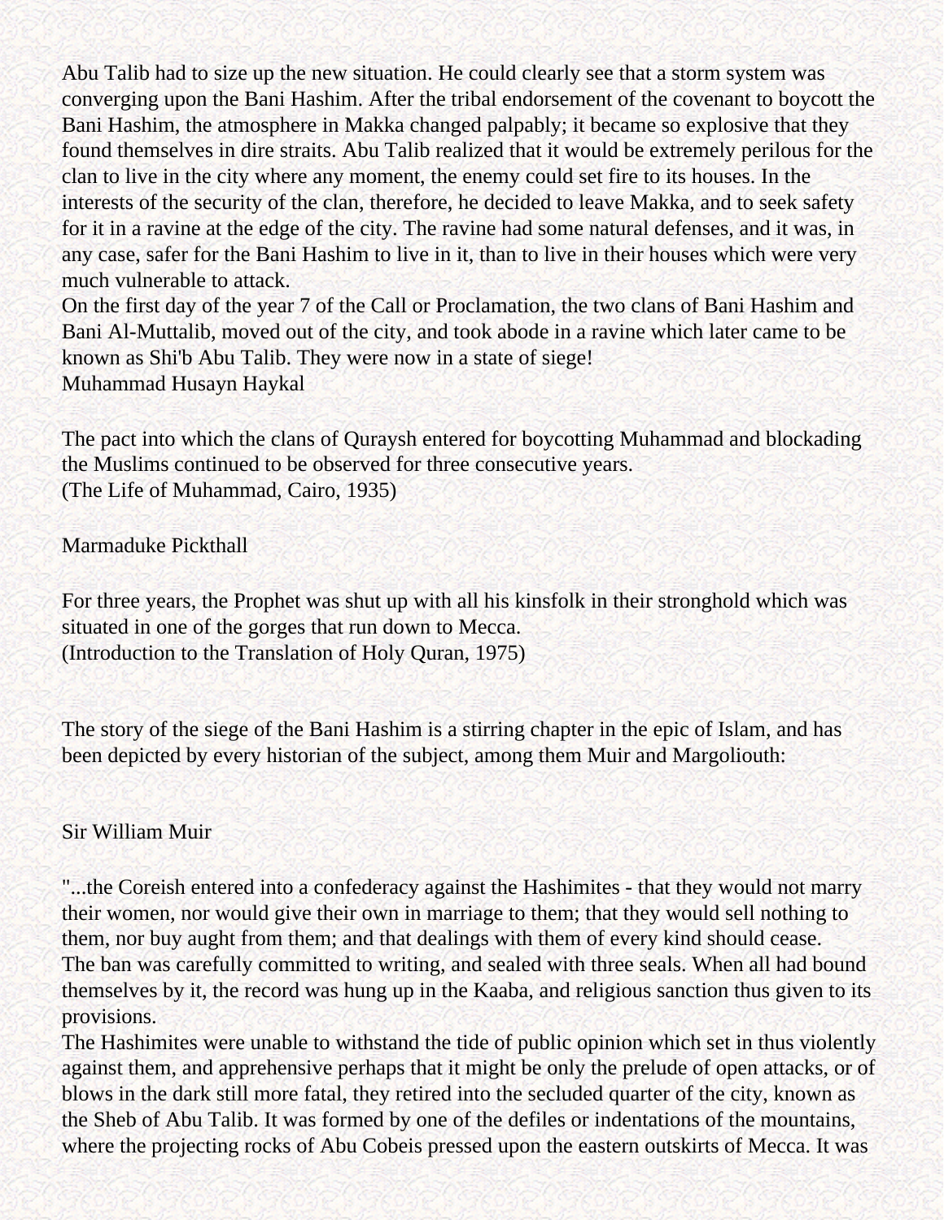Abu Talib had to size up the new situation. He could clearly see that a storm system was converging upon the Bani Hashim. After the tribal endorsement of the covenant to boycott the Bani Hashim, the atmosphere in Makka changed palpably; it became so explosive that they found themselves in dire straits. Abu Talib realized that it would be extremely perilous for the clan to live in the city where any moment, the enemy could set fire to its houses. In the interests of the security of the clan, therefore, he decided to leave Makka, and to seek safety for it in a ravine at the edge of the city. The ravine had some natural defenses, and it was, in any case, safer for the Bani Hashim to live in it, than to live in their houses which were very much vulnerable to attack.

On the first day of the year 7 of the Call or Proclamation, the two clans of Bani Hashim and Bani Al-Muttalib, moved out of the city, and took abode in a ravine which later came to be known as Shi'b Abu Talib. They were now in a state of siege!

Muhammad Husayn Haykal

The pact into which the clans of Quraysh entered for boycotting Muhammad and blockading the Muslims continued to be observed for three consecutive years.
(The Life of Muhammad, Cairo, 1935)

Marmaduke Pickthall

For three years, the Prophet was shut up with all his kinsfolk in their stronghold which was situated in one of the gorges that run down to Mecca.
(Introduction to the Translation of Holy Quran, 1975)

The story of the siege of the Bani Hashim is a stirring chapter in the epic of Islam, and has been depicted by every historian of the subject, among them Muir and Margoliouth:

Sir William Muir

"...the Coreish entered into a confederacy against the Hashimites - that they would not marry their women, nor would give their own in marriage to them; that they would sell nothing to them, nor buy aught from them; and that dealings with them of every kind should cease.
The ban was carefully committed to writing, and sealed with three seals. When all had bound themselves by it, the record was hung up in the Kaaba, and religious sanction thus given to its provisions.
The Hashimites were unable to withstand the tide of public opinion which set in thus violently against them, and apprehensive perhaps that it might be only the prelude of open attacks, or of blows in the dark still more fatal, they retired into the secluded quarter of the city, known as the Sheb of Abu Talib. It was formed by one of the defiles or indentations of the mountains, where the projecting rocks of Abu Cobeis pressed upon the eastern outskirts of Mecca. It was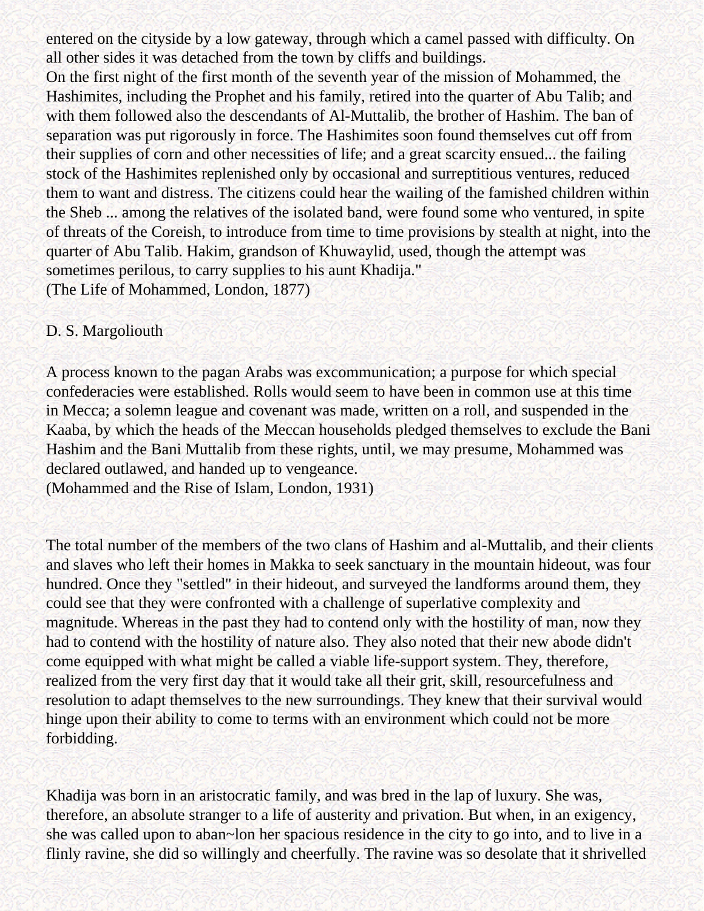entered on the cityside by a low gateway, through which a camel passed with difficulty. On all other sides it was detached from the town by cliffs and buildings.
On the first night of the first month of the seventh year of the mission of Mohammed, the Hashimites, including the Prophet and his family, retired into the quarter of Abu Talib; and with them followed also the descendants of Al-Muttalib, the brother of Hashim. The ban of separation was put rigorously in force. The Hashimites soon found themselves cut off from their supplies of corn and other necessities of life; and a great scarcity ensued... the failing stock of the Hashimites replenished only by occasional and surreptitious ventures, reduced them to want and distress. The citizens could hear the wailing of the famished children within the Sheb ... among the relatives of the isolated band, were found some who ventured, in spite of threats of the Coreish, to introduce from time to time provisions by stealth at night, into the quarter of Abu Talib. Hakim, grandson of Khuwaylid, used, though the attempt was sometimes perilous, to carry supplies to his aunt Khadija."
(The Life of Mohammed, London, 1877)

D. S. Margoliouth

A process known to the pagan Arabs was excommunication; a purpose for which special confederacies were established. Rolls would seem to have been in common use at this time in Mecca; a solemn league and covenant was made, written on a roll, and suspended in the Kaaba, by which the heads of the Meccan households pledged themselves to exclude the Bani Hashim and the Bani Muttalib from these rights, until, we may presume, Mohammed was declared outlawed, and handed up to vengeance.
(Mohammed and the Rise of Islam, London, 1931)

The total number of the members of the two clans of Hashim and al-Muttalib, and their clients and slaves who left their homes in Makka to seek sanctuary in the mountain hideout, was four hundred. Once they "settled" in their hideout, and surveyed the landforms around them, they could see that they were confronted with a challenge of superlative complexity and magnitude. Whereas in the past they had to contend only with the hostility of man, now they had to contend with the hostility of nature also. They also noted that their new abode didn't come equipped with what might be called a viable life-support system. They, therefore, realized from the very first day that it would take all their grit, skill, resourcefulness and resolution to adapt themselves to the new surroundings. They knew that their survival would hinge upon their ability to come to terms with an environment which could not be more forbidding.

Khadija was born in an aristocratic family, and was bred in the lap of luxury. She was, therefore, an absolute stranger to a life of austerity and privation. But when, in an exigency, she was called upon to aban~lon her spacious residence in the city to go into, and to live in a flinly ravine, she did so willingly and cheerfully. The ravine was so desolate that it shrivelled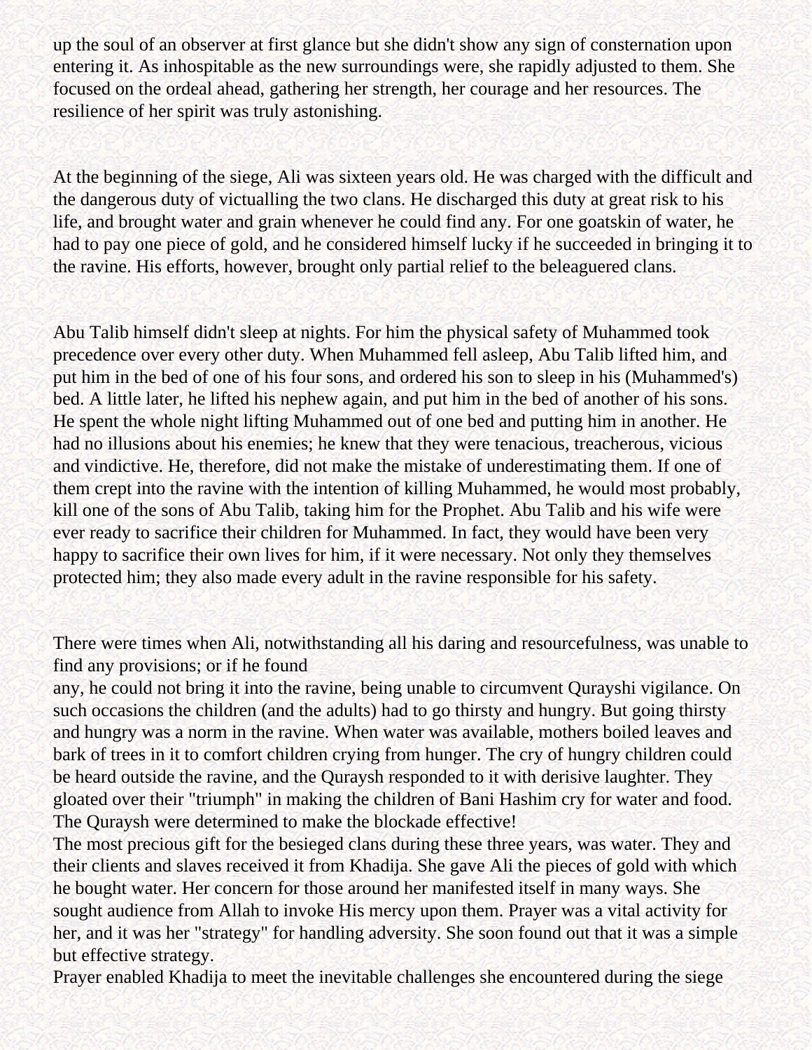up the soul of an observer at first glance but she didn't show any sign of consternation upon entering it. As inhospitable as the new surroundings were, she rapidly adjusted to them. She focused on the ordeal ahead, gathering her strength, her courage and her resources. The resilience of her spirit was truly astonishing.

At the beginning of the siege, Ali was sixteen years old. He was charged with the difficult and the dangerous duty of victualling the two clans. He discharged this duty at great risk to his life, and brought water and grain whenever he could find any. For one goatskin of water, he had to pay one piece of gold, and he considered himself lucky if he succeeded in bringing it to the ravine. His efforts, however, brought only partial relief to the beleaguered clans.

Abu Talib himself didn't sleep at nights. For him the physical safety of Muhammed took precedence over every other duty. When Muhammed fell asleep, Abu Talib lifted him, and put him in the bed of one of his four sons, and ordered his son to sleep in his (Muhammed's) bed. A little later, he lifted his nephew again, and put him in the bed of another of his sons. He spent the whole night lifting Muhammed out of one bed and putting him in another. He had no illusions about his enemies; he knew that they were tenacious, treacherous, vicious and vindictive. He, therefore, did not make the mistake of underestimating them. If one of them crept into the ravine with the intention of killing Muhammed, he would most probably, kill one of the sons of Abu Talib, taking him for the Prophet. Abu Talib and his wife were ever ready to sacrifice their children for Muhammed. In fact, they would have been very happy to sacrifice their own lives for him, if it were necessary. Not only they themselves protected him; they also made every adult in the ravine responsible for his safety.

There were times when Ali, notwithstanding all his daring and resourcefulness, was unable to find any provisions; or if he found any, he could not bring it into the ravine, being unable to circumvent Qurayshi vigilance. On such occasions the children (and the adults) had to go thirsty and hungry. But going thirsty and hungry was a norm in the ravine. When water was available, mothers boiled leaves and bark of trees in it to comfort children crying from hunger. The cry of hungry children could be heard outside the ravine, and the Quraysh responded to it with derisive laughter. They gloated over their "triumph" in making the children of Bani Hashim cry for water and food. The Quraysh were determined to make the blockade effective!

The most precious gift for the besieged clans during these three years, was water. They and their clients and slaves received it from Khadija. She gave Ali the pieces of gold with which he bought water. Her concern for those around her manifested itself in many ways. She sought audience from Allah to invoke His mercy upon them. Prayer was a vital activity for her, and it was her "strategy" for handling adversity. She soon found out that it was a simple but effective strategy.

Prayer enabled Khadija to meet the inevitable challenges she encountered during the siege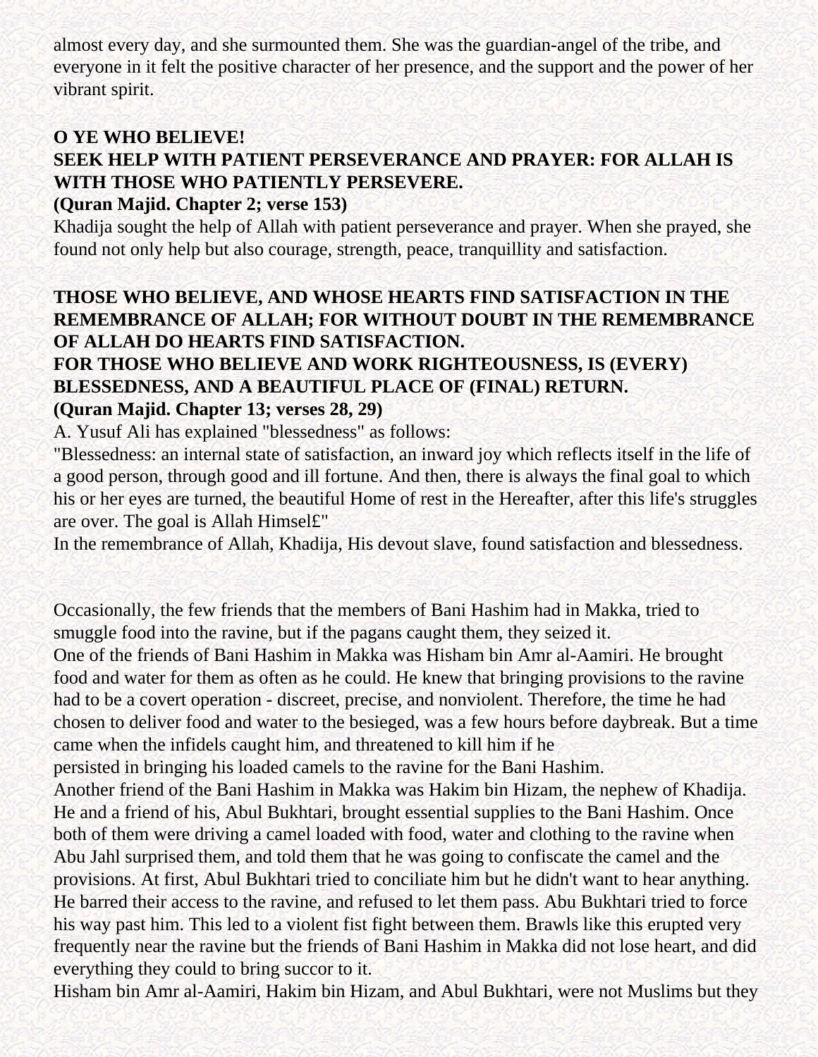almost every day, and she surmounted them. She was the guardian-angel of the tribe, and everyone in it felt the positive character of her presence, and the support and the power of her vibrant spirit.

**O YE WHO BELIEVE!**
**SEEK HELP WITH PATIENT PERSEVERANCE AND PRAYER: FOR ALLAH IS WITH THOSE WHO PATIENTLY PERSEVERE.**
**(Quran Majid. Chapter 2; verse 153)**

Khadija sought the help of Allah with patient perseverance and prayer. When she prayed, she found not only help but also courage, strength, peace, tranquillity and satisfaction.

**THOSE WHO BELIEVE, AND WHOSE HEARTS FIND SATISFACTION IN THE REMEMBRANCE OF ALLAH; FOR WITHOUT DOUBT IN THE REMEMBRANCE OF ALLAH DO HEARTS FIND SATISFACTION.**
**FOR THOSE WHO BELIEVE AND WORK RIGHTEOUSNESS, IS (EVERY) BLESSEDNESS, AND A BEAUTIFUL PLACE OF (FINAL) RETURN.**
**(Quran Majid. Chapter 13; verses 28, 29)**

A. Yusuf Ali has explained "blessedness" as follows:
"Blessedness: an internal state of satisfaction, an inward joy which reflects itself in the life of a good person, through good and ill fortune. And then, there is always the final goal to which his or her eyes are turned, the beautiful Home of rest in the Hereafter, after this life's struggles are over. The goal is Allah Himsel£"
In the remembrance of Allah, Khadija, His devout slave, found satisfaction and blessedness.

Occasionally, the few friends that the members of Bani Hashim had in Makka, tried to smuggle food into the ravine, but if the pagans caught them, they seized it.
One of the friends of Bani Hashim in Makka was Hisham bin Amr al-Aamiri. He brought food and water for them as often as he could. He knew that bringing provisions to the ravine had to be a covert operation - discreet, precise, and nonviolent. Therefore, the time he had chosen to deliver food and water to the besieged, was a few hours before daybreak. But a time came when the infidels caught him, and threatened to kill him if he persisted in bringing his loaded camels to the ravine for the Bani Hashim.
Another friend of the Bani Hashim in Makka was Hakim bin Hizam, the nephew of Khadija. He and a friend of his, Abul Bukhtari, brought essential supplies to the Bani Hashim. Once both of them were driving a camel loaded with food, water and clothing to the ravine when Abu Jahl surprised them, and told them that he was going to confiscate the camel and the provisions. At first, Abul Bukhtari tried to conciliate him but he didn't want to hear anything. He barred their access to the ravine, and refused to let them pass. Abu Bukhtari tried to force his way past him. This led to a violent fist fight between them. Brawls like this erupted very frequently near the ravine but the friends of Bani Hashim in Makka did not lose heart, and did everything they could to bring succor to it.
Hisham bin Amr al-Aamiri, Hakim bin Hizam, and Abul Bukhtari, were not Muslims but they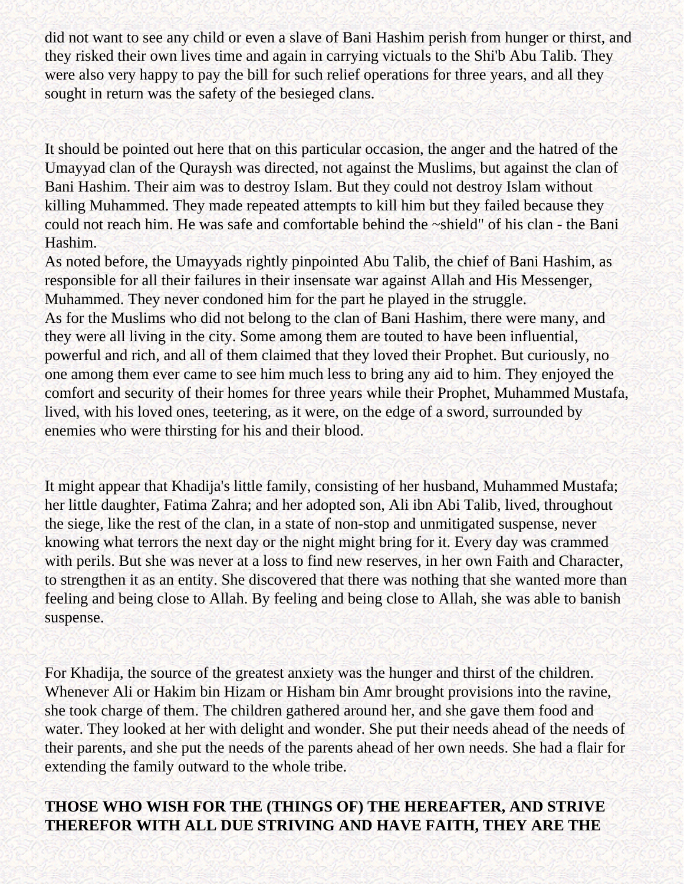did not want to see any child or even a slave of Bani Hashim perish from hunger or thirst, and they risked their own lives time and again in carrying victuals to the Shi'b Abu Talib. They were also very happy to pay the bill for such relief operations for three years, and all they sought in return was the safety of the besieged clans.

It should be pointed out here that on this particular occasion, the anger and the hatred of the Umayyad clan of the Quraysh was directed, not against the Muslims, but against the clan of Bani Hashim. Their aim was to destroy Islam. But they could not destroy Islam without killing Muhammed. They made repeated attempts to kill him but they failed because they could not reach him. He was safe and comfortable behind the ~shield" of his clan - the Bani Hashim.
As noted before, the Umayyads rightly pinpointed Abu Talib, the chief of Bani Hashim, as responsible for all their failures in their insensate war against Allah and His Messenger, Muhammed. They never condoned him for the part he played in the struggle.
As for the Muslims who did not belong to the clan of Bani Hashim, there were many, and they were all living in the city. Some among them are touted to have been influential, powerful and rich, and all of them claimed that they loved their Prophet. But curiously, no one among them ever came to see him much less to bring any aid to him. They enjoyed the comfort and security of their homes for three years while their Prophet, Muhammed Mustafa, lived, with his loved ones, teetering, as it were, on the edge of a sword, surrounded by enemies who were thirsting for his and their blood.

It might appear that Khadija's little family, consisting of her husband, Muhammed Mustafa; her little daughter, Fatima Zahra; and her adopted son, Ali ibn Abi Talib, lived, throughout the siege, like the rest of the clan, in a state of non-stop and unmitigated suspense, never knowing what terrors the next day or the night might bring for it. Every day was crammed with perils. But she was never at a loss to find new reserves, in her own Faith and Character, to strengthen it as an entity. She discovered that there was nothing that she wanted more than feeling and being close to Allah. By feeling and being close to Allah, she was able to banish suspense.

For Khadija, the source of the greatest anxiety was the hunger and thirst of the children. Whenever Ali or Hakim bin Hizam or Hisham bin Amr brought provisions into the ravine, she took charge of them. The children gathered around her, and she gave them food and water. They looked at her with delight and wonder. She put their needs ahead of the needs of their parents, and she put the needs of the parents ahead of her own needs. She had a flair for extending the family outward to the whole tribe.

**THOSE WHO WISH FOR THE (THINGS OF) THE HEREAFTER, AND STRIVE THEREFOR WITH ALL DUE STRIVING AND HAVE FAITH, THEY ARE THE**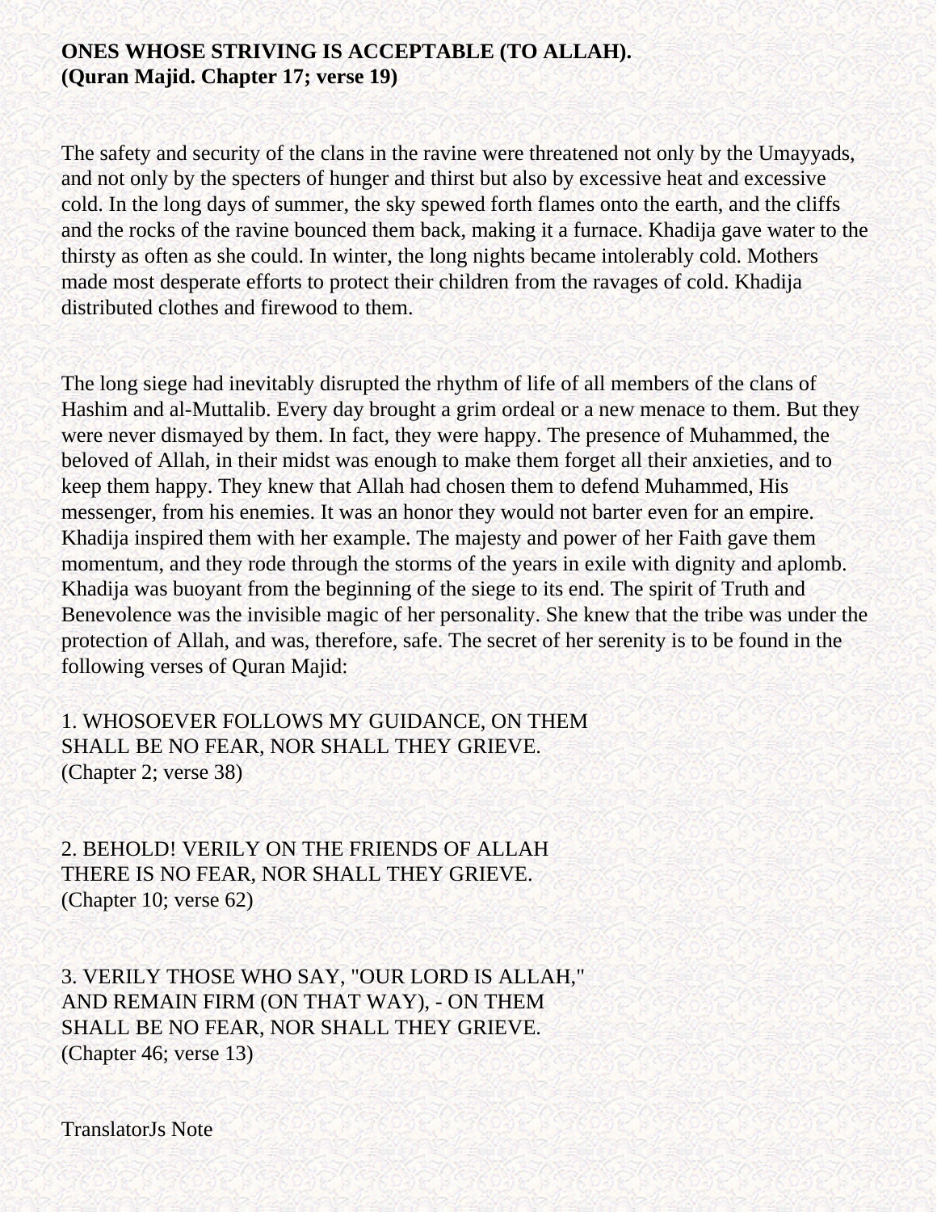**ONES WHOSE STRIVING IS ACCEPTABLE (TO ALLAH).**
**(Quran Majid. Chapter 17; verse 19)**

The safety and security of the clans in the ravine were threatened not only by the Umayyads, and not only by the specters of hunger and thirst but also by excessive heat and excessive cold. In the long days of summer, the sky spewed forth flames onto the earth, and the cliffs and the rocks of the ravine bounced them back, making it a furnace. Khadija gave water to the thirsty as often as she could. In winter, the long nights became intolerably cold. Mothers made most desperate efforts to protect their children from the ravages of cold. Khadija distributed clothes and firewood to them.

The long siege had inevitably disrupted the rhythm of life of all members of the clans of Hashim and al-Muttalib. Every day brought a grim ordeal or a new menace to them. But they were never dismayed by them. In fact, they were happy. The presence of Muhammed, the beloved of Allah, in their midst was enough to make them forget all their anxieties, and to keep them happy. They knew that Allah had chosen them to defend Muhammed, His messenger, from his enemies. It was an honor they would not barter even for an empire. Khadija inspired them with her example. The majesty and power of her Faith gave them momentum, and they rode through the storms of the years in exile with dignity and aplomb. Khadija was buoyant from the beginning of the siege to its end. The spirit of Truth and Benevolence was the invisible magic of her personality. She knew that the tribe was under the protection of Allah, and was, therefore, safe. The secret of her serenity is to be found in the following verses of Quran Majid:

1. WHOSOEVER FOLLOWS MY GUIDANCE, ON THEM
SHALL BE NO FEAR, NOR SHALL THEY GRIEVE.
(Chapter 2; verse 38)

2. BEHOLD! VERILY ON THE FRIENDS OF ALLAH
THERE IS NO FEAR, NOR SHALL THEY GRIEVE.
(Chapter 10; verse 62)

3. VERILY THOSE WHO SAY, "OUR LORD IS ALLAH,"
AND REMAIN FIRM (ON THAT WAY), - ON THEM
SHALL BE NO FEAR, NOR SHALL THEY GRIEVE.
(Chapter 46; verse 13)

TranslatorJs Note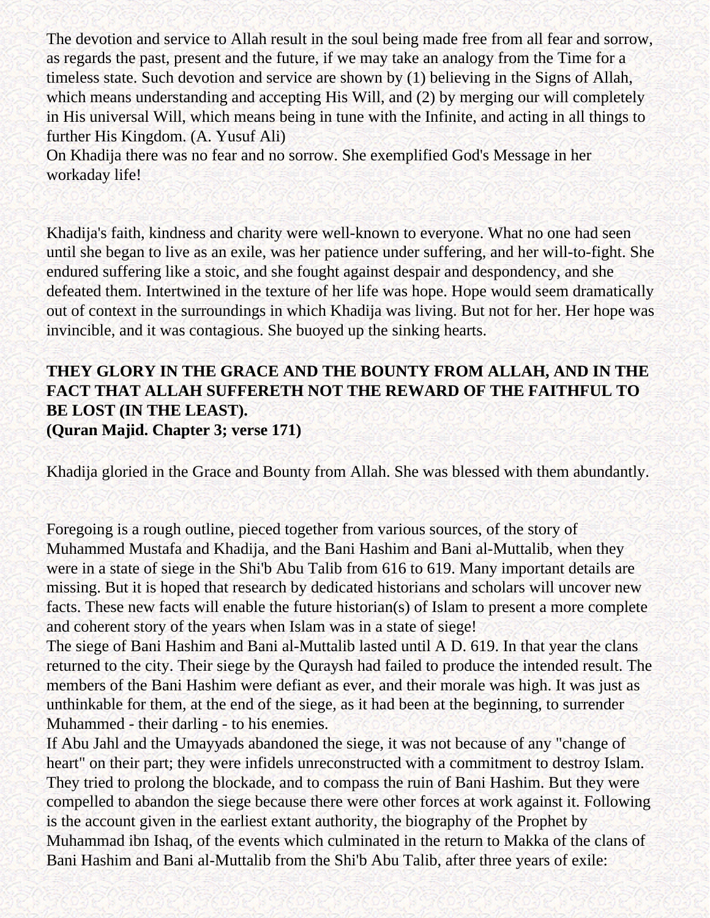The devotion and service to Allah result in the soul being made free from all fear and sorrow, as regards the past, present and the future, if we may take an analogy from the Time for a timeless state. Such devotion and service are shown by (1) believing in the Signs of Allah, which means understanding and accepting His Will, and (2) by merging our will completely in His universal Will, which means being in tune with the Infinite, and acting in all things to further His Kingdom. (A. Yusuf Ali)

On Khadija there was no fear and no sorrow. She exemplified God's Message in her workaday life!

Khadija's faith, kindness and charity were well-known to everyone. What no one had seen until she began to live as an exile, was her patience under suffering, and her will-to-fight. She endured suffering like a stoic, and she fought against despair and despondency, and she defeated them. Intertwined in the texture of her life was hope. Hope would seem dramatically out of context in the surroundings in which Khadija was living. But not for her. Her hope was invincible, and it was contagious. She buoyed up the sinking hearts.

**THEY GLORY IN THE GRACE AND THE BOUNTY FROM ALLAH, AND IN THE FACT THAT ALLAH SUFFERETH NOT THE REWARD OF THE FAITHFUL TO BE LOST (IN THE LEAST).**
**(Quran Majid. Chapter 3; verse 171)**

Khadija gloried in the Grace and Bounty from Allah. She was blessed with them abundantly.

Foregoing is a rough outline, pieced together from various sources, of the story of Muhammed Mustafa and Khadija, and the Bani Hashim and Bani al-Muttalib, when they were in a state of siege in the Shi'b Abu Talib from 616 to 619. Many important details are missing. But it is hoped that research by dedicated historians and scholars will uncover new facts. These new facts will enable the future historian(s) of Islam to present a more complete and coherent story of the years when Islam was in a state of siege!

The siege of Bani Hashim and Bani al-Muttalib lasted until A D. 619. In that year the clans returned to the city. Their siege by the Quraysh had failed to produce the intended result. The members of the Bani Hashim were defiant as ever, and their morale was high. It was just as unthinkable for them, at the end of the siege, as it had been at the beginning, to surrender Muhammed - their darling - to his enemies.

If Abu Jahl and the Umayyads abandoned the siege, it was not because of any "change of heart" on their part; they were infidels unreconstructed with a commitment to destroy Islam. They tried to prolong the blockade, and to compass the ruin of Bani Hashim. But they were compelled to abandon the siege because there were other forces at work against it. Following is the account given in the earliest extant authority, the biography of the Prophet by Muhammad ibn Ishaq, of the events which culminated in the return to Makka of the clans of Bani Hashim and Bani al-Muttalib from the Shi'b Abu Talib, after three years of exile: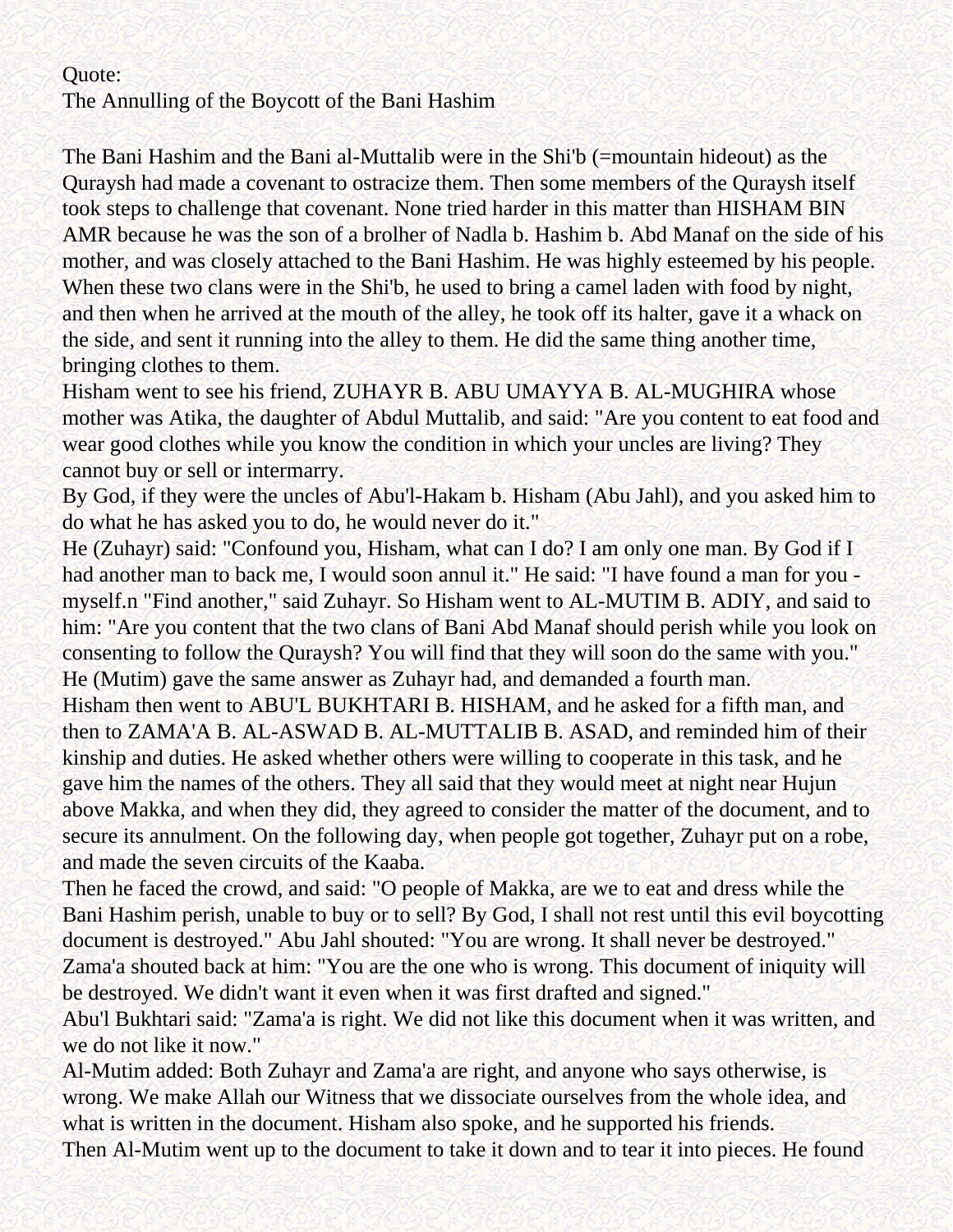Quote:
The Annulling of the Boycott of the Bani Hashim

The Bani Hashim and the Bani al-Muttalib were in the Shi'b (=mountain hideout) as the Quraysh had made a covenant to ostracize them. Then some members of the Quraysh itself took steps to challenge that covenant. None tried harder in this matter than HISHAM BIN AMR because he was the son of a brolher of Nadla b. Hashim b. Abd Manaf on the side of his mother, and was closely attached to the Bani Hashim. He was highly esteemed by his people. When these two clans were in the Shi'b, he used to bring a camel laden with food by night, and then when he arrived at the mouth of the alley, he took off its halter, gave it a whack on the side, and sent it running into the alley to them. He did the same thing another time, bringing clothes to them.
Hisham went to see his friend, ZUHAYR B. ABU UMAYYA B. AL-MUGHIRA whose mother was Atika, the daughter of Abdul Muttalib, and said: "Are you content to eat food and wear good clothes while you know the condition in which your uncles are living? They cannot buy or sell or intermarry.
By God, if they were the uncles of Abu'l-Hakam b. Hisham (Abu Jahl), and you asked him to do what he has asked you to do, he would never do it."
He (Zuhayr) said: "Confound you, Hisham, what can I do? I am only one man. By God if I had another man to back me, I would soon annul it." He said: "I have found a man for you - myself.n "Find another," said Zuhayr. So Hisham went to AL-MUTIM B. ADIY, and said to him: "Are you content that the two clans of Bani Abd Manaf should perish while you look on consenting to follow the Quraysh? You will find that they will soon do the same with you." He (Mutim) gave the same answer as Zuhayr had, and demanded a fourth man.
Hisham then went to ABU'L BUKHTARI B. HISHAM, and he asked for a fifth man, and then to ZAMA'A B. AL-ASWAD B. AL-MUTTALIB B. ASAD, and reminded him of their kinship and duties. He asked whether others were willing to cooperate in this task, and he gave him the names of the others. They all said that they would meet at night near Hujun above Makka, and when they did, they agreed to consider the matter of the document, and to secure its annulment. On the following day, when people got together, Zuhayr put on a robe, and made the seven circuits of the Kaaba.
Then he faced the crowd, and said: "O people of Makka, are we to eat and dress while the Bani Hashim perish, unable to buy or to sell? By God, I shall not rest until this evil boycotting document is destroyed." Abu Jahl shouted: "You are wrong. It shall never be destroyed." Zama'a shouted back at him: "You are the one who is wrong. This document of iniquity will be destroyed. We didn't want it even when it was first drafted and signed."
Abu'l Bukhtari said: "Zama'a is right. We did not like this document when it was written, and we do not like it now."
Al-Mutim added: Both Zuhayr and Zama'a are right, and anyone who says otherwise, is wrong. We make Allah our Witness that we dissociate ourselves from the whole idea, and what is written in the document. Hisham also spoke, and he supported his friends.
Then Al-Mutim went up to the document to take it down and to tear it into pieces. He found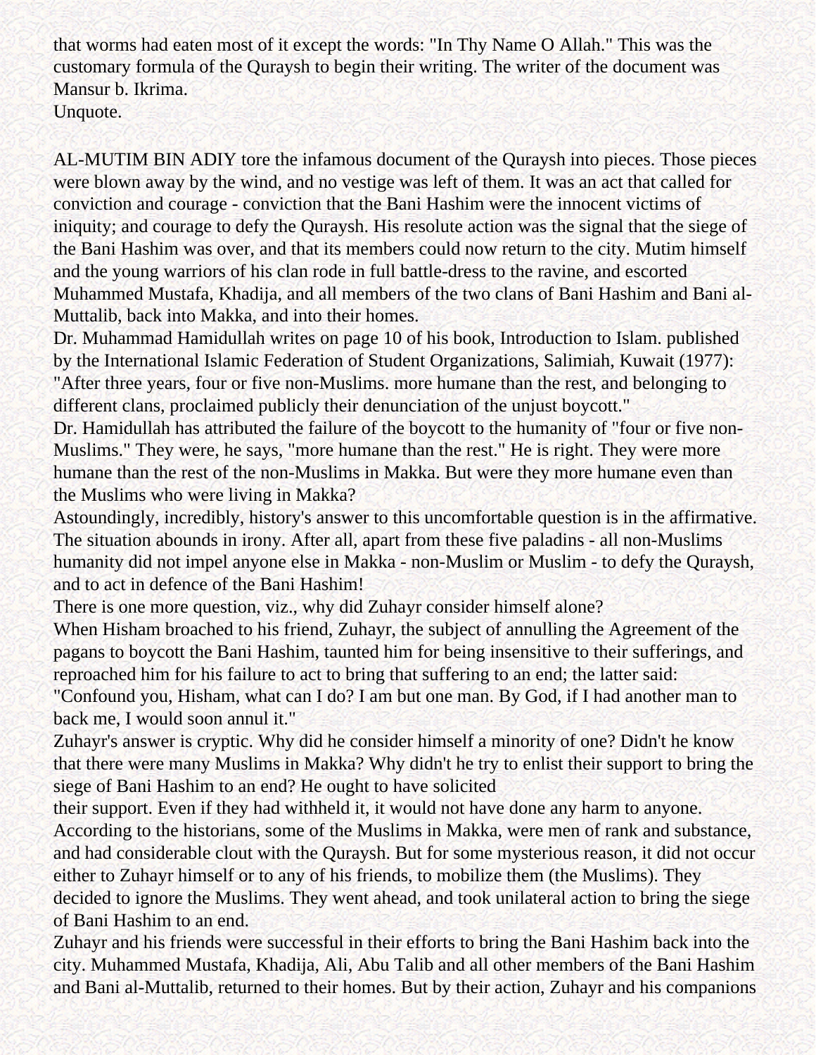that worms had eaten most of it except the words: "In Thy Name O Allah." This was the customary formula of the Quraysh to begin their writing. The writer of the document was Mansur b. Ikrima.
Unquote.

AL-MUTIM BIN ADIY tore the infamous document of the Quraysh into pieces. Those pieces were blown away by the wind, and no vestige was left of them. It was an act that called for conviction and courage - conviction that the Bani Hashim were the innocent victims of iniquity; and courage to defy the Quraysh. His resolute action was the signal that the siege of the Bani Hashim was over, and that its members could now return to the city. Mutim himself and the young warriors of his clan rode in full battle-dress to the ravine, and escorted Muhammed Mustafa, Khadija, and all members of the two clans of Bani Hashim and Bani al-Muttalib, back into Makka, and into their homes.
Dr. Muhammad Hamidullah writes on page 10 of his book, Introduction to Islam. published by the International Islamic Federation of Student Organizations, Salimiah, Kuwait (1977):
"After three years, four or five non-Muslims. more humane than the rest, and belonging to different clans, proclaimed publicly their denunciation of the unjust boycott."
Dr. Hamidullah has attributed the failure of the boycott to the humanity of "four or five non-Muslims." They were, he says, "more humane than the rest." He is right. They were more humane than the rest of the non-Muslims in Makka. But were they more humane even than the Muslims who were living in Makka?
Astoundingly, incredibly, history's answer to this uncomfortable question is in the affirmative. The situation abounds in irony. After all, apart from these five paladins - all non-Muslims humanity did not impel anyone else in Makka - non-Muslim or Muslim - to defy the Quraysh, and to act in defence of the Bani Hashim!
There is one more question, viz., why did Zuhayr consider himself alone?
When Hisham broached to his friend, Zuhayr, the subject of annulling the Agreement of the pagans to boycott the Bani Hashim, taunted him for being insensitive to their sufferings, and reproached him for his failure to act to bring that suffering to an end; the latter said:
"Confound you, Hisham, what can I do? I am but one man. By God, if I had another man to back me, I would soon annul it."
Zuhayr's answer is cryptic. Why did he consider himself a minority of one? Didn't he know that there were many Muslims in Makka? Why didn't he try to enlist their support to bring the siege of Bani Hashim to an end? He ought to have solicited their support. Even if they had withheld it, it would not have done any harm to anyone.
According to the historians, some of the Muslims in Makka, were men of rank and substance, and had considerable clout with the Quraysh. But for some mysterious reason, it did not occur either to Zuhayr himself or to any of his friends, to mobilize them (the Muslims). They decided to ignore the Muslims. They went ahead, and took unilateral action to bring the siege of Bani Hashim to an end.
Zuhayr and his friends were successful in their efforts to bring the Bani Hashim back into the city. Muhammed Mustafa, Khadija, Ali, Abu Talib and all other members of the Bani Hashim and Bani al-Muttalib, returned to their homes. But by their action, Zuhayr and his companions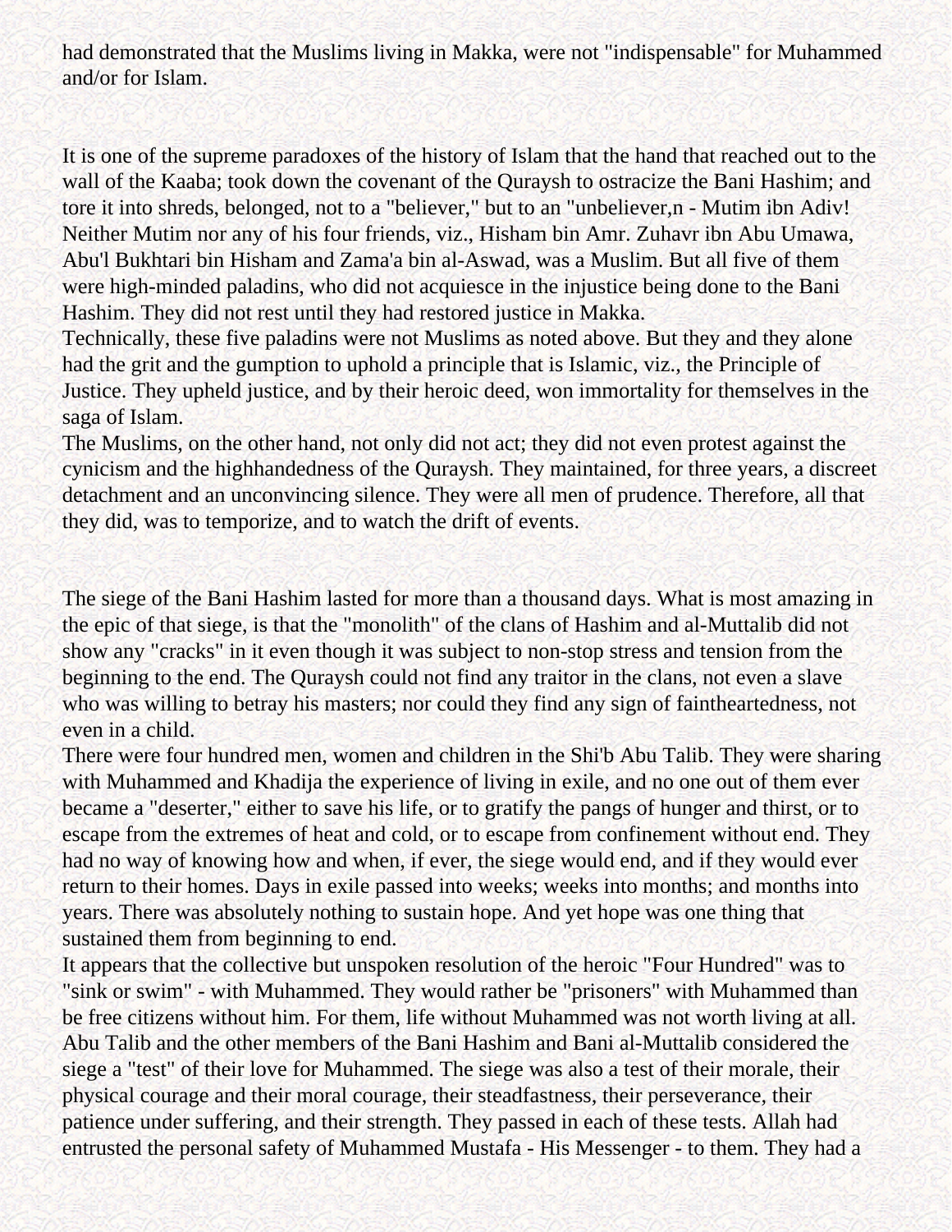had demonstrated that the Muslims living in Makka, were not "indispensable" for Muhammed and/or for Islam.

It is one of the supreme paradoxes of the history of Islam that the hand that reached out to the wall of the Kaaba; took down the covenant of the Quraysh to ostracize the Bani Hashim; and tore it into shreds, belonged, not to a "believer," but to an "unbeliever,n - Mutim ibn Adiv! Neither Mutim nor any of his four friends, viz., Hisham bin Amr. Zuhavr ibn Abu Umawa, Abu'l Bukhtari bin Hisham and Zama'a bin al-Aswad, was a Muslim. But all five of them were high-minded paladins, who did not acquiesce in the injustice being done to the Bani Hashim. They did not rest until they had restored justice in Makka.

Technically, these five paladins were not Muslims as noted above. But they and they alone had the grit and the gumption to uphold a principle that is Islamic, viz., the Principle of Justice. They upheld justice, and by their heroic deed, won immortality for themselves in the saga of Islam.

The Muslims, on the other hand, not only did not act; they did not even protest against the cynicism and the highhandedness of the Quraysh. They maintained, for three years, a discreet detachment and an unconvincing silence. They were all men of prudence. Therefore, all that they did, was to temporize, and to watch the drift of events.

The siege of the Bani Hashim lasted for more than a thousand days. What is most amazing in the epic of that siege, is that the "monolith" of the clans of Hashim and al-Muttalib did not show any "cracks" in it even though it was subject to non-stop stress and tension from the beginning to the end. The Quraysh could not find any traitor in the clans, not even a slave who was willing to betray his masters; nor could they find any sign of faintheartedness, not even in a child.

There were four hundred men, women and children in the Shi'b Abu Talib. They were sharing with Muhammed and Khadija the experience of living in exile, and no one out of them ever became a "deserter," either to save his life, or to gratify the pangs of hunger and thirst, or to escape from the extremes of heat and cold, or to escape from confinement without end. They had no way of knowing how and when, if ever, the siege would end, and if they would ever return to their homes. Days in exile passed into weeks; weeks into months; and months into years. There was absolutely nothing to sustain hope. And yet hope was one thing that sustained them from beginning to end.

It appears that the collective but unspoken resolution of the heroic "Four Hundred" was to "sink or swim" - with Muhammed. They would rather be "prisoners" with Muhammed than be free citizens without him. For them, life without Muhammed was not worth living at all. Abu Talib and the other members of the Bani Hashim and Bani al-Muttalib considered the siege a "test" of their love for Muhammed. The siege was also a test of their morale, their physical courage and their moral courage, their steadfastness, their perseverance, their patience under suffering, and their strength. They passed in each of these tests. Allah had entrusted the personal safety of Muhammed Mustafa - His Messenger - to them. They had a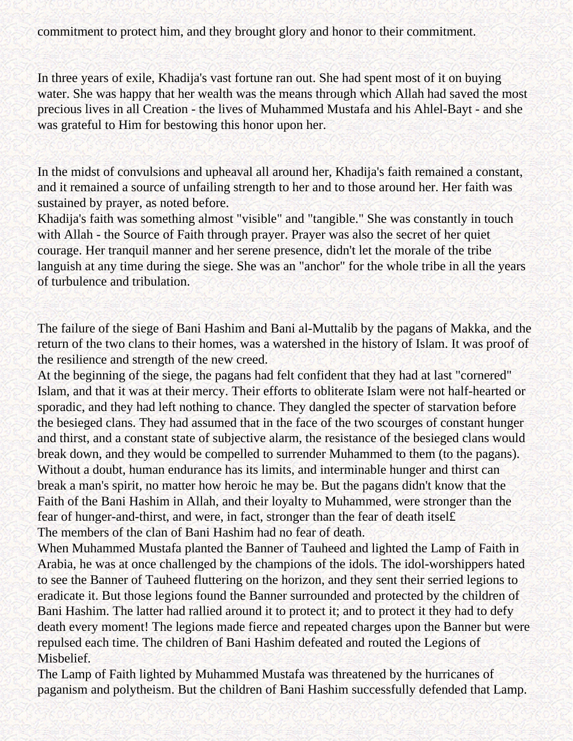commitment to protect him, and they brought glory and honor to their commitment.

In three years of exile, Khadija's vast fortune ran out. She had spent most of it on buying water. She was happy that her wealth was the means through which Allah had saved the most precious lives in all Creation - the lives of Muhammed Mustafa and his Ahlel-Bayt - and she was grateful to Him for bestowing this honor upon her.

In the midst of convulsions and upheaval all around her, Khadija's faith remained a constant, and it remained a source of unfailing strength to her and to those around her. Her faith was sustained by prayer, as noted before.
Khadija's faith was something almost "visible" and "tangible." She was constantly in touch with Allah - the Source of Faith through prayer. Prayer was also the secret of her quiet courage. Her tranquil manner and her serene presence, didn't let the morale of the tribe languish at any time during the siege. She was an "anchor" for the whole tribe in all the years of turbulence and tribulation.

The failure of the siege of Bani Hashim and Bani al-Muttalib by the pagans of Makka, and the return of the two clans to their homes, was a watershed in the history of Islam. It was proof of the resilience and strength of the new creed.
At the beginning of the siege, the pagans had felt confident that they had at last "cornered" Islam, and that it was at their mercy. Their efforts to obliterate Islam were not half-hearted or sporadic, and they had left nothing to chance. They dangled the specter of starvation before the besieged clans. They had assumed that in the face of the two scourges of constant hunger and thirst, and a constant state of subjective alarm, the resistance of the besieged clans would break down, and they would be compelled to surrender Muhammed to them (to the pagans).
Without a doubt, human endurance has its limits, and interminable hunger and thirst can break a man's spirit, no matter how heroic he may be. But the pagans didn't know that the Faith of the Bani Hashim in Allah, and their loyalty to Muhammed, were stronger than the fear of hunger-and-thirst, and were, in fact, stronger than the fear of death itsel£
The members of the clan of Bani Hashim had no fear of death.
When Muhammed Mustafa planted the Banner of Tauheed and lighted the Lamp of Faith in Arabia, he was at once challenged by the champions of the idols. The idol-worshippers hated to see the Banner of Tauheed fluttering on the horizon, and they sent their serried legions to eradicate it. But those legions found the Banner surrounded and protected by the children of Bani Hashim. The latter had rallied around it to protect it; and to protect it they had to defy death every moment! The legions made fierce and repeated charges upon the Banner but were repulsed each time. The children of Bani Hashim defeated and routed the Legions of Misbelief.
The Lamp of Faith lighted by Muhammed Mustafa was threatened by the hurricanes of paganism and polytheism. But the children of Bani Hashim successfully defended that Lamp.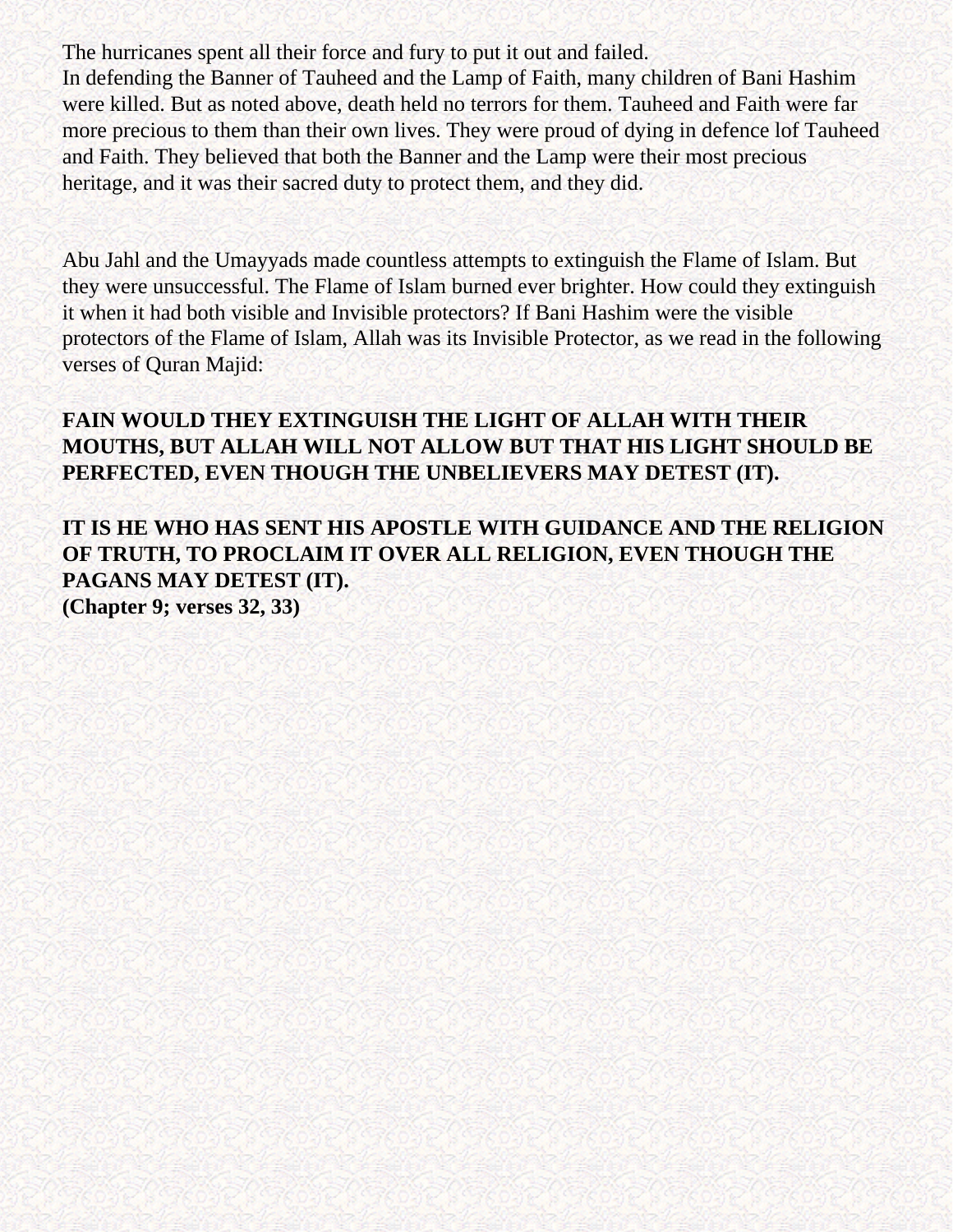The hurricanes spent all their force and fury to put it out and failed.
In defending the Banner of Tauheed and the Lamp of Faith, many children of Bani Hashim were killed. But as noted above, death held no terrors for them. Tauheed and Faith were far more precious to them than their own lives. They were proud of dying in defence lof Tauheed and Faith. They believed that both the Banner and the Lamp were their most precious heritage, and it was their sacred duty to protect them, and they did.

Abu Jahl and the Umayyads made countless attempts to extinguish the Flame of Islam. But they were unsuccessful. The Flame of Islam burned ever brighter. How could they extinguish it when it had both visible and Invisible protectors? If Bani Hashim were the visible protectors of the Flame of Islam, Allah was its Invisible Protector, as we read in the following verses of Quran Majid:

**FAIN WOULD THEY EXTINGUISH THE LIGHT OF ALLAH WITH THEIR MOUTHS, BUT ALLAH WILL NOT ALLOW BUT THAT HIS LIGHT SHOULD BE PERFECTED, EVEN THOUGH THE UNBELIEVERS MAY DETEST (IT).**

**IT IS HE WHO HAS SENT HIS APOSTLE WITH GUIDANCE AND THE RELIGION OF TRUTH, TO PROCLAIM IT OVER ALL RELIGION, EVEN THOUGH THE PAGANS MAY DETEST (IT).**
**(Chapter 9; verses 32, 33)**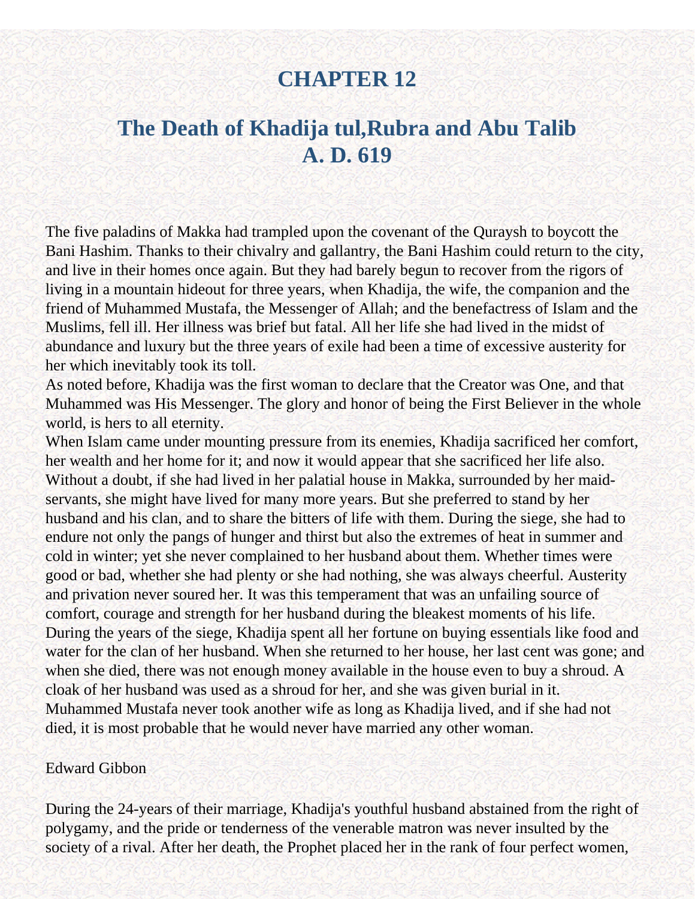# CHAPTER 12

## The Death of Khadija tul,Rubra and Abu Talib A. D. 619

The five paladins of Makka had trampled upon the covenant of the Quraysh to boycott the Bani Hashim. Thanks to their chivalry and gallantry, the Bani Hashim could return to the city, and live in their homes once again. But they had barely begun to recover from the rigors of living in a mountain hideout for three years, when Khadija, the wife, the companion and the friend of Muhammed Mustafa, the Messenger of Allah; and the benefactress of Islam and the Muslims, fell ill. Her illness was brief but fatal. All her life she had lived in the midst of abundance and luxury but the three years of exile had been a time of excessive austerity for her which inevitably took its toll.

As noted before, Khadija was the first woman to declare that the Creator was One, and that Muhammed was His Messenger. The glory and honor of being the First Believer in the whole world, is hers to all eternity.

When Islam came under mounting pressure from its enemies, Khadija sacrificed her comfort, her wealth and her home for it; and now it would appear that she sacrificed her life also. Without a doubt, if she had lived in her palatial house in Makka, surrounded by her maid-servants, she might have lived for many more years. But she preferred to stand by her husband and his clan, and to share the bitters of life with them. During the siege, she had to endure not only the pangs of hunger and thirst but also the extremes of heat in summer and cold in winter; yet she never complained to her husband about them. Whether times were good or bad, whether she had plenty or she had nothing, she was always cheerful. Austerity and privation never soured her. It was this temperament that was an unfailing source of comfort, courage and strength for her husband during the bleakest moments of his life.

During the years of the siege, Khadija spent all her fortune on buying essentials like food and water for the clan of her husband. When she returned to her house, her last cent was gone; and when she died, there was not enough money available in the house even to buy a shroud. A cloak of her husband was used as a shroud for her, and she was given burial in it.

Muhammed Mustafa never took another wife as long as Khadija lived, and if she had not died, it is most probable that he would never have married any other woman.

Edward Gibbon

During the 24-years of their marriage, Khadija's youthful husband abstained from the right of polygamy, and the pride or tenderness of the venerable matron was never insulted by the society of a rival. After her death, the Prophet placed her in the rank of four perfect women,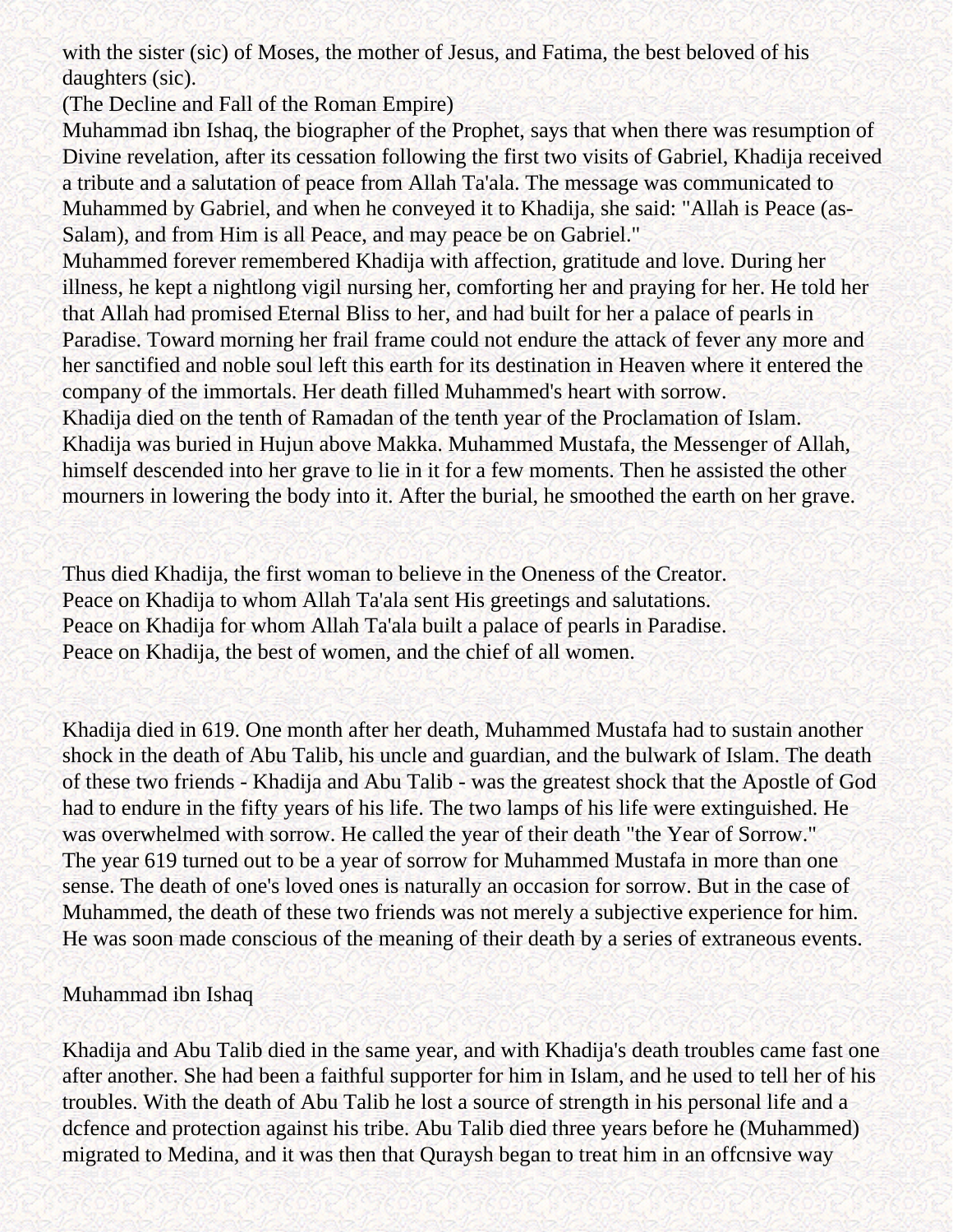with the sister (sic) of Moses, the mother of Jesus, and Fatima, the best beloved of his daughters (sic).

(The Decline and Fall of the Roman Empire)

Muhammad ibn Ishaq, the biographer of the Prophet, says that when there was resumption of Divine revelation, after its cessation following the first two visits of Gabriel, Khadija received a tribute and a salutation of peace from Allah Ta'ala. The message was communicated to Muhammed by Gabriel, and when he conveyed it to Khadija, she said: "Allah is Peace (as-Salam), and from Him is all Peace, and may peace be on Gabriel."

Muhammed forever remembered Khadija with affection, gratitude and love. During her illness, he kept a nightlong vigil nursing her, comforting her and praying for her. He told her that Allah had promised Eternal Bliss to her, and had built for her a palace of pearls in Paradise. Toward morning her frail frame could not endure the attack of fever any more and her sanctified and noble soul left this earth for its destination in Heaven where it entered the company of the immortals. Her death filled Muhammed's heart with sorrow.

Khadija died on the tenth of Ramadan of the tenth year of the Proclamation of Islam.

Khadija was buried in Hujun above Makka. Muhammed Mustafa, the Messenger of Allah, himself descended into her grave to lie in it for a few moments. Then he assisted the other mourners in lowering the body into it. After the burial, he smoothed the earth on her grave.

Thus died Khadija, the first woman to believe in the Oneness of the Creator.
Peace on Khadija to whom Allah Ta'ala sent His greetings and salutations.
Peace on Khadija for whom Allah Ta'ala built a palace of pearls in Paradise.
Peace on Khadija, the best of women, and the chief of all women.

Khadija died in 619. One month after her death, Muhammed Mustafa had to sustain another shock in the death of Abu Talib, his uncle and guardian, and the bulwark of Islam. The death of these two friends - Khadija and Abu Talib - was the greatest shock that the Apostle of God had to endure in the fifty years of his life. The two lamps of his life were extinguished. He was overwhelmed with sorrow. He called the year of their death "the Year of Sorrow."

The year 619 turned out to be a year of sorrow for Muhammed Mustafa in more than one sense. The death of one's loved ones is naturally an occasion for sorrow. But in the case of Muhammed, the death of these two friends was not merely a subjective experience for him. He was soon made conscious of the meaning of their death by a series of extraneous events.

Muhammad ibn Ishaq

Khadija and Abu Talib died in the same year, and with Khadija's death troubles came fast one after another. She had been a faithful supporter for him in Islam, and he used to tell her of his troubles. With the death of Abu Talib he lost a source of strength in his personal life and a dcfence and protection against his tribe. Abu Talib died three years before he (Muhammed) migrated to Medina, and it was then that Quraysh began to treat him in an offcnsive way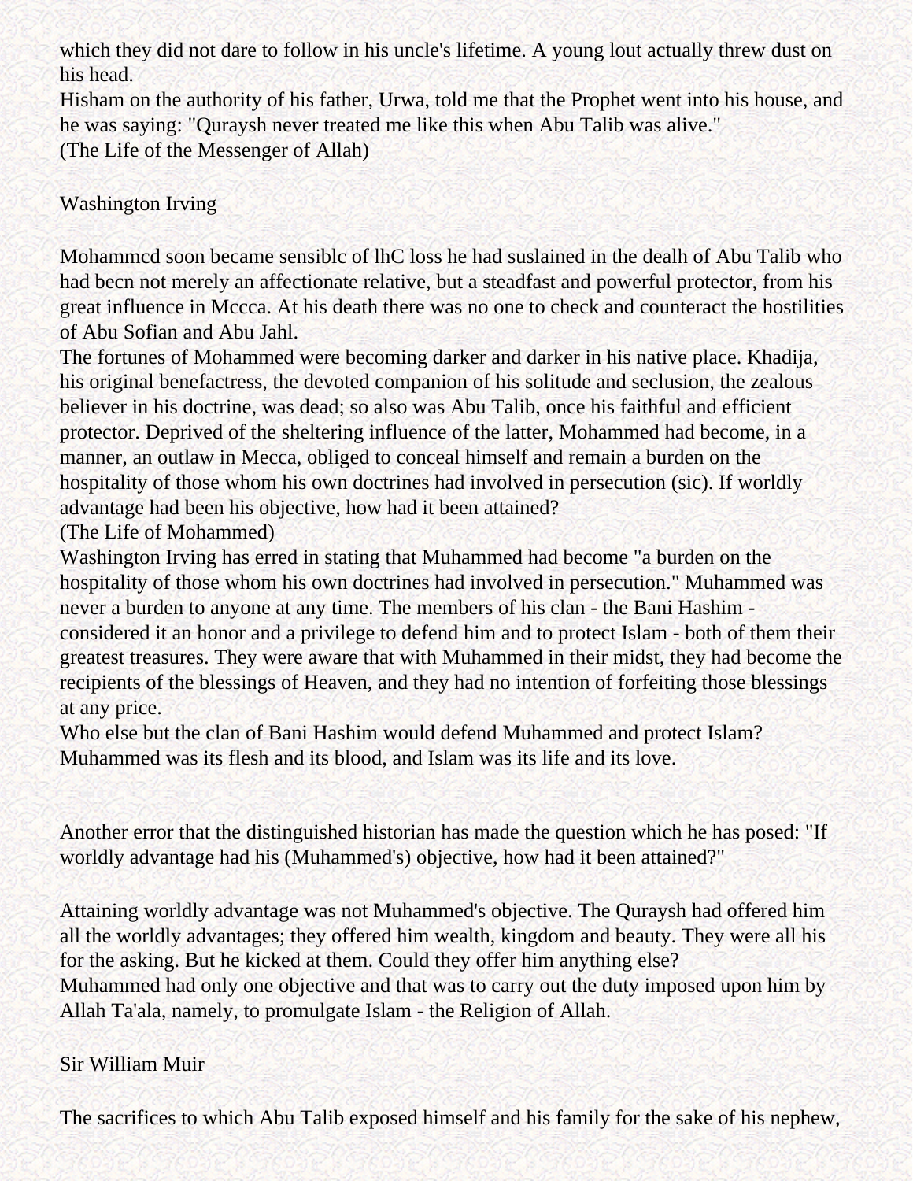which they did not dare to follow in his uncle's lifetime. A young lout actually threw dust on his head.
Hisham on the authority of his father, Urwa, told me that the Prophet went into his house, and he was saying: "Quraysh never treated me like this when Abu Talib was alive."
(The Life of the Messenger of Allah)

Washington Irving

Mohammcd soon became sensiblc of lhC loss he had suslained in the dealh of Abu Talib who had becn not merely an affectionate relative, but a steadfast and powerful protector, from his great influence in Mccca. At his death there was no one to check and counteract the hostilities of Abu Sofian and Abu Jahl.
The fortunes of Mohammed were becoming darker and darker in his native place. Khadija, his original benefactress, the devoted companion of his solitude and seclusion, the zealous believer in his doctrine, was dead; so also was Abu Talib, once his faithful and efficient protector. Deprived of the sheltering influence of the latter, Mohammed had become, in a manner, an outlaw in Mecca, obliged to conceal himself and remain a burden on the hospitality of those whom his own doctrines had involved in persecution (sic). If worldly advantage had been his objective, how had it been attained?
(The Life of Mohammed)
Washington Irving has erred in stating that Muhammed had become "a burden on the hospitality of those whom his own doctrines had involved in persecution." Muhammed was never a burden to anyone at any time. The members of his clan - the Bani Hashim - considered it an honor and a privilege to defend him and to protect Islam - both of them their greatest treasures. They were aware that with Muhammed in their midst, they had become the recipients of the blessings of Heaven, and they had no intention of forfeiting those blessings at any price.
Who else but the clan of Bani Hashim would defend Muhammed and protect Islam? Muhammed was its flesh and its blood, and Islam was its life and its love.

Another error that the distinguished historian has made the question which he has posed: "If worldly advantage had his (Muhammed's) objective, how had it been attained?"

Attaining worldly advantage was not Muhammed's objective. The Quraysh had offered him all the worldly advantages; they offered him wealth, kingdom and beauty. They were all his for the asking. But he kicked at them. Could they offer him anything else?
Muhammed had only one objective and that was to carry out the duty imposed upon him by Allah Ta'ala, namely, to promulgate Islam - the Religion of Allah.

Sir William Muir

The sacrifices to which Abu Talib exposed himself and his family for the sake of his nephew,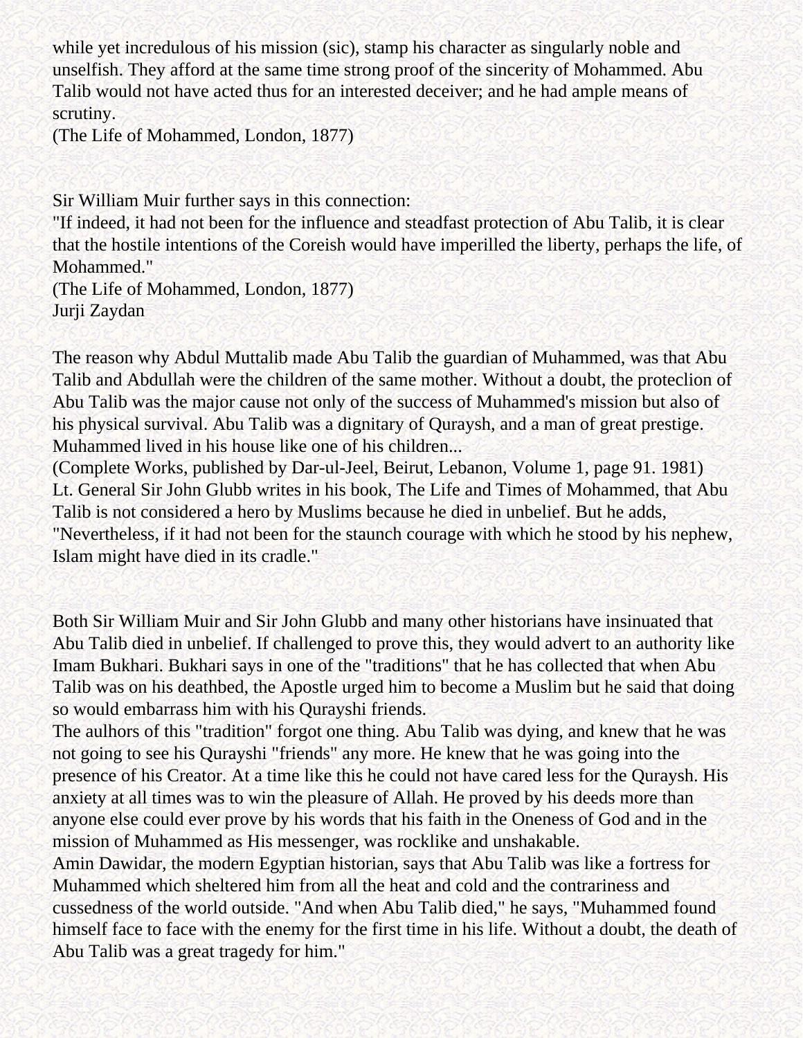while yet incredulous of his mission (sic), stamp his character as singularly noble and unselfish. They afford at the same time strong proof of the sincerity of Mohammed. Abu Talib would not have acted thus for an interested deceiver; and he had ample means of scrutiny.
(The Life of Mohammed, London, 1877)

Sir William Muir further says in this connection:
"If indeed, it had not been for the influence and steadfast protection of Abu Talib, it is clear that the hostile intentions of the Coreish would have imperilled the liberty, perhaps the life, of Mohammed."
(The Life of Mohammed, London, 1877)
Jurji Zaydan

The reason why Abdul Muttalib made Abu Talib the guardian of Muhammed, was that Abu Talib and Abdullah were the children of the same mother. Without a doubt, the proteclion of Abu Talib was the major cause not only of the success of Muhammed's mission but also of his physical survival. Abu Talib was a dignitary of Quraysh, and a man of great prestige. Muhammed lived in his house like one of his children...
(Complete Works, published by Dar-ul-Jeel, Beirut, Lebanon, Volume 1, page 91. 1981)
Lt. General Sir John Glubb writes in his book, The Life and Times of Mohammed, that Abu Talib is not considered a hero by Muslims because he died in unbelief. But he adds, "Nevertheless, if it had not been for the staunch courage with which he stood by his nephew, Islam might have died in its cradle."

Both Sir William Muir and Sir John Glubb and many other historians have insinuated that Abu Talib died in unbelief. If challenged to prove this, they would advert to an authority like Imam Bukhari. Bukhari says in one of the "traditions" that he has collected that when Abu Talib was on his deathbed, the Apostle urged him to become a Muslim but he said that doing so would embarrass him with his Qurayshi friends.
The aulhors of this "tradition" forgot one thing. Abu Talib was dying, and knew that he was not going to see his Qurayshi "friends" any more. He knew that he was going into the presence of his Creator. At a time like this he could not have cared less for the Quraysh. His anxiety at all times was to win the pleasure of Allah. He proved by his deeds more than anyone else could ever prove by his words that his faith in the Oneness of God and in the mission of Muhammed as His messenger, was rocklike and unshakable.
Amin Dawidar, the modern Egyptian historian, says that Abu Talib was like a fortress for Muhammed which sheltered him from all the heat and cold and the contrariness and cussedness of the world outside. "And when Abu Talib died," he says, "Muhammed found himself face to face with the enemy for the first time in his life. Without a doubt, the death of Abu Talib was a great tragedy for him."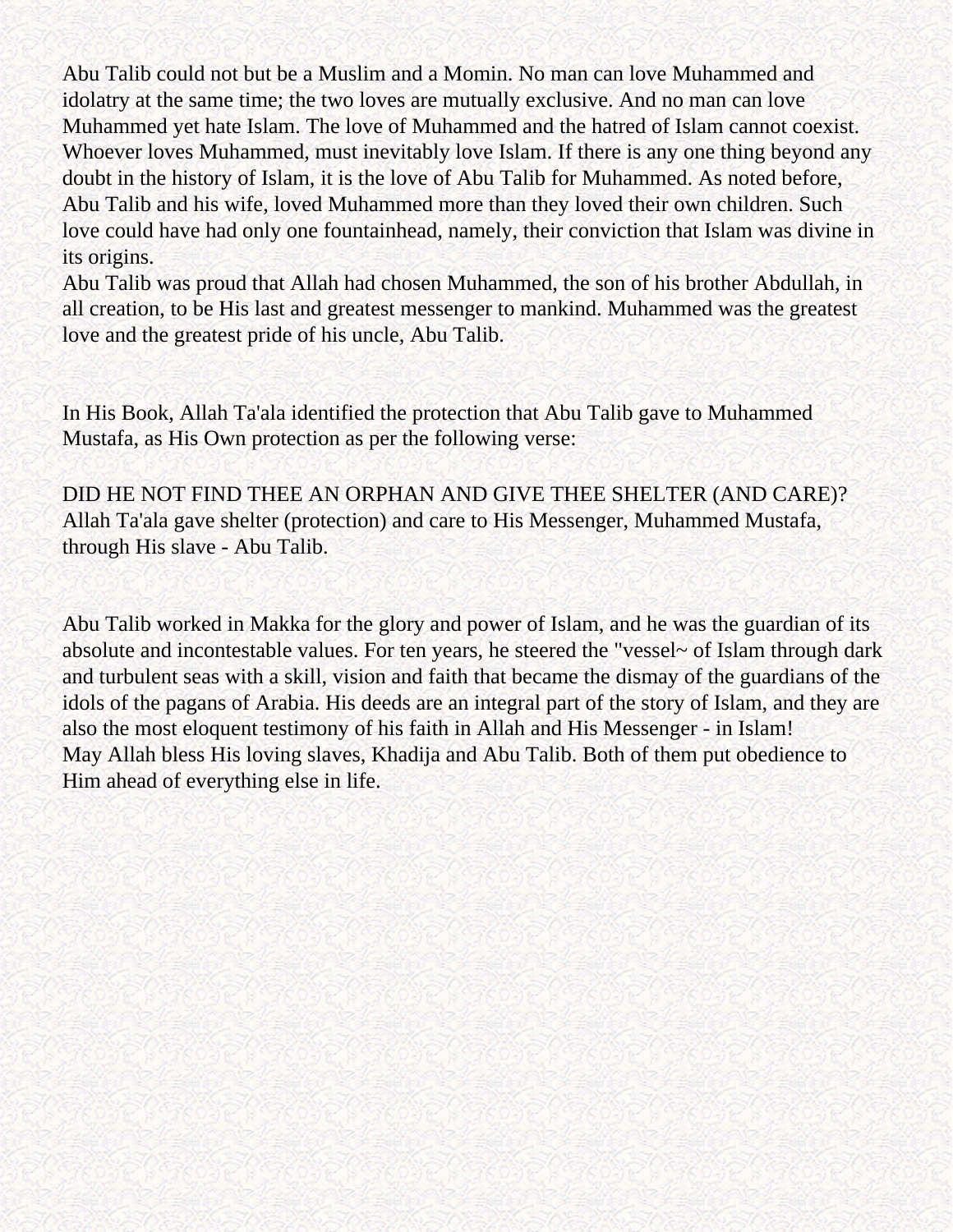Abu Talib could not but be a Muslim and a Momin. No man can love Muhammed and idolatry at the same time; the two loves are mutually exclusive. And no man can love Muhammed yet hate Islam. The love of Muhammed and the hatred of Islam cannot coexist. Whoever loves Muhammed, must inevitably love Islam. If there is any one thing beyond any doubt in the history of Islam, it is the love of Abu Talib for Muhammed. As noted before, Abu Talib and his wife, loved Muhammed more than they loved their own children. Such love could have had only one fountainhead, namely, their conviction that Islam was divine in its origins.
Abu Talib was proud that Allah had chosen Muhammed, the son of his brother Abdullah, in all creation, to be His last and greatest messenger to mankind. Muhammed was the greatest love and the greatest pride of his uncle, Abu Talib.

In His Book, Allah Ta'ala identified the protection that Abu Talib gave to Muhammed Mustafa, as His Own protection as per the following verse:

DID HE NOT FIND THEE AN ORPHAN AND GIVE THEE SHELTER (AND CARE)?
Allah Ta'ala gave shelter (protection) and care to His Messenger, Muhammed Mustafa, through His slave - Abu Talib.

Abu Talib worked in Makka for the glory and power of Islam, and he was the guardian of its absolute and incontestable values. For ten years, he steered the "vessel~ of Islam through dark and turbulent seas with a skill, vision and faith that became the dismay of the guardians of the idols of the pagans of Arabia. His deeds are an integral part of the story of Islam, and they are also the most eloquent testimony of his faith in Allah and His Messenger - in Islam!
May Allah bless His loving slaves, Khadija and Abu Talib. Both of them put obedience to Him ahead of everything else in life.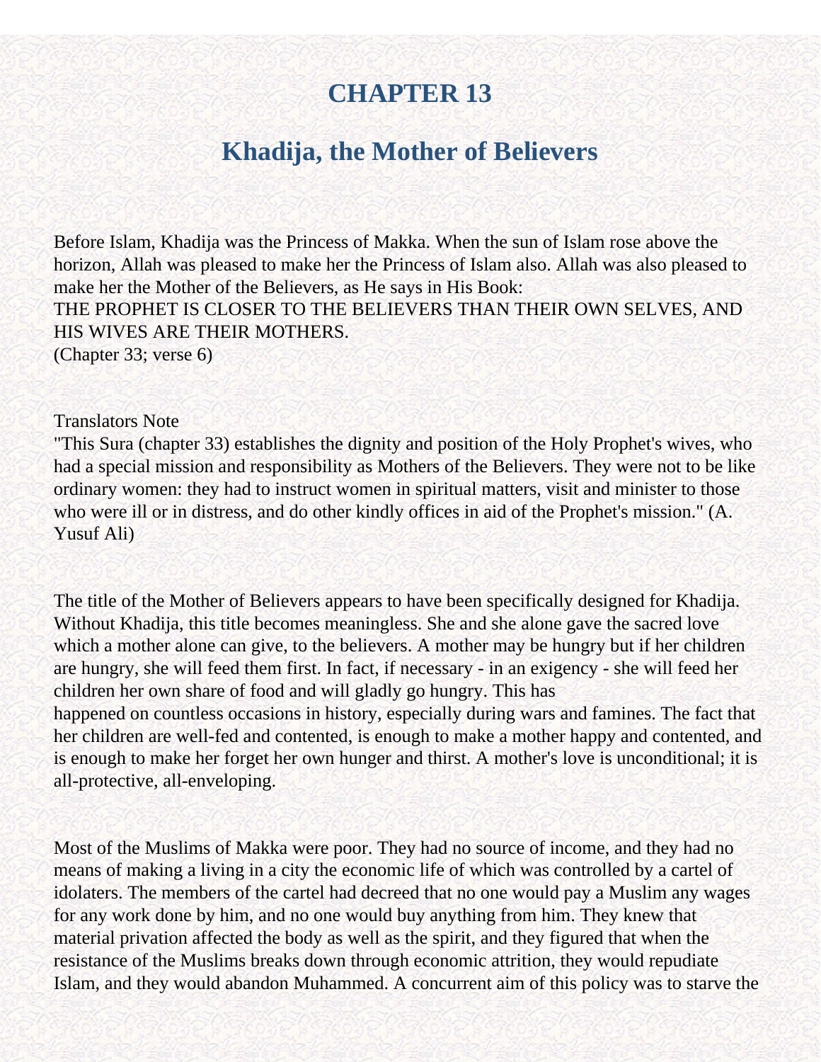# CHAPTER 13

## Khadija, the Mother of Believers

Before Islam, Khadija was the Princess of Makka. When the sun of Islam rose above the horizon, Allah was pleased to make her the Princess of Islam also. Allah was also pleased to make her the Mother of the Believers, as He says in His Book:
THE PROPHET IS CLOSER TO THE BELIEVERS THAN THEIR OWN SELVES, AND HIS WIVES ARE THEIR MOTHERS.
(Chapter 33; verse 6)

Translators Note
"This Sura (chapter 33) establishes the dignity and position of the Holy Prophet's wives, who had a special mission and responsibility as Mothers of the Believers. They were not to be like ordinary women: they had to instruct women in spiritual matters, visit and minister to those who were ill or in distress, and do other kindly offices in aid of the Prophet's mission." (A. Yusuf Ali)

The title of the Mother of Believers appears to have been specifically designed for Khadija. Without Khadija, this title becomes meaningless. She and she alone gave the sacred love which a mother alone can give, to the believers. A mother may be hungry but if her children are hungry, she will feed them first. In fact, if necessary - in an exigency - she will feed her children her own share of food and will gladly go hungry. This has happened on countless occasions in history, especially during wars and famines. The fact that her children are well-fed and contented, is enough to make a mother happy and contented, and is enough to make her forget her own hunger and thirst. A mother's love is unconditional; it is all-protective, all-enveloping.

Most of the Muslims of Makka were poor. They had no source of income, and they had no means of making a living in a city the economic life of which was controlled by a cartel of idolaters. The members of the cartel had decreed that no one would pay a Muslim any wages for any work done by him, and no one would buy anything from him. They knew that material privation affected the body as well as the spirit, and they figured that when the resistance of the Muslims breaks down through economic attrition, they would repudiate Islam, and they would abandon Muhammed. A concurrent aim of this policy was to starve the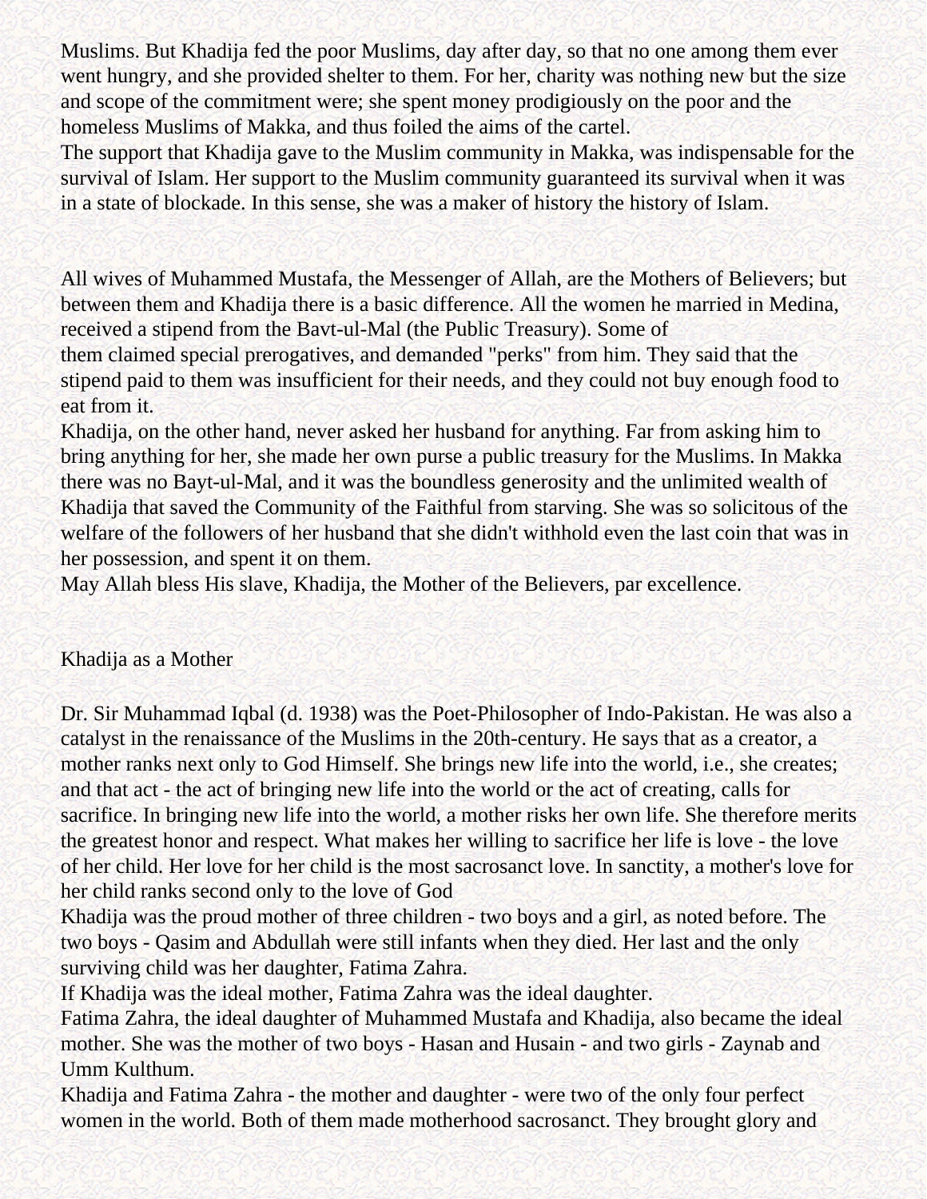Muslims. But Khadija fed the poor Muslims, day after day, so that no one among them ever went hungry, and she provided shelter to them. For her, charity was nothing new but the size and scope of the commitment were; she spent money prodigiously on the poor and the homeless Muslims of Makka, and thus foiled the aims of the cartel.
The support that Khadija gave to the Muslim community in Makka, was indispensable for the survival of Islam. Her support to the Muslim community guaranteed its survival when it was in a state of blockade. In this sense, she was a maker of history the history of Islam.

All wives of Muhammed Mustafa, the Messenger of Allah, are the Mothers of Believers; but between them and Khadija there is a basic difference. All the women he married in Medina, received a stipend from the Bavt-ul-Mal (the Public Treasury). Some of them claimed special prerogatives, and demanded "perks" from him. They said that the stipend paid to them was insufficient for their needs, and they could not buy enough food to eat from it.
Khadija, on the other hand, never asked her husband for anything. Far from asking him to bring anything for her, she made her own purse a public treasury for the Muslims. In Makka there was no Bayt-ul-Mal, and it was the boundless generosity and the unlimited wealth of Khadija that saved the Community of the Faithful from starving. She was so solicitous of the welfare of the followers of her husband that she didn't withhold even the last coin that was in her possession, and spent it on them.
May Allah bless His slave, Khadija, the Mother of the Believers, par excellence.

## Khadija as a Mother

Dr. Sir Muhammad Iqbal (d. 1938) was the Poet-Philosopher of Indo-Pakistan. He was also a catalyst in the renaissance of the Muslims in the 20th-century. He says that as a creator, a mother ranks next only to God Himself. She brings new life into the world, i.e., she creates; and that act - the act of bringing new life into the world or the act of creating, calls for sacrifice. In bringing new life into the world, a mother risks her own life. She therefore merits the greatest honor and respect. What makes her willing to sacrifice her life is love - the love of her child. Her love for her child is the most sacrosanct love. In sanctity, a mother's love for her child ranks second only to the love of God
Khadija was the proud mother of three children - two boys and a girl, as noted before. The two boys - Qasim and Abdullah were still infants when they died. Her last and the only surviving child was her daughter, Fatima Zahra.
If Khadija was the ideal mother, Fatima Zahra was the ideal daughter.
Fatima Zahra, the ideal daughter of Muhammed Mustafa and Khadija, also became the ideal mother. She was the mother of two boys - Hasan and Husain - and two girls - Zaynab and Umm Kulthum.
Khadija and Fatima Zahra - the mother and daughter - were two of the only four perfect women in the world. Both of them made motherhood sacrosanct. They brought glory and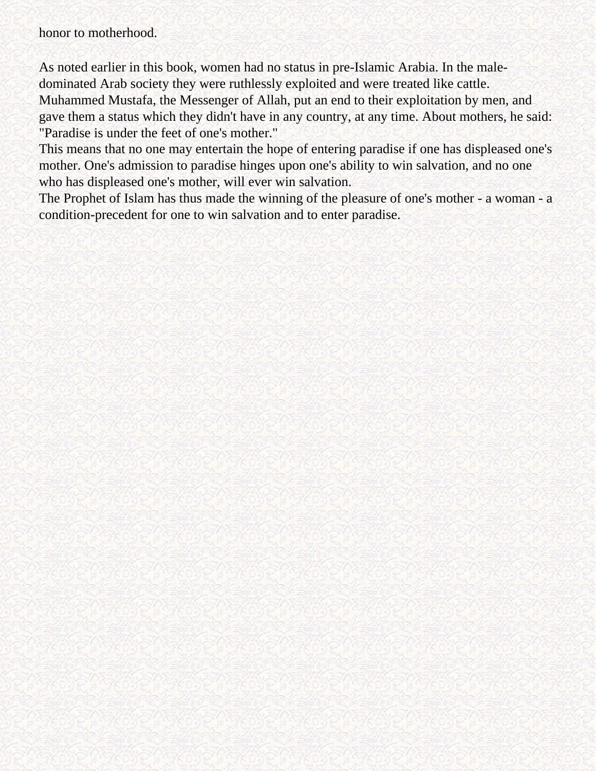honor to motherhood.

As noted earlier in this book, women had no status in pre-Islamic Arabia. In the male-dominated Arab society they were ruthlessly exploited and were treated like cattle. Muhammed Mustafa, the Messenger of Allah, put an end to their exploitation by men, and gave them a status which they didn't have in any country, at any time. About mothers, he said: "Paradise is under the feet of one's mother."

This means that no one may entertain the hope of entering paradise if one has displeased one's mother. One's admission to paradise hinges upon one's ability to win salvation, and no one who has displeased one's mother, will ever win salvation.

The Prophet of Islam has thus made the winning of the pleasure of one's mother - a woman - a condition-precedent for one to win salvation and to enter paradise.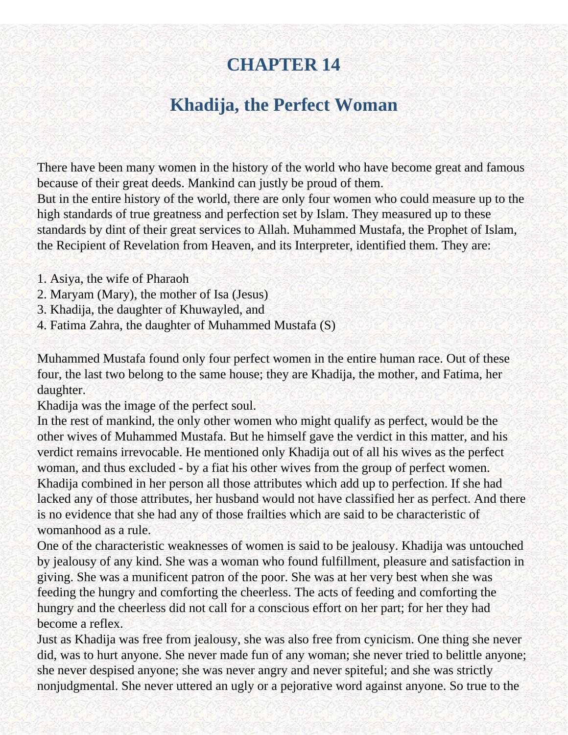# CHAPTER 14

## Khadija, the Perfect Woman

There have been many women in the history of the world who have become great and famous because of their great deeds. Mankind can justly be proud of them.

But in the entire history of the world, there are only four women who could measure up to the high standards of true greatness and perfection set by Islam. They measured up to these standards by dint of their great services to Allah. Muhammed Mustafa, the Prophet of Islam, the Recipient of Revelation from Heaven, and its Interpreter, identified them. They are:

1. Asiya, the wife of Pharaoh
2. Maryam (Mary), the mother of Isa (Jesus)
3. Khadija, the daughter of Khuwayled, and
4. Fatima Zahra, the daughter of Muhammed Mustafa (S)

Muhammed Mustafa found only four perfect women in the entire human race. Out of these four, the last two belong to the same house; they are Khadija, the mother, and Fatima, her daughter.

Khadija was the image of the perfect soul.

In the rest of mankind, the only other women who might qualify as perfect, would be the other wives of Muhammed Mustafa. But he himself gave the verdict in this matter, and his verdict remains irrevocable. He mentioned only Khadija out of all his wives as the perfect woman, and thus excluded - by a fiat his other wives from the group of perfect women.

Khadija combined in her person all those attributes which add up to perfection. If she had lacked any of those attributes, her husband would not have classified her as perfect. And there is no evidence that she had any of those frailties which are said to be characteristic of womanhood as a rule.

One of the characteristic weaknesses of women is said to be jealousy. Khadija was untouched by jealousy of any kind. She was a woman who found fulfillment, pleasure and satisfaction in giving. She was a munificent patron of the poor. She was at her very best when she was feeding the hungry and comforting the cheerless. The acts of feeding and comforting the hungry and the cheerless did not call for a conscious effort on her part; for her they had become a reflex.

Just as Khadija was free from jealousy, she was also free from cynicism. One thing she never did, was to hurt anyone. She never made fun of any woman; she never tried to belittle anyone; she never despised anyone; she was never angry and never spiteful; and she was strictly nonjudgmental. She never uttered an ugly or a pejorative word against anyone. So true to the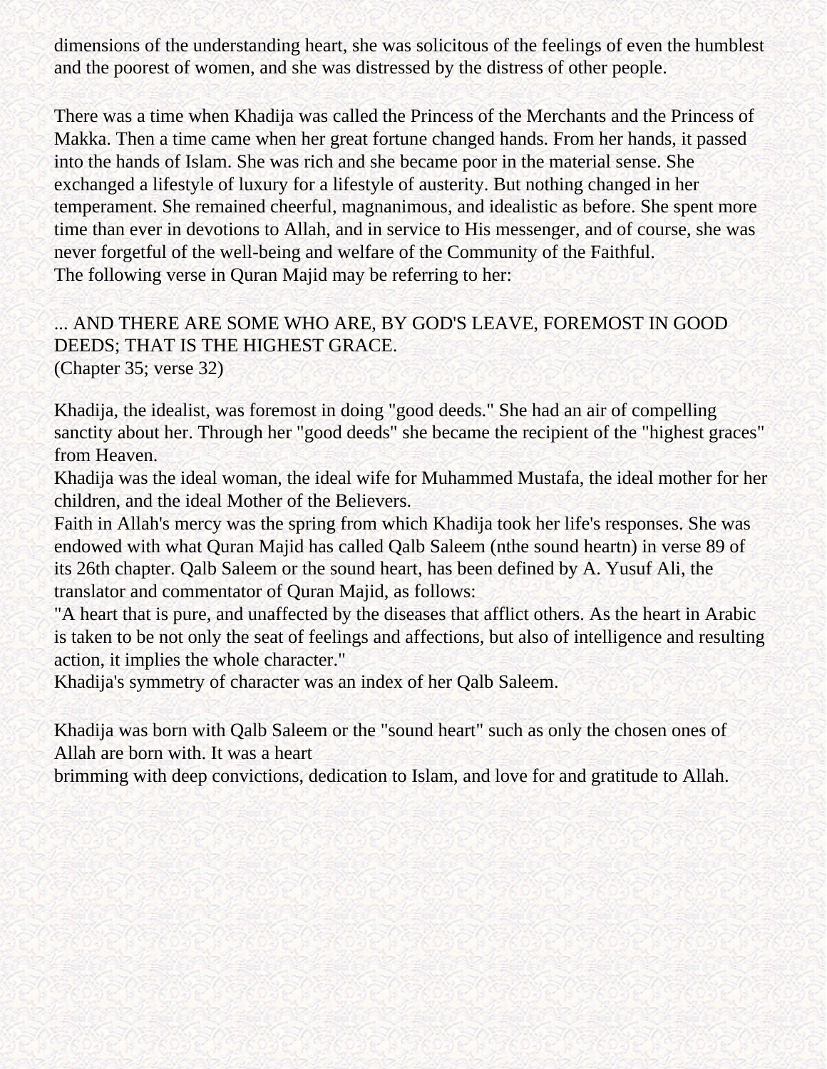dimensions of the understanding heart, she was solicitous of the feelings of even the humblest and the poorest of women, and she was distressed by the distress of other people.

There was a time when Khadija was called the Princess of the Merchants and the Princess of Makka. Then a time came when her great fortune changed hands. From her hands, it passed into the hands of Islam. She was rich and she became poor in the material sense. She exchanged a lifestyle of luxury for a lifestyle of austerity. But nothing changed in her temperament. She remained cheerful, magnanimous, and idealistic as before. She spent more time than ever in devotions to Allah, and in service to His messenger, and of course, she was never forgetful of the well-being and welfare of the Community of the Faithful.
The following verse in Quran Majid may be referring to her:

... AND THERE ARE SOME WHO ARE, BY GOD'S LEAVE, FOREMOST IN GOOD DEEDS; THAT IS THE HIGHEST GRACE.
(Chapter 35; verse 32)

Khadija, the idealist, was foremost in doing "good deeds." She had an air of compelling sanctity about her. Through her "good deeds" she became the recipient of the "highest graces" from Heaven.
Khadija was the ideal woman, the ideal wife for Muhammed Mustafa, the ideal mother for her children, and the ideal Mother of the Believers.
Faith in Allah's mercy was the spring from which Khadija took her life's responses. She was endowed with what Quran Majid has called Qalb Saleem (nthe sound heartn) in verse 89 of its 26th chapter. Qalb Saleem or the sound heart, has been defined by A. Yusuf Ali, the translator and commentator of Quran Majid, as follows:
"A heart that is pure, and unaffected by the diseases that afflict others. As the heart in Arabic is taken to be not only the seat of feelings and affections, but also of intelligence and resulting action, it implies the whole character."
Khadija's symmetry of character was an index of her Qalb Saleem.

Khadija was born with Qalb Saleem or the "sound heart" such as only the chosen ones of Allah are born with. It was a heart
brimming with deep convictions, dedication to Islam, and love for and gratitude to Allah.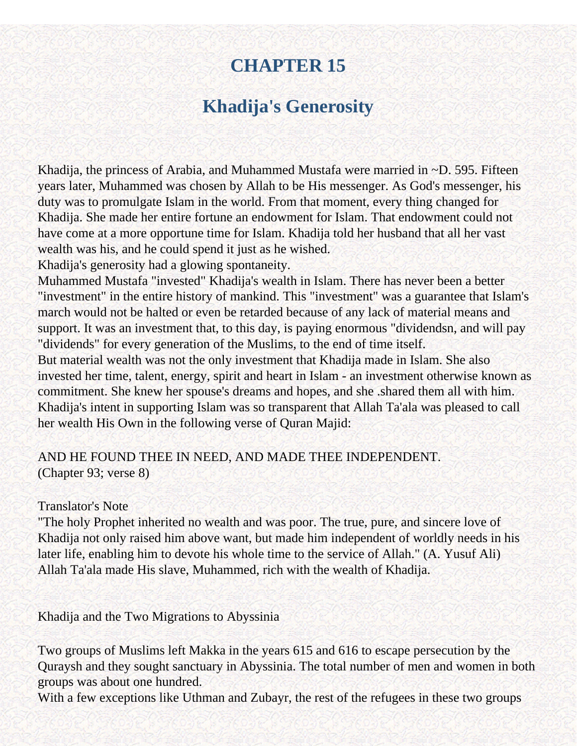# CHAPTER 15

## Khadija's Generosity

Khadija, the princess of Arabia, and Muhammed Mustafa were married in ~D. 595. Fifteen years later, Muhammed was chosen by Allah to be His messenger. As God's messenger, his duty was to promulgate Islam in the world. From that moment, every thing changed for Khadija. She made her entire fortune an endowment for Islam. That endowment could not have come at a more opportune time for Islam. Khadija told her husband that all her vast wealth was his, and he could spend it just as he wished.

Khadija's generosity had a glowing spontaneity.

Muhammed Mustafa "invested" Khadija's wealth in Islam. There has never been a better "investment" in the entire history of mankind. This "investment" was a guarantee that Islam's march would not be halted or even be retarded because of any lack of material means and support. It was an investment that, to this day, is paying enormous "dividendsn, and will pay "dividends" for every generation of the Muslims, to the end of time itself.

But material wealth was not the only investment that Khadija made in Islam. She also invested her time, talent, energy, spirit and heart in Islam - an investment otherwise known as commitment. She knew her spouse's dreams and hopes, and she .shared them all with him. Khadija's intent in supporting Islam was so transparent that Allah Ta'ala was pleased to call her wealth His Own in the following verse of Quran Majid:

AND HE FOUND THEE IN NEED, AND MADE THEE INDEPENDENT.
(Chapter 93; verse 8)

Translator's Note

"The holy Prophet inherited no wealth and was poor. The true, pure, and sincere love of Khadija not only raised him above want, but made him independent of worldly needs in his later life, enabling him to devote his whole time to the service of Allah." (A. Yusuf Ali)

Allah Ta'ala made His slave, Muhammed, rich with the wealth of Khadija.

Khadija and the Two Migrations to Abyssinia

Two groups of Muslims left Makka in the years 615 and 616 to escape persecution by the Quraysh and they sought sanctuary in Abyssinia. The total number of men and women in both groups was about one hundred.

With a few exceptions like Uthman and Zubayr, the rest of the refugees in these two groups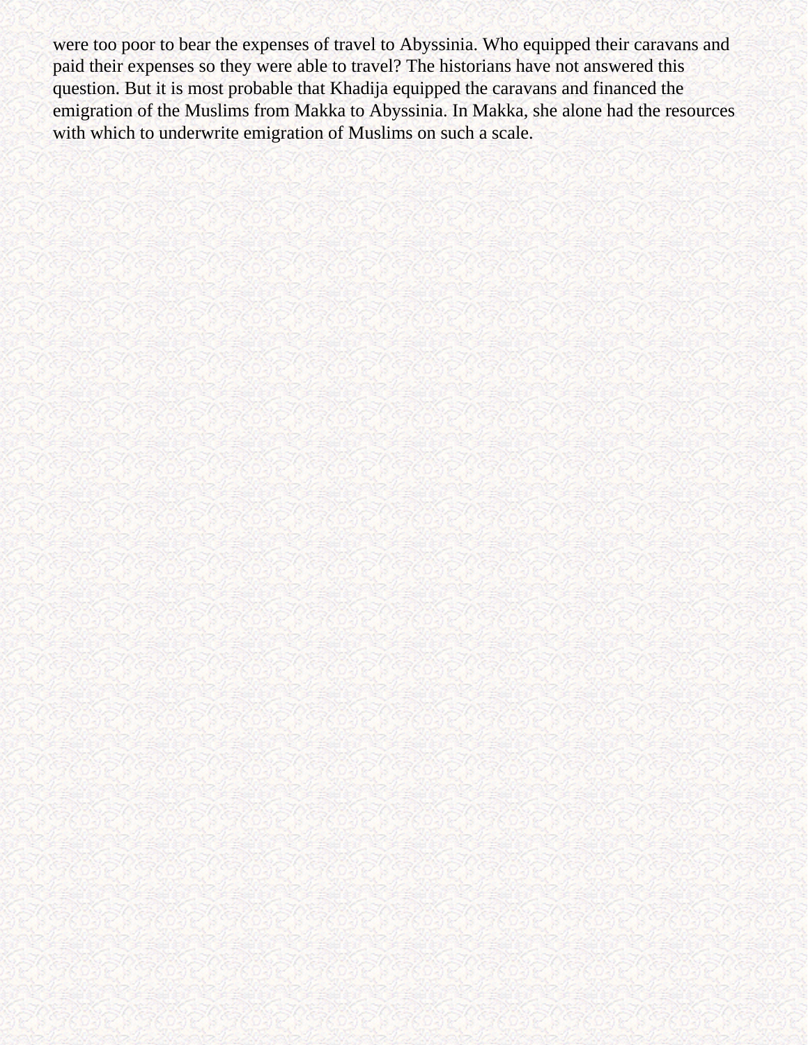were too poor to bear the expenses of travel to Abyssinia. Who equipped their caravans and paid their expenses so they were able to travel? The historians have not answered this question. But it is most probable that Khadija equipped the caravans and financed the emigration of the Muslims from Makka to Abyssinia. In Makka, she alone had the resources with which to underwrite emigration of Muslims on such a scale.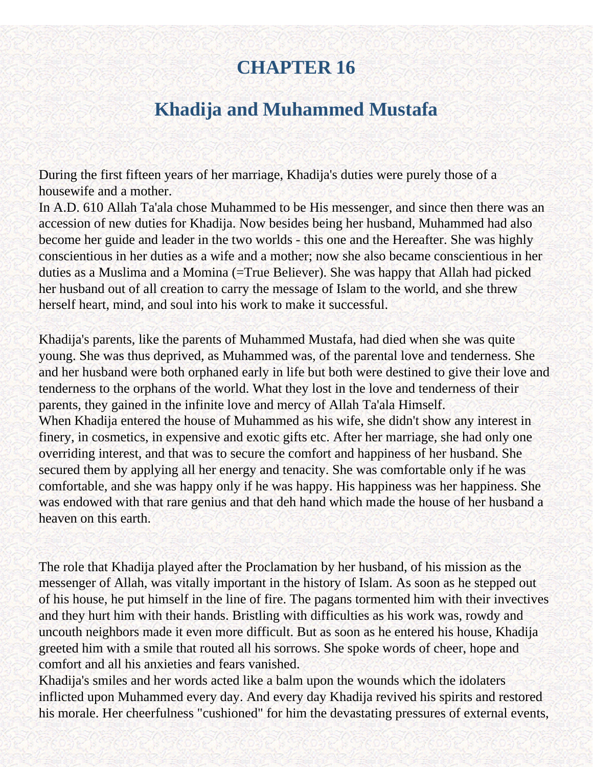# CHAPTER 16

## Khadija and Muhammed Mustafa

During the first fifteen years of her marriage, Khadija's duties were purely those of a housewife and a mother.
In A.D. 610 Allah Ta'ala chose Muhammed to be His messenger, and since then there was an accession of new duties for Khadija. Now besides being her husband, Muhammed had also become her guide and leader in the two worlds - this one and the Hereafter. She was highly conscientious in her duties as a wife and a mother; now she also became conscientious in her duties as a Muslima and a Momina (=True Believer). She was happy that Allah had picked her husband out of all creation to carry the message of Islam to the world, and she threw herself heart, mind, and soul into his work to make it successful.

Khadija's parents, like the parents of Muhammed Mustafa, had died when she was quite young. She was thus deprived, as Muhammed was, of the parental love and tenderness. She and her husband were both orphaned early in life but both were destined to give their love and tenderness to the orphans of the world. What they lost in the love and tenderness of their parents, they gained in the infinite love and mercy of Allah Ta'ala Himself.
When Khadija entered the house of Muhammed as his wife, she didn't show any interest in finery, in cosmetics, in expensive and exotic gifts etc. After her marriage, she had only one overriding interest, and that was to secure the comfort and happiness of her husband. She secured them by applying all her energy and tenacity. She was comfortable only if he was comfortable, and she was happy only if he was happy. His happiness was her happiness. She was endowed with that rare genius and that deh hand which made the house of her husband a heaven on this earth.

The role that Khadija played after the Proclamation by her husband, of his mission as the messenger of Allah, was vitally important in the history of Islam. As soon as he stepped out of his house, he put himself in the line of fire. The pagans tormented him with their invectives and they hurt him with their hands. Bristling with difficulties as his work was, rowdy and uncouth neighbors made it even more difficult. But as soon as he entered his house, Khadija greeted him with a smile that routed all his sorrows. She spoke words of cheer, hope and comfort and all his anxieties and fears vanished.
Khadija's smiles and her words acted like a balm upon the wounds which the idolaters inflicted upon Muhammed every day. And every day Khadija revived his spirits and restored his morale. Her cheerfulness "cushioned" for him the devastating pressures of external events,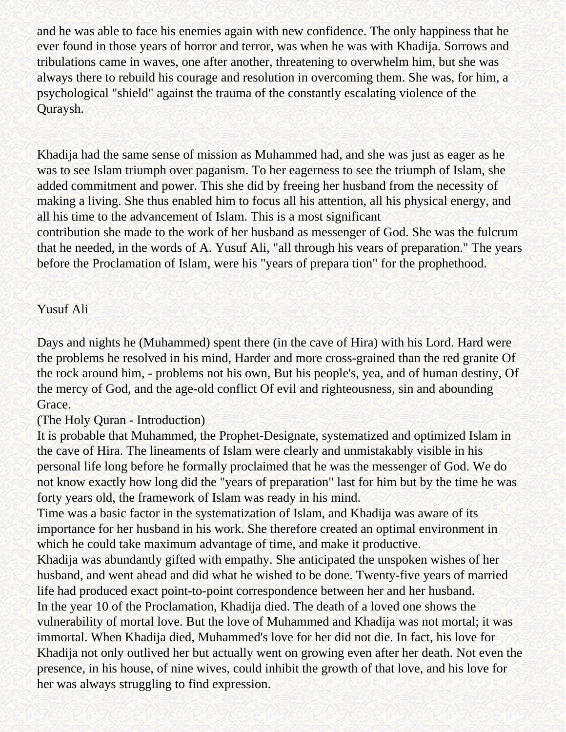and he was able to face his enemies again with new confidence. The only happiness that he ever found in those years of horror and terror, was when he was with Khadija. Sorrows and tribulations came in waves, one after another, threatening to overwhelm him, but she was always there to rebuild his courage and resolution in overcoming them. She was, for him, a psychological "shield" against the trauma of the constantly escalating violence of the Quraysh.

Khadija had the same sense of mission as Muhammed had, and she was just as eager as he was to see Islam triumph over paganism. To her eagerness to see the triumph of Islam, she added commitment and power. This she did by freeing her husband from the necessity of making a living. She thus enabled him to focus all his attention, all his physical energy, and all his time to the advancement of Islam. This is a most significant contribution she made to the work of her husband as messenger of God. She was the fulcrum that he needed, in the words of A. Yusuf Ali, "all through his vears of preparation." The years before the Proclamation of Islam, were his "years of prepara tion" for the prophethood.

Yusuf Ali

Days and nights he (Muhammed) spent there (in the cave of Hira) with his Lord. Hard were the problems he resolved in his mind, Harder and more cross-grained than the red granite Of the rock around him, - problems not his own, But his people's, yea, and of human destiny, Of the mercy of God, and the age-old conflict Of evil and righteousness, sin and abounding Grace.
(The Holy Quran - Introduction)

It is probable that Muhammed, the Prophet-Designate, systematized and optimized Islam in the cave of Hira. The lineaments of Islam were clearly and unmistakably visible in his personal life long before he formally proclaimed that he was the messenger of God. We do not know exactly how long did the "years of preparation" last for him but by the time he was forty years old, the framework of Islam was ready in his mind.

Time was a basic factor in the systematization of Islam, and Khadija was aware of its importance for her husband in his work. She therefore created an optimal environment in which he could take maximum advantage of time, and make it productive.

Khadija was abundantly gifted with empathy. She anticipated the unspoken wishes of her husband, and went ahead and did what he wished to be done. Twenty-five years of married life had produced exact point-to-point correspondence between her and her husband.

In the year 10 of the Proclamation, Khadija died. The death of a loved one shows the vulnerability of mortal love. But the love of Muhammed and Khadija was not mortal; it was immortal. When Khadija died, Muhammed's love for her did not die. In fact, his love for Khadija not only outlived her but actually went on growing even after her death. Not even the presence, in his house, of nine wives, could inhibit the growth of that love, and his love for her was always struggling to find expression.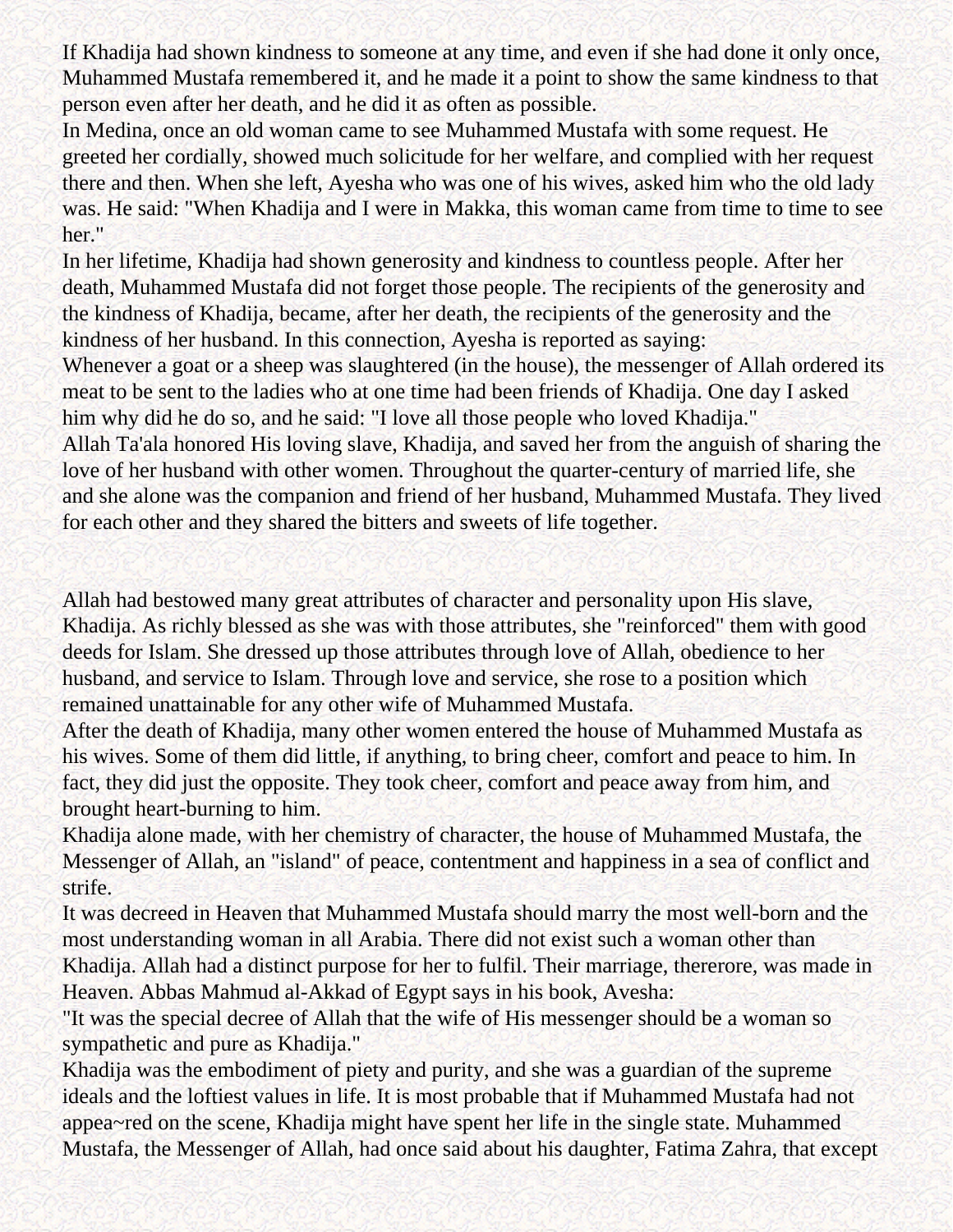If Khadija had shown kindness to someone at any time, and even if she had done it only once, Muhammed Mustafa remembered it, and he made it a point to show the same kindness to that person even after her death, and he did it as often as possible.

In Medina, once an old woman came to see Muhammed Mustafa with some request. He greeted her cordially, showed much solicitude for her welfare, and complied with her request there and then. When she left, Ayesha who was one of his wives, asked him who the old lady was. He said: "When Khadija and I were in Makka, this woman came from time to time to see her."

In her lifetime, Khadija had shown generosity and kindness to countless people. After her death, Muhammed Mustafa did not forget those people. The recipients of the generosity and the kindness of Khadija, became, after her death, the recipients of the generosity and the kindness of her husband. In this connection, Ayesha is reported as saying:

Whenever a goat or a sheep was slaughtered (in the house), the messenger of Allah ordered its meat to be sent to the ladies who at one time had been friends of Khadija. One day I asked him why did he do so, and he said: "I love all those people who loved Khadija."

Allah Ta'ala honored His loving slave, Khadija, and saved her from the anguish of sharing the love of her husband with other women. Throughout the quarter-century of married life, she and she alone was the companion and friend of her husband, Muhammed Mustafa. They lived for each other and they shared the bitters and sweets of life together.

Allah had bestowed many great attributes of character and personality upon His slave, Khadija. As richly blessed as she was with those attributes, she "reinforced" them with good deeds for Islam. She dressed up those attributes through love of Allah, obedience to her husband, and service to Islam. Through love and service, she rose to a position which remained unattainable for any other wife of Muhammed Mustafa.

After the death of Khadija, many other women entered the house of Muhammed Mustafa as his wives. Some of them did little, if anything, to bring cheer, comfort and peace to him. In fact, they did just the opposite. They took cheer, comfort and peace away from him, and brought heart-burning to him.

Khadija alone made, with her chemistry of character, the house of Muhammed Mustafa, the Messenger of Allah, an "island" of peace, contentment and happiness in a sea of conflict and strife.

It was decreed in Heaven that Muhammed Mustafa should marry the most well-born and the most understanding woman in all Arabia. There did not exist such a woman other than Khadija. Allah had a distinct purpose for her to fulfil. Their marriage, thererore, was made in Heaven. Abbas Mahmud al-Akkad of Egypt says in his book, Avesha:

"It was the special decree of Allah that the wife of His messenger should be a woman so sympathetic and pure as Khadija."

Khadija was the embodiment of piety and purity, and she was a guardian of the supreme ideals and the loftiest values in life. It is most probable that if Muhammed Mustafa had not appea~red on the scene, Khadija might have spent her life in the single state. Muhammed Mustafa, the Messenger of Allah, had once said about his daughter, Fatima Zahra, that except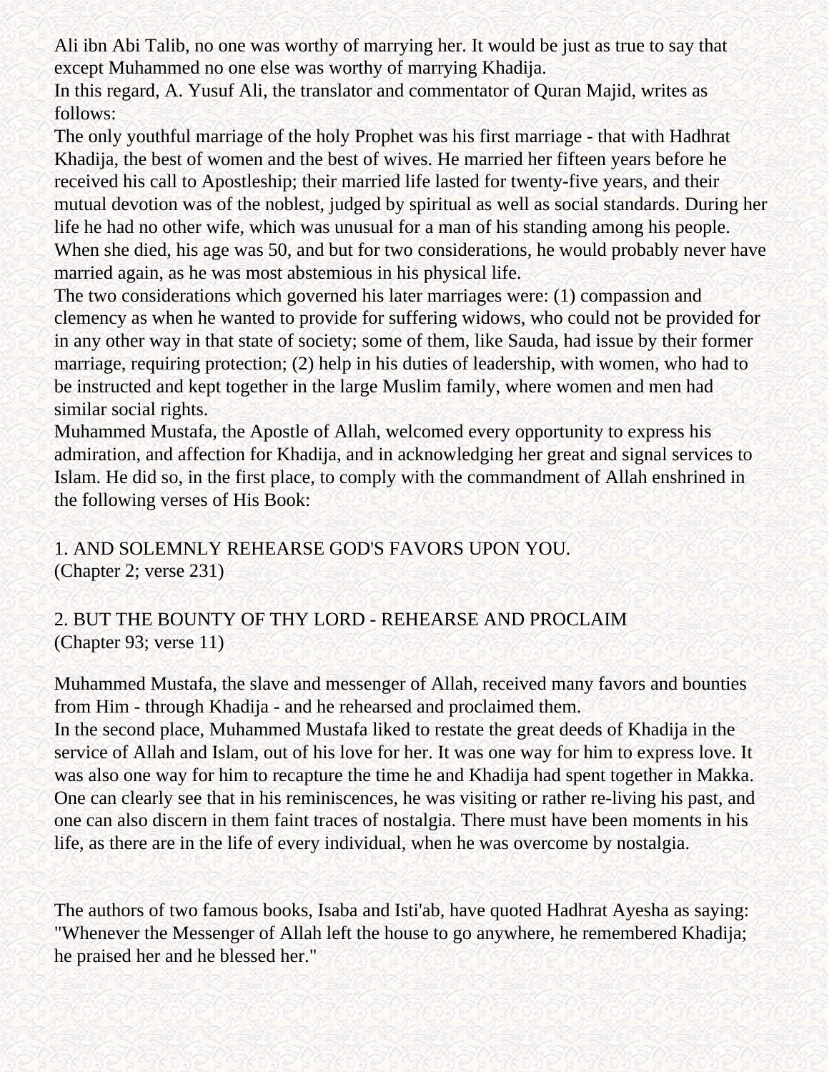Ali ibn Abi Talib, no one was worthy of marrying her. It would be just as true to say that except Muhammed no one else was worthy of marrying Khadija.

In this regard, A. Yusuf Ali, the translator and commentator of Quran Majid, writes as follows:

The only youthful marriage of the holy Prophet was his first marriage - that with Hadhrat Khadija, the best of women and the best of wives. He married her fifteen years before he received his call to Apostleship; their married life lasted for twenty-five years, and their mutual devotion was of the noblest, judged by spiritual as well as social standards. During her life he had no other wife, which was unusual for a man of his standing among his people. When she died, his age was 50, and but for two considerations, he would probably never have married again, as he was most abstemious in his physical life.

The two considerations which governed his later marriages were: (1) compassion and clemency as when he wanted to provide for suffering widows, who could not be provided for in any other way in that state of society; some of them, like Sauda, had issue by their former marriage, requiring protection; (2) help in his duties of leadership, with women, who had to be instructed and kept together in the large Muslim family, where women and men had similar social rights.

Muhammed Mustafa, the Apostle of Allah, welcomed every opportunity to express his admiration, and affection for Khadija, and in acknowledging her great and signal services to Islam. He did so, in the first place, to comply with the commandment of Allah enshrined in the following verses of His Book:

1. AND SOLEMNLY REHEARSE GOD'S FAVORS UPON YOU.
(Chapter 2; verse 231)

2. BUT THE BOUNTY OF THY LORD - REHEARSE AND PROCLAIM
(Chapter 93; verse 11)

Muhammed Mustafa, the slave and messenger of Allah, received many favors and bounties from Him - through Khadija - and he rehearsed and proclaimed them.

In the second place, Muhammed Mustafa liked to restate the great deeds of Khadija in the service of Allah and Islam, out of his love for her. It was one way for him to express love. It was also one way for him to recapture the time he and Khadija had spent together in Makka. One can clearly see that in his reminiscences, he was visiting or rather re-living his past, and one can also discern in them faint traces of nostalgia. There must have been moments in his life, as there are in the life of every individual, when he was overcome by nostalgia.

The authors of two famous books, Isaba and Isti'ab, have quoted Hadhrat Ayesha as saying: "Whenever the Messenger of Allah left the house to go anywhere, he remembered Khadija; he praised her and he blessed her."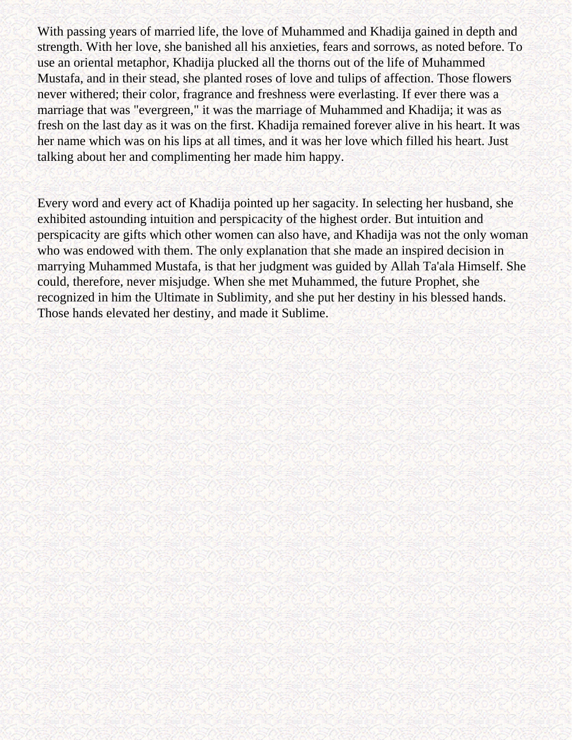With passing years of married life, the love of Muhammed and Khadija gained in depth and strength. With her love, she banished all his anxieties, fears and sorrows, as noted before. To use an oriental metaphor, Khadija plucked all the thorns out of the life of Muhammed Mustafa, and in their stead, she planted roses of love and tulips of affection. Those flowers never withered; their color, fragrance and freshness were everlasting. If ever there was a marriage that was "evergreen," it was the marriage of Muhammed and Khadija; it was as fresh on the last day as it was on the first. Khadija remained forever alive in his heart. It was her name which was on his lips at all times, and it was her love which filled his heart. Just talking about her and complimenting her made him happy.

Every word and every act of Khadija pointed up her sagacity. In selecting her husband, she exhibited astounding intuition and perspicacity of the highest order. But intuition and perspicacity are gifts which other women can also have, and Khadija was not the only woman who was endowed with them. The only explanation that she made an inspired decision in marrying Muhammed Mustafa, is that her judgment was guided by Allah Ta'ala Himself. She could, therefore, never misjudge. When she met Muhammed, the future Prophet, she recognized in him the Ultimate in Sublimity, and she put her destiny in his blessed hands. Those hands elevated her destiny, and made it Sublime.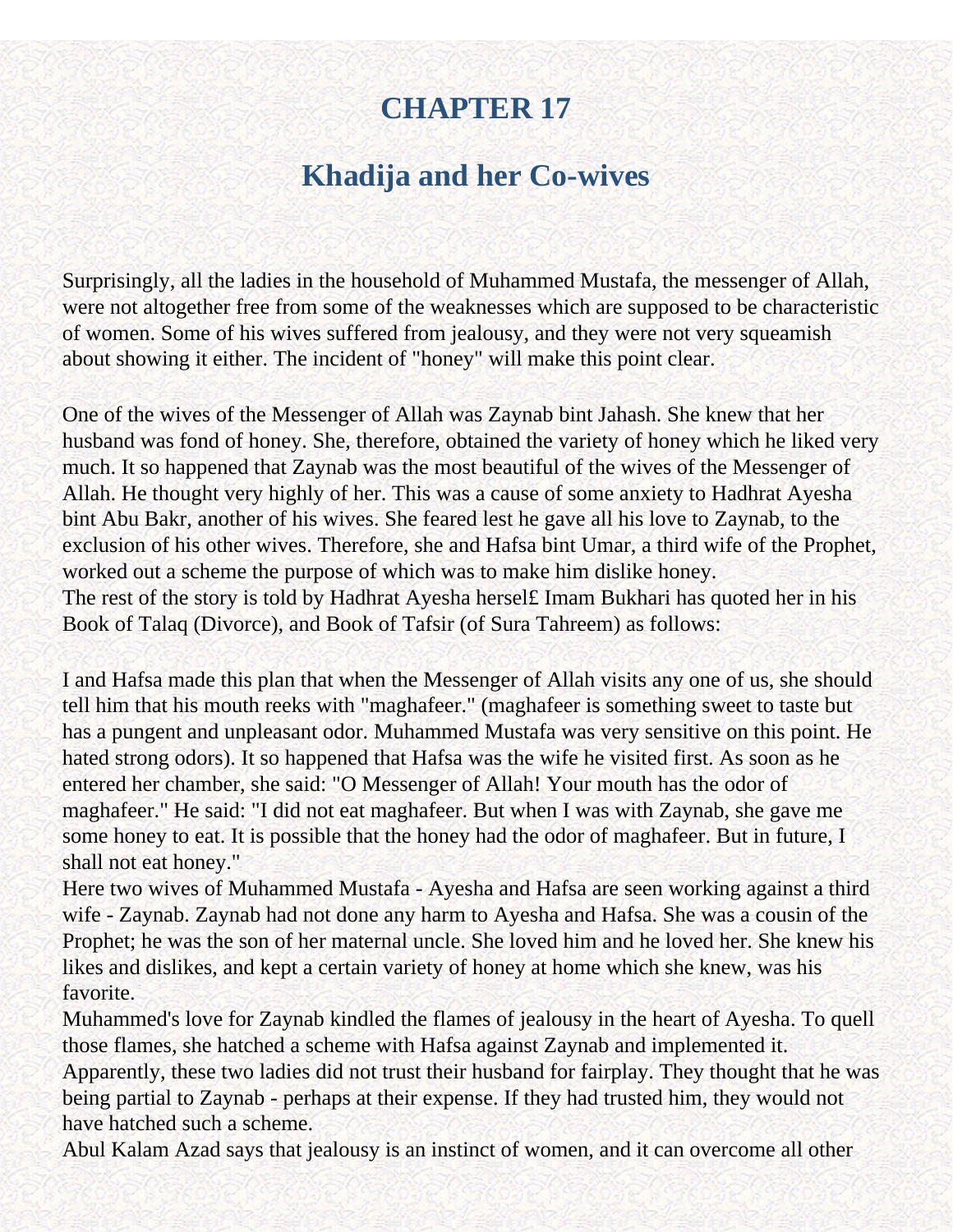# CHAPTER 17

## Khadija and her Co-wives

Surprisingly, all the ladies in the household of Muhammed Mustafa, the messenger of Allah, were not altogether free from some of the weaknesses which are supposed to be characteristic of women. Some of his wives suffered from jealousy, and they were not very squeamish about showing it either. The incident of "honey" will make this point clear.

One of the wives of the Messenger of Allah was Zaynab bint Jahash. She knew that her husband was fond of honey. She, therefore, obtained the variety of honey which he liked very much. It so happened that Zaynab was the most beautiful of the wives of the Messenger of Allah. He thought very highly of her. This was a cause of some anxiety to Hadhrat Ayesha bint Abu Bakr, another of his wives. She feared lest he gave all his love to Zaynab, to the exclusion of his other wives. Therefore, she and Hafsa bint Umar, a third wife of the Prophet, worked out a scheme the purpose of which was to make him dislike honey.
The rest of the story is told by Hadhrat Ayesha hersel£ Imam Bukhari has quoted her in his Book of Talaq (Divorce), and Book of Tafsir (of Sura Tahreem) as follows:

I and Hafsa made this plan that when the Messenger of Allah visits any one of us, she should tell him that his mouth reeks with "maghafeer." (maghafeer is something sweet to taste but has a pungent and unpleasant odor. Muhammed Mustafa was very sensitive on this point. He hated strong odors). It so happened that Hafsa was the wife he visited first. As soon as he entered her chamber, she said: "O Messenger of Allah! Your mouth has the odor of maghafeer." He said: "I did not eat maghafeer. But when I was with Zaynab, she gave me some honey to eat. It is possible that the honey had the odor of maghafeer. But in future, I shall not eat honey."
Here two wives of Muhammed Mustafa - Ayesha and Hafsa are seen working against a third wife - Zaynab. Zaynab had not done any harm to Ayesha and Hafsa. She was a cousin of the Prophet; he was the son of her maternal uncle. She loved him and he loved her. She knew his likes and dislikes, and kept a certain variety of honey at home which she knew, was his favorite.
Muhammed's love for Zaynab kindled the flames of jealousy in the heart of Ayesha. To quell those flames, she hatched a scheme with Hafsa against Zaynab and implemented it. Apparently, these two ladies did not trust their husband for fairplay. They thought that he was being partial to Zaynab - perhaps at their expense. If they had trusted him, they would not have hatched such a scheme.
Abul Kalam Azad says that jealousy is an instinct of women, and it can overcome all other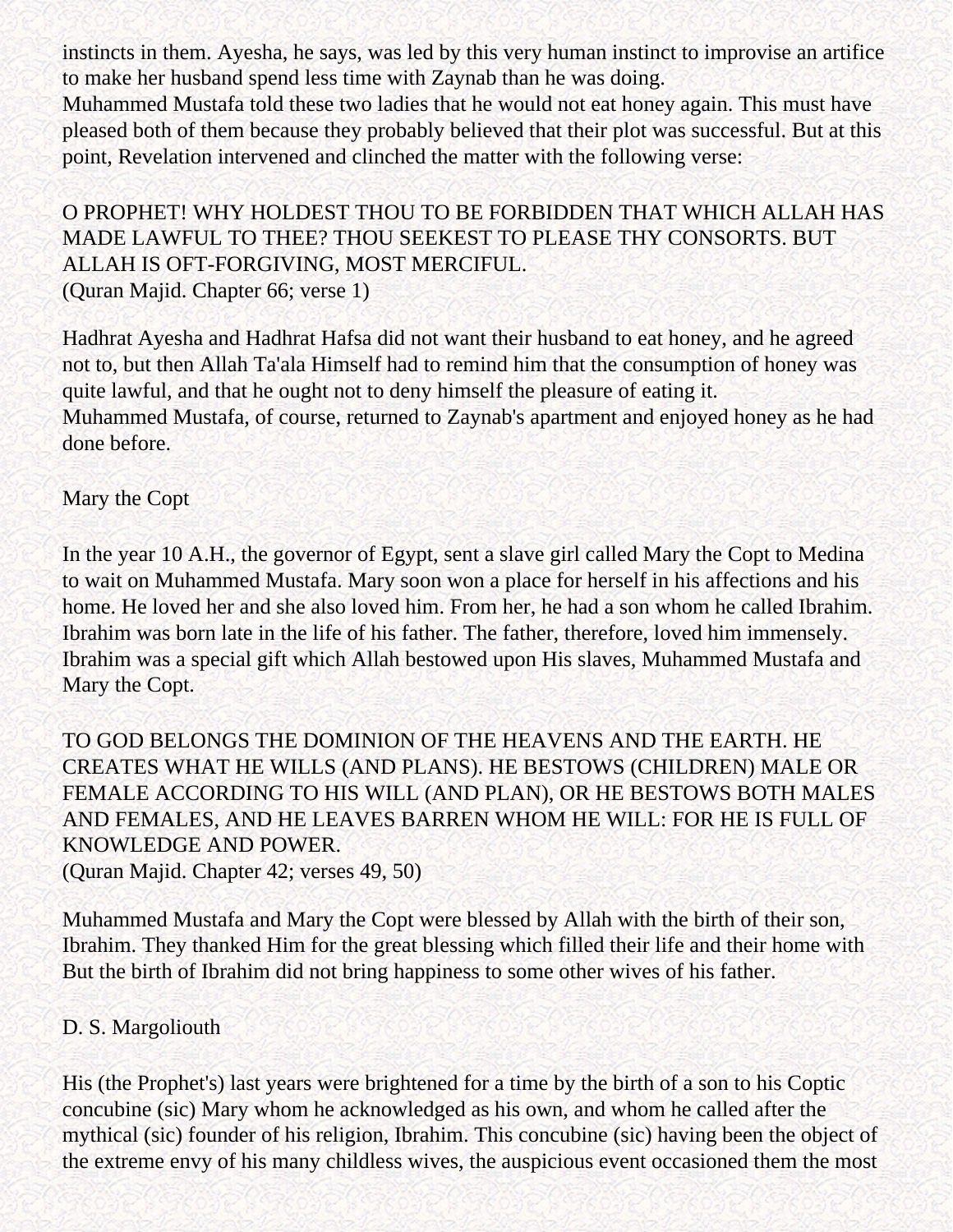instincts in them. Ayesha, he says, was led by this very human instinct to improvise an artifice to make her husband spend less time with Zaynab than he was doing.
Muhammed Mustafa told these two ladies that he would not eat honey again. This must have pleased both of them because they probably believed that their plot was successful. But at this point, Revelation intervened and clinched the matter with the following verse:

O PROPHET! WHY HOLDEST THOU TO BE FORBIDDEN THAT WHICH ALLAH HAS MADE LAWFUL TO THEE? THOU SEEKEST TO PLEASE THY CONSORTS. BUT ALLAH IS OFT-FORGIVING, MOST MERCIFUL.
(Quran Majid. Chapter 66; verse 1)

Hadhrat Ayesha and Hadhrat Hafsa did not want their husband to eat honey, and he agreed not to, but then Allah Ta'ala Himself had to remind him that the consumption of honey was quite lawful, and that he ought not to deny himself the pleasure of eating it.
Muhammed Mustafa, of course, returned to Zaynab's apartment and enjoyed honey as he had done before.

## Mary the Copt

In the year 10 A.H., the governor of Egypt, sent a slave girl called Mary the Copt to Medina to wait on Muhammed Mustafa. Mary soon won a place for herself in his affections and his home. He loved her and she also loved him. From her, he had a son whom he called Ibrahim. Ibrahim was born late in the life of his father. The father, therefore, loved him immensely. Ibrahim was a special gift which Allah bestowed upon His slaves, Muhammed Mustafa and Mary the Copt.

TO GOD BELONGS THE DOMINION OF THE HEAVENS AND THE EARTH. HE CREATES WHAT HE WILLS (AND PLANS). HE BESTOWS (CHILDREN) MALE OR FEMALE ACCORDING TO HIS WILL (AND PLAN), OR HE BESTOWS BOTH MALES AND FEMALES, AND HE LEAVES BARREN WHOM HE WILL: FOR HE IS FULL OF KNOWLEDGE AND POWER.
(Quran Majid. Chapter 42; verses 49, 50)

Muhammed Mustafa and Mary the Copt were blessed by Allah with the birth of their son, Ibrahim. They thanked Him for the great blessing which filled their life and their home with But the birth of Ibrahim did not bring happiness to some other wives of his father.

## D. S. Margoliouth

His (the Prophet's) last years were brightened for a time by the birth of a son to his Coptic concubine (sic) Mary whom he acknowledged as his own, and whom he called after the mythical (sic) founder of his religion, Ibrahim. This concubine (sic) having been the object of the extreme envy of his many childless wives, the auspicious event occasioned them the most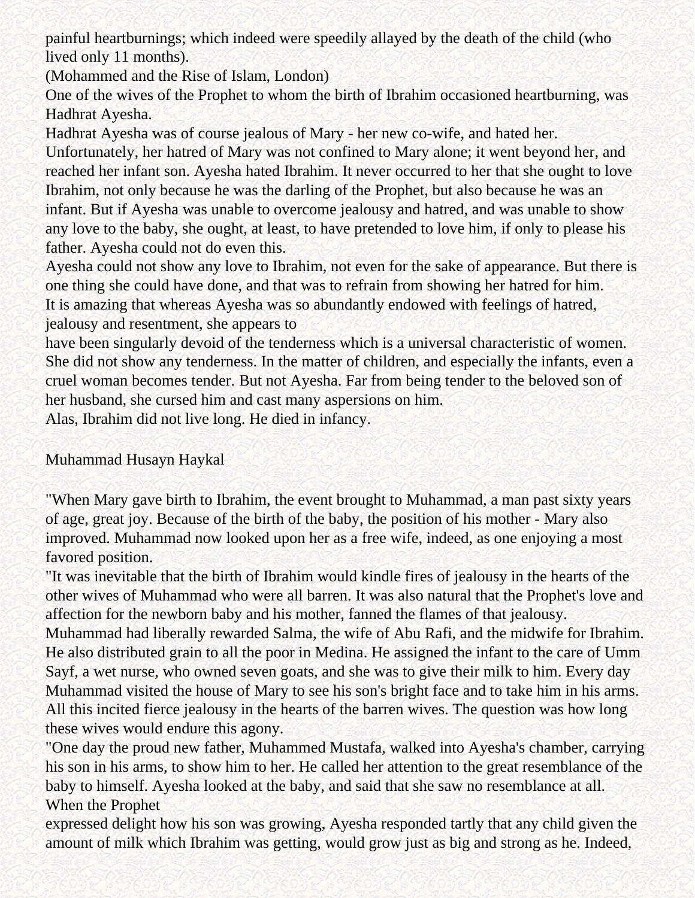painful heartburnings; which indeed were speedily allayed by the death of the child (who lived only 11 months).

(Mohammed and the Rise of Islam, London)

One of the wives of the Prophet to whom the birth of Ibrahim occasioned heartburning, was Hadhrat Ayesha.

Hadhrat Ayesha was of course jealous of Mary - her new co-wife, and hated her. Unfortunately, her hatred of Mary was not confined to Mary alone; it went beyond her, and reached her infant son. Ayesha hated Ibrahim. It never occurred to her that she ought to love Ibrahim, not only because he was the darling of the Prophet, but also because he was an infant. But if Ayesha was unable to overcome jealousy and hatred, and was unable to show any love to the baby, she ought, at least, to have pretended to love him, if only to please his father. Ayesha could not do even this.

Ayesha could not show any love to Ibrahim, not even for the sake of appearance. But there is one thing she could have done, and that was to refrain from showing her hatred for him. It is amazing that whereas Ayesha was so abundantly endowed with feelings of hatred, jealousy and resentment, she appears to have been singularly devoid of the tenderness which is a universal characteristic of women. She did not show any tenderness. In the matter of children, and especially the infants, even a cruel woman becomes tender. But not Ayesha. Far from being tender to the beloved son of her husband, she cursed him and cast many aspersions on him.

Alas, Ibrahim did not live long. He died in infancy.

Muhammad Husayn Haykal

"When Mary gave birth to Ibrahim, the event brought to Muhammad, a man past sixty years of age, great joy. Because of the birth of the baby, the position of his mother - Mary also improved. Muhammad now looked upon her as a free wife, indeed, as one enjoying a most favored position.

"It was inevitable that the birth of Ibrahim would kindle fires of jealousy in the hearts of the other wives of Muhammad who were all barren. It was also natural that the Prophet's love and affection for the newborn baby and his mother, fanned the flames of that jealousy. Muhammad had liberally rewarded Salma, the wife of Abu Rafi, and the midwife for Ibrahim. He also distributed grain to all the poor in Medina. He assigned the infant to the care of Umm Sayf, a wet nurse, who owned seven goats, and she was to give their milk to him. Every day Muhammad visited the house of Mary to see his son's bright face and to take him in his arms. All this incited fierce jealousy in the hearts of the barren wives. The question was how long these wives would endure this agony.

"One day the proud new father, Muhammed Mustafa, walked into Ayesha's chamber, carrying his son in his arms, to show him to her. He called her attention to the great resemblance of the baby to himself. Ayesha looked at the baby, and said that she saw no resemblance at all. When the Prophet expressed delight how his son was growing, Ayesha responded tartly that any child given the amount of milk which Ibrahim was getting, would grow just as big and strong as he. Indeed,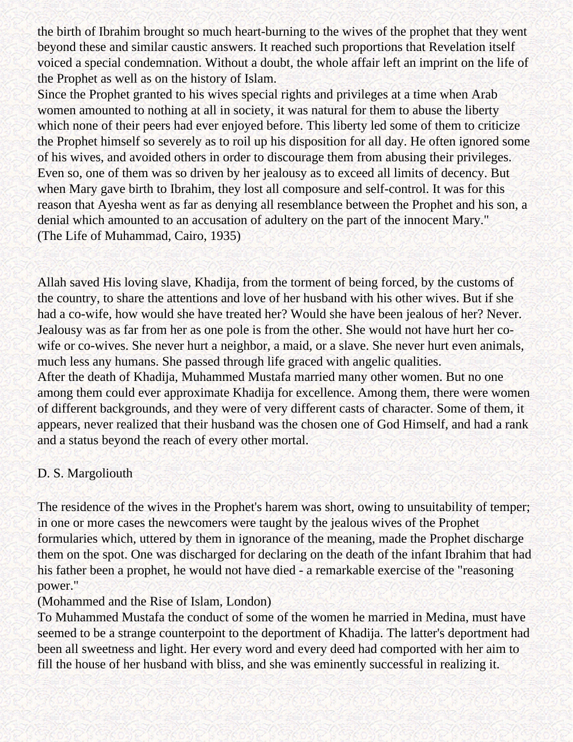the birth of Ibrahim brought so much heart-burning to the wives of the prophet that they went beyond these and similar caustic answers. It reached such proportions that Revelation itself voiced a special condemnation. Without a doubt, the whole affair left an imprint on the life of the Prophet as well as on the history of Islam.

Since the Prophet granted to his wives special rights and privileges at a time when Arab women amounted to nothing at all in society, it was natural for them to abuse the liberty which none of their peers had ever enjoyed before. This liberty led some of them to criticize the Prophet himself so severely as to roil up his disposition for all day. He often ignored some of his wives, and avoided others in order to discourage them from abusing their privileges. Even so, one of them was so driven by her jealousy as to exceed all limits of decency. But when Mary gave birth to Ibrahim, they lost all composure and self-control. It was for this reason that Ayesha went as far as denying all resemblance between the Prophet and his son, a denial which amounted to an accusation of adultery on the part of the innocent Mary."
(The Life of Muhammad, Cairo, 1935)

Allah saved His loving slave, Khadija, from the torment of being forced, by the customs of the country, to share the attentions and love of her husband with his other wives. But if she had a co-wife, how would she have treated her? Would she have been jealous of her? Never. Jealousy was as far from her as one pole is from the other. She would not have hurt her co-wife or co-wives. She never hurt a neighbor, a maid, or a slave. She never hurt even animals, much less any humans. She passed through life graced with angelic qualities.

After the death of Khadija, Muhammed Mustafa married many other women. But no one among them could ever approximate Khadija for excellence. Among them, there were women of different backgrounds, and they were of very different casts of character. Some of them, it appears, never realized that their husband was the chosen one of God Himself, and had a rank and a status beyond the reach of every other mortal.

D. S. Margoliouth

The residence of the wives in the Prophet's harem was short, owing to unsuitability of temper; in one or more cases the newcomers were taught by the jealous wives of the Prophet formularies which, uttered by them in ignorance of the meaning, made the Prophet discharge them on the spot. One was discharged for declaring on the death of the infant Ibrahim that had his father been a prophet, he would not have died - a remarkable exercise of the "reasoning power."
(Mohammed and the Rise of Islam, London)

To Muhammed Mustafa the conduct of some of the women he married in Medina, must have seemed to be a strange counterpoint to the deportment of Khadija. The latter's deportment had been all sweetness and light. Her every word and every deed had comported with her aim to fill the house of her husband with bliss, and she was eminently successful in realizing it.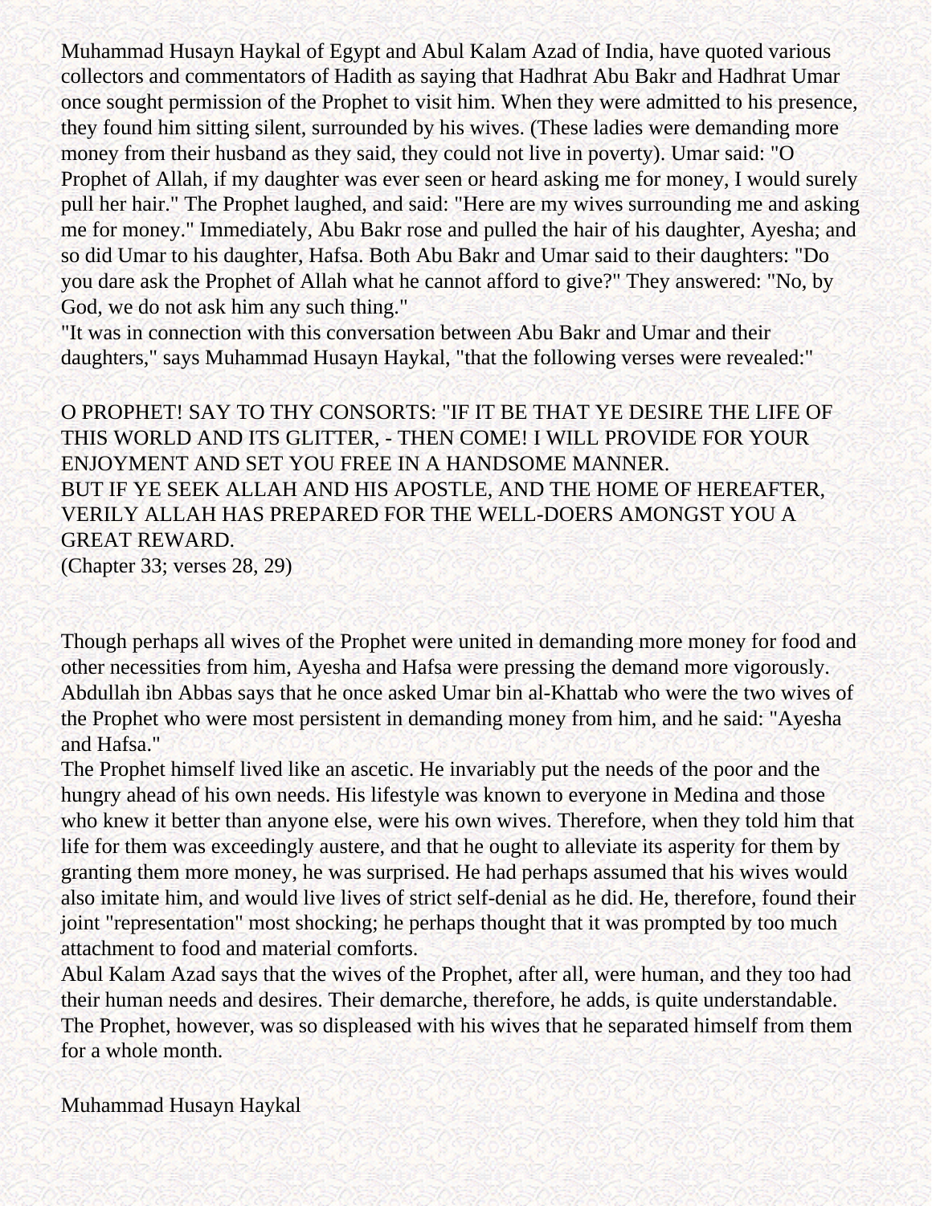Muhammad Husayn Haykal of Egypt and Abul Kalam Azad of India, have quoted various collectors and commentators of Hadith as saying that Hadhrat Abu Bakr and Hadhrat Umar once sought permission of the Prophet to visit him. When they were admitted to his presence, they found him sitting silent, surrounded by his wives. (These ladies were demanding more money from their husband as they said, they could not live in poverty). Umar said: "O Prophet of Allah, if my daughter was ever seen or heard asking me for money, I would surely pull her hair." The Prophet laughed, and said: "Here are my wives surrounding me and asking me for money." Immediately, Abu Bakr rose and pulled the hair of his daughter, Ayesha; and so did Umar to his daughter, Hafsa. Both Abu Bakr and Umar said to their daughters: "Do you dare ask the Prophet of Allah what he cannot afford to give?" They answered: "No, by God, we do not ask him any such thing."

"It was in connection with this conversation between Abu Bakr and Umar and their daughters," says Muhammad Husayn Haykal, "that the following verses were revealed:"

O PROPHET! SAY TO THY CONSORTS: "IF IT BE THAT YE DESIRE THE LIFE OF THIS WORLD AND ITS GLITTER, - THEN COME! I WILL PROVIDE FOR YOUR ENJOYMENT AND SET YOU FREE IN A HANDSOME MANNER.
BUT IF YE SEEK ALLAH AND HIS APOSTLE, AND THE HOME OF HEREAFTER, VERILY ALLAH HAS PREPARED FOR THE WELL-DOERS AMONGST YOU A GREAT REWARD.
(Chapter 33; verses 28, 29)

Though perhaps all wives of the Prophet were united in demanding more money for food and other necessities from him, Ayesha and Hafsa were pressing the demand more vigorously. Abdullah ibn Abbas says that he once asked Umar bin al-Khattab who were the two wives of the Prophet who were most persistent in demanding money from him, and he said: "Ayesha and Hafsa."

The Prophet himself lived like an ascetic. He invariably put the needs of the poor and the hungry ahead of his own needs. His lifestyle was known to everyone in Medina and those who knew it better than anyone else, were his own wives. Therefore, when they told him that life for them was exceedingly austere, and that he ought to alleviate its asperity for them by granting them more money, he was surprised. He had perhaps assumed that his wives would also imitate him, and would live lives of strict self-denial as he did. He, therefore, found their joint "representation" most shocking; he perhaps thought that it was prompted by too much attachment to food and material comforts.

Abul Kalam Azad says that the wives of the Prophet, after all, were human, and they too had their human needs and desires. Their demarche, therefore, he adds, is quite understandable. The Prophet, however, was so displeased with his wives that he separated himself from them for a whole month.

Muhammad Husayn Haykal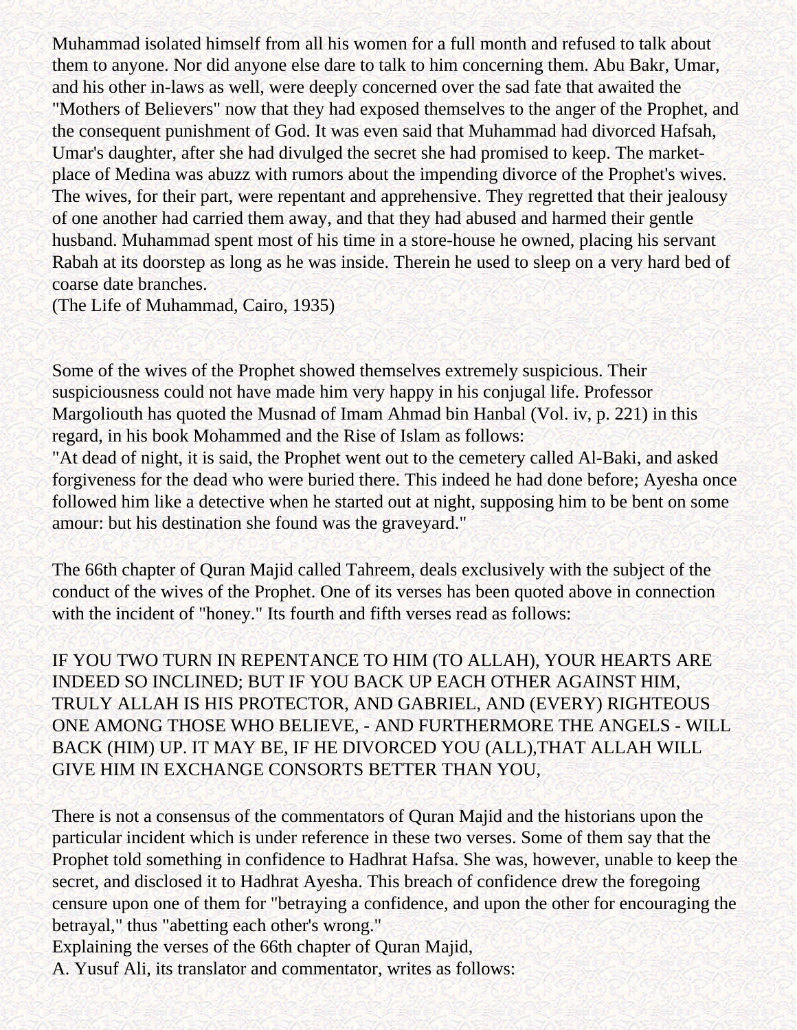Muhammad isolated himself from all his women for a full month and refused to talk about them to anyone. Nor did anyone else dare to talk to him concerning them. Abu Bakr, Umar, and his other in-laws as well, were deeply concerned over the sad fate that awaited the "Mothers of Believers" now that they had exposed themselves to the anger of the Prophet, and the consequent punishment of God. It was even said that Muhammad had divorced Hafsah, Umar's daughter, after she had divulged the secret she had promised to keep. The market-place of Medina was abuzz with rumors about the impending divorce of the Prophet's wives. The wives, for their part, were repentant and apprehensive. They regretted that their jealousy of one another had carried them away, and that they had abused and harmed their gentle husband. Muhammad spent most of his time in a store-house he owned, placing his servant Rabah at its doorstep as long as he was inside. Therein he used to sleep on a very hard bed of coarse date branches.
(The Life of Muhammad, Cairo, 1935)

Some of the wives of the Prophet showed themselves extremely suspicious. Their suspiciousness could not have made him very happy in his conjugal life. Professor Margoliouth has quoted the Musnad of Imam Ahmad bin Hanbal (Vol. iv, p. 221) in this regard, in his book Mohammed and the Rise of Islam as follows:
"At dead of night, it is said, the Prophet went out to the cemetery called Al-Baki, and asked forgiveness for the dead who were buried there. This indeed he had done before; Ayesha once followed him like a detective when he started out at night, supposing him to be bent on some amour: but his destination she found was the graveyard."

The 66th chapter of Quran Majid called Tahreem, deals exclusively with the subject of the conduct of the wives of the Prophet. One of its verses has been quoted above in connection with the incident of "honey." Its fourth and fifth verses read as follows:

IF YOU TWO TURN IN REPENTANCE TO HIM (TO ALLAH), YOUR HEARTS ARE INDEED SO INCLINED; BUT IF YOU BACK UP EACH OTHER AGAINST HIM, TRULY ALLAH IS HIS PROTECTOR, AND GABRIEL, AND (EVERY) RIGHTEOUS ONE AMONG THOSE WHO BELIEVE, - AND FURTHERMORE THE ANGELS - WILL BACK (HIM) UP. IT MAY BE, IF HE DIVORCED YOU (ALL),THAT ALLAH WILL GIVE HIM IN EXCHANGE CONSORTS BETTER THAN YOU,

There is not a consensus of the commentators of Quran Majid and the historians upon the particular incident which is under reference in these two verses. Some of them say that the Prophet told something in confidence to Hadhrat Hafsa. She was, however, unable to keep the secret, and disclosed it to Hadhrat Ayesha. This breach of confidence drew the foregoing censure upon one of them for "betraying a confidence, and upon the other for encouraging the betrayal," thus "abetting each other's wrong."
Explaining the verses of the 66th chapter of Quran Majid,
A. Yusuf Ali, its translator and commentator, writes as follows: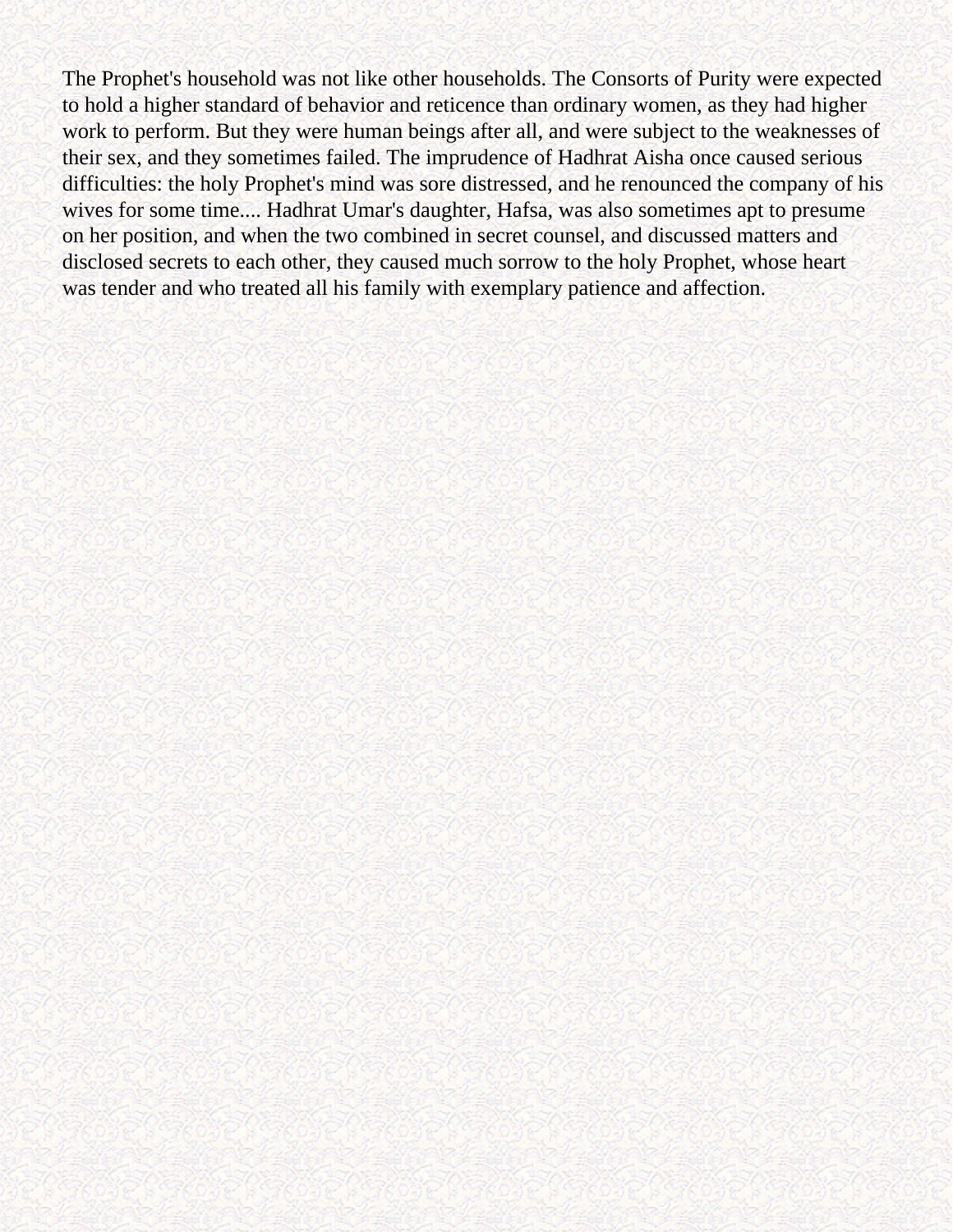The Prophet's household was not like other households. The Consorts of Purity were expected to hold a higher standard of behavior and reticence than ordinary women, as they had higher work to perform. But they were human beings after all, and were subject to the weaknesses of their sex, and they sometimes failed. The imprudence of Hadhrat Aisha once caused serious difficulties: the holy Prophet's mind was sore distressed, and he renounced the company of his wives for some time.... Hadhrat Umar's daughter, Hafsa, was also sometimes apt to presume on her position, and when the two combined in secret counsel, and discussed matters and disclosed secrets to each other, they caused much sorrow to the holy Prophet, whose heart was tender and who treated all his family with exemplary patience and affection.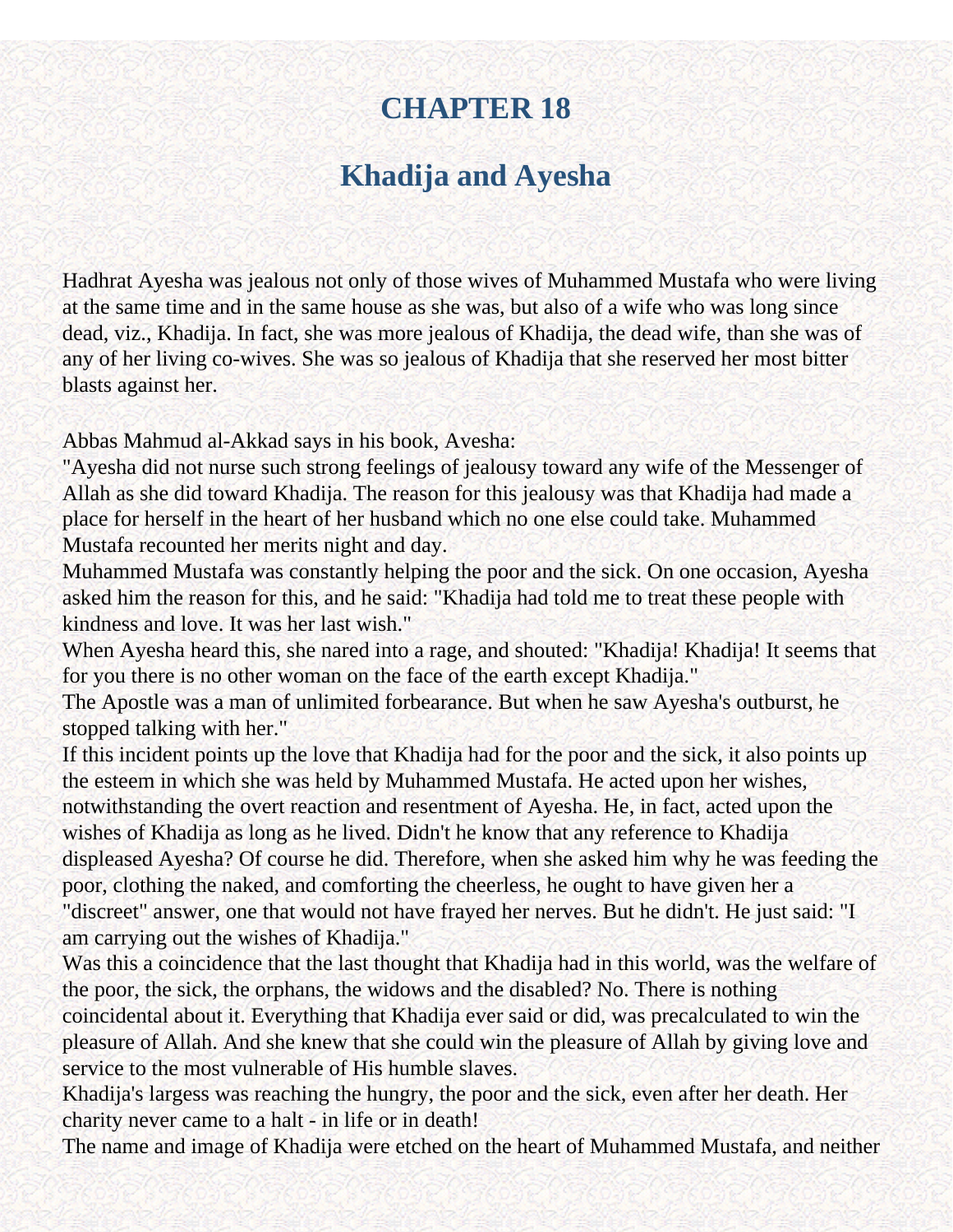# CHAPTER 18

## Khadija and Ayesha

Hadhrat Ayesha was jealous not only of those wives of Muhammed Mustafa who were living at the same time and in the same house as she was, but also of a wife who was long since dead, viz., Khadija. In fact, she was more jealous of Khadija, the dead wife, than she was of any of her living co-wives. She was so jealous of Khadija that she reserved her most bitter blasts against her.

Abbas Mahmud al-Akkad says in his book, Avesha:
"Ayesha did not nurse such strong feelings of jealousy toward any wife of the Messenger of Allah as she did toward Khadija. The reason for this jealousy was that Khadija had made a place for herself in the heart of her husband which no one else could take. Muhammed Mustafa recounted her merits night and day.
Muhammed Mustafa was constantly helping the poor and the sick. On one occasion, Ayesha asked him the reason for this, and he said: "Khadija had told me to treat these people with kindness and love. It was her last wish."
When Ayesha heard this, she nared into a rage, and shouted: "Khadija! Khadija! It seems that for you there is no other woman on the face of the earth except Khadija."
The Apostle was a man of unlimited forbearance. But when he saw Ayesha's outburst, he stopped talking with her."
If this incident points up the love that Khadija had for the poor and the sick, it also points up the esteem in which she was held by Muhammed Mustafa. He acted upon her wishes, notwithstanding the overt reaction and resentment of Ayesha. He, in fact, acted upon the wishes of Khadija as long as he lived. Didn't he know that any reference to Khadija displeased Ayesha? Of course he did. Therefore, when she asked him why he was feeding the poor, clothing the naked, and comforting the cheerless, he ought to have given her a "discreet" answer, one that would not have frayed her nerves. But he didn't. He just said: "I am carrying out the wishes of Khadija."
Was this a coincidence that the last thought that Khadija had in this world, was the welfare of the poor, the sick, the orphans, the widows and the disabled? No. There is nothing coincidental about it. Everything that Khadija ever said or did, was precalculated to win the pleasure of Allah. And she knew that she could win the pleasure of Allah by giving love and service to the most vulnerable of His humble slaves.
Khadija's largess was reaching the hungry, the poor and the sick, even after her death. Her charity never came to a halt - in life or in death!
The name and image of Khadija were etched on the heart of Muhammed Mustafa, and neither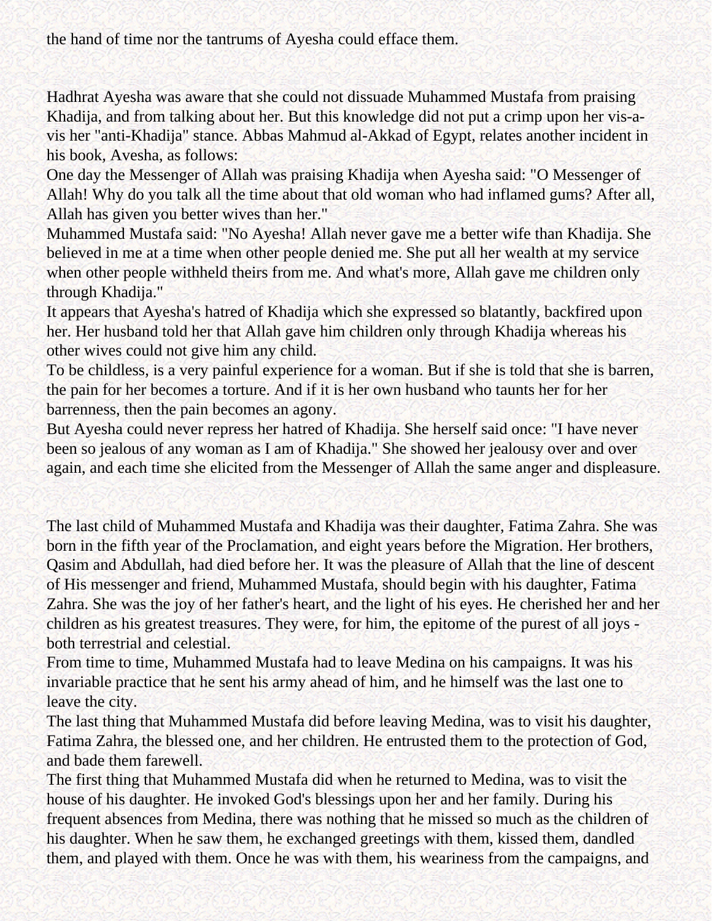the hand of time nor the tantrums of Ayesha could efface them.

Hadhrat Ayesha was aware that she could not dissuade Muhammed Mustafa from praising Khadija, and from talking about her. But this knowledge did not put a crimp upon her vis-a-vis her "anti-Khadija" stance. Abbas Mahmud al-Akkad of Egypt, relates another incident in his book, Avesha, as follows:

One day the Messenger of Allah was praising Khadija when Ayesha said: "O Messenger of Allah! Why do you talk all the time about that old woman who had inflamed gums? After all, Allah has given you better wives than her."

Muhammed Mustafa said: "No Ayesha! Allah never gave me a better wife than Khadija. She believed in me at a time when other people denied me. She put all her wealth at my service when other people withheld theirs from me. And what's more, Allah gave me children only through Khadija."

It appears that Ayesha's hatred of Khadija which she expressed so blatantly, backfired upon her. Her husband told her that Allah gave him children only through Khadija whereas his other wives could not give him any child.

To be childless, is a very painful experience for a woman. But if she is told that she is barren, the pain for her becomes a torture. And if it is her own husband who taunts her for her barrenness, then the pain becomes an agony.

But Ayesha could never repress her hatred of Khadija. She herself said once: "I have never been so jealous of any woman as I am of Khadija." She showed her jealousy over and over again, and each time she elicited from the Messenger of Allah the same anger and displeasure.

The last child of Muhammed Mustafa and Khadija was their daughter, Fatima Zahra. She was born in the fifth year of the Proclamation, and eight years before the Migration. Her brothers, Qasim and Abdullah, had died before her. It was the pleasure of Allah that the line of descent of His messenger and friend, Muhammed Mustafa, should begin with his daughter, Fatima Zahra. She was the joy of her father's heart, and the light of his eyes. He cherished her and her children as his greatest treasures. They were, for him, the epitome of the purest of all joys - both terrestrial and celestial.

From time to time, Muhammed Mustafa had to leave Medina on his campaigns. It was his invariable practice that he sent his army ahead of him, and he himself was the last one to leave the city.

The last thing that Muhammed Mustafa did before leaving Medina, was to visit his daughter, Fatima Zahra, the blessed one, and her children. He entrusted them to the protection of God, and bade them farewell.

The first thing that Muhammed Mustafa did when he returned to Medina, was to visit the house of his daughter. He invoked God's blessings upon her and her family. During his frequent absences from Medina, there was nothing that he missed so much as the children of his daughter. When he saw them, he exchanged greetings with them, kissed them, dandled them, and played with them. Once he was with them, his weariness from the campaigns, and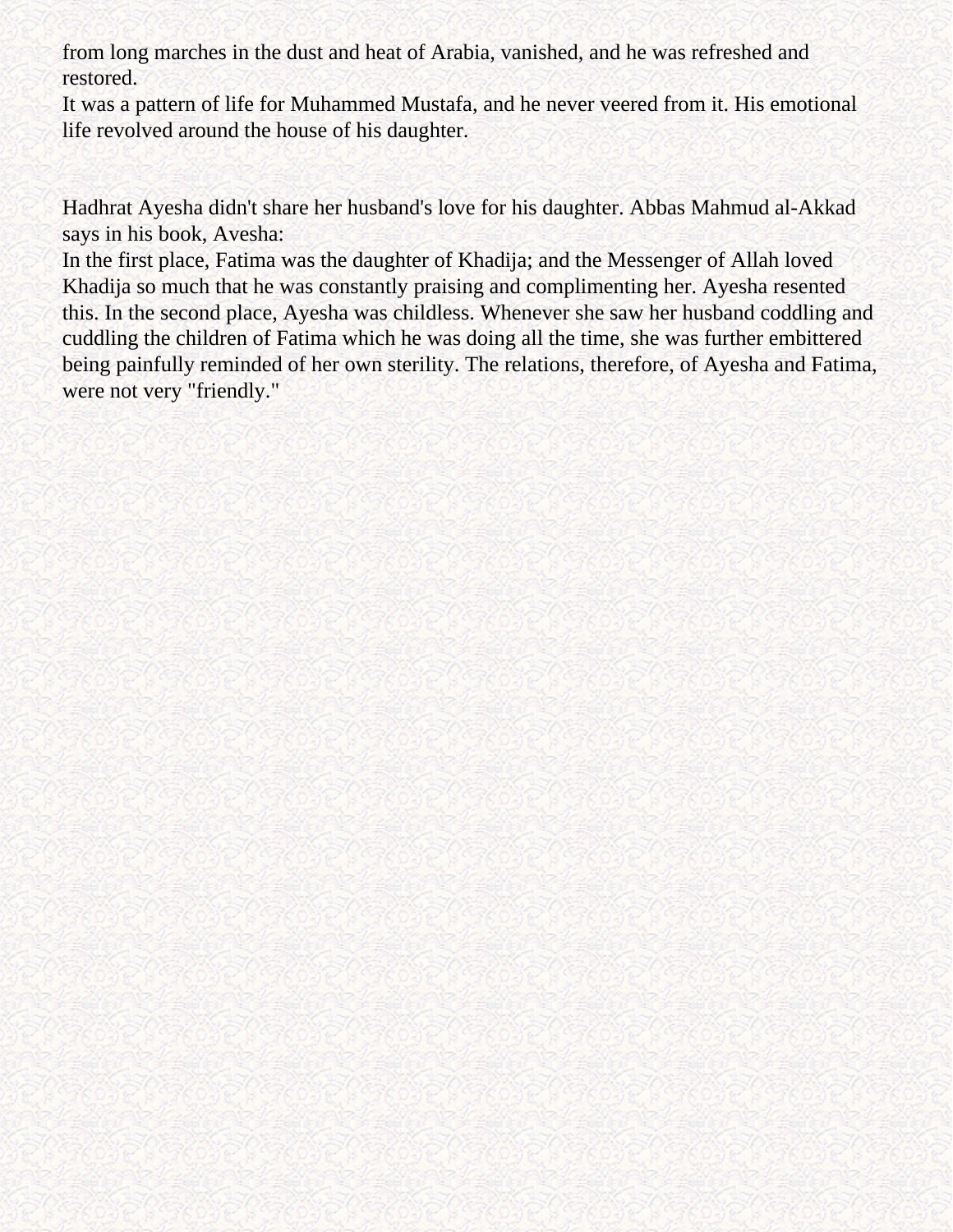from long marches in the dust and heat of Arabia, vanished, and he was refreshed and restored.

It was a pattern of life for Muhammed Mustafa, and he never veered from it. His emotional life revolved around the house of his daughter.

Hadhrat Ayesha didn't share her husband's love for his daughter. Abbas Mahmud al-Akkad says in his book, Avesha:

In the first place, Fatima was the daughter of Khadija; and the Messenger of Allah loved Khadija so much that he was constantly praising and complimenting her. Ayesha resented this. In the second place, Ayesha was childless. Whenever she saw her husband coddling and cuddling the children of Fatima which he was doing all the time, she was further embittered being painfully reminded of her own sterility. The relations, therefore, of Ayesha and Fatima, were not very "friendly."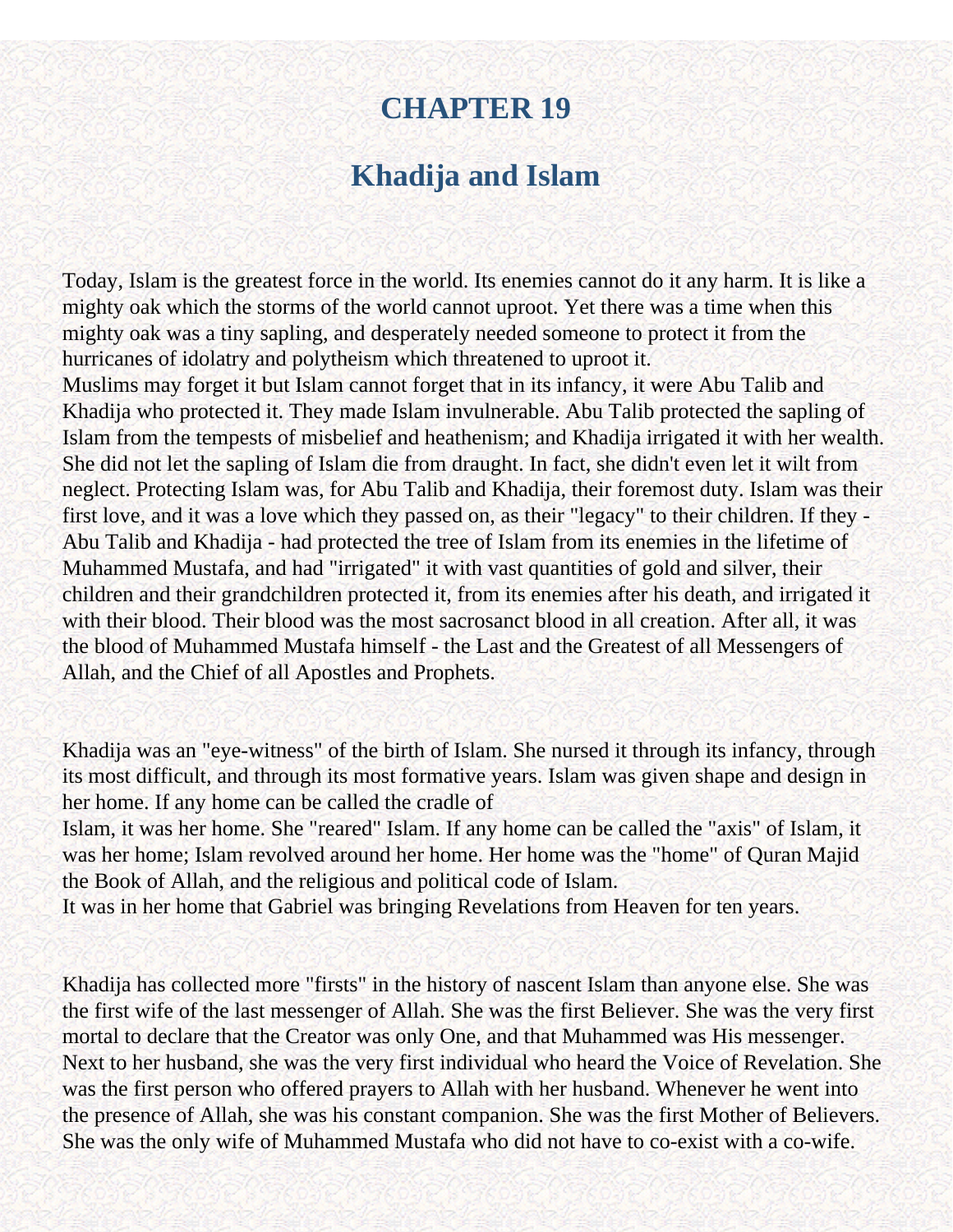# CHAPTER 19

## Khadija and Islam

Today, Islam is the greatest force in the world. Its enemies cannot do it any harm. It is like a mighty oak which the storms of the world cannot uproot. Yet there was a time when this mighty oak was a tiny sapling, and desperately needed someone to protect it from the hurricanes of idolatry and polytheism which threatened to uproot it.

Muslims may forget it but Islam cannot forget that in its infancy, it were Abu Talib and Khadija who protected it. They made Islam invulnerable. Abu Talib protected the sapling of Islam from the tempests of misbelief and heathenism; and Khadija irrigated it with her wealth. She did not let the sapling of Islam die from draught. In fact, she didn't even let it wilt from neglect. Protecting Islam was, for Abu Talib and Khadija, their foremost duty. Islam was their first love, and it was a love which they passed on, as their "legacy" to their children. If they - Abu Talib and Khadija - had protected the tree of Islam from its enemies in the lifetime of Muhammed Mustafa, and had "irrigated" it with vast quantities of gold and silver, their children and their grandchildren protected it, from its enemies after his death, and irrigated it with their blood. Their blood was the most sacrosanct blood in all creation. After all, it was the blood of Muhammed Mustafa himself - the Last and the Greatest of all Messengers of Allah, and the Chief of all Apostles and Prophets.

Khadija was an "eye-witness" of the birth of Islam. She nursed it through its infancy, through its most difficult, and through its most formative years. Islam was given shape and design in her home. If any home can be called the cradle of Islam, it was her home. She "reared" Islam. If any home can be called the "axis" of Islam, it was her home; Islam revolved around her home. Her home was the "home" of Quran Majid the Book of Allah, and the religious and political code of Islam.

It was in her home that Gabriel was bringing Revelations from Heaven for ten years.

Khadija has collected more "firsts" in the history of nascent Islam than anyone else. She was the first wife of the last messenger of Allah. She was the first Believer. She was the very first mortal to declare that the Creator was only One, and that Muhammed was His messenger. Next to her husband, she was the very first individual who heard the Voice of Revelation. She was the first person who offered prayers to Allah with her husband. Whenever he went into the presence of Allah, she was his constant companion. She was the first Mother of Believers. She was the only wife of Muhammed Mustafa who did not have to co-exist with a co-wife.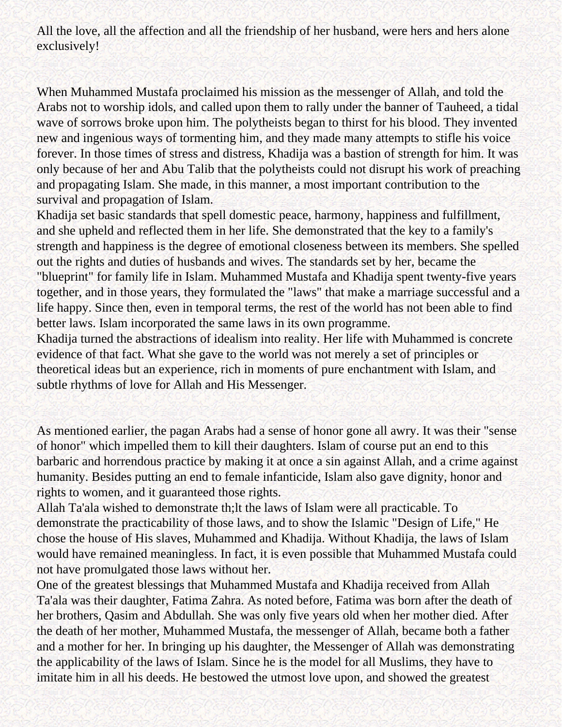All the love, all the affection and all the friendship of her husband, were hers and hers alone exclusively!

When Muhammed Mustafa proclaimed his mission as the messenger of Allah, and told the Arabs not to worship idols, and called upon them to rally under the banner of Tauheed, a tidal wave of sorrows broke upon him. The polytheists began to thirst for his blood. They invented new and ingenious ways of tormenting him, and they made many attempts to stifle his voice forever. In those times of stress and distress, Khadija was a bastion of strength for him. It was only because of her and Abu Talib that the polytheists could not disrupt his work of preaching and propagating Islam. She made, in this manner, a most important contribution to the survival and propagation of Islam.

Khadija set basic standards that spell domestic peace, harmony, happiness and fulfillment, and she upheld and reflected them in her life. She demonstrated that the key to a family's strength and happiness is the degree of emotional closeness between its members. She spelled out the rights and duties of husbands and wives. The standards set by her, became the "blueprint" for family life in Islam. Muhammed Mustafa and Khadija spent twenty-five years together, and in those years, they formulated the "laws" that make a marriage successful and a life happy. Since then, even in temporal terms, the rest of the world has not been able to find better laws. Islam incorporated the same laws in its own programme.

Khadija turned the abstractions of idealism into reality. Her life with Muhammed is concrete evidence of that fact. What she gave to the world was not merely a set of principles or theoretical ideas but an experience, rich in moments of pure enchantment with Islam, and subtle rhythms of love for Allah and His Messenger.

As mentioned earlier, the pagan Arabs had a sense of honor gone all awry. It was their "sense of honor" which impelled them to kill their daughters. Islam of course put an end to this barbaric and horrendous practice by making it at once a sin against Allah, and a crime against humanity. Besides putting an end to female infanticide, Islam also gave dignity, honor and rights to women, and it guaranteed those rights.

Allah Ta'ala wished to demonstrate th;lt the laws of Islam were all practicable. To demonstrate the practicability of those laws, and to show the Islamic "Design of Life," He chose the house of His slaves, Muhammed and Khadija. Without Khadija, the laws of Islam would have remained meaningless. In fact, it is even possible that Muhammed Mustafa could not have promulgated those laws without her.

One of the greatest blessings that Muhammed Mustafa and Khadija received from Allah Ta'ala was their daughter, Fatima Zahra. As noted before, Fatima was born after the death of her brothers, Qasim and Abdullah. She was only five years old when her mother died. After the death of her mother, Muhammed Mustafa, the messenger of Allah, became both a father and a mother for her. In bringing up his daughter, the Messenger of Allah was demonstrating the applicability of the laws of Islam. Since he is the model for all Muslims, they have to imitate him in all his deeds. He bestowed the utmost love upon, and showed the greatest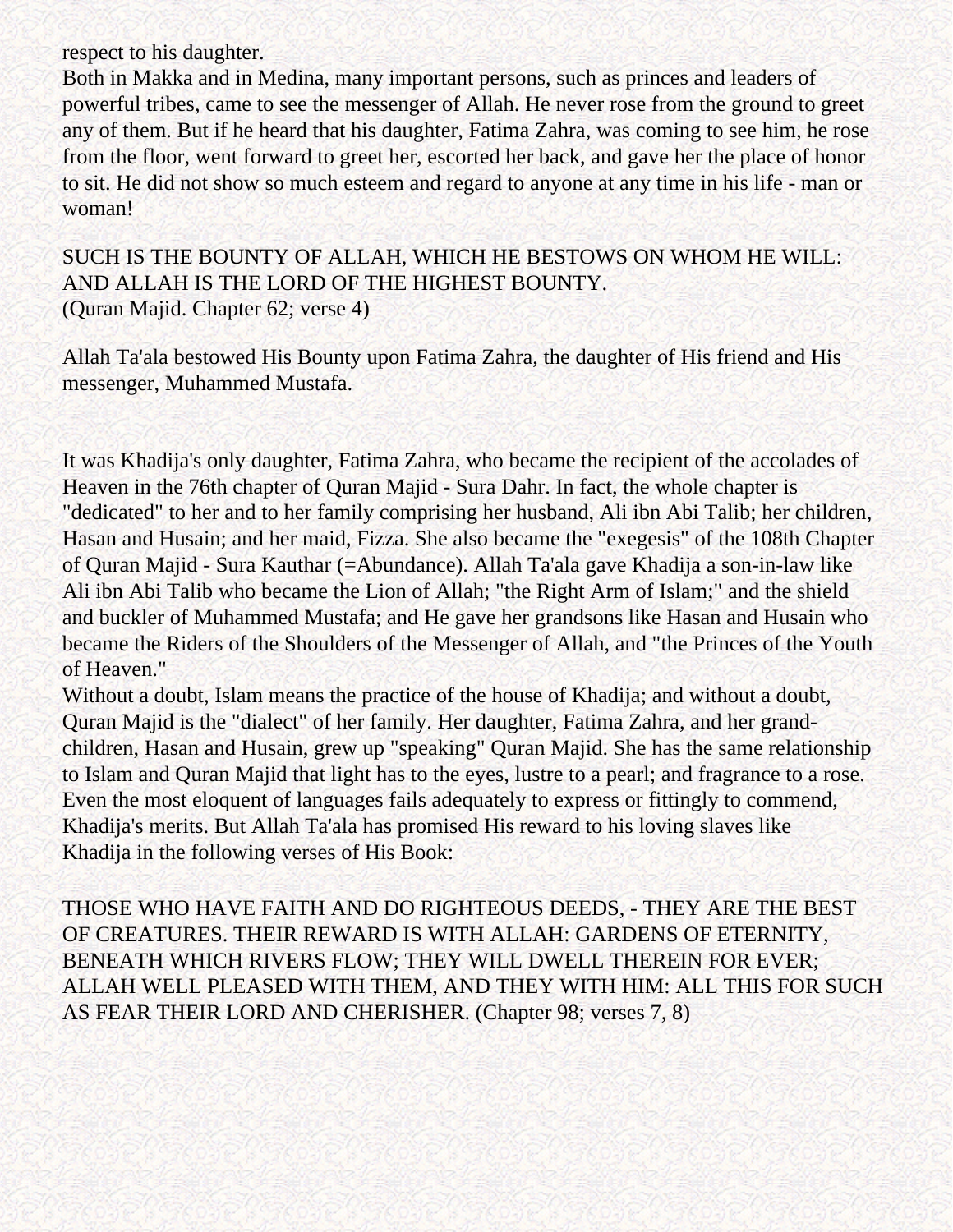respect to his daughter.
Both in Makka and in Medina, many important persons, such as princes and leaders of powerful tribes, came to see the messenger of Allah. He never rose from the ground to greet any of them. But if he heard that his daughter, Fatima Zahra, was coming to see him, he rose from the floor, went forward to greet her, escorted her back, and gave her the place of honor to sit. He did not show so much esteem and regard to anyone at any time in his life - man or woman!

SUCH IS THE BOUNTY OF ALLAH, WHICH HE BESTOWS ON WHOM HE WILL: AND ALLAH IS THE LORD OF THE HIGHEST BOUNTY.
(Quran Majid. Chapter 62; verse 4)

Allah Ta'ala bestowed His Bounty upon Fatima Zahra, the daughter of His friend and His messenger, Muhammed Mustafa.

It was Khadija's only daughter, Fatima Zahra, who became the recipient of the accolades of Heaven in the 76th chapter of Quran Majid - Sura Dahr. In fact, the whole chapter is "dedicated" to her and to her family comprising her husband, Ali ibn Abi Talib; her children, Hasan and Husain; and her maid, Fizza. She also became the "exegesis" of the 108th Chapter of Quran Majid - Sura Kauthar (=Abundance). Allah Ta'ala gave Khadija a son-in-law like Ali ibn Abi Talib who became the Lion of Allah; "the Right Arm of Islam;" and the shield and buckler of Muhammed Mustafa; and He gave her grandsons like Hasan and Husain who became the Riders of the Shoulders of the Messenger of Allah, and "the Princes of the Youth of Heaven."
Without a doubt, Islam means the practice of the house of Khadija; and without a doubt, Quran Majid is the "dialect" of her family. Her daughter, Fatima Zahra, and her grand-children, Hasan and Husain, grew up "speaking" Quran Majid. She has the same relationship to Islam and Quran Majid that light has to the eyes, lustre to a pearl; and fragrance to a rose. Even the most eloquent of languages fails adequately to express or fittingly to commend, Khadija's merits. But Allah Ta'ala has promised His reward to his loving slaves like Khadija in the following verses of His Book:

THOSE WHO HAVE FAITH AND DO RIGHTEOUS DEEDS, - THEY ARE THE BEST OF CREATURES. THEIR REWARD IS WITH ALLAH: GARDENS OF ETERNITY, BENEATH WHICH RIVERS FLOW; THEY WILL DWELL THEREIN FOR EVER; ALLAH WELL PLEASED WITH THEM, AND THEY WITH HIM: ALL THIS FOR SUCH AS FEAR THEIR LORD AND CHERISHER. (Chapter 98; verses 7, 8)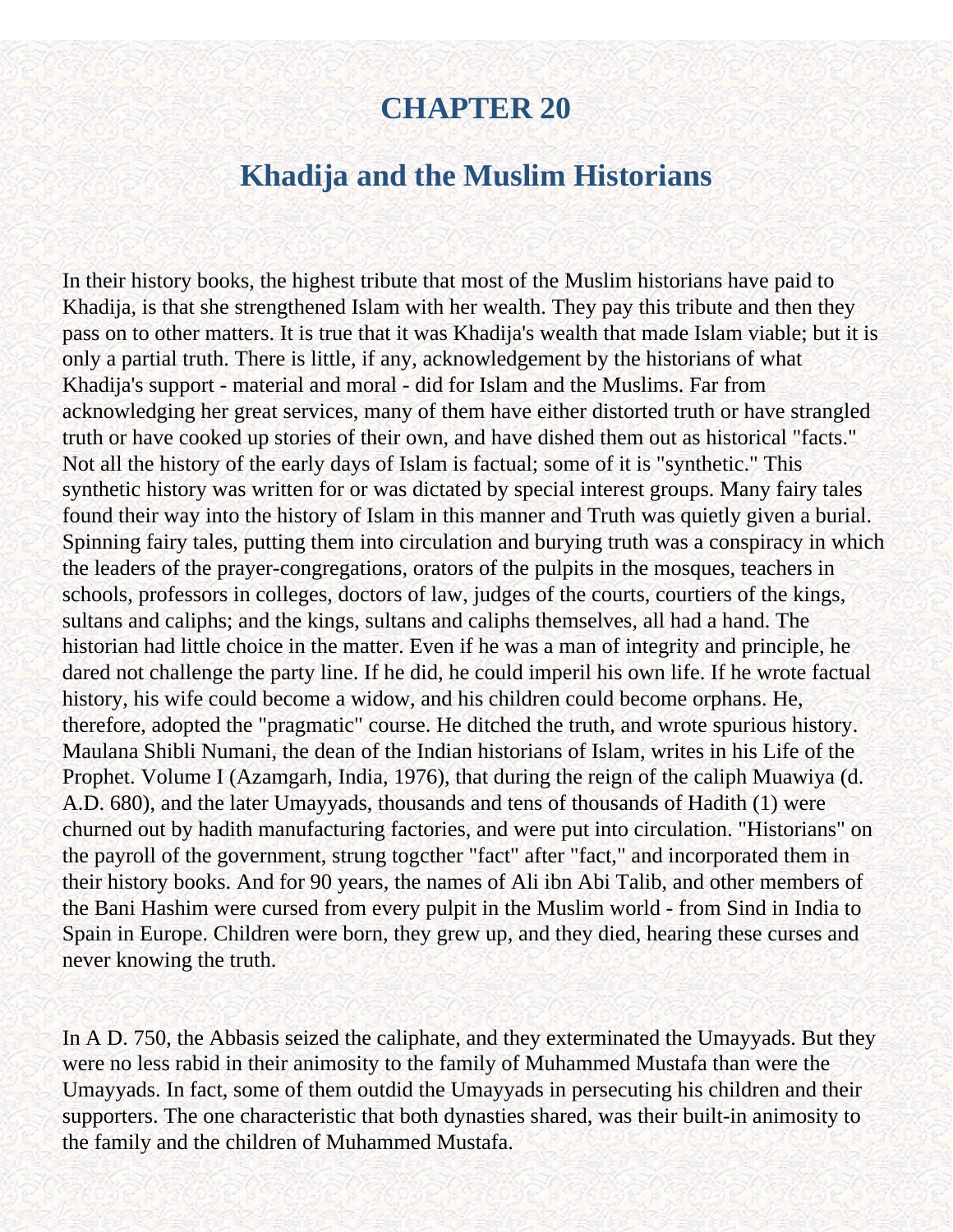# CHAPTER 20

## Khadija and the Muslim Historians

In their history books, the highest tribute that most of the Muslim historians have paid to Khadija, is that she strengthened Islam with her wealth. They pay this tribute and then they pass on to other matters. It is true that it was Khadija's wealth that made Islam viable; but it is only a partial truth. There is little, if any, acknowledgement by the historians of what Khadija's support - material and moral - did for Islam and the Muslims. Far from acknowledging her great services, many of them have either distorted truth or have strangled truth or have cooked up stories of their own, and have dished them out as historical "facts." Not all the history of the early days of Islam is factual; some of it is "synthetic." This synthetic history was written for or was dictated by special interest groups. Many fairy tales found their way into the history of Islam in this manner and Truth was quietly given a burial. Spinning fairy tales, putting them into circulation and burying truth was a conspiracy in which the leaders of the prayer-congregations, orators of the pulpits in the mosques, teachers in schools, professors in colleges, doctors of law, judges of the courts, courtiers of the kings, sultans and caliphs; and the kings, sultans and caliphs themselves, all had a hand. The historian had little choice in the matter. Even if he was a man of integrity and principle, he dared not challenge the party line. If he did, he could imperil his own life. If he wrote factual history, his wife could become a widow, and his children could become orphans. He, therefore, adopted the "pragmatic" course. He ditched the truth, and wrote spurious history. Maulana Shibli Numani, the dean of the Indian historians of Islam, writes in his Life of the Prophet. Volume I (Azamgarh, India, 1976), that during the reign of the caliph Muawiya (d. A.D. 680), and the later Umayyads, thousands and tens of thousands of Hadith (1) were churned out by hadith manufacturing factories, and were put into circulation. "Historians" on the payroll of the government, strung togcther "fact" after "fact," and incorporated them in their history books. And for 90 years, the names of Ali ibn Abi Talib, and other members of the Bani Hashim were cursed from every pulpit in the Muslim world - from Sind in India to Spain in Europe. Children were born, they grew up, and they died, hearing these curses and never knowing the truth.

In A D. 750, the Abbasis seized the caliphate, and they exterminated the Umayyads. But they were no less rabid in their animosity to the family of Muhammed Mustafa than were the Umayyads. In fact, some of them outdid the Umayyads in persecuting his children and their supporters. The one characteristic that both dynasties shared, was their built-in animosity to the family and the children of Muhammed Mustafa.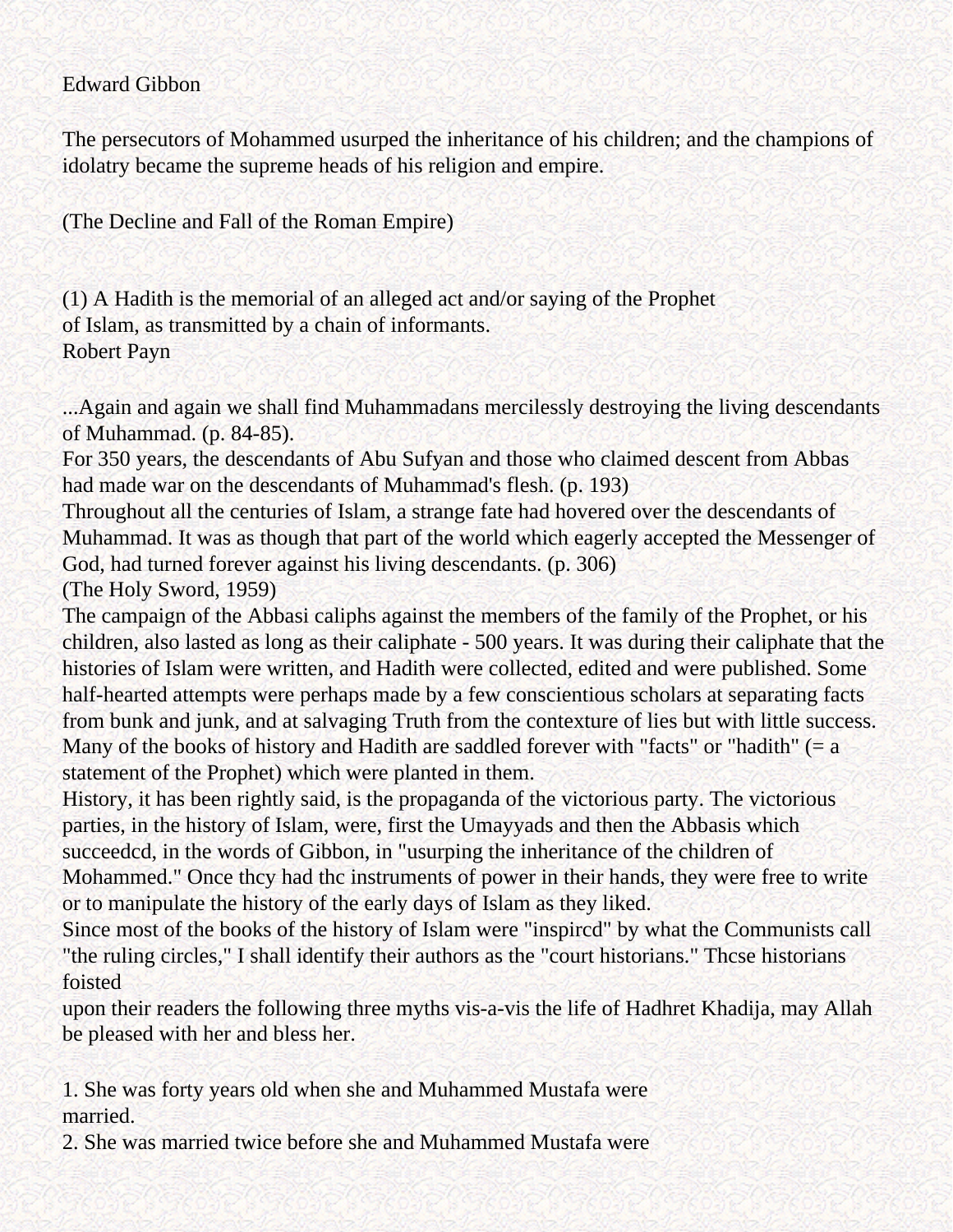Edward Gibbon

The persecutors of Mohammed usurped the inheritance of his children; and the champions of idolatry became the supreme heads of his religion and empire.

(The Decline and Fall of the Roman Empire)

(1) A Hadith is the memorial of an alleged act and/or saying of the Prophet of Islam, as transmitted by a chain of informants.
Robert Payn

...Again and again we shall find Muhammadans mercilessly destroying the living descendants of Muhammad. (p. 84-85).
For 350 years, the descendants of Abu Sufyan and those who claimed descent from Abbas had made war on the descendants of Muhammad's flesh. (p. 193)
Throughout all the centuries of Islam, a strange fate had hovered over the descendants of Muhammad. It was as though that part of the world which eagerly accepted the Messenger of God, had turned forever against his living descendants. (p. 306)
(The Holy Sword, 1959)
The campaign of the Abbasi caliphs against the members of the family of the Prophet, or his children, also lasted as long as their caliphate - 500 years. It was during their caliphate that the histories of Islam were written, and Hadith were collected, edited and were published. Some half-hearted attempts were perhaps made by a few conscientious scholars at separating facts from bunk and junk, and at salvaging Truth from the contexture of lies but with little success. Many of the books of history and Hadith are saddled forever with "facts" or "hadith" (= a statement of the Prophet) which were planted in them.
History, it has been rightly said, is the propaganda of the victorious party. The victorious parties, in the history of Islam, were, first the Umayyads and then the Abbasis which succeedcd, in the words of Gibbon, in "usurping the inheritance of the children of Mohammed." Once thcy had thc instruments of power in their hands, they were free to write or to manipulate the history of the early days of Islam as they liked.
Since most of the books of the history of Islam were "inspircd" by what the Communists call "the ruling circles," I shall identify their authors as the "court historians." Thcse historians foisted upon their readers the following three myths vis-a-vis the life of Hadhret Khadija, may Allah be pleased with her and bless her.

1. She was forty years old when she and Muhammed Mustafa were married.
2. She was married twice before she and Muhammed Mustafa were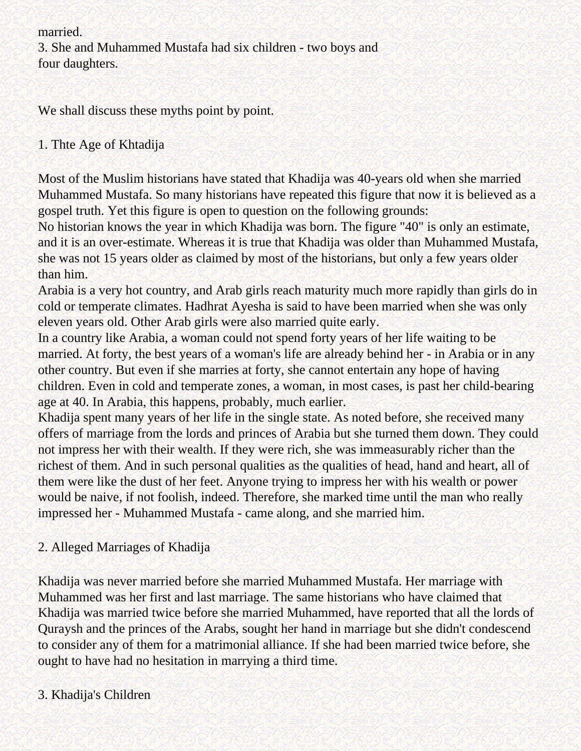married.
3. She and Muhammed Mustafa had six children - two boys and four daughters.

We shall discuss these myths point by point.

## 1. Thte Age of Khtadija

Most of the Muslim historians have stated that Khadija was 40-years old when she married Muhammed Mustafa. So many historians have repeated this figure that now it is believed as a gospel truth. Yet this figure is open to question on the following grounds:
No historian knows the year in which Khadija was born. The figure "40" is only an estimate, and it is an over-estimate. Whereas it is true that Khadija was older than Muhammed Mustafa, she was not 15 years older as claimed by most of the historians, but only a few years older than him.
Arabia is a very hot country, and Arab girls reach maturity much more rapidly than girls do in cold or temperate climates. Hadhrat Ayesha is said to have been married when she was only eleven years old. Other Arab girls were also married quite early.
In a country like Arabia, a woman could not spend forty years of her life waiting to be married. At forty, the best years of a woman's life are already behind her - in Arabia or in any other country. But even if she marries at forty, she cannot entertain any hope of having children. Even in cold and temperate zones, a woman, in most cases, is past her child-bearing age at 40. In Arabia, this happens, probably, much earlier.
Khadija spent many years of her life in the single state. As noted before, she received many offers of marriage from the lords and princes of Arabia but she turned them down. They could not impress her with their wealth. If they were rich, she was immeasurably richer than the richest of them. And in such personal qualities as the qualities of head, hand and heart, all of them were like the dust of her feet. Anyone trying to impress her with his wealth or power would be naive, if not foolish, indeed. Therefore, she marked time until the man who really impressed her - Muhammed Mustafa - came along, and she married him.

## 2. Alleged Marriages of Khadija

Khadija was never married before she married Muhammed Mustafa. Her marriage with Muhammed was her first and last marriage. The same historians who have claimed that Khadija was married twice before she married Muhammed, have reported that all the lords of Quraysh and the princes of the Arabs, sought her hand in marriage but she didn't condescend to consider any of them for a matrimonial alliance. If she had been married twice before, she ought to have had no hesitation in marrying a third time.

## 3. Khadija's Children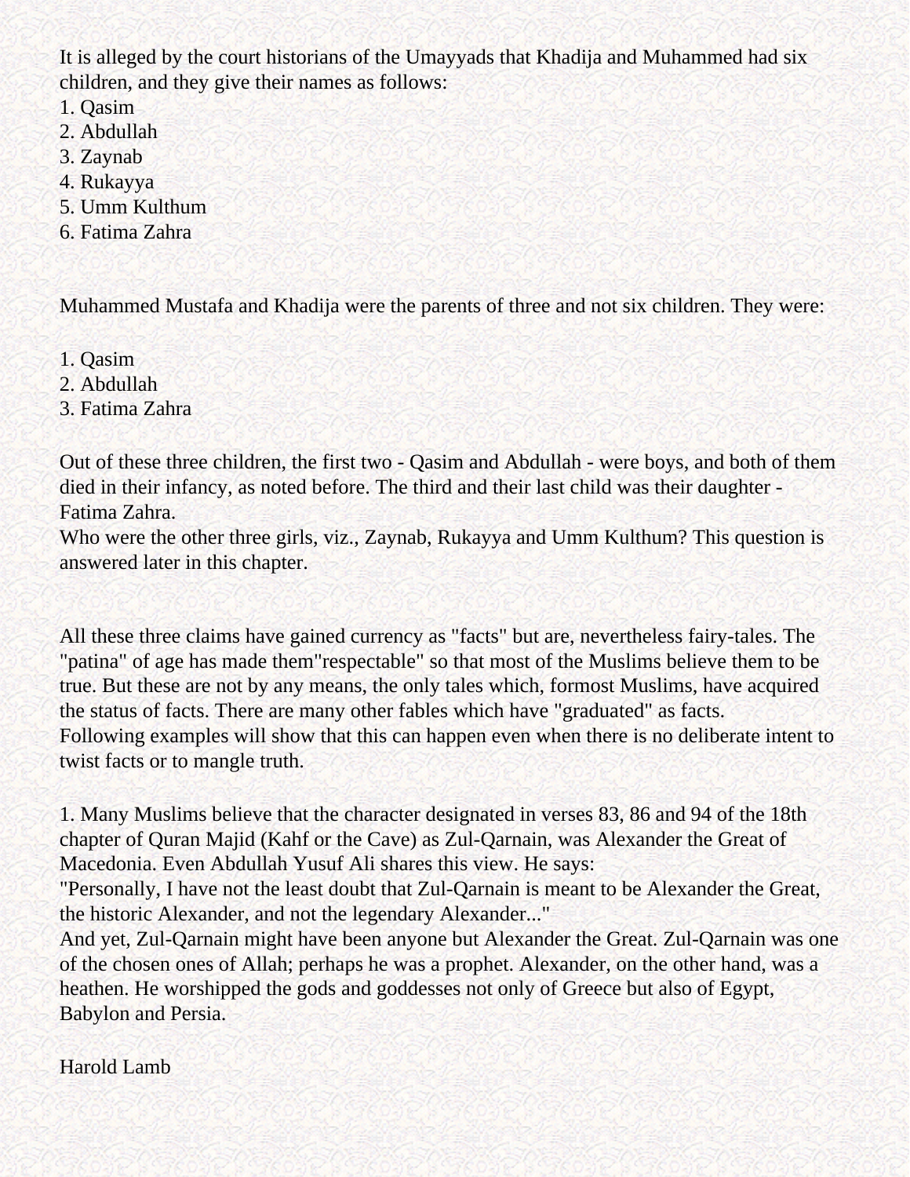It is alleged by the court historians of the Umayyads that Khadija and Muhammed had six children, and they give their names as follows:
1. Qasim
2. Abdullah
3. Zaynab
4. Rukayya
5. Umm Kulthum
6. Fatima Zahra

Muhammed Mustafa and Khadija were the parents of three and not six children. They were:

1. Qasim
2. Abdullah
3. Fatima Zahra

Out of these three children, the first two - Qasim and Abdullah - were boys, and both of them died in their infancy, as noted before. The third and their last child was their daughter - Fatima Zahra.
Who were the other three girls, viz., Zaynab, Rukayya and Umm Kulthum? This question is answered later in this chapter.

All these three claims have gained currency as "facts" but are, nevertheless fairy-tales. The "patina" of age has made them"respectable" so that most of the Muslims believe them to be true. But these are not by any means, the only tales which, formost Muslims, have acquired the status of facts. There are many other fables which have "graduated" as facts.
Following examples will show that this can happen even when there is no deliberate intent to twist facts or to mangle truth.

1. Many Muslims believe that the character designated in verses 83, 86 and 94 of the 18th chapter of Quran Majid (Kahf or the Cave) as Zul-Qarnain, was Alexander the Great of Macedonia. Even Abdullah Yusuf Ali shares this view. He says:
"Personally, I have not the least doubt that Zul-Qarnain is meant to be Alexander the Great, the historic Alexander, and not the legendary Alexander..."
And yet, Zul-Qarnain might have been anyone but Alexander the Great. Zul-Qarnain was one of the chosen ones of Allah; perhaps he was a prophet. Alexander, on the other hand, was a heathen. He worshipped the gods and goddesses not only of Greece but also of Egypt, Babylon and Persia.

Harold Lamb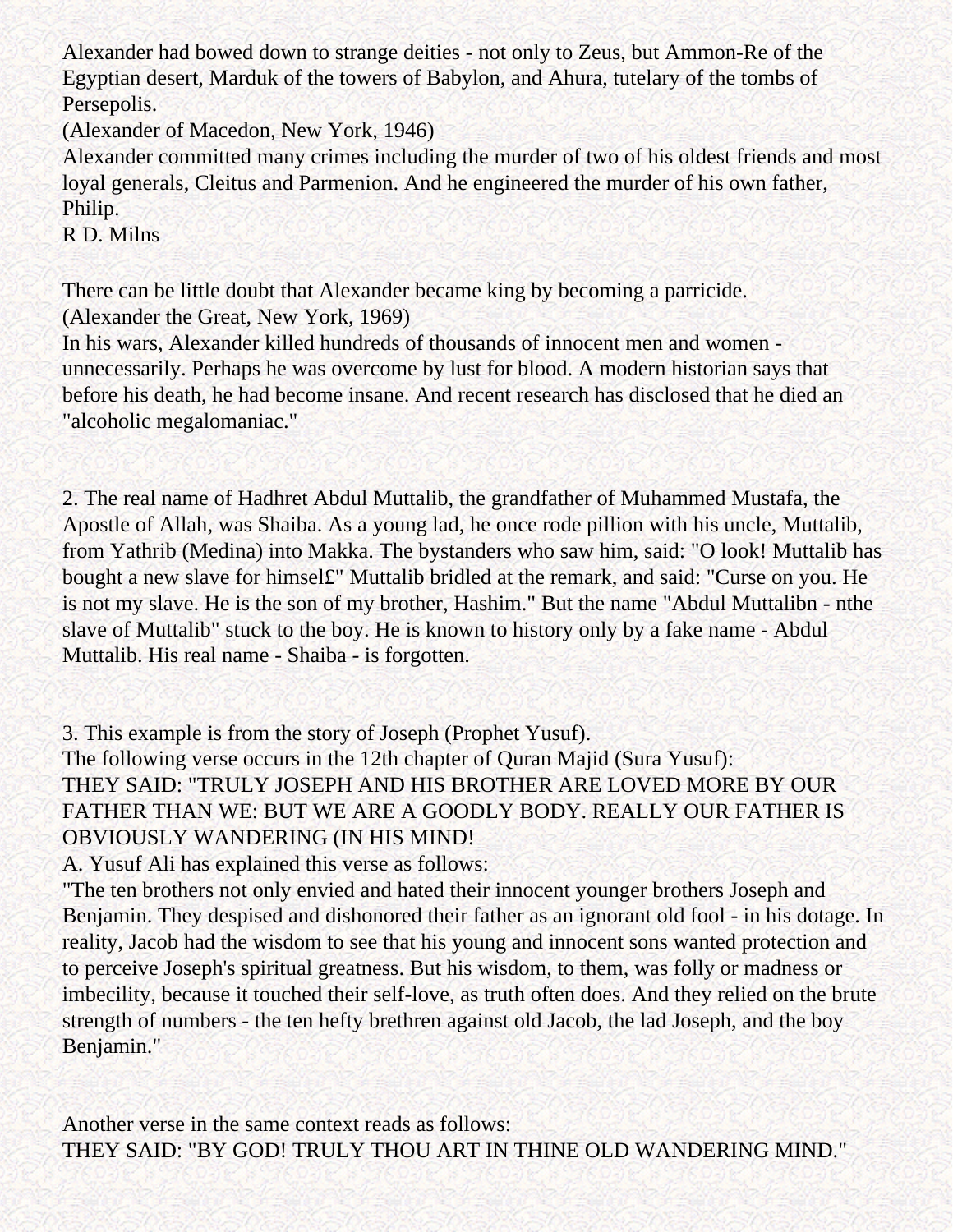Alexander had bowed down to strange deities - not only to Zeus, but Ammon-Re of the Egyptian desert, Marduk of the towers of Babylon, and Ahura, tutelary of the tombs of Persepolis.

(Alexander of Macedon, New York, 1946)

Alexander committed many crimes including the murder of two of his oldest friends and most loyal generals, Cleitus and Parmenion. And he engineered the murder of his own father, Philip.

R D. Milns

There can be little doubt that Alexander became king by becoming a parricide.

(Alexander the Great, New York, 1969)

In his wars, Alexander killed hundreds of thousands of innocent men and women - unnecessarily. Perhaps he was overcome by lust for blood. A modern historian says that before his death, he had become insane. And recent research has disclosed that he died an "alcoholic megalomaniac."

2. The real name of Hadhret Abdul Muttalib, the grandfather of Muhammed Mustafa, the Apostle of Allah, was Shaiba. As a young lad, he once rode pillion with his uncle, Muttalib, from Yathrib (Medina) into Makka. The bystanders who saw him, said: "O look! Muttalib has bought a new slave for himsel£" Muttalib bridled at the remark, and said: "Curse on you. He is not my slave. He is the son of my brother, Hashim." But the name "Abdul Muttalibn - nthe slave of Muttalib" stuck to the boy. He is known to history only by a fake name - Abdul Muttalib. His real name - Shaiba - is forgotten.

3. This example is from the story of Joseph (Prophet Yusuf).

The following verse occurs in the 12th chapter of Quran Majid (Sura Yusuf):

THEY SAID: "TRULY JOSEPH AND HIS BROTHER ARE LOVED MORE BY OUR FATHER THAN WE: BUT WE ARE A GOODLY BODY. REALLY OUR FATHER IS OBVIOUSLY WANDERING (IN HIS MIND!

A. Yusuf Ali has explained this verse as follows:

"The ten brothers not only envied and hated their innocent younger brothers Joseph and Benjamin. They despised and dishonored their father as an ignorant old fool - in his dotage. In reality, Jacob had the wisdom to see that his young and innocent sons wanted protection and to perceive Joseph's spiritual greatness. But his wisdom, to them, was folly or madness or imbecility, because it touched their self-love, as truth often does. And they relied on the brute strength of numbers - the ten hefty brethren against old Jacob, the lad Joseph, and the boy Benjamin."

Another verse in the same context reads as follows:

THEY SAID: "BY GOD! TRULY THOU ART IN THINE OLD WANDERING MIND."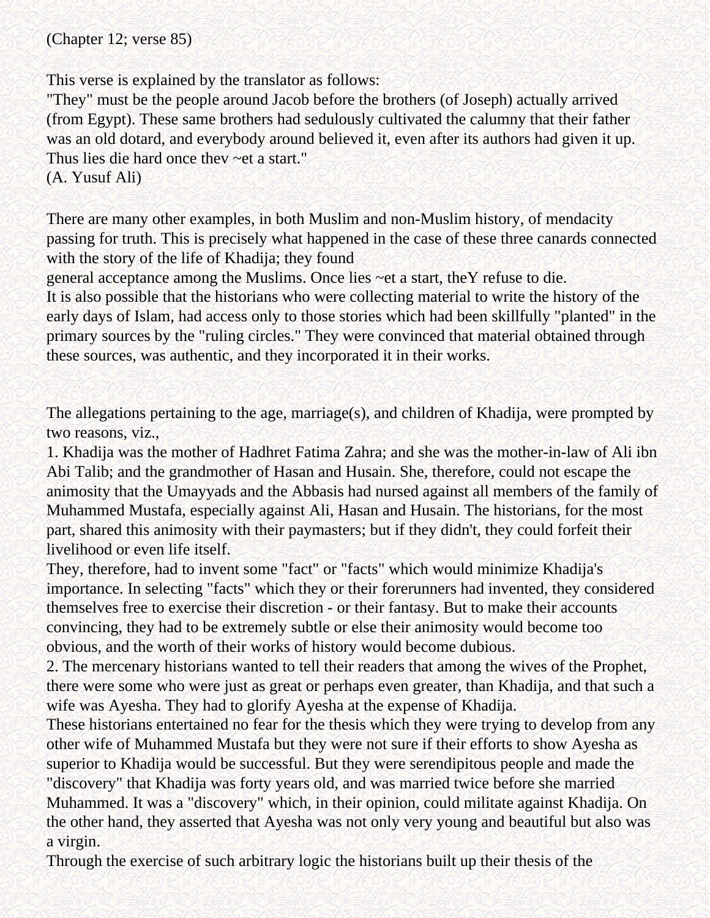(Chapter 12; verse 85)

This verse is explained by the translator as follows:
"They" must be the people around Jacob before the brothers (of Joseph) actually arrived (from Egypt). These same brothers had sedulously cultivated the calumny that their father was an old dotard, and everybody around believed it, even after its authors had given it up. Thus lies die hard once thev ~et a start."
(A. Yusuf Ali)

There are many other examples, in both Muslim and non-Muslim history, of mendacity passing for truth. This is precisely what happened in the case of these three canards connected with the story of the life of Khadija; they found general acceptance among the Muslims. Once lies ~et a start, theY refuse to die.
It is also possible that the historians who were collecting material to write the history of the early days of Islam, had access only to those stories which had been skillfully "planted" in the primary sources by the "ruling circles." They were convinced that material obtained through these sources, was authentic, and they incorporated it in their works.

The allegations pertaining to the age, marriage(s), and children of Khadija, were prompted by two reasons, viz.,

1. Khadija was the mother of Hadhret Fatima Zahra; and she was the mother-in-law of Ali ibn Abi Talib; and the grandmother of Hasan and Husain. She, therefore, could not escape the animosity that the Umayyads and the Abbasis had nursed against all members of the family of Muhammed Mustafa, especially against Ali, Hasan and Husain. The historians, for the most part, shared this animosity with their paymasters; but if they didn't, they could forfeit their livelihood or even life itself.
They, therefore, had to invent some "fact" or "facts" which would minimize Khadija's importance. In selecting "facts" which they or their forerunners had invented, they considered themselves free to exercise their discretion - or their fantasy. But to make their accounts convincing, they had to be extremely subtle or else their animosity would become too obvious, and the worth of their works of history would become dubious.
2. The mercenary historians wanted to tell their readers that among the wives of the Prophet, there were some who were just as great or perhaps even greater, than Khadija, and that such a wife was Ayesha. They had to glorify Ayesha at the expense of Khadija.
These historians entertained no fear for the thesis which they were trying to develop from any other wife of Muhammed Mustafa but they were not sure if their efforts to show Ayesha as superior to Khadija would be successful. But they were serendipitous people and made the "discovery" that Khadija was forty years old, and was married twice before she married Muhammed. It was a "discovery" which, in their opinion, could militate against Khadija. On the other hand, they asserted that Ayesha was not only very young and beautiful but also was a virgin.
Through the exercise of such arbitrary logic the historians built up their thesis of the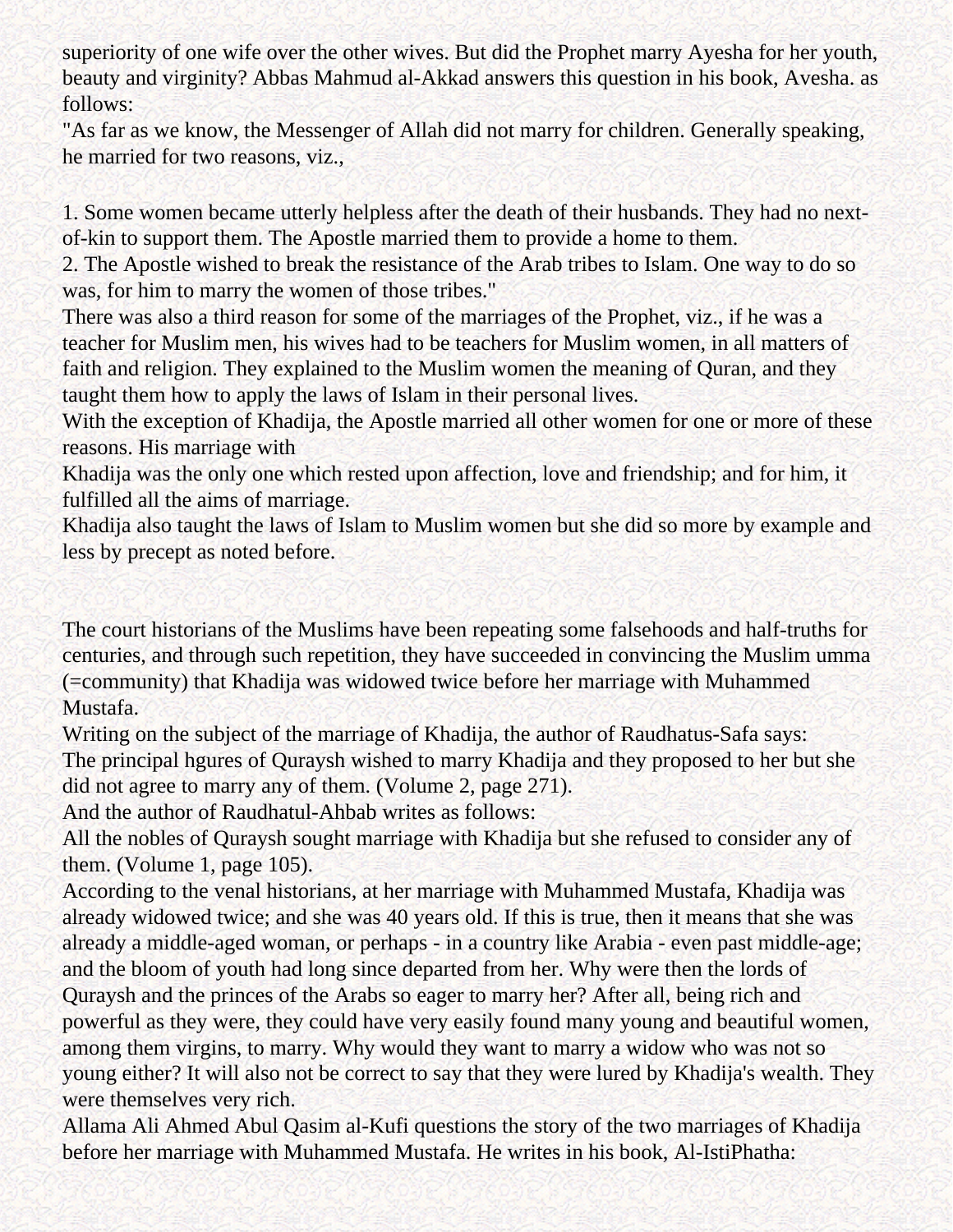superiority of one wife over the other wives. But did the Prophet marry Ayesha for her youth, beauty and virginity? Abbas Mahmud al-Akkad answers this question in his book, Avesha. as follows:

"As far as we know, the Messenger of Allah did not marry for children. Generally speaking, he married for two reasons, viz.,

1. Some women became utterly helpless after the death of their husbands. They had no next-of-kin to support them. The Apostle married them to provide a home to them.
2. The Apostle wished to break the resistance of the Arab tribes to Islam. One way to do so was, for him to marry the women of those tribes."

There was also a third reason for some of the marriages of the Prophet, viz., if he was a teacher for Muslim men, his wives had to be teachers for Muslim women, in all matters of faith and religion. They explained to the Muslim women the meaning of Quran, and they taught them how to apply the laws of Islam in their personal lives.

With the exception of Khadija, the Apostle married all other women for one or more of these reasons. His marriage with

Khadija was the only one which rested upon affection, love and friendship; and for him, it fulfilled all the aims of marriage.

Khadija also taught the laws of Islam to Muslim women but she did so more by example and less by precept as noted before.

The court historians of the Muslims have been repeating some falsehoods and half-truths for centuries, and through such repetition, they have succeeded in convincing the Muslim umma (=community) that Khadija was widowed twice before her marriage with Muhammed Mustafa.

Writing on the subject of the marriage of Khadija, the author of Raudhatus-Safa says:

The principal hgures of Quraysh wished to marry Khadija and they proposed to her but she did not agree to marry any of them. (Volume 2, page 271).

And the author of Raudhatul-Ahbab writes as follows:

All the nobles of Quraysh sought marriage with Khadija but she refused to consider any of them. (Volume 1, page 105).

According to the venal historians, at her marriage with Muhammed Mustafa, Khadija was already widowed twice; and she was 40 years old. If this is true, then it means that she was already a middle-aged woman, or perhaps - in a country like Arabia - even past middle-age; and the bloom of youth had long since departed from her. Why were then the lords of Quraysh and the princes of the Arabs so eager to marry her? After all, being rich and powerful as they were, they could have very easily found many young and beautiful women, among them virgins, to marry. Why would they want to marry a widow who was not so young either? It will also not be correct to say that they were lured by Khadija's wealth. They were themselves very rich.

Allama Ali Ahmed Abul Qasim al-Kufi questions the story of the two marriages of Khadija before her marriage with Muhammed Mustafa. He writes in his book, Al-IstiPhatha: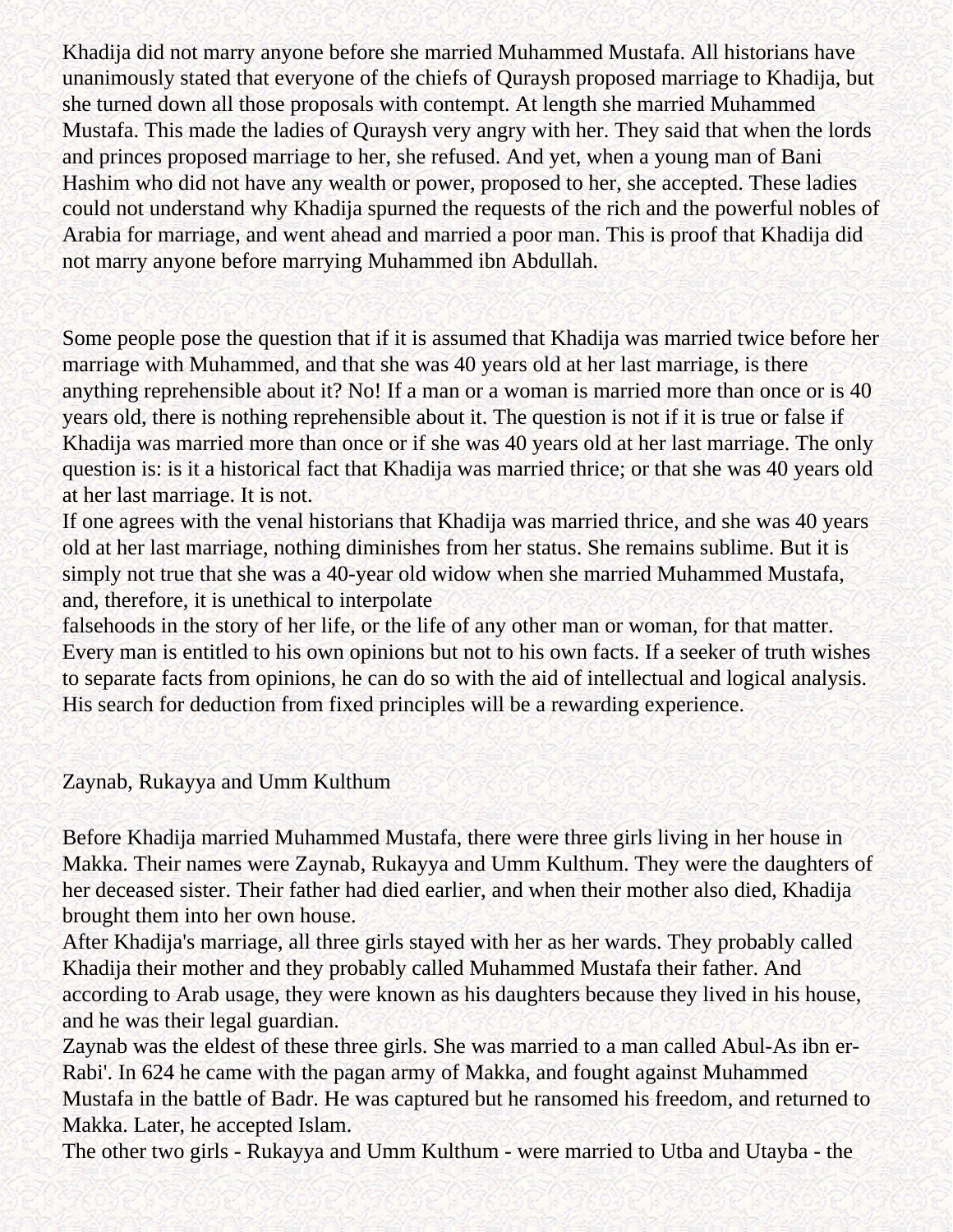Khadija did not marry anyone before she married Muhammed Mustafa. All historians have unanimously stated that everyone of the chiefs of Quraysh proposed marriage to Khadija, but she turned down all those proposals with contempt. At length she married Muhammed Mustafa. This made the ladies of Quraysh very angry with her. They said that when the lords and princes proposed marriage to her, she refused. And yet, when a young man of Bani Hashim who did not have any wealth or power, proposed to her, she accepted. These ladies could not understand why Khadija spurned the requests of the rich and the powerful nobles of Arabia for marriage, and went ahead and married a poor man. This is proof that Khadija did not marry anyone before marrying Muhammed ibn Abdullah.

Some people pose the question that if it is assumed that Khadija was married twice before her marriage with Muhammed, and that she was 40 years old at her last marriage, is there anything reprehensible about it? No! If a man or a woman is married more than once or is 40 years old, there is nothing reprehensible about it. The question is not if it is true or false if Khadija was married more than once or if she was 40 years old at her last marriage. The only question is: is it a historical fact that Khadija was married thrice; or that she was 40 years old at her last marriage. It is not.

If one agrees with the venal historians that Khadija was married thrice, and she was 40 years old at her last marriage, nothing diminishes from her status. She remains sublime. But it is simply not true that she was a 40-year old widow when she married Muhammed Mustafa, and, therefore, it is unethical to interpolate falsehoods in the story of her life, or the life of any other man or woman, for that matter. Every man is entitled to his own opinions but not to his own facts. If a seeker of truth wishes to separate facts from opinions, he can do so with the aid of intellectual and logical analysis. His search for deduction from fixed principles will be a rewarding experience.

## Zaynab, Rukayya and Umm Kulthum

Before Khadija married Muhammed Mustafa, there were three girls living in her house in Makka. Their names were Zaynab, Rukayya and Umm Kulthum. They were the daughters of her deceased sister. Their father had died earlier, and when their mother also died, Khadija brought them into her own house.

After Khadija's marriage, all three girls stayed with her as her wards. They probably called Khadija their mother and they probably called Muhammed Mustafa their father. And according to Arab usage, they were known as his daughters because they lived in his house, and he was their legal guardian.

Zaynab was the eldest of these three girls. She was married to a man called Abul-As ibn er-Rabi'. In 624 he came with the pagan army of Makka, and fought against Muhammed Mustafa in the battle of Badr. He was captured but he ransomed his freedom, and returned to Makka. Later, he accepted Islam.

The other two girls - Rukayya and Umm Kulthum - were married to Utba and Utayba - the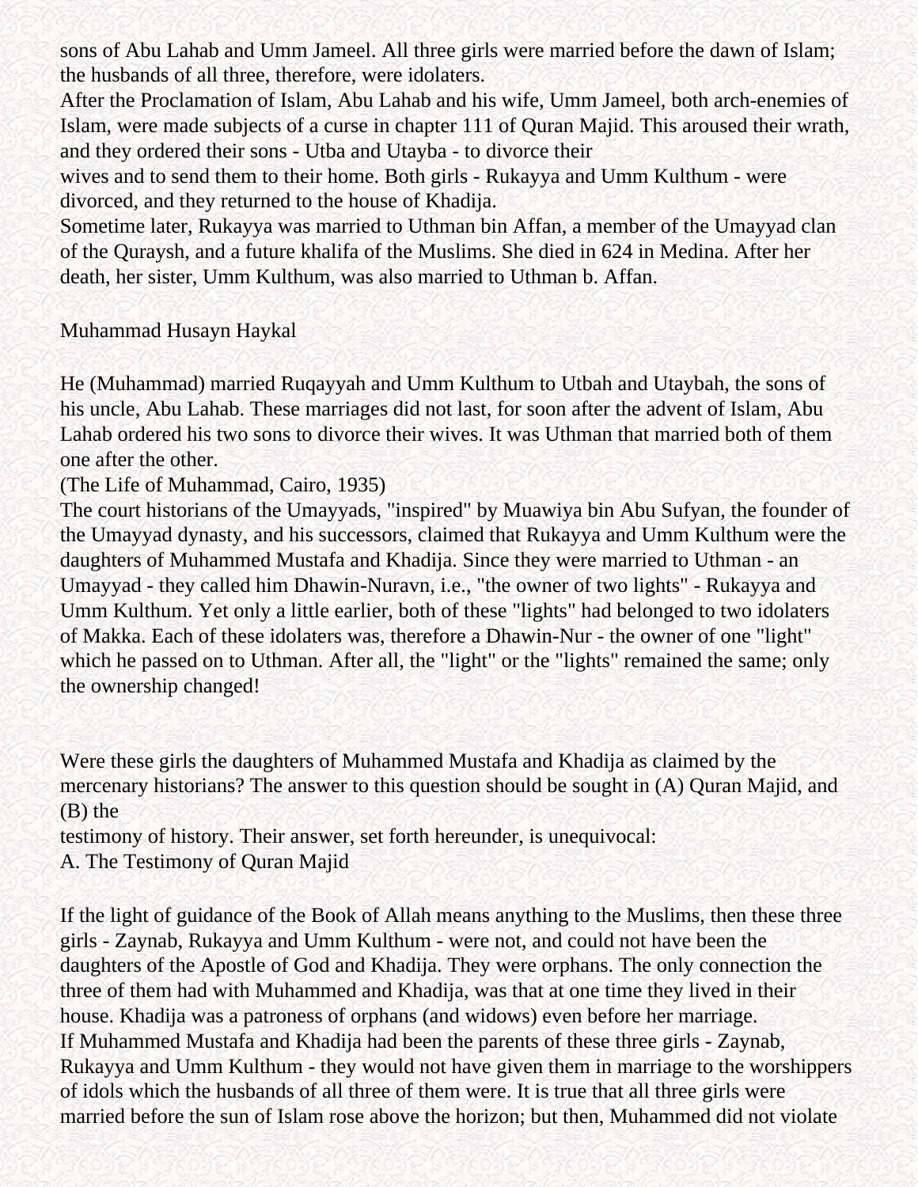sons of Abu Lahab and Umm Jameel. All three girls were married before the dawn of Islam; the husbands of all three, therefore, were idolaters.

After the Proclamation of Islam, Abu Lahab and his wife, Umm Jameel, both arch-enemies of Islam, were made subjects of a curse in chapter 111 of Quran Majid. This aroused their wrath, and they ordered their sons - Utba and Utayba - to divorce their wives and to send them to their home. Both girls - Rukayya and Umm Kulthum - were divorced, and they returned to the house of Khadija.

Sometime later, Rukayya was married to Uthman bin Affan, a member of the Umayyad clan of the Quraysh, and a future khalifa of the Muslims. She died in 624 in Medina. After her death, her sister, Umm Kulthum, was also married to Uthman b. Affan.

Muhammad Husayn Haykal

He (Muhammad) married Ruqayyah and Umm Kulthum to Utbah and Utaybah, the sons of his uncle, Abu Lahab. These marriages did not last, for soon after the advent of Islam, Abu Lahab ordered his two sons to divorce their wives. It was Uthman that married both of them one after the other.

(The Life of Muhammad, Cairo, 1935)

The court historians of the Umayyads, "inspired" by Muawiya bin Abu Sufyan, the founder of the Umayyad dynasty, and his successors, claimed that Rukayya and Umm Kulthum were the daughters of Muhammed Mustafa and Khadija. Since they were married to Uthman - an Umayyad - they called him Dhawin-Nuravn, i.e., "the owner of two lights" - Rukayya and Umm Kulthum. Yet only a little earlier, both of these "lights" had belonged to two idolaters of Makka. Each of these idolaters was, therefore a Dhawin-Nur - the owner of one "light" which he passed on to Uthman. After all, the "light" or the "lights" remained the same; only the ownership changed!

Were these girls the daughters of Muhammed Mustafa and Khadija as claimed by the mercenary historians? The answer to this question should be sought in (A) Quran Majid, and (B) the testimony of history. Their answer, set forth hereunder, is unequivocal:

A. The Testimony of Quran Majid

If the light of guidance of the Book of Allah means anything to the Muslims, then these three girls - Zaynab, Rukayya and Umm Kulthum - were not, and could not have been the daughters of the Apostle of God and Khadija. They were orphans. The only connection the three of them had with Muhammed and Khadija, was that at one time they lived in their house. Khadija was a patroness of orphans (and widows) even before her marriage.

If Muhammed Mustafa and Khadija had been the parents of these three girls - Zaynab, Rukayya and Umm Kulthum - they would not have given them in marriage to the worshippers of idols which the husbands of all three of them were. It is true that all three girls were married before the sun of Islam rose above the horizon; but then, Muhammed did not violate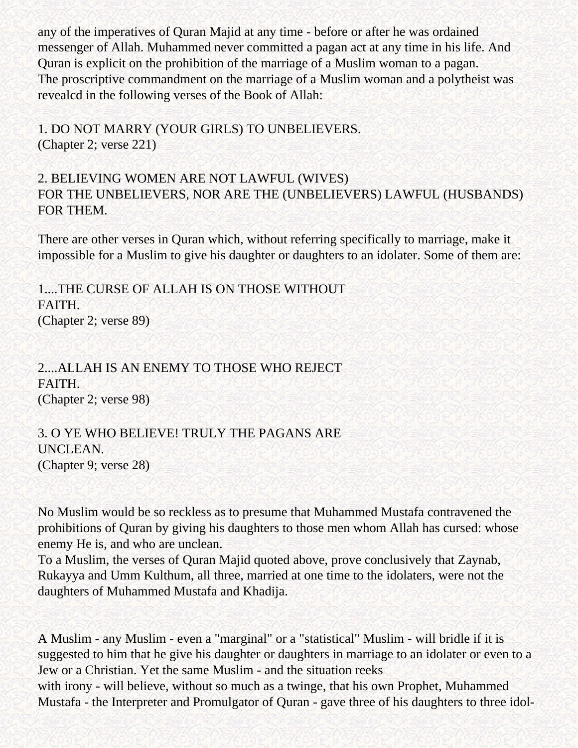any of the imperatives of Quran Majid at any time - before or after he was ordained messenger of Allah. Muhammed never committed a pagan act at any time in his life. And Quran is explicit on the prohibition of the marriage of a Muslim woman to a pagan.
The proscriptive commandment on the marriage of a Muslim woman and a polytheist was revealcd in the following verses of the Book of Allah:

1. DO NOT MARRY (YOUR GIRLS) TO UNBELIEVERS.
(Chapter 2; verse 221)

2. BELIEVING WOMEN ARE NOT LAWFUL (WIVES)
FOR THE UNBELIEVERS, NOR ARE THE (UNBELIEVERS) LAWFUL (HUSBANDS) FOR THEM.

There are other verses in Quran which, without referring specifically to marriage, make it impossible for a Muslim to give his daughter or daughters to an idolater. Some of them are:

1....THE CURSE OF ALLAH IS ON THOSE WITHOUT
FAITH.
(Chapter 2; verse 89)

2....ALLAH IS AN ENEMY TO THOSE WHO REJECT
FAITH.
(Chapter 2; verse 98)

3. O YE WHO BELIEVE! TRULY THE PAGANS ARE
UNCLEAN.
(Chapter 9; verse 28)

No Muslim would be so reckless as to presume that Muhammed Mustafa contravened the prohibitions of Quran by giving his daughters to those men whom Allah has cursed: whose enemy He is, and who are unclean.
To a Muslim, the verses of Quran Majid quoted above, prove conclusively that Zaynab, Rukayya and Umm Kulthum, all three, married at one time to the idolaters, were not the daughters of Muhammed Mustafa and Khadija.

A Muslim - any Muslim - even a "marginal" or a "statistical" Muslim - will bridle if it is suggested to him that he give his daughter or daughters in marriage to an idolater or even to a Jew or a Christian. Yet the same Muslim - and the situation reeks
with irony - will believe, without so much as a twinge, that his own Prophet, Muhammed Mustafa - the Interpreter and Promulgator of Quran - gave three of his daughters to three idol-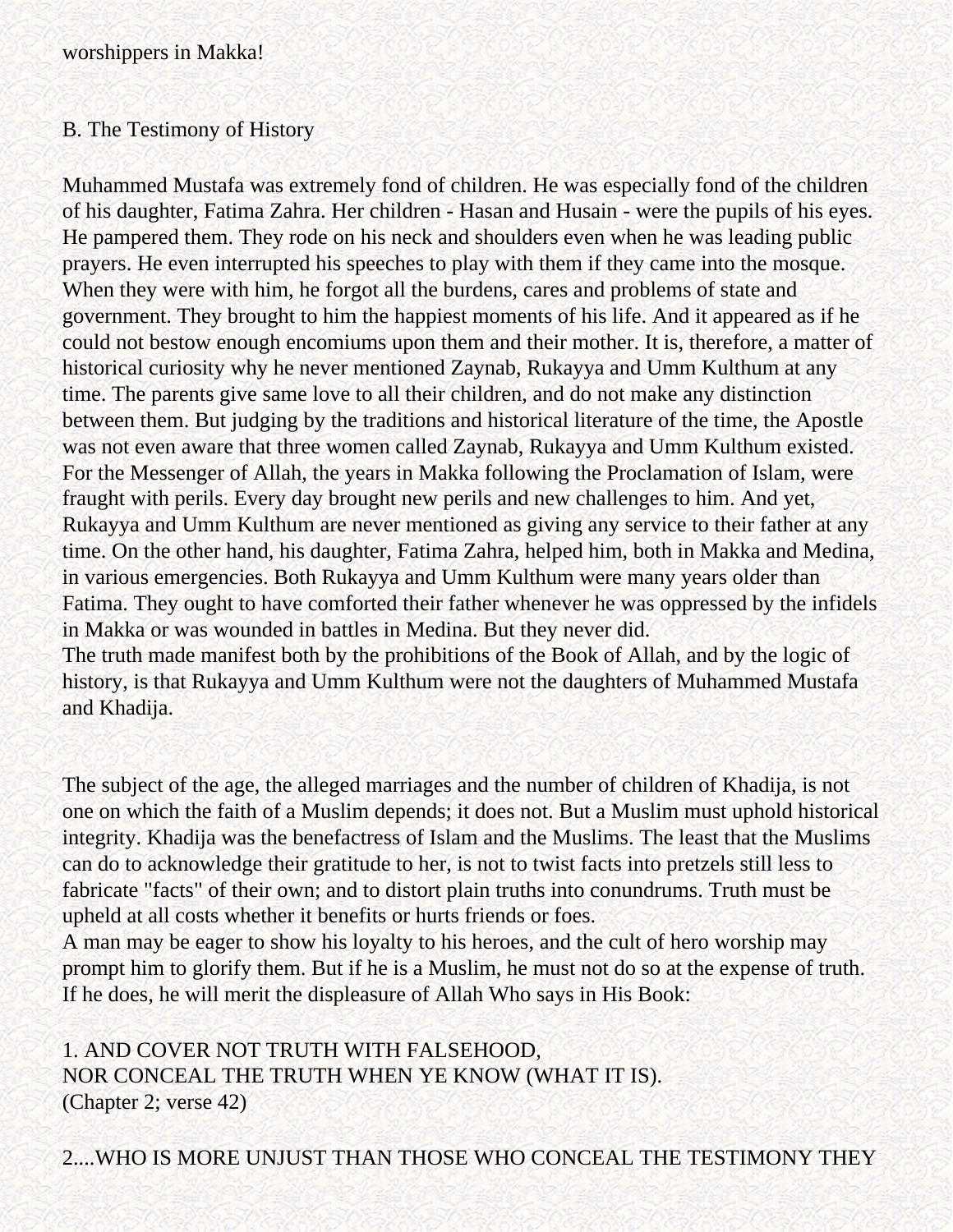worshippers in Makka!

B. The Testimony of History

Muhammed Mustafa was extremely fond of children. He was especially fond of the children of his daughter, Fatima Zahra. Her children - Hasan and Husain - were the pupils of his eyes. He pampered them. They rode on his neck and shoulders even when he was leading public prayers. He even interrupted his speeches to play with them if they came into the mosque. When they were with him, he forgot all the burdens, cares and problems of state and government. They brought to him the happiest moments of his life. And it appeared as if he could not bestow enough encomiums upon them and their mother. It is, therefore, a matter of historical curiosity why he never mentioned Zaynab, Rukayya and Umm Kulthum at any time. The parents give same love to all their children, and do not make any distinction between them. But judging by the traditions and historical literature of the time, the Apostle was not even aware that three women called Zaynab, Rukayya and Umm Kulthum existed. For the Messenger of Allah, the years in Makka following the Proclamation of Islam, were fraught with perils. Every day brought new perils and new challenges to him. And yet, Rukayya and Umm Kulthum are never mentioned as giving any service to their father at any time. On the other hand, his daughter, Fatima Zahra, helped him, both in Makka and Medina, in various emergencies. Both Rukayya and Umm Kulthum were many years older than Fatima. They ought to have comforted their father whenever he was oppressed by the infidels in Makka or was wounded in battles in Medina. But they never did.
The truth made manifest both by the prohibitions of the Book of Allah, and by the logic of history, is that Rukayya and Umm Kulthum were not the daughters of Muhammed Mustafa and Khadija.

The subject of the age, the alleged marriages and the number of children of Khadija, is not one on which the faith of a Muslim depends; it does not. But a Muslim must uphold historical integrity. Khadija was the benefactress of Islam and the Muslims. The least that the Muslims can do to acknowledge their gratitude to her, is not to twist facts into pretzels still less to fabricate "facts" of their own; and to distort plain truths into conundrums. Truth must be upheld at all costs whether it benefits or hurts friends or foes.
A man may be eager to show his loyalty to his heroes, and the cult of hero worship may prompt him to glorify them. But if he is a Muslim, he must not do so at the expense of truth. If he does, he will merit the displeasure of Allah Who says in His Book:

1. AND COVER NOT TRUTH WITH FALSEHOOD,
NOR CONCEAL THE TRUTH WHEN YE KNOW (WHAT IT IS).
(Chapter 2; verse 42)

2....WHO IS MORE UNJUST THAN THOSE WHO CONCEAL THE TESTIMONY THEY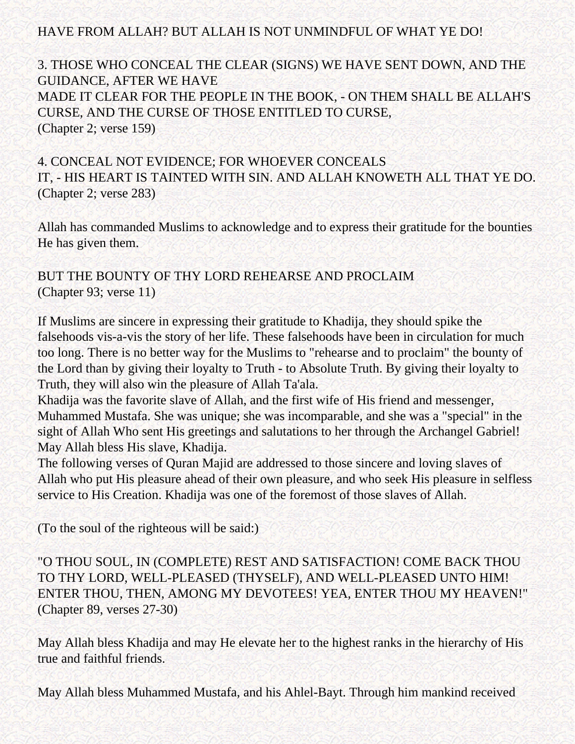HAVE FROM ALLAH? BUT ALLAH IS NOT UNMINDFUL OF WHAT YE DO!

3. THOSE WHO CONCEAL THE CLEAR (SIGNS) WE HAVE SENT DOWN, AND THE GUIDANCE, AFTER WE HAVE
MADE IT CLEAR FOR THE PEOPLE IN THE BOOK, - ON THEM SHALL BE ALLAH'S CURSE, AND THE CURSE OF THOSE ENTITLED TO CURSE,
(Chapter 2; verse 159)

4. CONCEAL NOT EVIDENCE; FOR WHOEVER CONCEALS
IT, - HIS HEART IS TAINTED WITH SIN. AND ALLAH KNOWETH ALL THAT YE DO.
(Chapter 2; verse 283)

Allah has commanded Muslims to acknowledge and to express their gratitude for the bounties He has given them.

BUT THE BOUNTY OF THY LORD REHEARSE AND PROCLAIM
(Chapter 93; verse 11)

If Muslims are sincere in expressing their gratitude to Khadija, they should spike the falsehoods vis-a-vis the story of her life. These falsehoods have been in circulation for much too long. There is no better way for the Muslims to "rehearse and to proclaim" the bounty of the Lord than by giving their loyalty to Truth - to Absolute Truth. By giving their loyalty to Truth, they will also win the pleasure of Allah Ta'ala.
Khadija was the favorite slave of Allah, and the first wife of His friend and messenger, Muhammed Mustafa. She was unique; she was incomparable, and she was a "special" in the sight of Allah Who sent His greetings and salutations to her through the Archangel Gabriel! May Allah bless His slave, Khadija.
The following verses of Quran Majid are addressed to those sincere and loving slaves of Allah who put His pleasure ahead of their own pleasure, and who seek His pleasure in selfless service to His Creation. Khadija was one of the foremost of those slaves of Allah.

(To the soul of the righteous will be said:)

"O THOU SOUL, IN (COMPLETE) REST AND SATISFACTION! COME BACK THOU TO THY LORD, WELL-PLEASED (THYSELF), AND WELL-PLEASED UNTO HIM! ENTER THOU, THEN, AMONG MY DEVOTEES! YEA, ENTER THOU MY HEAVEN!"
(Chapter 89, verses 27-30)

May Allah bless Khadija and may He elevate her to the highest ranks in the hierarchy of His true and faithful friends.

May Allah bless Muhammed Mustafa, and his Ahlel-Bayt. Through him mankind received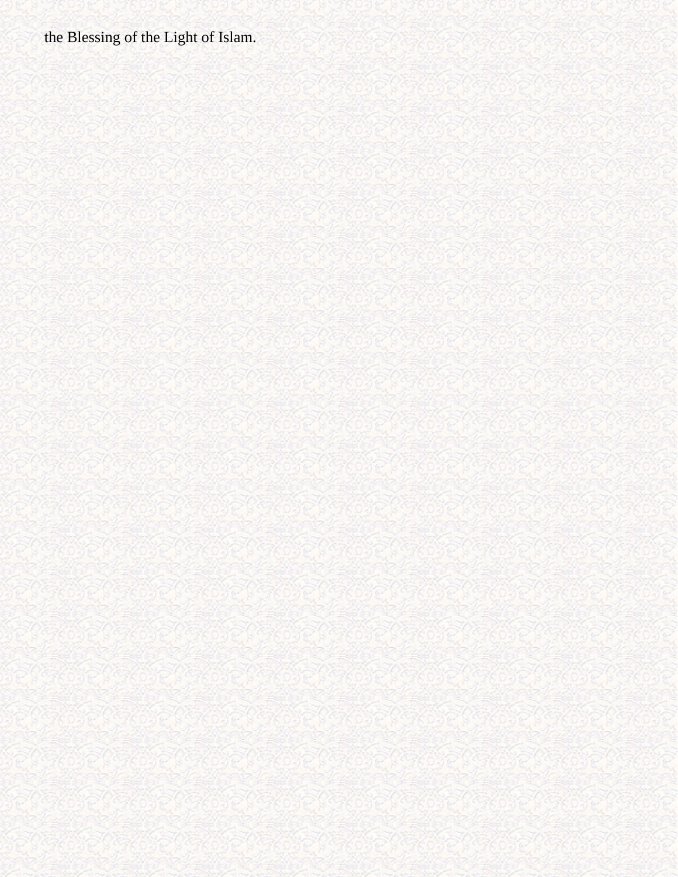the Blessing of the Light of Islam.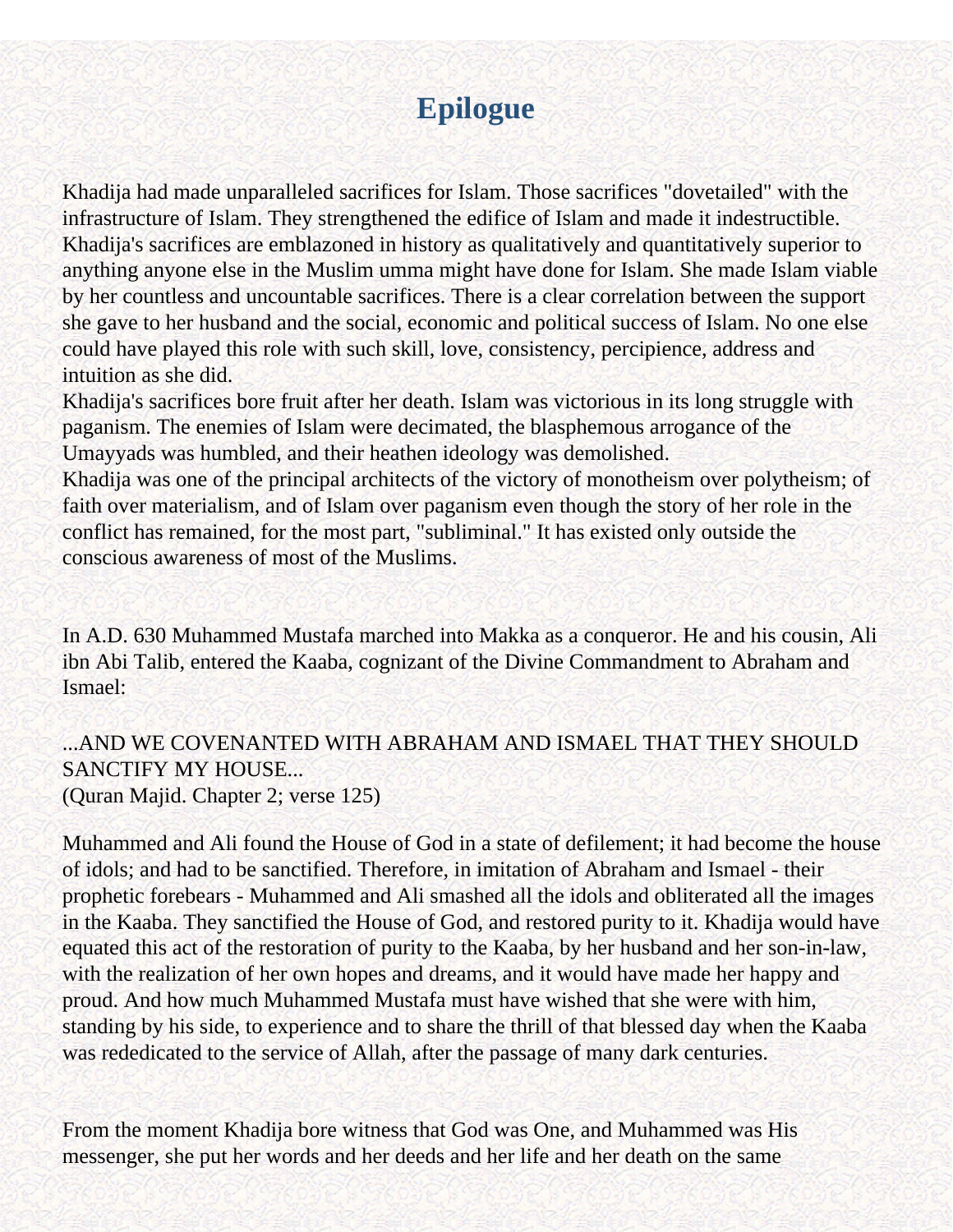# Epilogue

Khadija had made unparalleled sacrifices for Islam. Those sacrifices "dovetailed" with the infrastructure of Islam. They strengthened the edifice of Islam and made it indestructible. Khadija's sacrifices are emblazoned in history as qualitatively and quantitatively superior to anything anyone else in the Muslim umma might have done for Islam. She made Islam viable by her countless and uncountable sacrifices. There is a clear correlation between the support she gave to her husband and the social, economic and political success of Islam. No one else could have played this role with such skill, love, consistency, percipience, address and intuition as she did.

Khadija's sacrifices bore fruit after her death. Islam was victorious in its long struggle with paganism. The enemies of Islam were decimated, the blasphemous arrogance of the Umayyads was humbled, and their heathen ideology was demolished.

Khadija was one of the principal architects of the victory of monotheism over polytheism; of faith over materialism, and of Islam over paganism even though the story of her role in the conflict has remained, for the most part, "subliminal." It has existed only outside the conscious awareness of most of the Muslims.

In A.D. 630 Muhammed Mustafa marched into Makka as a conqueror. He and his cousin, Ali ibn Abi Talib, entered the Kaaba, cognizant of the Divine Commandment to Abraham and Ismael:

...AND WE COVENANTED WITH ABRAHAM AND ISMAEL THAT THEY SHOULD SANCTIFY MY HOUSE...
(Quran Majid. Chapter 2; verse 125)

Muhammed and Ali found the House of God in a state of defilement; it had become the house of idols; and had to be sanctified. Therefore, in imitation of Abraham and Ismael - their prophetic forebears - Muhammed and Ali smashed all the idols and obliterated all the images in the Kaaba. They sanctified the House of God, and restored purity to it. Khadija would have equated this act of the restoration of purity to the Kaaba, by her husband and her son-in-law, with the realization of her own hopes and dreams, and it would have made her happy and proud. And how much Muhammed Mustafa must have wished that she were with him, standing by his side, to experience and to share the thrill of that blessed day when the Kaaba was rededicated to the service of Allah, after the passage of many dark centuries.

From the moment Khadija bore witness that God was One, and Muhammed was His messenger, she put her words and her deeds and her life and her death on the same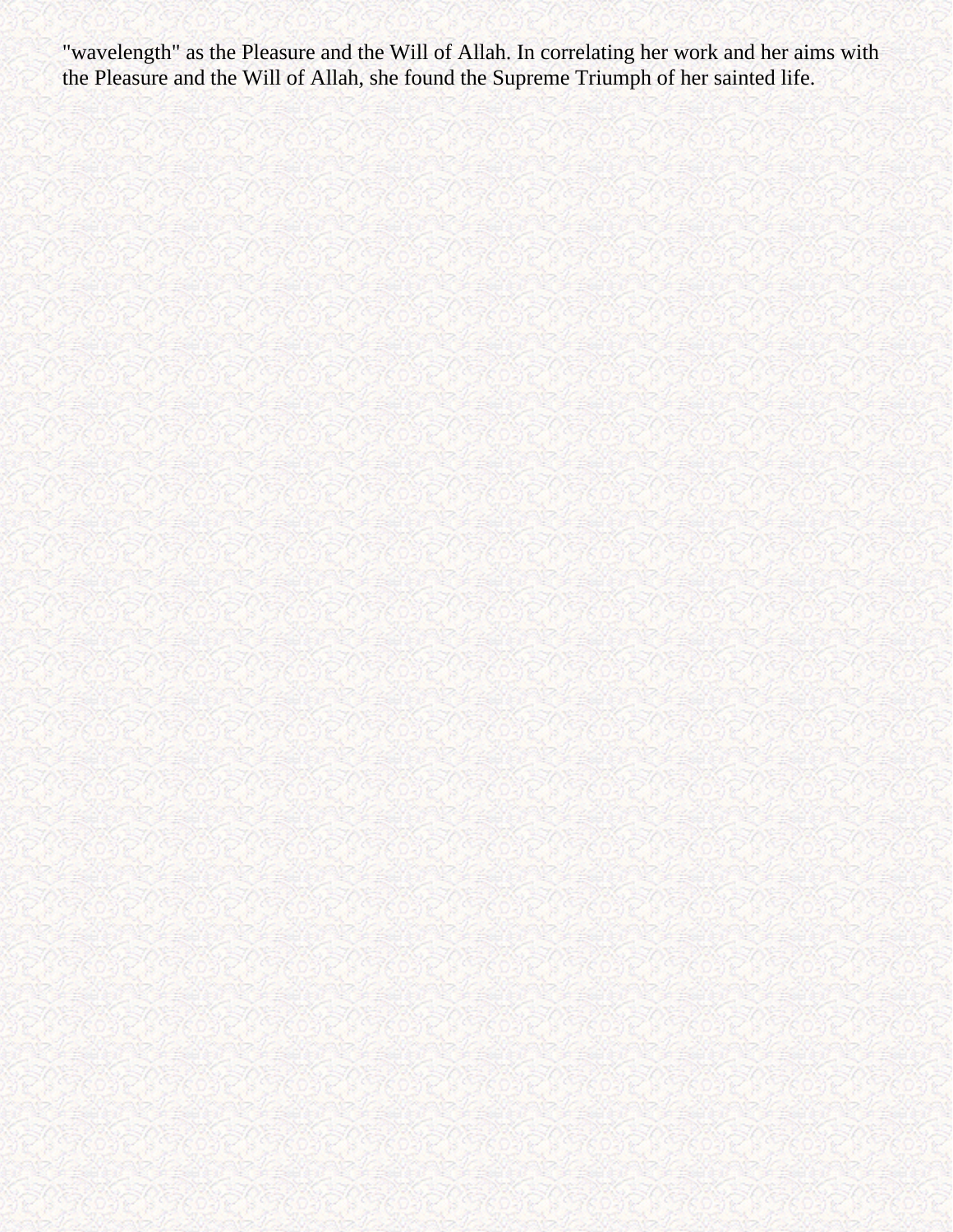"wavelength" as the Pleasure and the Will of Allah. In correlating her work and her aims with the Pleasure and the Will of Allah, she found the Supreme Triumph of her sainted life.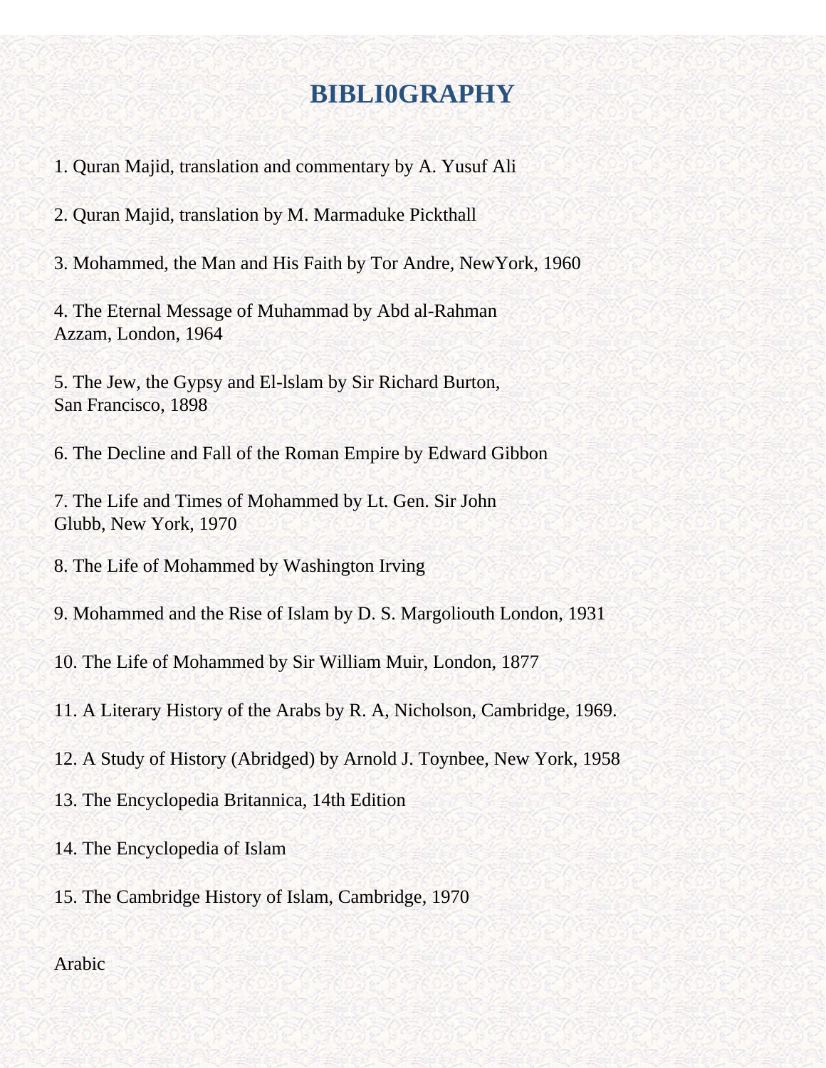# BIBLI0GRAPHY

1. Quran Majid, translation and commentary by A. Yusuf Ali

2. Quran Majid, translation by M. Marmaduke Pickthall

3. Mohammed, the Man and His Faith by Tor Andre, NewYork, 1960

4. The Eternal Message of Muhammad by Abd al-Rahman Azzam, London, 1964

5. The Jew, the Gypsy and El-lslam by Sir Richard Burton, San Francisco, 1898

6. The Decline and Fall of the Roman Empire by Edward Gibbon

7. The Life and Times of Mohammed by Lt. Gen. Sir John Glubb, New York, 1970

8. The Life of Mohammed by Washington Irving

9. Mohammed and the Rise of Islam by D. S. Margoliouth London, 1931

10. The Life of Mohammed by Sir William Muir, London, 1877

11. A Literary History of the Arabs by R. A, Nicholson, Cambridge, 1969.

12. A Study of History (Abridged) by Arnold J. Toynbee, New York, 1958

13. The Encyclopedia Britannica, 14th Edition

14. The Encyclopedia of Islam

15. The Cambridge History of Islam, Cambridge, 1970

Arabic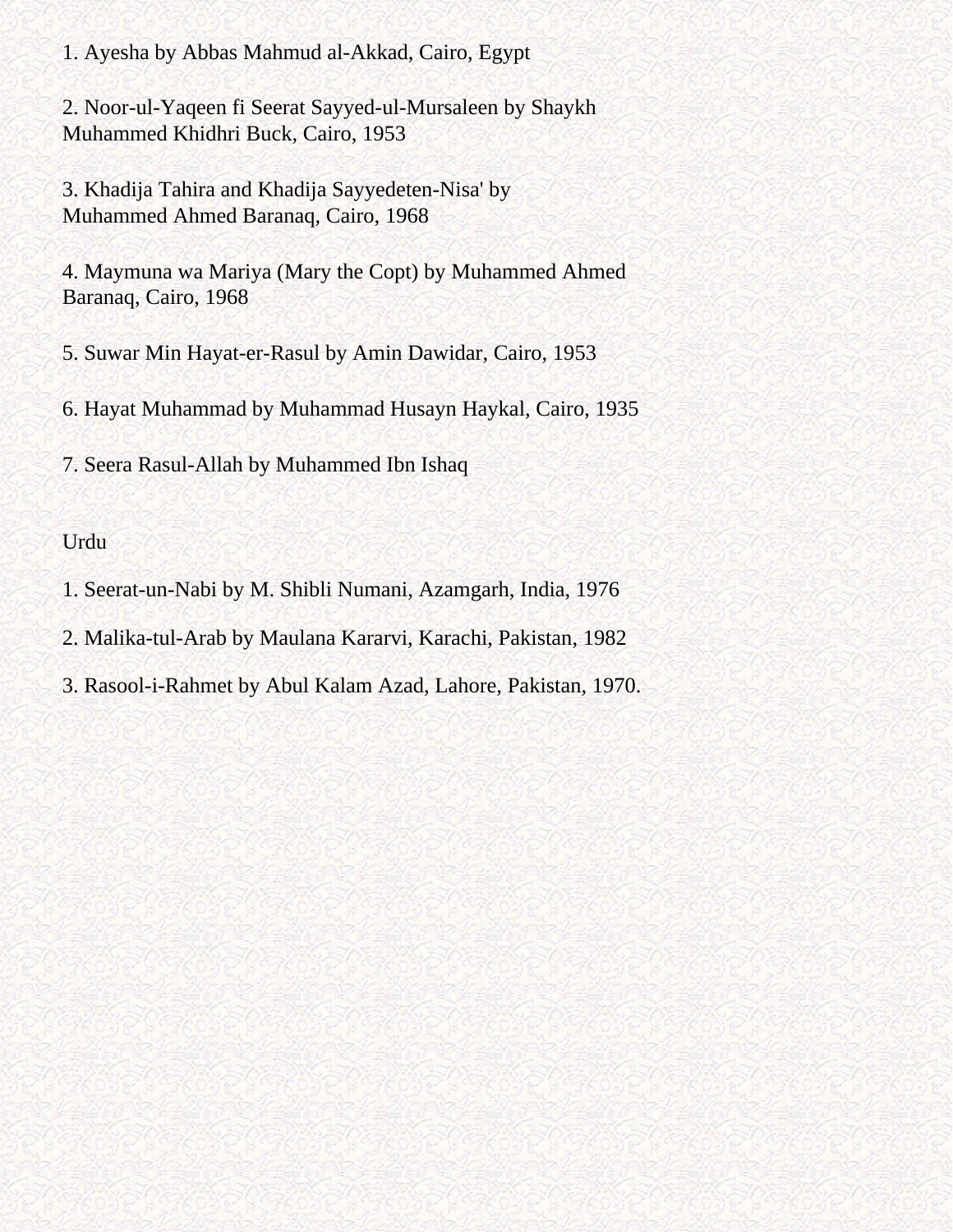1. Ayesha by Abbas Mahmud al-Akkad, Cairo, Egypt

2. Noor-ul-Yaqeen fi Seerat Sayyed-ul-Mursaleen by Shaykh Muhammed Khidhri Buck, Cairo, 1953

3. Khadija Tahira and Khadija Sayyedeten-Nisa' by Muhammed Ahmed Baranaq, Cairo, 1968

4. Maymuna wa Mariya (Mary the Copt) by Muhammed Ahmed Baranaq, Cairo, 1968

5. Suwar Min Hayat-er-Rasul by Amin Dawidar, Cairo, 1953

6. Hayat Muhammad by Muhammad Husayn Haykal, Cairo, 1935

7. Seera Rasul-Allah by Muhammed Ibn Ishaq

Urdu

1. Seerat-un-Nabi by M. Shibli Numani, Azamgarh, India, 1976

2. Malika-tul-Arab by Maulana Kararvi, Karachi, Pakistan, 1982

3. Rasool-i-Rahmet by Abul Kalam Azad, Lahore, Pakistan, 1970.